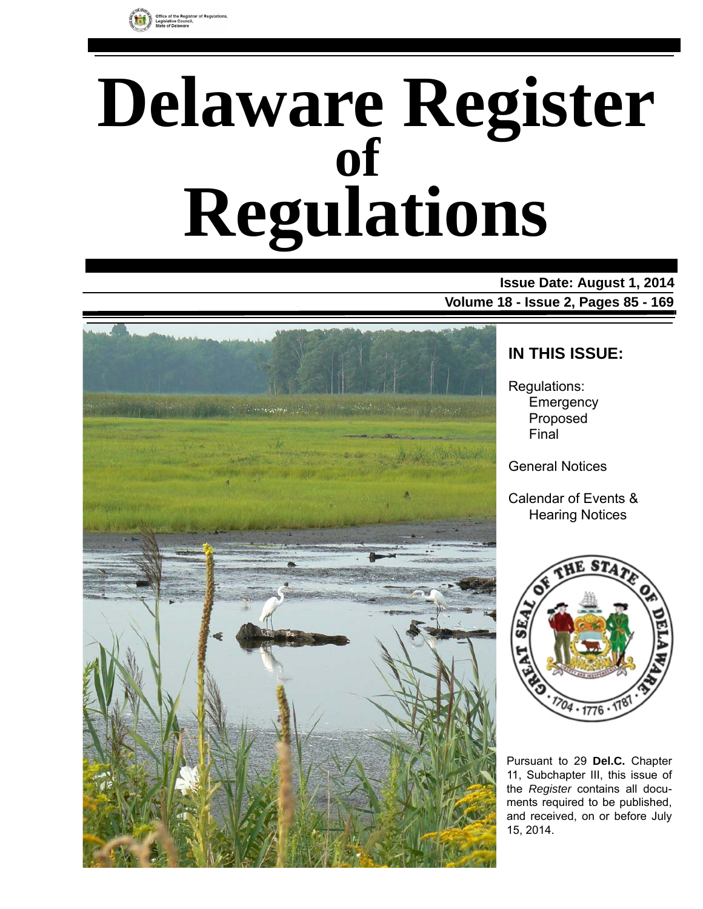Office of the Registrar of Regulations, Legislative Council, State of Delaware

# Delaware Register of Regulations

**Issue Date: August 1, 2014**

**Volume 18 - Issue 2, Pages 85 - 169**

## IN THIS ISSUE:

Regulations:
- Emergency
- Proposed
- Final

General Notices

Calendar of Events & Hearing Notices

Pursuant to 29 **Del.C.** Chapter 11, Subchapter III, this issue of the *Register* contains all documents required to be published, and received, on or before July 15, 2014.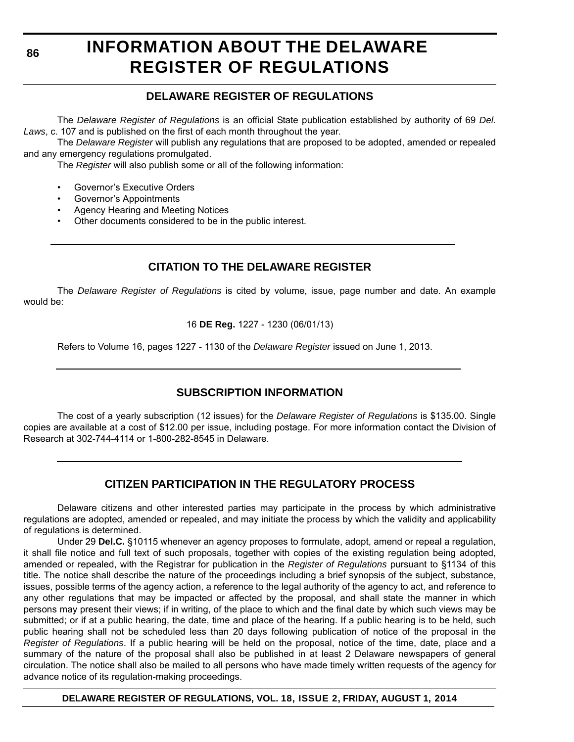# INFORMATION ABOUT THE DELAWARE REGISTER OF REGULATIONS

## DELAWARE REGISTER OF REGULATIONS

The *Delaware Register of Regulations* is an official State publication established by authority of 69 *Del. Laws*, c. 107 and is published on the first of each month throughout the year.

The *Delaware Register* will publish any regulations that are proposed to be adopted, amended or repealed and any emergency regulations promulgated.

The *Register* will also publish some or all of the following information:

- Governor's Executive Orders
- Governor's Appointments
- Agency Hearing and Meeting Notices
- Other documents considered to be in the public interest.

## CITATION TO THE DELAWARE REGISTER

The *Delaware Register of Regulations* is cited by volume, issue, page number and date. An example would be:

16 **DE Reg.** 1227 - 1230 (06/01/13)

Refers to Volume 16, pages 1227 - 1130 of the *Delaware Register* issued on June 1, 2013.

## SUBSCRIPTION INFORMATION

The cost of a yearly subscription (12 issues) for the *Delaware Register of Regulations* is $135.00. Single copies are available at a cost of $12.00 per issue, including postage. For more information contact the Division of Research at 302-744-4114 or 1-800-282-8545 in Delaware.

## CITIZEN PARTICIPATION IN THE REGULATORY PROCESS

Delaware citizens and other interested parties may participate in the process by which administrative regulations are adopted, amended or repealed, and may initiate the process by which the validity and applicability of regulations is determined.

Under 29 **Del.C.** §10115 whenever an agency proposes to formulate, adopt, amend or repeal a regulation, it shall file notice and full text of such proposals, together with copies of the existing regulation being adopted, amended or repealed, with the Registrar for publication in the *Register of Regulations* pursuant to §1134 of this title. The notice shall describe the nature of the proceedings including a brief synopsis of the subject, substance, issues, possible terms of the agency action, a reference to the legal authority of the agency to act, and reference to any other regulations that may be impacted or affected by the proposal, and shall state the manner in which persons may present their views; if in writing, of the place to which and the final date by which such views may be submitted; or if at a public hearing, the date, time and place of the hearing. If a public hearing is to be held, such public hearing shall not be scheduled less than 20 days following publication of notice of the proposal in the *Register of Regulations*. If a public hearing will be held on the proposal, notice of the time, date, place and a summary of the nature of the proposal shall also be published in at least 2 Delaware newspapers of general circulation. The notice shall also be mailed to all persons who have made timely written requests of the agency for advance notice of its regulation-making proceedings.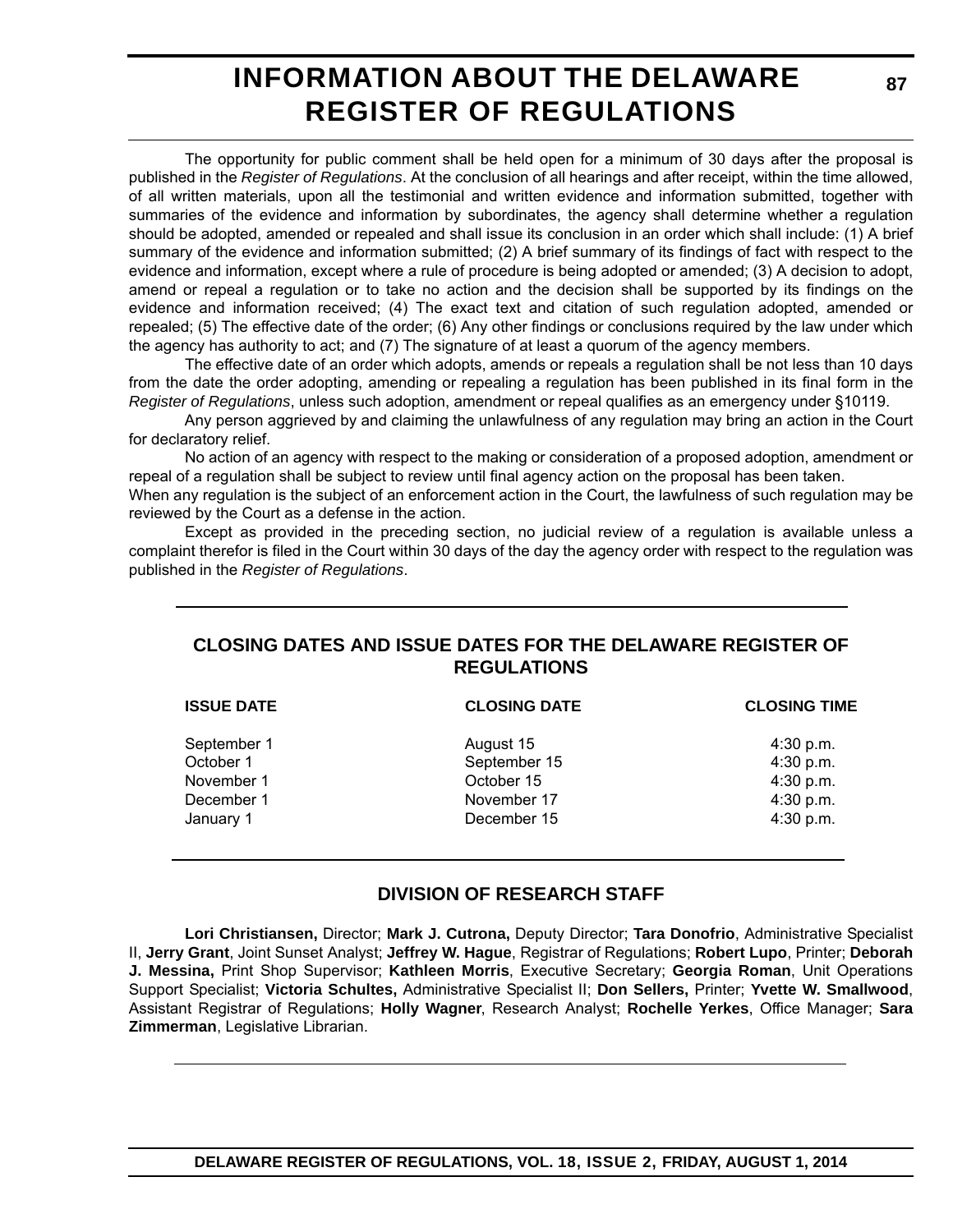# INFORMATION ABOUT THE DELAWARE REGISTER OF REGULATIONS

The opportunity for public comment shall be held open for a minimum of 30 days after the proposal is published in the *Register of Regulations*. At the conclusion of all hearings and after receipt, within the time allowed, of all written materials, upon all the testimonial and written evidence and information submitted, together with summaries of the evidence and information by subordinates, the agency shall determine whether a regulation should be adopted, amended or repealed and shall issue its conclusion in an order which shall include: (1) A brief summary of the evidence and information submitted; (2) A brief summary of its findings of fact with respect to the evidence and information, except where a rule of procedure is being adopted or amended; (3) A decision to adopt, amend or repeal a regulation or to take no action and the decision shall be supported by its findings on the evidence and information received; (4) The exact text and citation of such regulation adopted, amended or repealed; (5) The effective date of the order; (6) Any other findings or conclusions required by the law under which the agency has authority to act; and (7) The signature of at least a quorum of the agency members.

The effective date of an order which adopts, amends or repeals a regulation shall be not less than 10 days from the date the order adopting, amending or repealing a regulation has been published in its final form in the *Register of Regulations*, unless such adoption, amendment or repeal qualifies as an emergency under §10119.

Any person aggrieved by and claiming the unlawfulness of any regulation may bring an action in the Court for declaratory relief.

No action of an agency with respect to the making or consideration of a proposed adoption, amendment or repeal of a regulation shall be subject to review until final agency action on the proposal has been taken.

When any regulation is the subject of an enforcement action in the Court, the lawfulness of such regulation may be reviewed by the Court as a defense in the action.

Except as provided in the preceding section, no judicial review of a regulation is available unless a complaint therefor is filed in the Court within 30 days of the day the agency order with respect to the regulation was published in the *Register of Regulations*.

## CLOSING DATES AND ISSUE DATES FOR THE DELAWARE REGISTER OF REGULATIONS

| ISSUE DATE | CLOSING DATE | CLOSING TIME |
|---|---|---|
| September 1 | August 15 | 4:30 p.m. |
| October 1 | September 15 | 4:30 p.m. |
| November 1 | October 15 | 4:30 p.m. |
| December 1 | November 17 | 4:30 p.m. |
| January 1 | December 15 | 4:30 p.m. |

## DIVISION OF RESEARCH STAFF

**Lori Christiansen,** Director; **Mark J. Cutrona,** Deputy Director; **Tara Donofrio**, Administrative Specialist II, **Jerry Grant**, Joint Sunset Analyst; **Jeffrey W. Hague**, Registrar of Regulations; **Robert Lupo**, Printer; **Deborah J. Messina,** Print Shop Supervisor; **Kathleen Morris**, Executive Secretary; **Georgia Roman**, Unit Operations Support Specialist; **Victoria Schultes,** Administrative Specialist II; **Don Sellers,** Printer; **Yvette W. Smallwood**, Assistant Registrar of Regulations; **Holly Wagner**, Research Analyst; **Rochelle Yerkes**, Office Manager; **Sara Zimmerman**, Legislative Librarian.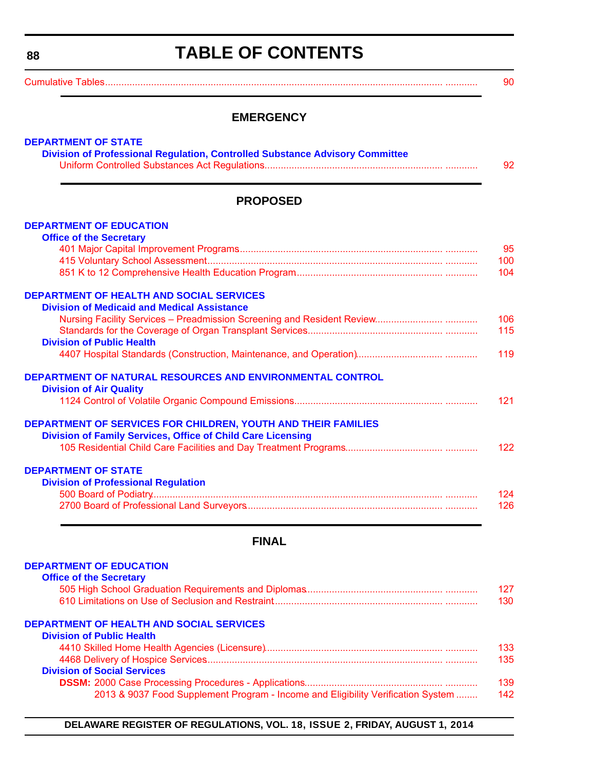# TABLE OF CONTENTS

Cumulative Tables ........................................................................ 90

## EMERGENCY

**DEPARTMENT OF STATE**

**Division of Professional Regulation, Controlled Substance Advisory Committee**

Uniform Controlled Substances Act Regulations........................................ 92

## PROPOSED

**DEPARTMENT OF EDUCATION**

**Office of the Secretary**

401 Major Capital Improvement Programs........................................ 95

415 Voluntary School Assessment........................................ 100

851 K to 12 Comprehensive Health Education Program........................................ 104

**DEPARTMENT OF HEALTH AND SOCIAL SERVICES**

**Division of Medicaid and Medical Assistance**

Nursing Facility Services – Preadmission Screening and Resident Review........................................ 106

Standards for the Coverage of Organ Transplant Services........................................ 115

**Division of Public Health**

4407 Hospital Standards (Construction, Maintenance, and Operation)........................................ 119

**DEPARTMENT OF NATURAL RESOURCES AND ENVIRONMENTAL CONTROL**

**Division of Air Quality**

1124 Control of Volatile Organic Compound Emissions........................................ 121

**DEPARTMENT OF SERVICES FOR CHILDREN, YOUTH AND THEIR FAMILIES**

**Division of Family Services, Office of Child Care Licensing**

105 Residential Child Care Facilities and Day Treatment Programs........................................ 122

**DEPARTMENT OF STATE**

**Division of Professional Regulation**

500 Board of Podiatry........................................ 124

2700 Board of Professional Land Surveyors........................................ 126

## FINAL

**DEPARTMENT OF EDUCATION**

**Office of the Secretary**

505 High School Graduation Requirements and Diplomas........................................ 127

610 Limitations on Use of Seclusion and Restraint........................................ 130

**DEPARTMENT OF HEALTH AND SOCIAL SERVICES**

**Division of Public Health**

4410 Skilled Home Health Agencies (Licensure)........................................ 133

4468 Delivery of Hospice Services........................................ 135

**Division of Social Services**

**DSSM:** 2000 Case Processing Procedures - Applications........................................ 139

2013 & 9037 Food Supplement Program - Income and Eligibility Verification System ........ 142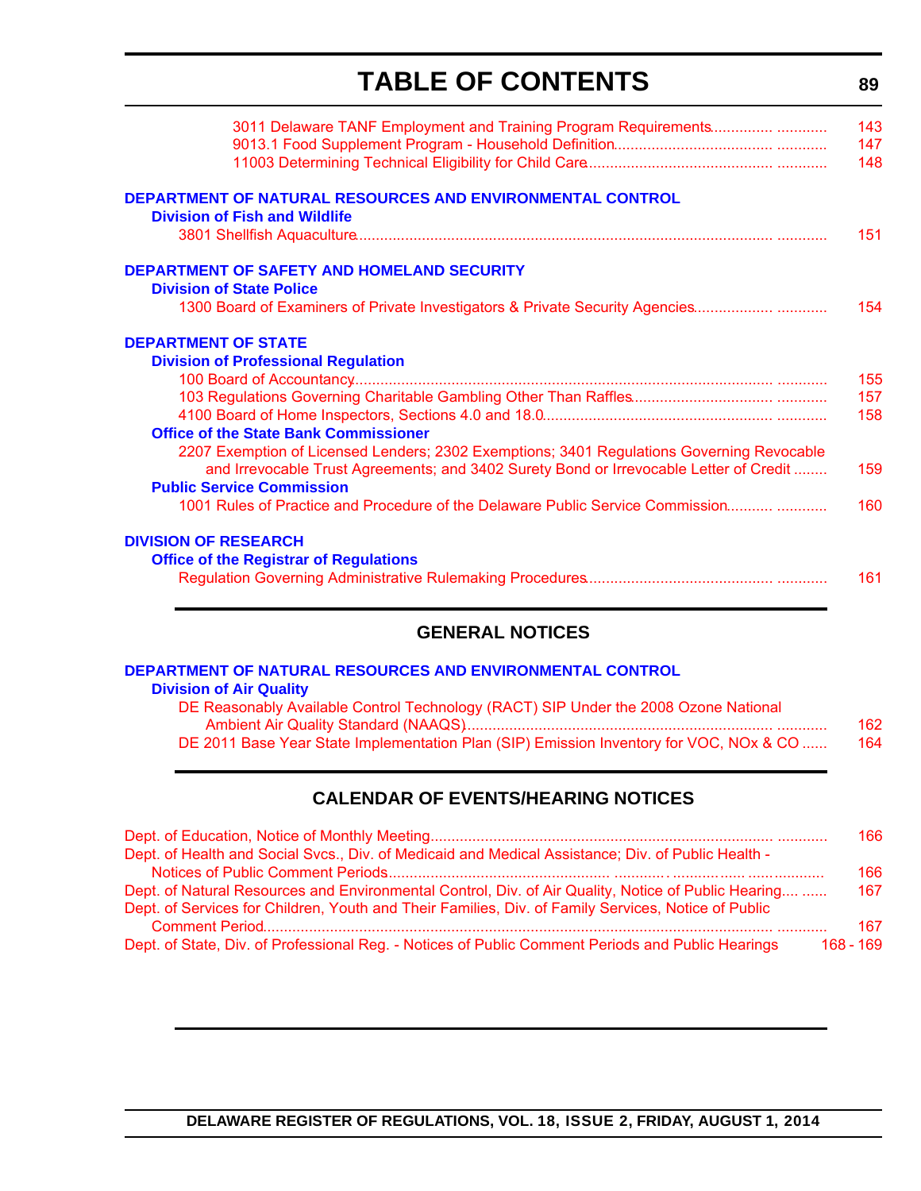# TABLE OF CONTENTS

3011 Delaware TANF Employment and Training Program Requirements .............. ............ 143
9013.1 Food Supplement Program - Household Definition.................................... ............ 147
11003 Determining Technical Eligibility for Child Care........................................... ............ 148

**DEPARTMENT OF NATURAL RESOURCES AND ENVIRONMENTAL CONTROL**

**Division of Fish and Wildlife**

3801 Shellfish Aquaculture................................................................................................ ............ 151

**DEPARTMENT OF SAFETY AND HOMELAND SECURITY**

**Division of State Police**

1300 Board of Examiners of Private Investigators & Private Security Agencies.................. ............ 154

**DEPARTMENT OF STATE**

**Division of Professional Regulation**

100 Board of Accountancy................................................................................................ ............ 155
103 Regulations Governing Charitable Gambling Other Than Raffles................................ ............ 157
4100 Board of Home Inspectors, Sections 4.0 and 18.0..................................................... ............ 158

**Office of the State Bank Commissioner**

2207 Exemption of Licensed Lenders; 2302 Exemptions; 3401 Regulations Governing Revocable and Irrevocable Trust Agreements; and 3402 Surety Bond or Irrevocable Letter of Credit ........ 159

**Public Service Commission**

1001 Rules of Practice and Procedure of the Delaware Public Service Commission........... ............ 160

**DIVISION OF RESEARCH**

**Office of the Registrar of Regulations**

Regulation Governing Administrative Rulemaking Procedures........................................... ............ 161

## GENERAL NOTICES

**DEPARTMENT OF NATURAL RESOURCES AND ENVIRONMENTAL CONTROL**

**Division of Air Quality**

DE Reasonably Available Control Technology (RACT) SIP Under the 2008 Ozone National Ambient Air Quality Standard (NAAQS)....................................................................... ............ 162
DE 2011 Base Year State Implementation Plan (SIP) Emission Inventory for VOC, NOx & CO ...... 164

## CALENDAR OF EVENTS/HEARING NOTICES

Dept. of Education, Notice of Monthly Meeting................................................................................ ............ 166
Dept. of Health and Social Svcs., Div. of Medicaid and Medical Assistance; Div. of Public Health - Notices of Public Comment Periods.................................................... ............ 166
Dept. of Natural Resources and Environmental Control, Div. of Air Quality, Notice of Public Hearing.... ...... 167
Dept. of Services for Children, Youth and Their Families, Div. of Family Services, Notice of Public Comment Period....................................................................................................................... ............ 167
Dept. of State, Div. of Professional Reg. - Notices of Public Comment Periods and Public Hearings 168 - 169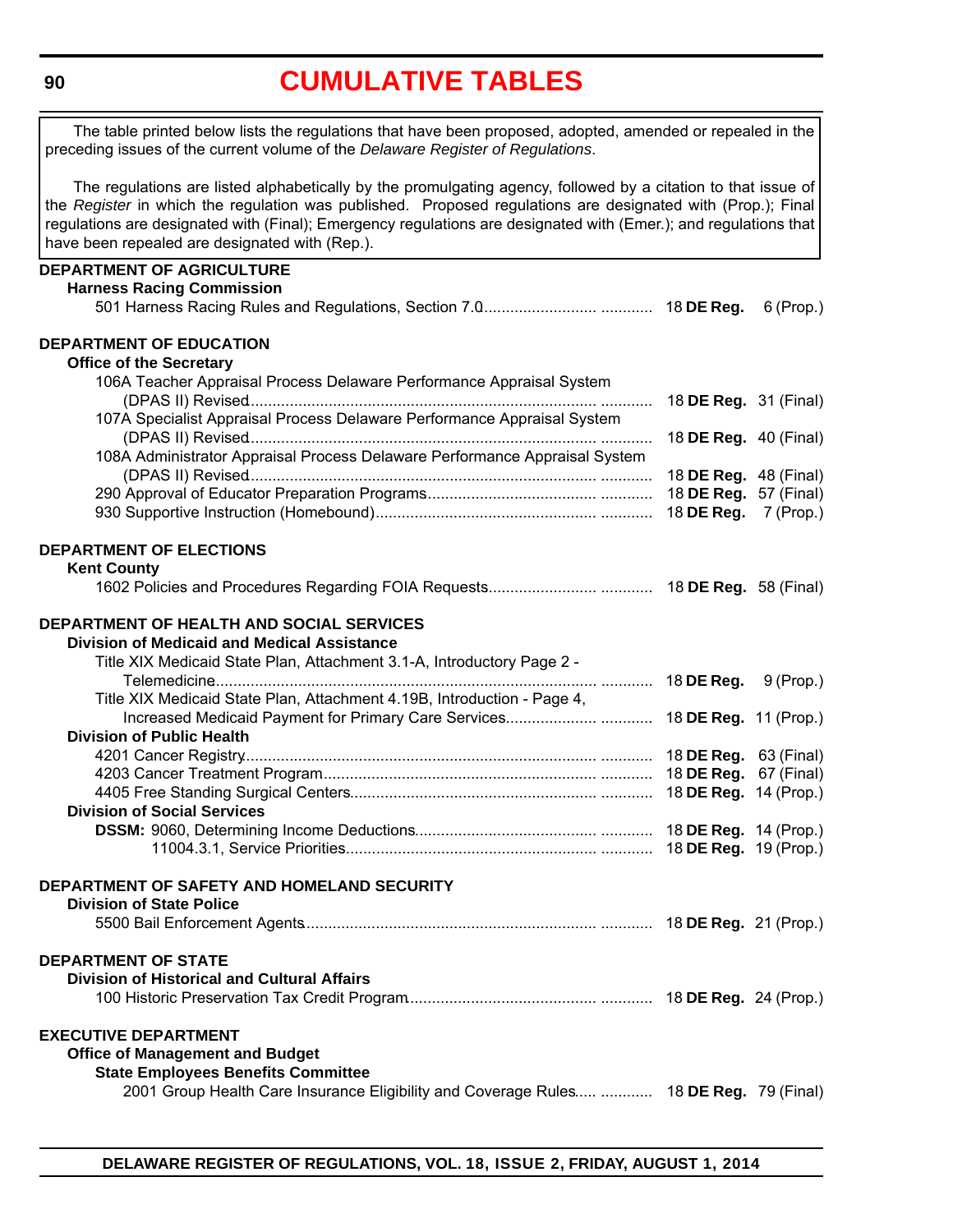# CUMULATIVE TABLES

> The table printed below lists the regulations that have been proposed, adopted, amended or repealed in the preceding issues of the current volume of the *Delaware Register of Regulations*.
>
> The regulations are listed alphabetically by the promulgating agency, followed by a citation to that issue of the *Register* in which the regulation was published. Proposed regulations are designated with (Prop.); Final regulations are designated with (Final); Emergency regulations are designated with (Emer.); and regulations that have been repealed are designated with (Rep.).

**DEPARTMENT OF AGRICULTURE**

**Harness Racing Commission**

501 Harness Racing Rules and Regulations, Section 7.0 ..................... 18 **DE Reg.** 6 (Prop.)

**DEPARTMENT OF EDUCATION**

**Office of the Secretary**

106A Teacher Appraisal Process Delaware Performance Appraisal System (DPAS II) Revised ..................... 18 **DE Reg.** 31 (Final)

107A Specialist Appraisal Process Delaware Performance Appraisal System (DPAS II) Revised ..................... 18 **DE Reg.** 40 (Final)

108A Administrator Appraisal Process Delaware Performance Appraisal System (DPAS II) Revised ..................... 18 **DE Reg.** 48 (Final)

290 Approval of Educator Preparation Programs ..................... 18 **DE Reg.** 57 (Final)

930 Supportive Instruction (Homebound) ..................... 18 **DE Reg.** 7 (Prop.)

**DEPARTMENT OF ELECTIONS**

**Kent County**

1602 Policies and Procedures Regarding FOIA Requests ..................... 18 **DE Reg.** 58 (Final)

**DEPARTMENT OF HEALTH AND SOCIAL SERVICES**

**Division of Medicaid and Medical Assistance**

Title XIX Medicaid State Plan, Attachment 3.1-A, Introductory Page 2 - Telemedicine ..................... 18 **DE Reg.** 9 (Prop.)

Title XIX Medicaid State Plan, Attachment 4.19B, Introduction - Page 4, Increased Medicaid Payment for Primary Care Services ..................... 18 **DE Reg.** 11 (Prop.)

**Division of Public Health**

4201 Cancer Registry ..................... 18 **DE Reg.** 63 (Final)

4203 Cancer Treatment Program ..................... 18 **DE Reg.** 67 (Final)

4405 Free Standing Surgical Centers ..................... 18 **DE Reg.** 14 (Prop.)

**Division of Social Services**

**DSSM:** 9060, Determining Income Deductions ..................... 18 **DE Reg.** 14 (Prop.)

11004.3.1, Service Priorities ..................... 18 **DE Reg.** 19 (Prop.)

**DEPARTMENT OF SAFETY AND HOMELAND SECURITY**

**Division of State Police**

5500 Bail Enforcement Agents ..................... 18 **DE Reg.** 21 (Prop.)

**DEPARTMENT OF STATE**

**Division of Historical and Cultural Affairs**

100 Historic Preservation Tax Credit Program ..................... 18 **DE Reg.** 24 (Prop.)

**EXECUTIVE DEPARTMENT**

**Office of Management and Budget**

**State Employees Benefits Committee**

2001 Group Health Care Insurance Eligibility and Coverage Rules ..................... 18 **DE Reg.** 79 (Final)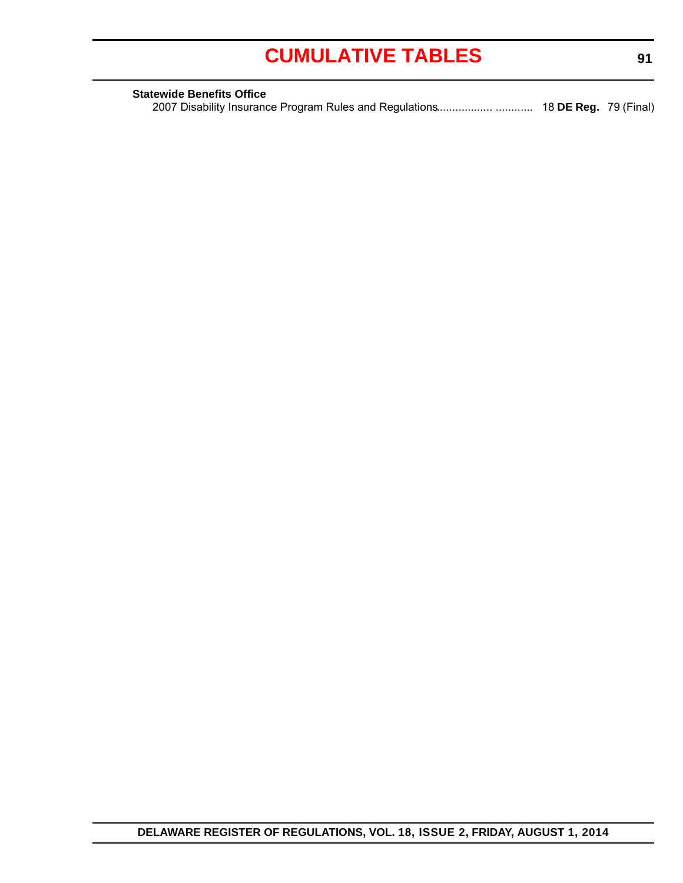**Statewide Benefits Office**

2007 Disability Insurance Program Rules and Regulations................. ............ 18 **DE Reg.** 79 (Final)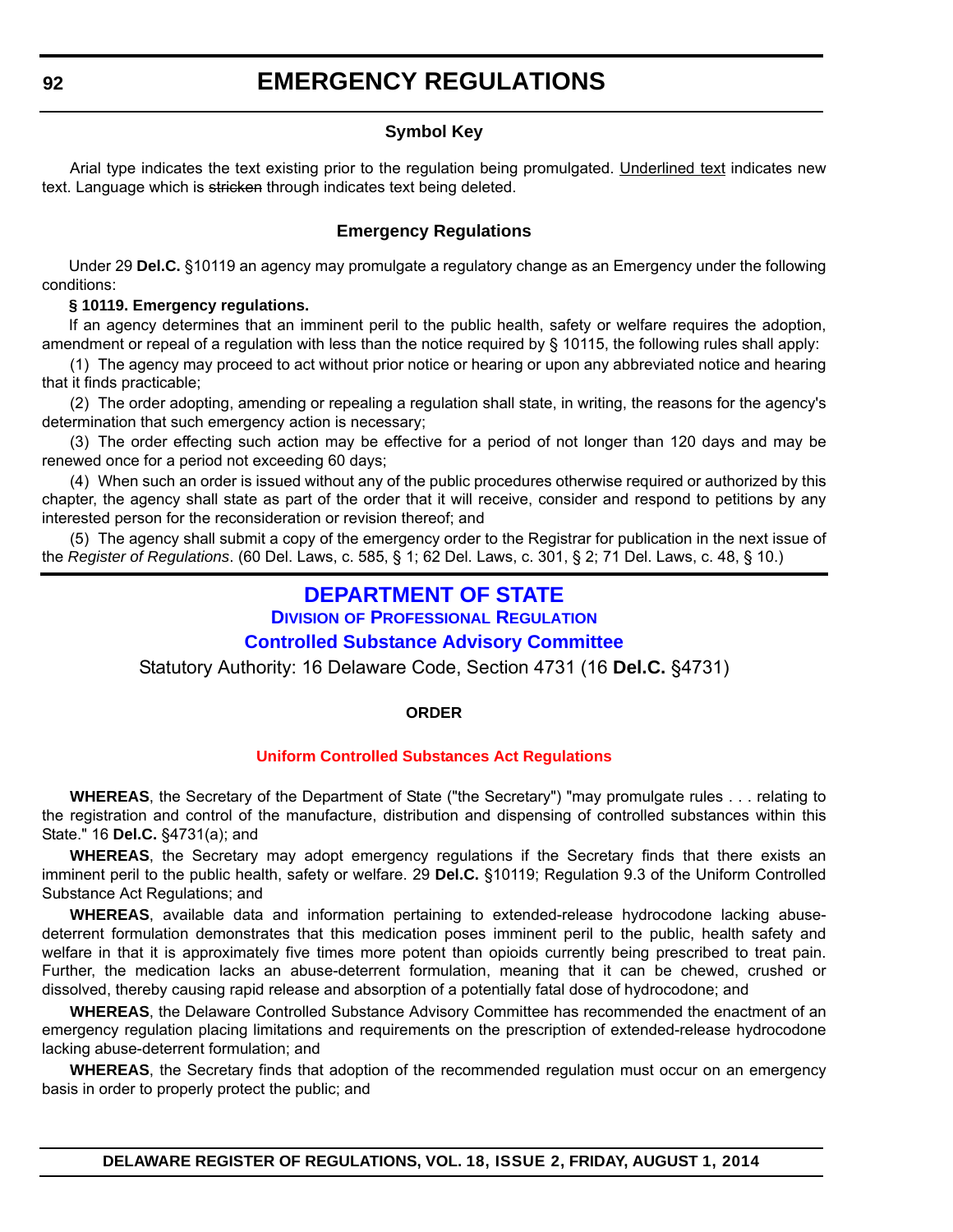# EMERGENCY REGULATIONS

### Symbol Key

Arial type indicates the text existing prior to the regulation being promulgated. Underlined text indicates new text. Language which is ~~stricken~~ through indicates text being deleted.

### Emergency Regulations

Under 29 **Del.C.** §10119 an agency may promulgate a regulatory change as an Emergency under the following conditions:

**§ 10119. Emergency regulations.**

If an agency determines that an imminent peril to the public health, safety or welfare requires the adoption, amendment or repeal of a regulation with less than the notice required by § 10115, the following rules shall apply:

(1) The agency may proceed to act without prior notice or hearing or upon any abbreviated notice and hearing that it finds practicable;

(2) The order adopting, amending or repealing a regulation shall state, in writing, the reasons for the agency's determination that such emergency action is necessary;

(3) The order effecting such action may be effective for a period of not longer than 120 days and may be renewed once for a period not exceeding 60 days;

(4) When such an order is issued without any of the public procedures otherwise required or authorized by this chapter, the agency shall state as part of the order that it will receive, consider and respond to petitions by any interested person for the reconsideration or revision thereof; and

(5) The agency shall submit a copy of the emergency order to the Registrar for publication in the next issue of the *Register of Regulations*. (60 Del. Laws, c. 585, § 1; 62 Del. Laws, c. 301, § 2; 71 Del. Laws, c. 48, § 10.)

## DEPARTMENT OF STATE

### DIVISION OF PROFESSIONAL REGULATION

### Controlled Substance Advisory Committee

Statutory Authority: 16 Delaware Code, Section 4731 (16 **Del.C.** §4731)

**ORDER**

**Uniform Controlled Substances Act Regulations**

**WHEREAS**, the Secretary of the Department of State ("the Secretary") "may promulgate rules . . . relating to the registration and control of the manufacture, distribution and dispensing of controlled substances within this State." 16 **Del.C.** §4731(a); and

**WHEREAS**, the Secretary may adopt emergency regulations if the Secretary finds that there exists an imminent peril to the public health, safety or welfare. 29 **Del.C.** §10119; Regulation 9.3 of the Uniform Controlled Substance Act Regulations; and

**WHEREAS**, available data and information pertaining to extended-release hydrocodone lacking abuse-deterrent formulation demonstrates that this medication poses imminent peril to the public, health safety and welfare in that it is approximately five times more potent than opioids currently being prescribed to treat pain. Further, the medication lacks an abuse-deterrent formulation, meaning that it can be chewed, crushed or dissolved, thereby causing rapid release and absorption of a potentially fatal dose of hydrocodone; and

**WHEREAS**, the Delaware Controlled Substance Advisory Committee has recommended the enactment of an emergency regulation placing limitations and requirements on the prescription of extended-release hydrocodone lacking abuse-deterrent formulation; and

**WHEREAS**, the Secretary finds that adoption of the recommended regulation must occur on an emergency basis in order to properly protect the public; and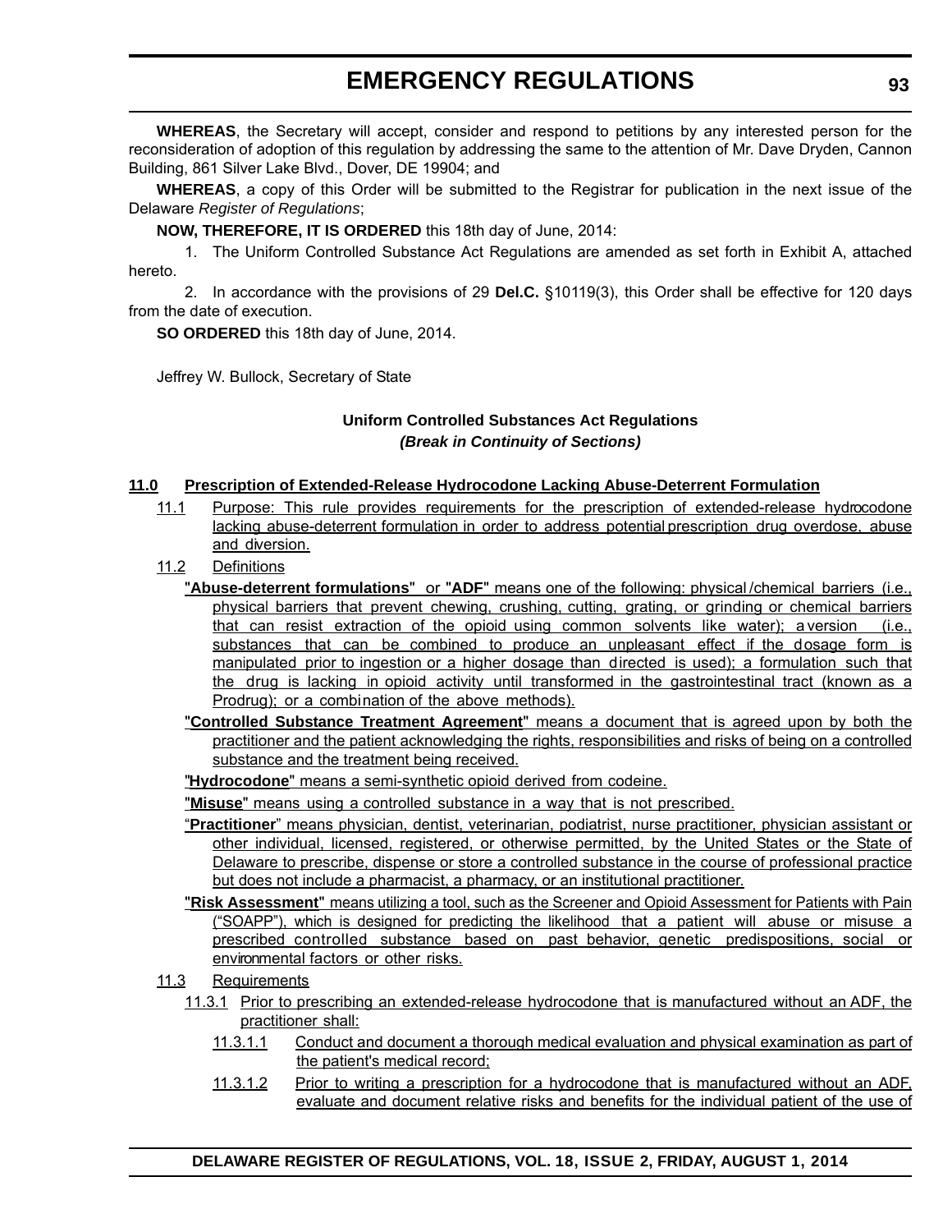**WHEREAS**, the Secretary will accept, consider and respond to petitions by any interested person for the reconsideration of adoption of this regulation by addressing the same to the attention of Mr. Dave Dryden, Cannon Building, 861 Silver Lake Blvd., Dover, DE 19904; and

**WHEREAS**, a copy of this Order will be submitted to the Registrar for publication in the next issue of the Delaware *Register of Regulations*;

**NOW, THEREFORE, IT IS ORDERED** this 18th day of June, 2014:

1. The Uniform Controlled Substance Act Regulations are amended as set forth in Exhibit A, attached hereto.

2. In accordance with the provisions of 29 **Del.C.** §10119(3), this Order shall be effective for 120 days from the date of execution.

**SO ORDERED** this 18th day of June, 2014.

Jeffrey W. Bullock, Secretary of State

**Uniform Controlled Substances Act Regulations**

***(Break in Continuity of Sections)***

**11.0 Prescription of Extended-Release Hydrocodone Lacking Abuse-Deterrent Formulation**

11.1 Purpose: This rule provides requirements for the prescription of extended-release hydrocodone lacking abuse-deterrent formulation in order to address potential prescription drug overdose, abuse and diversion.

11.2 Definitions

"**Abuse-deterrent formulations**" or "**ADF**" means one of the following: physical/chemical barriers (i.e., physical barriers that prevent chewing, crushing, cutting, grating, or grinding or chemical barriers that can resist extraction of the opioid using common solvents like water); a version (i.e., substances that can be combined to produce an unpleasant effect if the dosage form is manipulated prior to ingestion or a higher dosage than directed is used); a formulation such that the drug is lacking in opioid activity until transformed in the gastrointestinal tract (known as a Prodrug); or a combination of the above methods).

"**Controlled Substance Treatment Agreement**" means a document that is agreed upon by both the practitioner and the patient acknowledging the rights, responsibilities and risks of being on a controlled substance and the treatment being received.

"**Hydrocodone**" means a semi-synthetic opioid derived from codeine.

"**Misuse**" means using a controlled substance in a way that is not prescribed.

"**Practitioner**" means physician, dentist, veterinarian, podiatrist, nurse practitioner, physician assistant or other individual, licensed, registered, or otherwise permitted, by the United States or the State of Delaware to prescribe, dispense or store a controlled substance in the course of professional practice but does not include a pharmacist, a pharmacy, or an institutional practitioner.

"**Risk Assessment**" means utilizing a tool, such as the Screener and Opioid Assessment for Patients with Pain ("SOAPP"), which is designed for predicting the likelihood that a patient will abuse or misuse a prescribed controlled substance based on past behavior, genetic predispositions, social or environmental factors or other risks.

11.3 Requirements

11.3.1 Prior to prescribing an extended-release hydrocodone that is manufactured without an ADF, the practitioner shall:

11.3.1.1 Conduct and document a thorough medical evaluation and physical examination as part of the patient's medical record;

11.3.1.2 Prior to writing a prescription for a hydrocodone that is manufactured without an ADF, evaluate and document relative risks and benefits for the individual patient of the use of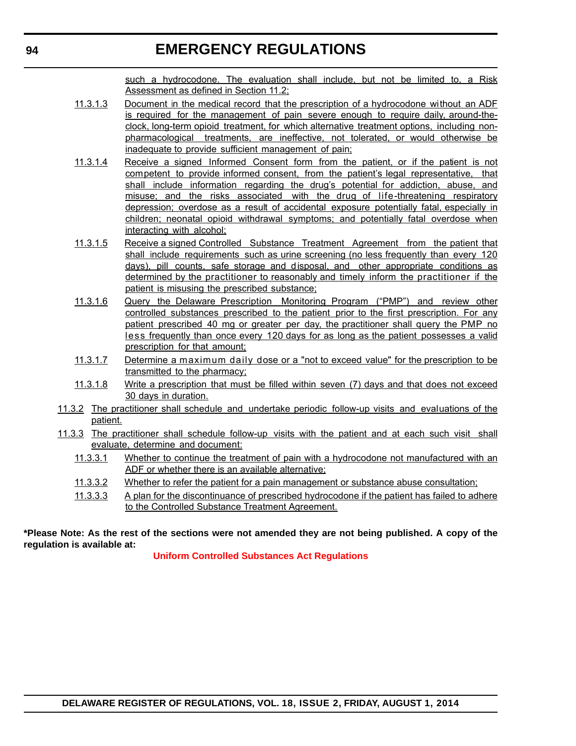such a hydrocodone. The evaluation shall include, but not be limited to, a Risk Assessment as defined in Section 11.2;

11.3.1.3 Document in the medical record that the prescription of a hydrocodone without an ADF is required for the management of pain severe enough to require daily, around-the-clock, long-term opioid treatment, for which alternative treatment options, including non-pharmacological treatments, are ineffective, not tolerated, or would otherwise be inadequate to provide sufficient management of pain;

11.3.1.4 Receive a signed Informed Consent form from the patient, or if the patient is not competent to provide informed consent, from the patient's legal representative, that shall include information regarding the drug's potential for addiction, abuse, and misuse; and the risks associated with the drug of life-threatening respiratory depression; overdose as a result of accidental exposure potentially fatal, especially in children; neonatal opioid withdrawal symptoms; and potentially fatal overdose when interacting with alcohol;

11.3.1.5 Receive a signed Controlled Substance Treatment Agreement from the patient that shall include requirements such as urine screening (no less frequently than every 120 days), pill counts, safe storage and disposal, and other appropriate conditions as determined by the practitioner to reasonably and timely inform the practitioner if the patient is misusing the prescribed substance;

11.3.1.6 Query the Delaware Prescription Monitoring Program ("PMP") and review other controlled substances prescribed to the patient prior to the first prescription. For any patient prescribed 40 mg or greater per day, the practitioner shall query the PMP no less frequently than once every 120 days for as long as the patient possesses a valid prescription for that amount;

11.3.1.7 Determine a maximum daily dose or a "not to exceed value" for the prescription to be transmitted to the pharmacy;

11.3.1.8 Write a prescription that must be filled within seven (7) days and that does not exceed 30 days in duration.

11.3.2 The practitioner shall schedule and undertake periodic follow-up visits and evaluations of the patient.

11.3.3 The practitioner shall schedule follow-up visits with the patient and at each such visit shall evaluate, determine and document:

11.3.3.1 Whether to continue the treatment of pain with a hydrocodone not manufactured with an ADF or whether there is an available alternative;

11.3.3.2 Whether to refer the patient for a pain management or substance abuse consultation;

11.3.3.3 A plan for the discontinuance of prescribed hydrocodone if the patient has failed to adhere to the Controlled Substance Treatment Agreement.

**\*Please Note: As the rest of the sections were not amended they are not being published. A copy of the regulation is available at:**

**Uniform Controlled Substances Act Regulations**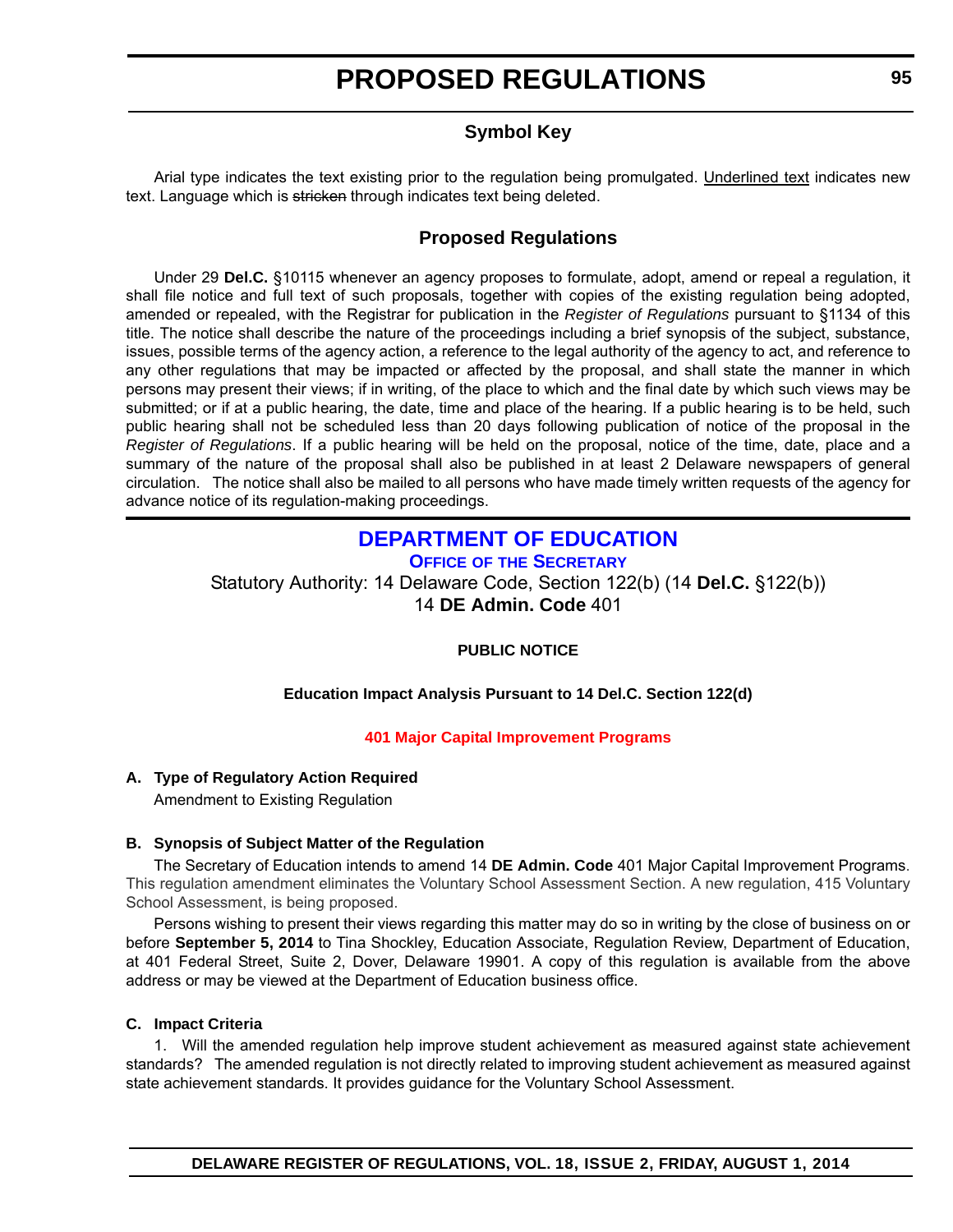# PROPOSED REGULATIONS

## Symbol Key

Arial type indicates the text existing prior to the regulation being promulgated. Underlined text indicates new text. Language which is ~~stricken~~ through indicates text being deleted.

## Proposed Regulations

Under 29 **Del.C.** §10115 whenever an agency proposes to formulate, adopt, amend or repeal a regulation, it shall file notice and full text of such proposals, together with copies of the existing regulation being adopted, amended or repealed, with the Registrar for publication in the *Register of Regulations* pursuant to §1134 of this title. The notice shall describe the nature of the proceedings including a brief synopsis of the subject, substance, issues, possible terms of the agency action, a reference to the legal authority of the agency to act, and reference to any other regulations that may be impacted or affected by the proposal, and shall state the manner in which persons may present their views; if in writing, of the place to which and the final date by which such views may be submitted; or if at a public hearing, the date, time and place of the hearing. If a public hearing is to be held, such public hearing shall not be scheduled less than 20 days following publication of notice of the proposal in the *Register of Regulations*. If a public hearing will be held on the proposal, notice of the time, date, place and a summary of the nature of the proposal shall also be published in at least 2 Delaware newspapers of general circulation. The notice shall also be mailed to all persons who have made timely written requests of the agency for advance notice of its regulation-making proceedings.

## DEPARTMENT OF EDUCATION

### OFFICE OF THE SECRETARY

Statutory Authority: 14 Delaware Code, Section 122(b) (14 **Del.C.** §122(b))
14 **DE Admin. Code** 401

**PUBLIC NOTICE**

**Education Impact Analysis Pursuant to 14 Del.C. Section 122(d)**

**401 Major Capital Improvement Programs**

**A. Type of Regulatory Action Required**

Amendment to Existing Regulation

**B. Synopsis of Subject Matter of the Regulation**

The Secretary of Education intends to amend 14 **DE Admin. Code** 401 Major Capital Improvement Programs. This regulation amendment eliminates the Voluntary School Assessment Section. A new regulation, 415 Voluntary School Assessment, is being proposed.

Persons wishing to present their views regarding this matter may do so in writing by the close of business on or before **September 5, 2014** to Tina Shockley, Education Associate, Regulation Review, Department of Education, at 401 Federal Street, Suite 2, Dover, Delaware 19901. A copy of this regulation is available from the above address or may be viewed at the Department of Education business office.

**C. Impact Criteria**

1. Will the amended regulation help improve student achievement as measured against state achievement standards? The amended regulation is not directly related to improving student achievement as measured against state achievement standards. It provides guidance for the Voluntary School Assessment.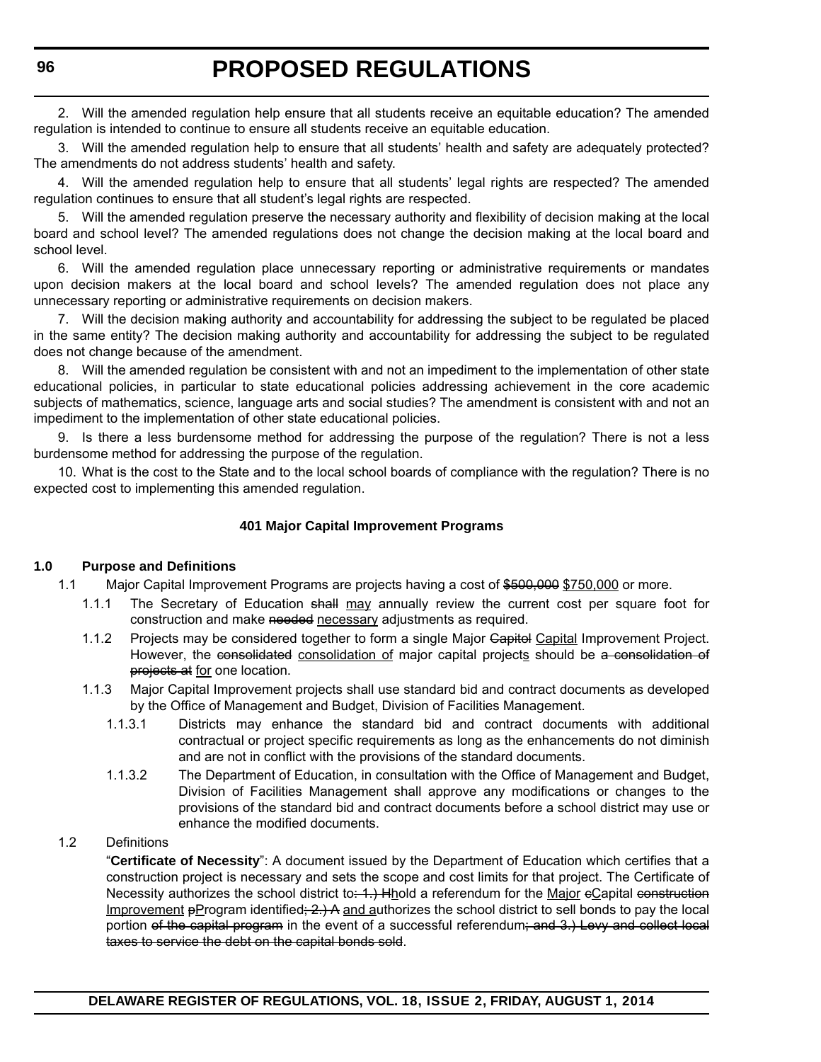2. Will the amended regulation help ensure that all students receive an equitable education? The amended regulation is intended to continue to ensure all students receive an equitable education.

3. Will the amended regulation help to ensure that all students' health and safety are adequately protected? The amendments do not address students' health and safety.

4. Will the amended regulation help to ensure that all students' legal rights are respected? The amended regulation continues to ensure that all student's legal rights are respected.

5. Will the amended regulation preserve the necessary authority and flexibility of decision making at the local board and school level? The amended regulations does not change the decision making at the local board and school level.

6. Will the amended regulation place unnecessary reporting or administrative requirements or mandates upon decision makers at the local board and school levels? The amended regulation does not place any unnecessary reporting or administrative requirements on decision makers.

7. Will the decision making authority and accountability for addressing the subject to be regulated be placed in the same entity? The decision making authority and accountability for addressing the subject to be regulated does not change because of the amendment.

8. Will the amended regulation be consistent with and not an impediment to the implementation of other state educational policies, in particular to state educational policies addressing achievement in the core academic subjects of mathematics, science, language arts and social studies? The amendment is consistent with and not an impediment to the implementation of other state educational policies.

9. Is there a less burdensome method for addressing the purpose of the regulation? There is not a less burdensome method for addressing the purpose of the regulation.

10. What is the cost to the State and to the local school boards of compliance with the regulation? There is no expected cost to implementing this amended regulation.

### 401 Major Capital Improvement Programs

**1.0 Purpose and Definitions**

1.1 Major Capital Improvement Programs are projects having a cost of ~~$500,000~~ <u>$750,000</u> or more.

1.1.1 The Secretary of Education ~~shall~~ <u>may</u> annually review the current cost per square foot for construction and make ~~needed~~ <u>necessary</u> adjustments as required.

1.1.2 Projects may be considered together to form a single Major ~~Capitol~~ <u>Capital</u> Improvement Project. However, the ~~consolidated~~ <u>consolidation of</u> major capital project<u>s</u> should be ~~a consolidation of projects at~~ <u>for</u> one location.

1.1.3 Major Capital Improvement projects shall use standard bid and contract documents as developed by the Office of Management and Budget, Division of Facilities Management.

1.1.3.1 Districts may enhance the standard bid and contract documents with additional contractual or project specific requirements as long as the enhancements do not diminish and are not in conflict with the provisions of the standard documents.

1.1.3.2 The Department of Education, in consultation with the Office of Management and Budget, Division of Facilities Management shall approve any modifications or changes to the provisions of the standard bid and contract documents before a school district may use or enhance the modified documents.

1.2 Definitions

"**Certificate of Necessity**": A document issued by the Department of Education which certifies that a construction project is necessary and sets the scope and cost limits for that project. The Certificate of Necessity authorizes the school district to~~: 1.) H~~<u>h</u>old a referendum for the <u>Major</u> ~~c~~<u>C</u>apital ~~construction~~ <u>Improvement</u> ~~p~~<u>P</u>rogram identified~~; 2.) A~~ <u>and a</u>uthorizes the school district to sell bonds to pay the local portion ~~of the capital program~~ in the event of a successful referendum~~; and 3.) Levy and collect local taxes to service the debt on the capital bonds sold~~.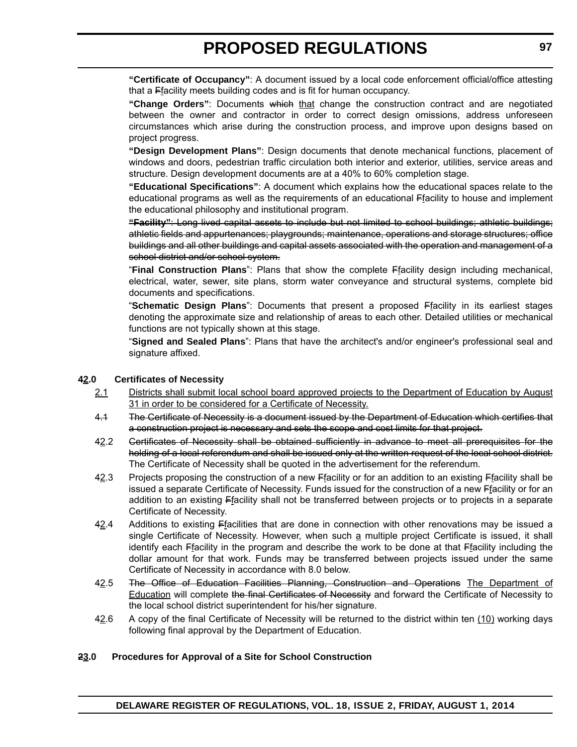**"Certificate of Occupancy"**: A document issued by a local code enforcement official/office attesting that a ~~F~~<u>f</u>acility meets building codes and is fit for human occupancy.

**"Change Orders"**: Documents ~~which~~ <u>that</u> change the construction contract and are negotiated between the owner and contractor in order to correct design omissions, address unforeseen circumstances which arise during the construction process, and improve upon designs based on project progress.

**"Design Development Plans"**: Design documents that denote mechanical functions, placement of windows and doors, pedestrian traffic circulation both interior and exterior, utilities, service areas and structure. Design development documents are at a 40% to 60% completion stage.

**"Educational Specifications"**: A document which explains how the educational spaces relate to the educational programs as well as the requirements of an educational ~~F~~<u>f</u>acility to house and implement the educational philosophy and institutional program.

~~**"Facility"**: Long lived capital assets to include but not limited to school buildings; athletic buildings; athletic fields and appurtenances; playgrounds; maintenance, operations and storage structures; office buildings and all other buildings and capital assets associated with the operation and management of a school district and/or school system.~~

"**Final Construction Plans**": Plans that show the complete ~~F~~<u>f</u>acility design including mechanical, electrical, water, sewer, site plans, storm water conveyance and structural systems, complete bid documents and specifications.

"**Schematic Design Plans**": Documents that present a proposed ~~F~~<u>f</u>acility in its earliest stages denoting the approximate size and relationship of areas to each other. Detailed utilities or mechanical functions are not typically shown at this stage.

"**Signed and Sealed Plans**": Plans that have the architect's and/or engineer's professional seal and signature affixed.

### 4<u>2</u>.0 Certificates of Necessity

<u>2.1</u> <u>Districts shall submit local school board approved projects to the Department of Education by August 31 in order to be considered for a Certificate of Necessity.</u>

~~4.1~~ ~~The Certificate of Necessity is a document issued by the Department of Education which certifies that a construction project is necessary and sets the scope and cost limits for that project.~~

4<u>2</u>.2 ~~Certificates of Necessity shall be obtained sufficiently in advance to meet all prerequisites for the holding of a local referendum and shall be issued only at the written request of the local school district.~~ The Certificate of Necessity shall be quoted in the advertisement for the referendum.

4<u>2</u>.3 Projects proposing the construction of a new ~~F~~<u>f</u>acility or for an addition to an existing ~~F~~<u>f</u>acility shall be issued a separate Certificate of Necessity. Funds issued for the construction of a new ~~F~~<u>f</u>acility or for an addition to an existing ~~F~~<u>f</u>acility shall not be transferred between projects or to projects in a separate Certificate of Necessity.

4<u>2</u>.4 Additions to existing ~~F~~<u>f</u>acilities that are done in connection with other renovations may be issued a single Certificate of Necessity. However, when such <u>a</u> multiple project Certificate is issued, it shall identify each ~~F~~<u>f</u>acility in the program and describe the work to be done at that ~~F~~<u>f</u>acility including the dollar amount for that work. Funds may be transferred between projects issued under the same Certificate of Necessity in accordance with 8.0 below.

4<u>2</u>.5 ~~The Office of Education Facilities Planning, Construction and Operations~~ <u>The Department of Education</u> will complete ~~the final Certificates of Necessity~~ and forward the Certificate of Necessity to the local school district superintendent for his/her signature.

4<u>2</u>.6 A copy of the final Certificate of Necessity will be returned to the district within ten <u>(10)</u> working days following final approval by the Department of Education.

### ~~2~~<u>3</u>.0 Procedures for Approval of a Site for School Construction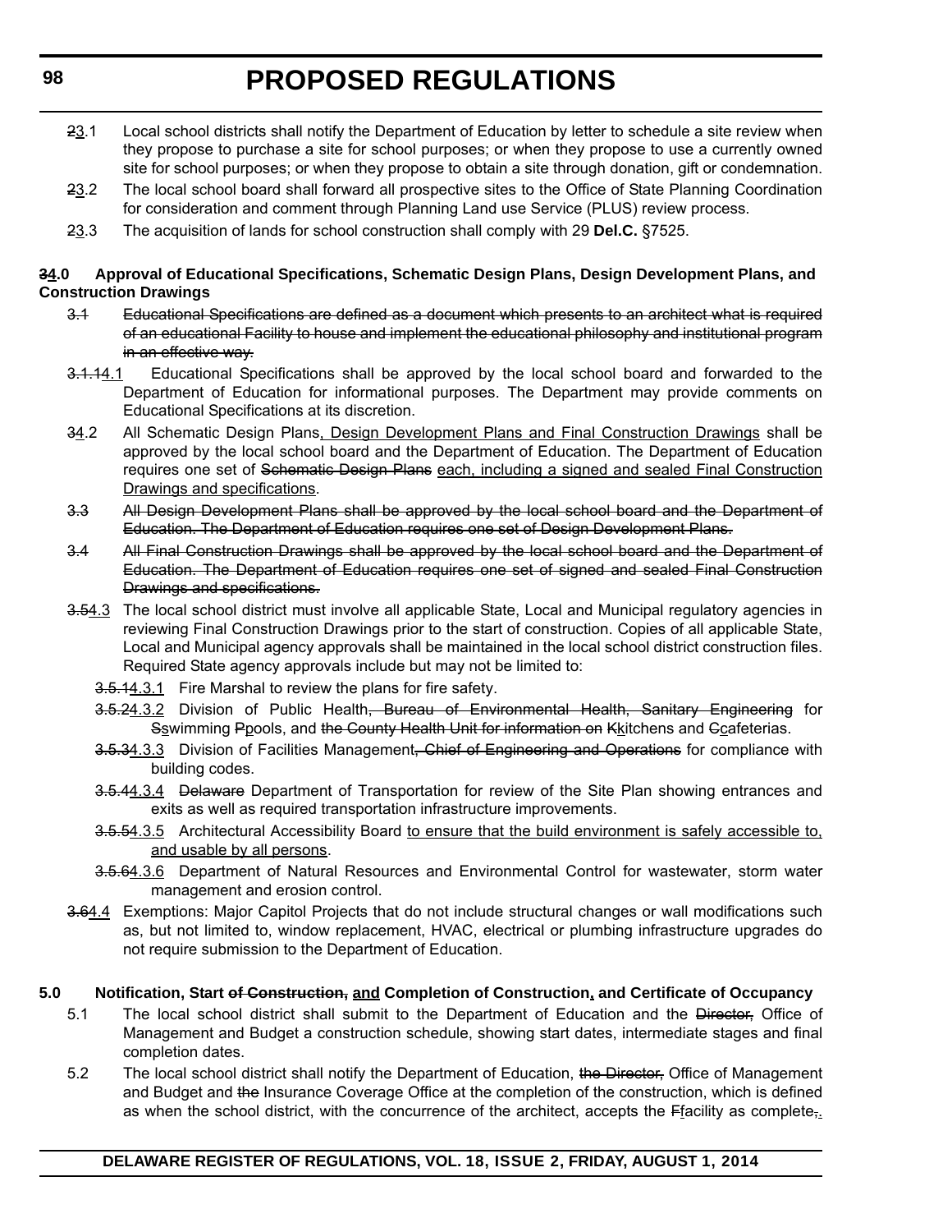~~2~~<u>3</u>.1 Local school districts shall notify the Department of Education by letter to schedule a site review when they propose to purchase a site for school purposes; or when they propose to use a currently owned site for school purposes; or when they propose to obtain a site through donation, gift or condemnation.

~~2~~<u>3</u>.2 The local school board shall forward all prospective sites to the Office of State Planning Coordination for consideration and comment through Planning Land use Service (PLUS) review process.

~~2~~<u>3</u>.3 The acquisition of lands for school construction shall comply with 29 **Del.C.** §7525.

**~~3~~<u>4</u>.0 Approval of Educational Specifications, Schematic Design Plans, Design Development Plans, and Construction Drawings**

~~3.1 Educational Specifications are defined as a document which presents to an architect what is required of an educational Facility to house and implement the educational philosophy and institutional program in an effective way.~~

~~3.1.1~~<u>4.1</u> Educational Specifications shall be approved by the local school board and forwarded to the Department of Education for informational purposes. The Department may provide comments on Educational Specifications at its discretion.

~~3~~<u>4</u>.2 All Schematic Design Plans<u>, Design Development Plans and Final Construction Drawings</u> shall be approved by the local school board and the Department of Education. The Department of Education requires one set of ~~Schematic Design Plans~~ <u>each, including a signed and sealed Final Construction Drawings and specifications</u>.

~~3.3 All Design Development Plans shall be approved by the local school board and the Department of Education. The Department of Education requires one set of Design Development Plans.~~

~~3.4 All Final Construction Drawings shall be approved by the local school board and the Department of Education. The Department of Education requires one set of signed and sealed Final Construction Drawings and specifications.~~

~~3.5~~<u>4.3</u> The local school district must involve all applicable State, Local and Municipal regulatory agencies in reviewing Final Construction Drawings prior to the start of construction. Copies of all applicable State, Local and Municipal agency approvals shall be maintained in the local school district construction files. Required State agency approvals include but may not be limited to:

~~3.5.1~~<u>4.3.1</u> Fire Marshal to review the plans for fire safety.

~~3.5.2~~<u>4.3.2</u> Division of Public Health~~, Bureau of Environmental Health, Sanitary Engineering~~ for ~~S~~<u>s</u>wimming ~~P~~<u>p</u>ools, and ~~the County Health Unit for information on~~ ~~K~~<u>k</u>itchens and ~~C~~<u>c</u>afeterias.

~~3.5.3~~<u>4.3.3</u> Division of Facilities Management~~, Chief of Engineering and Operations~~ for compliance with building codes.

~~3.5.4~~<u>4.3.4</u> ~~Delaware~~ Department of Transportation for review of the Site Plan showing entrances and exits as well as required transportation infrastructure improvements.

~~3.5.5~~<u>4.3.5</u> Architectural Accessibility Board <u>to ensure that the build environment is safely accessible to, and usable by all persons</u>.

~~3.5.6~~<u>4.3.6</u> Department of Natural Resources and Environmental Control for wastewater, storm water management and erosion control.

~~3.6~~<u>4.4</u> Exemptions: Major Capitol Projects that do not include structural changes or wall modifications such as, but not limited to, window replacement, HVAC, electrical or plumbing infrastructure upgrades do not require submission to the Department of Education.

**5.0 Notification, Start ~~of Construction,~~ <u>and</u> Completion of Construction<u>,</u> and Certificate of Occupancy**

5.1 The local school district shall submit to the Department of Education and the ~~Director,~~ Office of Management and Budget a construction schedule, showing start dates, intermediate stages and final completion dates.

5.2 The local school district shall notify the Department of Education, ~~the Director,~~ Office of Management and Budget and ~~the~~ Insurance Coverage Office at the completion of the construction, which is defined as when the school district, with the concurrence of the architect, accepts the ~~F~~<u>f</u>acility as complete~~,~~<u>.</u>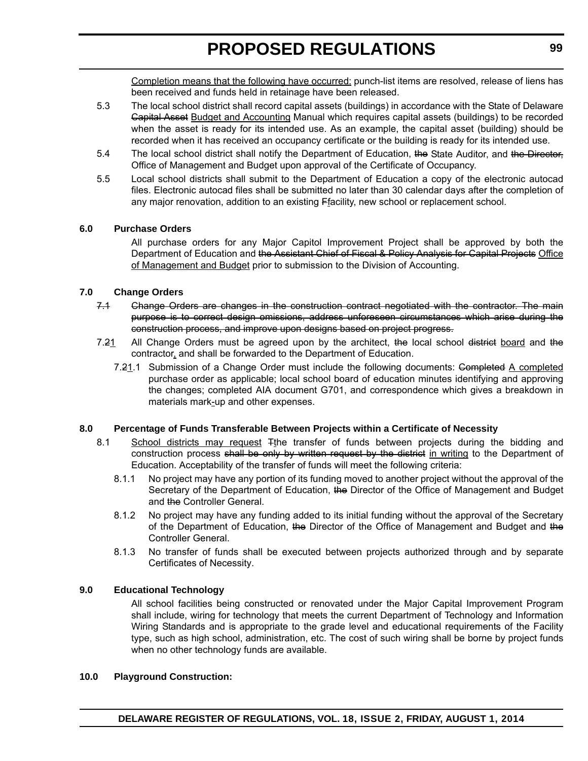<u>Completion means that the following have occurred:</u> punch-list items are resolved, release of liens has been received and funds held in retainage have been released.

5.3 The local school district shall record capital assets (buildings) in accordance with the State of Delaware ~~Capital Asset~~ <u>Budget and Accounting</u> Manual which requires capital assets (buildings) to be recorded when the asset is ready for its intended use. As an example, the capital asset (building) should be recorded when it has received an occupancy certificate or the building is ready for its intended use.

5.4 The local school district shall notify the Department of Education, ~~the~~ State Auditor, and ~~the Director,~~ Office of Management and Budget upon approval of the Certificate of Occupancy.

5.5 Local school districts shall submit to the Department of Education a copy of the electronic autocad files. Electronic autocad files shall be submitted no later than 30 calendar days after the completion of any major renovation, addition to an existing ~~F~~<u>f</u>acility, new school or replacement school.

**6.0 Purchase Orders**

All purchase orders for any Major Capitol Improvement Project shall be approved by both the Department of Education and ~~the Assistant Chief of Fiscal & Policy Analysis for Capital Projects~~ <u>Office of Management and Budget</u> prior to submission to the Division of Accounting.

**7.0 Change Orders**

~~7.1 Change Orders are changes in the construction contract negotiated with the contractor. The main purpose is to correct design omissions, address unforeseen circumstances which arise during the construction process, and improve upon designs based on project progress.~~

7.~~2~~<u>1</u> All Change Orders must be agreed upon by the architect, ~~the~~ local school ~~district~~ <u>board</u> and ~~the~~ contractor<u>,</u> and shall be forwarded to the Department of Education.

7.~~2~~<u>1</u>.1 Submission of a Change Order must include the following documents: ~~Completed~~ <u>A completed</u> purchase order as applicable; local school board of education minutes identifying and approving the changes; completed AIA document G701, and correspondence which gives a breakdown in materials mark<u>-</u>up and other expenses.

**8.0 Percentage of Funds Transferable Between Projects within a Certificate of Necessity**

8.1 <u>School districts may request</u> ~~T~~<u>t</u>he transfer of funds between projects during the bidding and construction process ~~shall be only by written request by the district~~ <u>in writing</u> to the Department of Education. Acceptability of the transfer of funds will meet the following criteria:

8.1.1 No project may have any portion of its funding moved to another project without the approval of the Secretary of the Department of Education, ~~the~~ Director of the Office of Management and Budget and ~~the~~ Controller General.

8.1.2 No project may have any funding added to its initial funding without the approval of the Secretary of the Department of Education, ~~the~~ Director of the Office of Management and Budget and ~~the~~ Controller General.

8.1.3 No transfer of funds shall be executed between projects authorized through and by separate Certificates of Necessity.

**9.0 Educational Technology**

All school facilities being constructed or renovated under the Major Capital Improvement Program shall include, wiring for technology that meets the current Department of Technology and Information Wiring Standards and is appropriate to the grade level and educational requirements of the Facility type, such as high school, administration, etc. The cost of such wiring shall be borne by project funds when no other technology funds are available.

**10.0 Playground Construction:**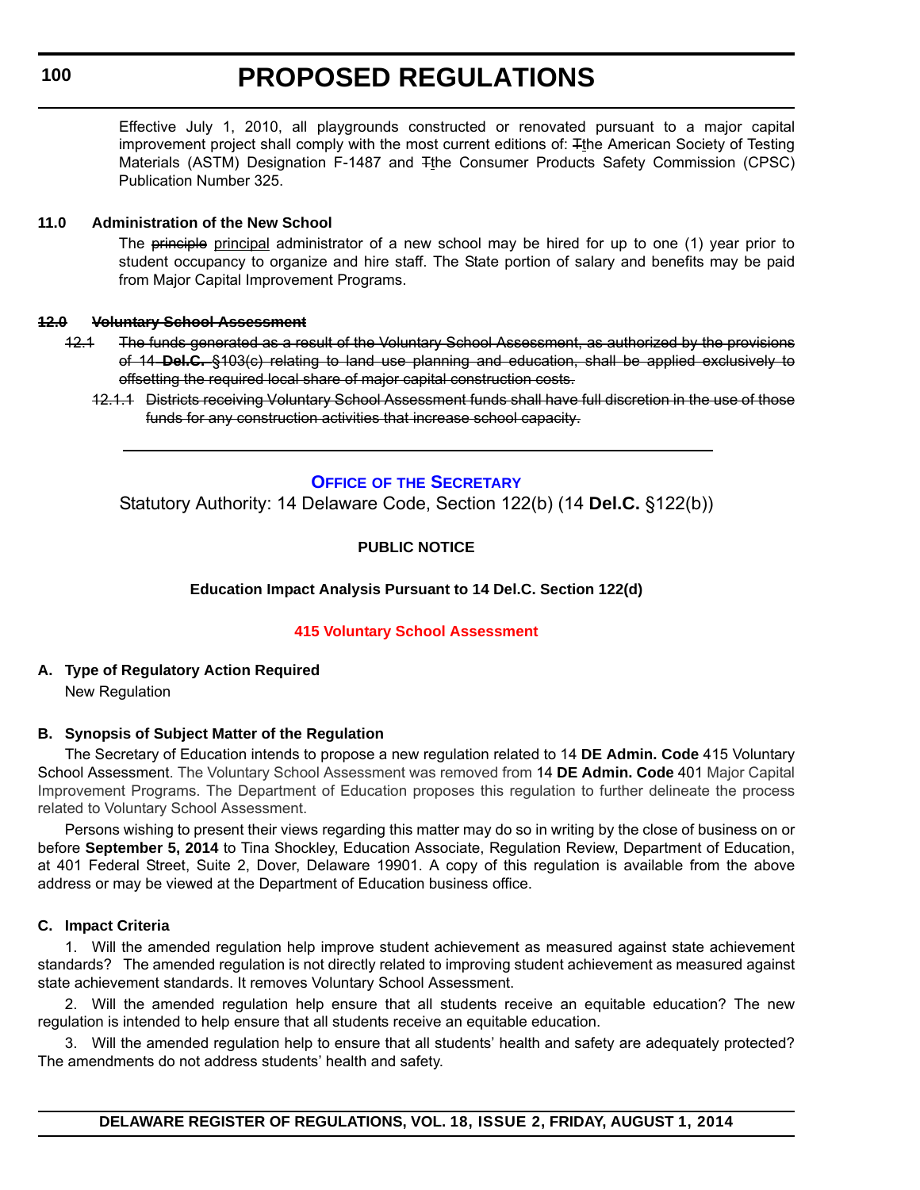Effective July 1, 2010, all playgrounds constructed or renovated pursuant to a major capital improvement project shall comply with the most current editions of: ~~T~~the American Society of Testing Materials (ASTM) Designation F-1487 and ~~T~~the Consumer Products Safety Commission (CPSC) Publication Number 325.

**11.0 Administration of the New School**

The ~~principle~~ principal administrator of a new school may be hired for up to one (1) year prior to student occupancy to organize and hire staff. The State portion of salary and benefits may be paid from Major Capital Improvement Programs.

~~**12.0 Voluntary School Assessment**~~

~~12.1 The funds generated as a result of the Voluntary School Assessment, as authorized by the provisions of 14 **Del.C.** §103(c) relating to land use planning and education, shall be applied exclusively to offsetting the required local share of major capital construction costs.~~

~~12.1.1 Districts receiving Voluntary School Assessment funds shall have full discretion in the use of those funds for any construction activities that increase school capacity.~~

---

## OFFICE OF THE SECRETARY

Statutory Authority: 14 Delaware Code, Section 122(b) (14 **Del.C.** §122(b))

**PUBLIC NOTICE**

**Education Impact Analysis Pursuant to 14 Del.C. Section 122(d)**

**415 Voluntary School Assessment**

**A. Type of Regulatory Action Required**

New Regulation

**B. Synopsis of Subject Matter of the Regulation**

The Secretary of Education intends to propose a new regulation related to 14 **DE Admin. Code** 415 Voluntary School Assessment. The Voluntary School Assessment was removed from 14 **DE Admin. Code** 401 Major Capital Improvement Programs. The Department of Education proposes this regulation to further delineate the process related to Voluntary School Assessment.

Persons wishing to present their views regarding this matter may do so in writing by the close of business on or before **September 5, 2014** to Tina Shockley, Education Associate, Regulation Review, Department of Education, at 401 Federal Street, Suite 2, Dover, Delaware 19901. A copy of this regulation is available from the above address or may be viewed at the Department of Education business office.

**C. Impact Criteria**

1. Will the amended regulation help improve student achievement as measured against state achievement standards? The amended regulation is not directly related to improving student achievement as measured against state achievement standards. It removes Voluntary School Assessment.

2. Will the amended regulation help ensure that all students receive an equitable education? The new regulation is intended to help ensure that all students receive an equitable education.

3. Will the amended regulation help to ensure that all students' health and safety are adequately protected? The amendments do not address students' health and safety.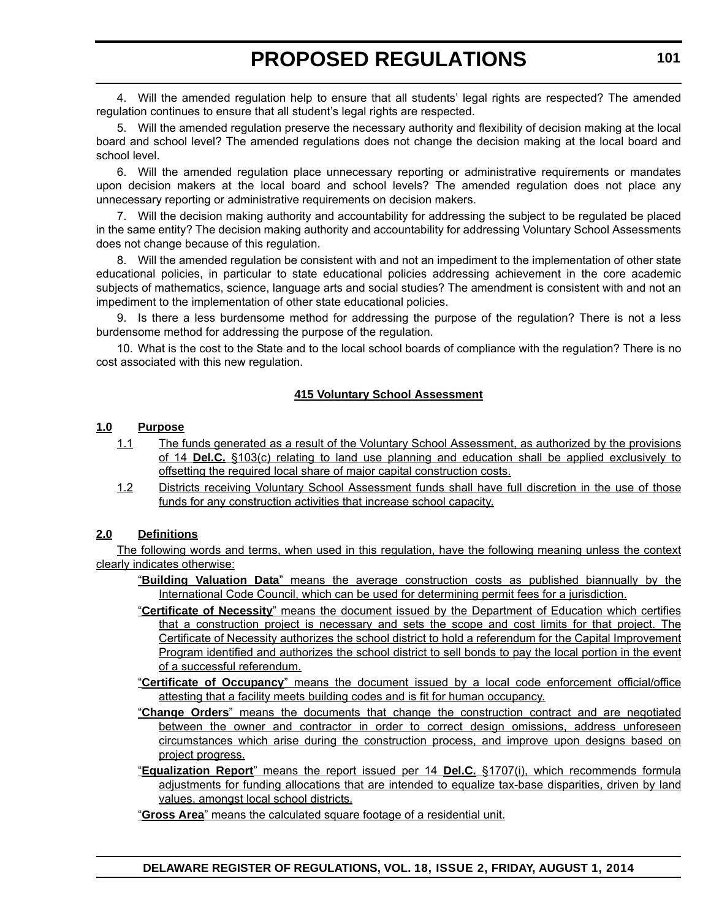4. Will the amended regulation help to ensure that all students' legal rights are respected? The amended regulation continues to ensure that all student's legal rights are respected.

5. Will the amended regulation preserve the necessary authority and flexibility of decision making at the local board and school level? The amended regulations does not change the decision making at the local board and school level.

6. Will the amended regulation place unnecessary reporting or administrative requirements or mandates upon decision makers at the local board and school levels? The amended regulation does not place any unnecessary reporting or administrative requirements on decision makers.

7. Will the decision making authority and accountability for addressing the subject to be regulated be placed in the same entity? The decision making authority and accountability for addressing Voluntary School Assessments does not change because of this regulation.

8. Will the amended regulation be consistent with and not an impediment to the implementation of other state educational policies, in particular to state educational policies addressing achievement in the core academic subjects of mathematics, science, language arts and social studies? The amendment is consistent with and not an impediment to the implementation of other state educational policies.

9. Is there a less burdensome method for addressing the purpose of the regulation? There is not a less burdensome method for addressing the purpose of the regulation.

10. What is the cost to the State and to the local school boards of compliance with the regulation? There is no cost associated with this new regulation.

## 415 Voluntary School Assessment

### 1.0 Purpose

1.1 The funds generated as a result of the Voluntary School Assessment, as authorized by the provisions of 14 **Del.C.** §103(c) relating to land use planning and education shall be applied exclusively to offsetting the required local share of major capital construction costs.

1.2 Districts receiving Voluntary School Assessment funds shall have full discretion in the use of those funds for any construction activities that increase school capacity.

### 2.0 Definitions

The following words and terms, when used in this regulation, have the following meaning unless the context clearly indicates otherwise:

"**Building Valuation Data**" means the average construction costs as published biannually by the International Code Council, which can be used for determining permit fees for a jurisdiction.

"**Certificate of Necessity**" means the document issued by the Department of Education which certifies that a construction project is necessary and sets the scope and cost limits for that project. The Certificate of Necessity authorizes the school district to hold a referendum for the Capital Improvement Program identified and authorizes the school district to sell bonds to pay the local portion in the event of a successful referendum.

"**Certificate of Occupancy**" means the document issued by a local code enforcement official/office attesting that a facility meets building codes and is fit for human occupancy.

"**Change Orders**" means the documents that change the construction contract and are negotiated between the owner and contractor in order to correct design omissions, address unforeseen circumstances which arise during the construction process, and improve upon designs based on project progress.

"**Equalization Report**" means the report issued per 14 **Del.C.** §1707(i), which recommends formula adjustments for funding allocations that are intended to equalize tax-base disparities, driven by land values, amongst local school districts.

"**Gross Area**" means the calculated square footage of a residential unit.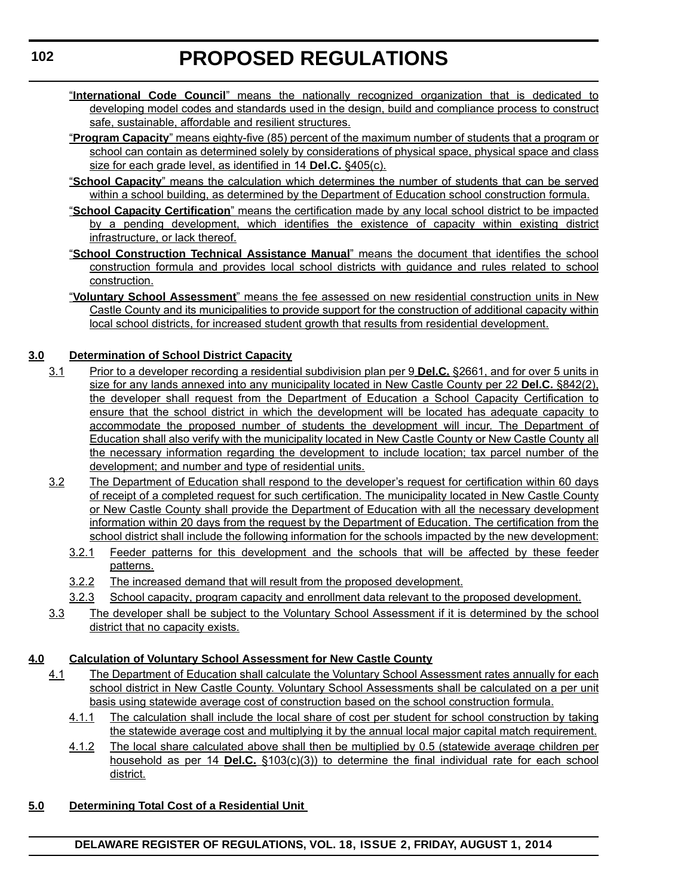"**International Code Council**" means the nationally recognized organization that is dedicated to developing model codes and standards used in the design, build and compliance process to construct safe, sustainable, affordable and resilient structures.

"**Program Capacity**" means eighty-five (85) percent of the maximum number of students that a program or school can contain as determined solely by considerations of physical space, physical space and class size for each grade level, as identified in 14 **Del.C.** §405(c).

"**School Capacity**" means the calculation which determines the number of students that can be served within a school building, as determined by the Department of Education school construction formula.

"**School Capacity Certification**" means the certification made by any local school district to be impacted by a pending development, which identifies the existence of capacity within existing district infrastructure, or lack thereof.

"**School Construction Technical Assistance Manual**" means the document that identifies the school construction formula and provides local school districts with guidance and rules related to school construction.

"**Voluntary School Assessment**" means the fee assessed on new residential construction units in New Castle County and its municipalities to provide support for the construction of additional capacity within local school districts, for increased student growth that results from residential development.

**3.0 Determination of School District Capacity**

3.1 Prior to a developer recording a residential subdivision plan per 9 **Del.C.** §2661, and for over 5 units in size for any lands annexed into any municipality located in New Castle County per 22 **Del.C.** §842(2), the developer shall request from the Department of Education a School Capacity Certification to ensure that the school district in which the development will be located has adequate capacity to accommodate the proposed number of students the development will incur. The Department of Education shall also verify with the municipality located in New Castle County or New Castle County all the necessary information regarding the development to include location; tax parcel number of the development; and number and type of residential units.

3.2 The Department of Education shall respond to the developer's request for certification within 60 days of receipt of a completed request for such certification. The municipality located in New Castle County or New Castle County shall provide the Department of Education with all the necessary development information within 20 days from the request by the Department of Education. The certification from the school district shall include the following information for the schools impacted by the new development:

3.2.1 Feeder patterns for this development and the schools that will be affected by these feeder patterns.

3.2.2 The increased demand that will result from the proposed development.

3.2.3 School capacity, program capacity and enrollment data relevant to the proposed development.

3.3 The developer shall be subject to the Voluntary School Assessment if it is determined by the school district that no capacity exists.

**4.0 Calculation of Voluntary School Assessment for New Castle County**

4.1 The Department of Education shall calculate the Voluntary School Assessment rates annually for each school district in New Castle County. Voluntary School Assessments shall be calculated on a per unit basis using statewide average cost of construction based on the school construction formula.

4.1.1 The calculation shall include the local share of cost per student for school construction by taking the statewide average cost and multiplying it by the annual local major capital match requirement.

4.1.2 The local share calculated above shall then be multiplied by 0.5 (statewide average children per household as per 14 **Del.C.** §103(c)(3)) to determine the final individual rate for each school district.

**5.0 Determining Total Cost of a Residential Unit**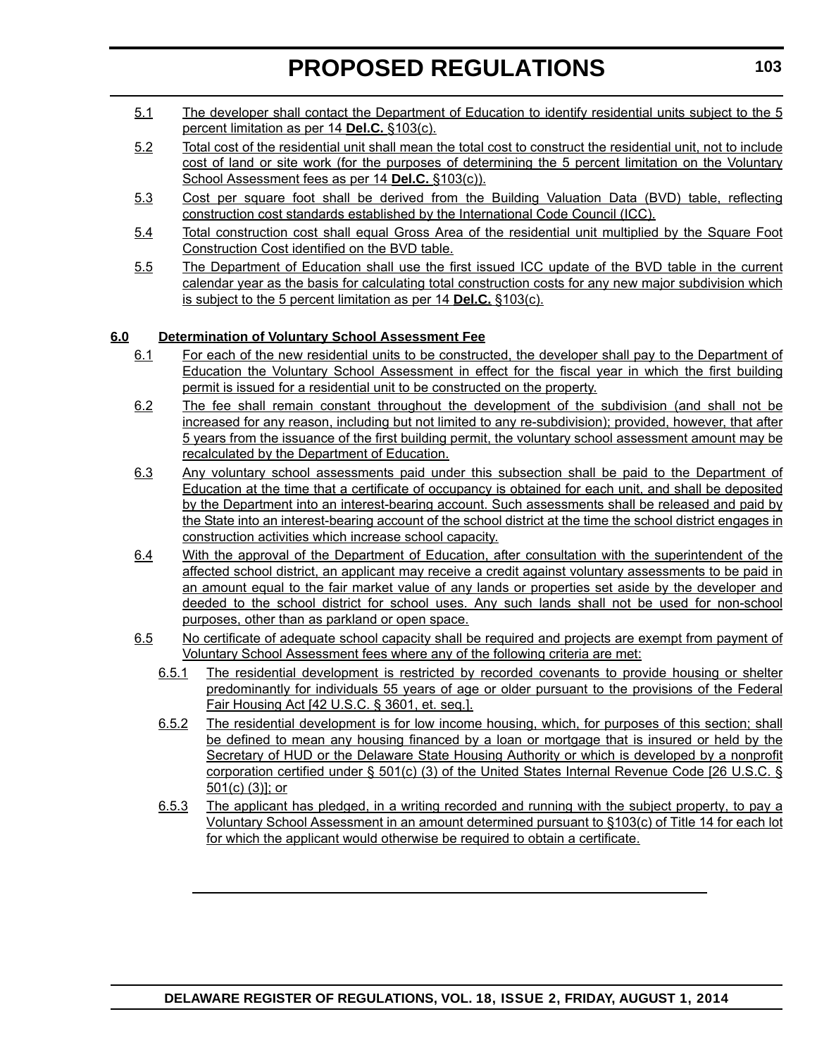5.1 The developer shall contact the Department of Education to identify residential units subject to the 5 percent limitation as per 14 **Del.C.** §103(c).

5.2 Total cost of the residential unit shall mean the total cost to construct the residential unit, not to include cost of land or site work (for the purposes of determining the 5 percent limitation on the Voluntary School Assessment fees as per 14 **Del.C.** §103(c)).

5.3 Cost per square foot shall be derived from the Building Valuation Data (BVD) table, reflecting construction cost standards established by the International Code Council (ICC).

5.4 Total construction cost shall equal Gross Area of the residential unit multiplied by the Square Foot Construction Cost identified on the BVD table.

5.5 The Department of Education shall use the first issued ICC update of the BVD table in the current calendar year as the basis for calculating total construction costs for any new major subdivision which is subject to the 5 percent limitation as per 14 **Del.C.** §103(c).

**6.0 Determination of Voluntary School Assessment Fee**

6.1 For each of the new residential units to be constructed, the developer shall pay to the Department of Education the Voluntary School Assessment in effect for the fiscal year in which the first building permit is issued for a residential unit to be constructed on the property.

6.2 The fee shall remain constant throughout the development of the subdivision (and shall not be increased for any reason, including but not limited to any re-subdivision); provided, however, that after 5 years from the issuance of the first building permit, the voluntary school assessment amount may be recalculated by the Department of Education.

6.3 Any voluntary school assessments paid under this subsection shall be paid to the Department of Education at the time that a certificate of occupancy is obtained for each unit, and shall be deposited by the Department into an interest-bearing account. Such assessments shall be released and paid by the State into an interest-bearing account of the school district at the time the school district engages in construction activities which increase school capacity.

6.4 With the approval of the Department of Education, after consultation with the superintendent of the affected school district, an applicant may receive a credit against voluntary assessments to be paid in an amount equal to the fair market value of any lands or properties set aside by the developer and deeded to the school district for school uses. Any such lands shall not be used for non-school purposes, other than as parkland or open space.

6.5 No certificate of adequate school capacity shall be required and projects are exempt from payment of Voluntary School Assessment fees where any of the following criteria are met:

6.5.1 The residential development is restricted by recorded covenants to provide housing or shelter predominantly for individuals 55 years of age or older pursuant to the provisions of the Federal Fair Housing Act [42 U.S.C. § 3601, et. seq.].

6.5.2 The residential development is for low income housing, which, for purposes of this section; shall be defined to mean any housing financed by a loan or mortgage that is insured or held by the Secretary of HUD or the Delaware State Housing Authority or which is developed by a nonprofit corporation certified under § 501(c) (3) of the United States Internal Revenue Code [26 U.S.C. § 501(c) (3)]; or

6.5.3 The applicant has pledged, in a writing recorded and running with the subject property, to pay a Voluntary School Assessment in an amount determined pursuant to §103(c) of Title 14 for each lot for which the applicant would otherwise be required to obtain a certificate.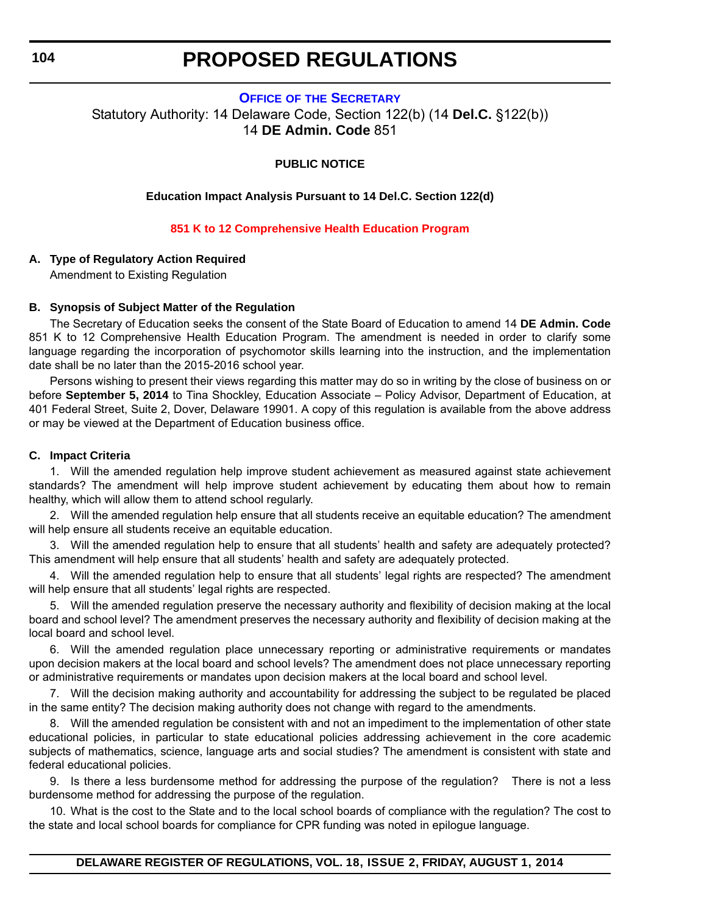# PROPOSED REGULATIONS

**OFFICE OF THE SECRETARY**

Statutory Authority: 14 Delaware Code, Section 122(b) (14 **Del.C.** §122(b))
14 **DE Admin. Code** 851

**PUBLIC NOTICE**

**Education Impact Analysis Pursuant to 14 Del.C. Section 122(d)**

**851 K to 12 Comprehensive Health Education Program**

**A. Type of Regulatory Action Required**

Amendment to Existing Regulation

**B. Synopsis of Subject Matter of the Regulation**

The Secretary of Education seeks the consent of the State Board of Education to amend 14 **DE Admin. Code** 851 K to 12 Comprehensive Health Education Program. The amendment is needed in order to clarify some language regarding the incorporation of psychomotor skills learning into the instruction, and the implementation date shall be no later than the 2015-2016 school year.

Persons wishing to present their views regarding this matter may do so in writing by the close of business on or before **September 5, 2014** to Tina Shockley, Education Associate – Policy Advisor, Department of Education, at 401 Federal Street, Suite 2, Dover, Delaware 19901. A copy of this regulation is available from the above address or may be viewed at the Department of Education business office.

**C. Impact Criteria**

1. Will the amended regulation help improve student achievement as measured against state achievement standards? The amendment will help improve student achievement by educating them about how to remain healthy, which will allow them to attend school regularly.

2. Will the amended regulation help ensure that all students receive an equitable education? The amendment will help ensure all students receive an equitable education.

3. Will the amended regulation help to ensure that all students' health and safety are adequately protected? This amendment will help ensure that all students' health and safety are adequately protected.

4. Will the amended regulation help to ensure that all students' legal rights are respected? The amendment will help ensure that all students' legal rights are respected.

5. Will the amended regulation preserve the necessary authority and flexibility of decision making at the local board and school level? The amendment preserves the necessary authority and flexibility of decision making at the local board and school level.

6. Will the amended regulation place unnecessary reporting or administrative requirements or mandates upon decision makers at the local board and school levels? The amendment does not place unnecessary reporting or administrative requirements or mandates upon decision makers at the local board and school level.

7. Will the decision making authority and accountability for addressing the subject to be regulated be placed in the same entity? The decision making authority does not change with regard to the amendments.

8. Will the amended regulation be consistent with and not an impediment to the implementation of other state educational policies, in particular to state educational policies addressing achievement in the core academic subjects of mathematics, science, language arts and social studies? The amendment is consistent with state and federal educational policies.

9. Is there a less burdensome method for addressing the purpose of the regulation? There is not a less burdensome method for addressing the purpose of the regulation.

10. What is the cost to the State and to the local school boards of compliance with the regulation? The cost to the state and local school boards for compliance for CPR funding was noted in epilogue language.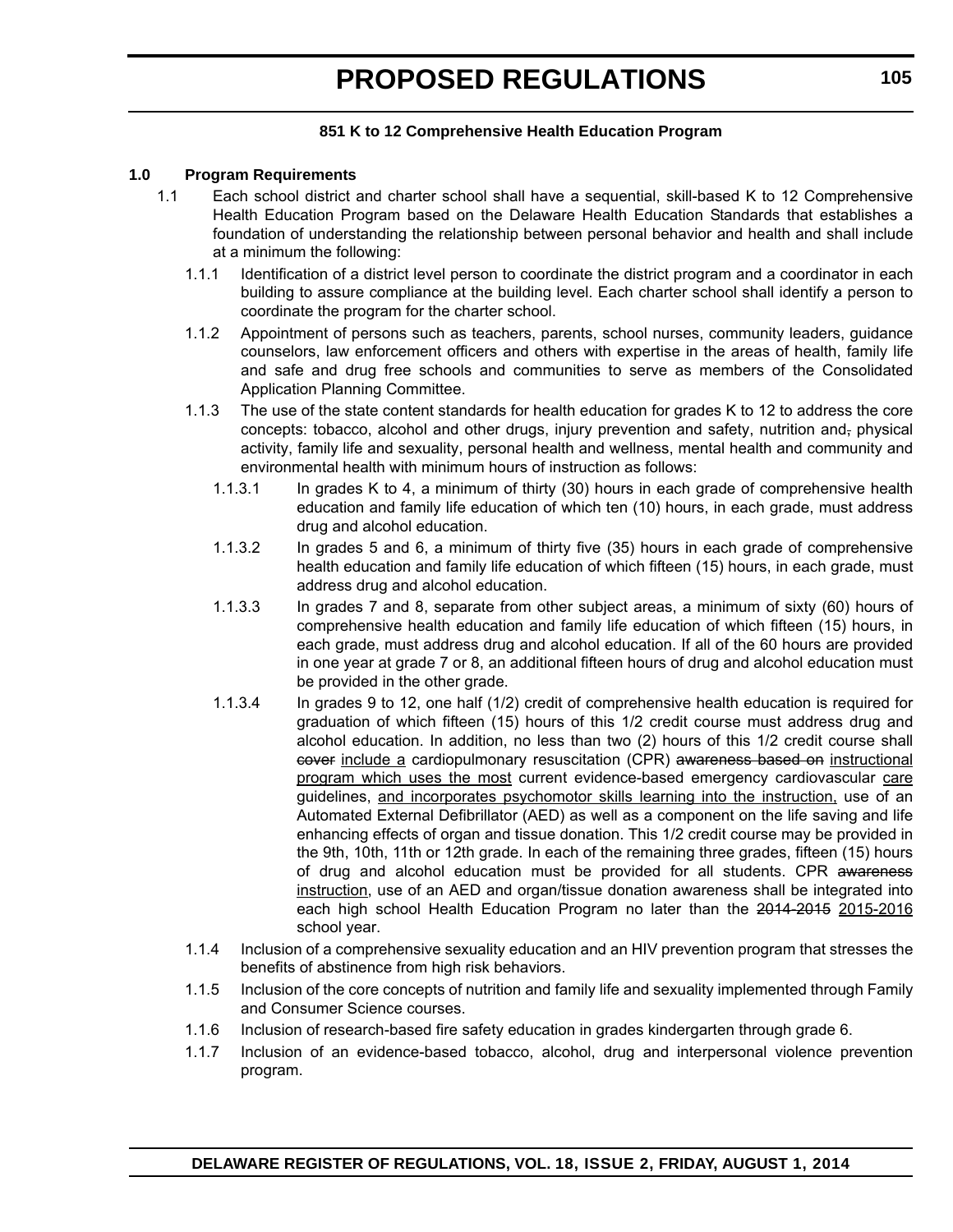**851 K to 12 Comprehensive Health Education Program**

**1.0 Program Requirements**

1.1 Each school district and charter school shall have a sequential, skill-based K to 12 Comprehensive Health Education Program based on the Delaware Health Education Standards that establishes a foundation of understanding the relationship between personal behavior and health and shall include at a minimum the following:

1.1.1 Identification of a district level person to coordinate the district program and a coordinator in each building to assure compliance at the building level. Each charter school shall identify a person to coordinate the program for the charter school.

1.1.2 Appointment of persons such as teachers, parents, school nurses, community leaders, guidance counselors, law enforcement officers and others with expertise in the areas of health, family life and safe and drug free schools and communities to serve as members of the Consolidated Application Planning Committee.

1.1.3 The use of the state content standards for health education for grades K to 12 to address the core concepts: tobacco, alcohol and other drugs, injury prevention and safety, nutrition and~~,~~ physical activity, family life and sexuality, personal health and wellness, mental health and community and environmental health with minimum hours of instruction as follows:

1.1.3.1 In grades K to 4, a minimum of thirty (30) hours in each grade of comprehensive health education and family life education of which ten (10) hours, in each grade, must address drug and alcohol education.

1.1.3.2 In grades 5 and 6, a minimum of thirty five (35) hours in each grade of comprehensive health education and family life education of which fifteen (15) hours, in each grade, must address drug and alcohol education.

1.1.3.3 In grades 7 and 8, separate from other subject areas, a minimum of sixty (60) hours of comprehensive health education and family life education of which fifteen (15) hours, in each grade, must address drug and alcohol education. If all of the 60 hours are provided in one year at grade 7 or 8, an additional fifteen hours of drug and alcohol education must be provided in the other grade.

1.1.3.4 In grades 9 to 12, one half (1/2) credit of comprehensive health education is required for graduation of which fifteen (15) hours of this 1/2 credit course must address drug and alcohol education. In addition, no less than two (2) hours of this 1/2 credit course shall ~~cover~~ <u>include a</u> cardiopulmonary resuscitation (CPR) ~~awareness based on~~ <u>instructional program which uses the most</u> current evidence-based emergency cardiovascular <u>care</u> guidelines, <u>and incorporates psychomotor skills learning into the instruction,</u> use of an Automated External Defibrillator (AED) as well as a component on the life saving and life enhancing effects of organ and tissue donation. This 1/2 credit course may be provided in the 9th, 10th, 11th or 12th grade. In each of the remaining three grades, fifteen (15) hours of drug and alcohol education must be provided for all students. CPR ~~awareness~~ <u>instruction</u>, use of an AED and organ/tissue donation awareness shall be integrated into each high school Health Education Program no later than the ~~2014-2015~~ <u>2015-2016</u> school year.

1.1.4 Inclusion of a comprehensive sexuality education and an HIV prevention program that stresses the benefits of abstinence from high risk behaviors.

1.1.5 Inclusion of the core concepts of nutrition and family life and sexuality implemented through Family and Consumer Science courses.

1.1.6 Inclusion of research-based fire safety education in grades kindergarten through grade 6.

1.1.7 Inclusion of an evidence-based tobacco, alcohol, drug and interpersonal violence prevention program.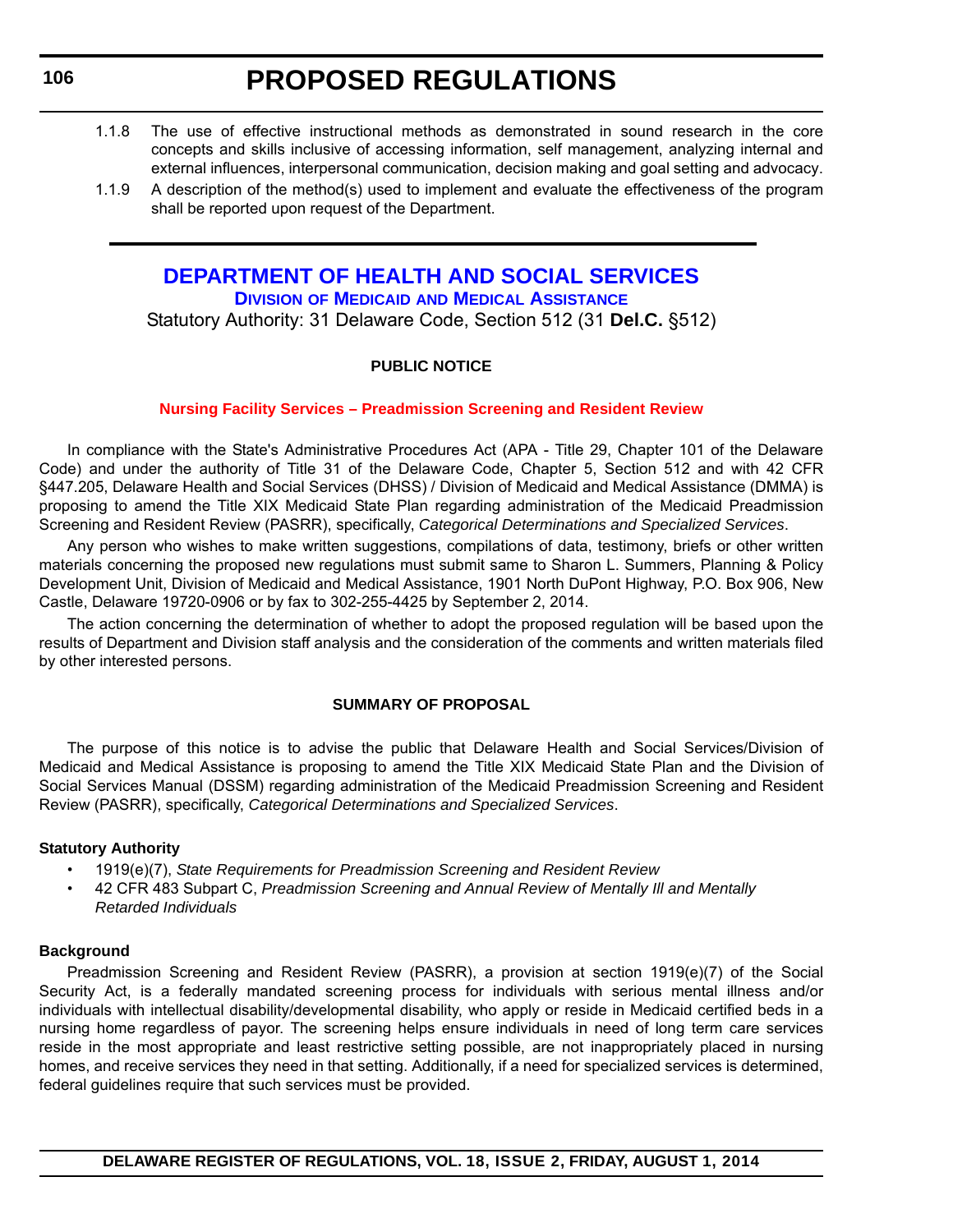1.1.8 The use of effective instructional methods as demonstrated in sound research in the core concepts and skills inclusive of accessing information, self management, analyzing internal and external influences, interpersonal communication, decision making and goal setting and advocacy.

1.1.9 A description of the method(s) used to implement and evaluate the effectiveness of the program shall be reported upon request of the Department.

# DEPARTMENT OF HEALTH AND SOCIAL SERVICES

## Division of Medicaid and Medical Assistance

Statutory Authority: 31 Delaware Code, Section 512 (31 **Del.C.** §512)

**PUBLIC NOTICE**

**Nursing Facility Services – Preadmission Screening and Resident Review**

In compliance with the State's Administrative Procedures Act (APA - Title 29, Chapter 101 of the Delaware Code) and under the authority of Title 31 of the Delaware Code, Chapter 5, Section 512 and with 42 CFR §447.205, Delaware Health and Social Services (DHSS) / Division of Medicaid and Medical Assistance (DMMA) is proposing to amend the Title XIX Medicaid State Plan regarding administration of the Medicaid Preadmission Screening and Resident Review (PASRR), specifically, *Categorical Determinations and Specialized Services*.

Any person who wishes to make written suggestions, compilations of data, testimony, briefs or other written materials concerning the proposed new regulations must submit same to Sharon L. Summers, Planning & Policy Development Unit, Division of Medicaid and Medical Assistance, 1901 North DuPont Highway, P.O. Box 906, New Castle, Delaware 19720-0906 or by fax to 302-255-4425 by September 2, 2014.

The action concerning the determination of whether to adopt the proposed regulation will be based upon the results of Department and Division staff analysis and the consideration of the comments and written materials filed by other interested persons.

**SUMMARY OF PROPOSAL**

The purpose of this notice is to advise the public that Delaware Health and Social Services/Division of Medicaid and Medical Assistance is proposing to amend the Title XIX Medicaid State Plan and the Division of Social Services Manual (DSSM) regarding administration of the Medicaid Preadmission Screening and Resident Review (PASRR), specifically, *Categorical Determinations and Specialized Services*.

**Statutory Authority**

- 1919(e)(7), *State Requirements for Preadmission Screening and Resident Review*
- 42 CFR 483 Subpart C, *Preadmission Screening and Annual Review of Mentally Ill and Mentally Retarded Individuals*

**Background**

Preadmission Screening and Resident Review (PASRR), a provision at section 1919(e)(7) of the Social Security Act, is a federally mandated screening process for individuals with serious mental illness and/or individuals with intellectual disability/developmental disability, who apply or reside in Medicaid certified beds in a nursing home regardless of payor. The screening helps ensure individuals in need of long term care services reside in the most appropriate and least restrictive setting possible, are not inappropriately placed in nursing homes, and receive services they need in that setting. Additionally, if a need for specialized services is determined, federal guidelines require that such services must be provided.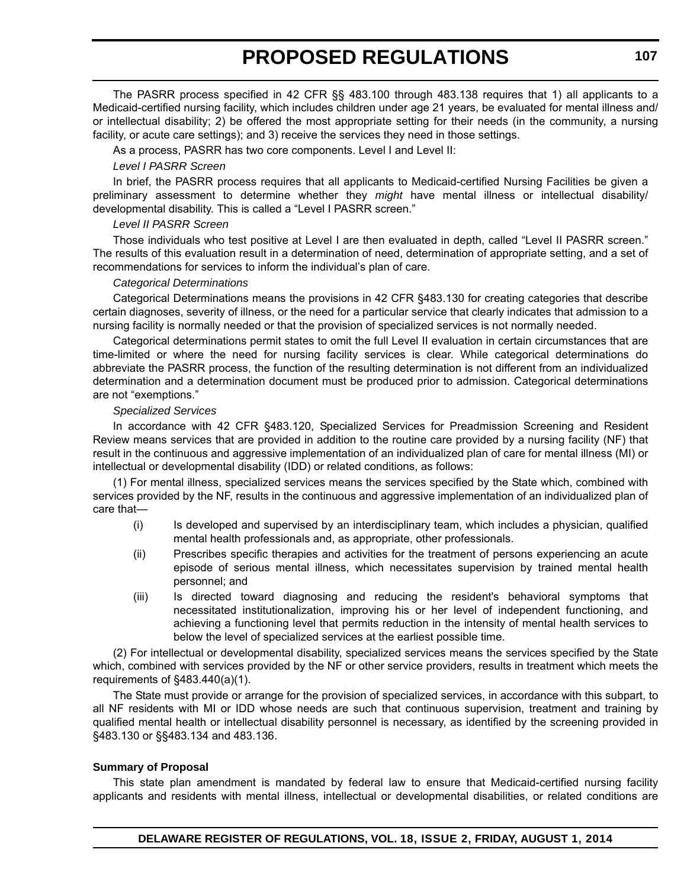The PASRR process specified in 42 CFR §§ 483.100 through 483.138 requires that 1) all applicants to a Medicaid-certified nursing facility, which includes children under age 21 years, be evaluated for mental illness and/or intellectual disability; 2) be offered the most appropriate setting for their needs (in the community, a nursing facility, or acute care settings); and 3) receive the services they need in those settings.

As a process, PASRR has two core components. Level I and Level II:

*Level I PASRR Screen*

In brief, the PASRR process requires that all applicants to Medicaid-certified Nursing Facilities be given a preliminary assessment to determine whether they *might* have mental illness or intellectual disability/ developmental disability. This is called a "Level I PASRR screen."

*Level II PASRR Screen*

Those individuals who test positive at Level I are then evaluated in depth, called "Level II PASRR screen." The results of this evaluation result in a determination of need, determination of appropriate setting, and a set of recommendations for services to inform the individual's plan of care.

*Categorical Determinations*

Categorical Determinations means the provisions in 42 CFR §483.130 for creating categories that describe certain diagnoses, severity of illness, or the need for a particular service that clearly indicates that admission to a nursing facility is normally needed or that the provision of specialized services is not normally needed.

Categorical determinations permit states to omit the full Level II evaluation in certain circumstances that are time-limited or where the need for nursing facility services is clear. While categorical determinations do abbreviate the PASRR process, the function of the resulting determination is not different from an individualized determination and a determination document must be produced prior to admission. Categorical determinations are not "exemptions."

*Specialized Services*

In accordance with 42 CFR §483.120, Specialized Services for Preadmission Screening and Resident Review means services that are provided in addition to the routine care provided by a nursing facility (NF) that result in the continuous and aggressive implementation of an individualized plan of care for mental illness (MI) or intellectual or developmental disability (IDD) or related conditions, as follows:

(1) For mental illness, specialized services means the services specified by the State which, combined with services provided by the NF, results in the continuous and aggressive implementation of an individualized plan of care that—

- (i) Is developed and supervised by an interdisciplinary team, which includes a physician, qualified mental health professionals and, as appropriate, other professionals.
- (ii) Prescribes specific therapies and activities for the treatment of persons experiencing an acute episode of serious mental illness, which necessitates supervision by trained mental health personnel; and
- (iii) Is directed toward diagnosing and reducing the resident's behavioral symptoms that necessitated institutionalization, improving his or her level of independent functioning, and achieving a functioning level that permits reduction in the intensity of mental health services to below the level of specialized services at the earliest possible time.

(2) For intellectual or developmental disability, specialized services means the services specified by the State which, combined with services provided by the NF or other service providers, results in treatment which meets the requirements of §483.440(a)(1).

The State must provide or arrange for the provision of specialized services, in accordance with this subpart, to all NF residents with MI or IDD whose needs are such that continuous supervision, treatment and training by qualified mental health or intellectual disability personnel is necessary, as identified by the screening provided in §483.130 or §§483.134 and 483.136.

**Summary of Proposal**

This state plan amendment is mandated by federal law to ensure that Medicaid-certified nursing facility applicants and residents with mental illness, intellectual or developmental disabilities, or related conditions are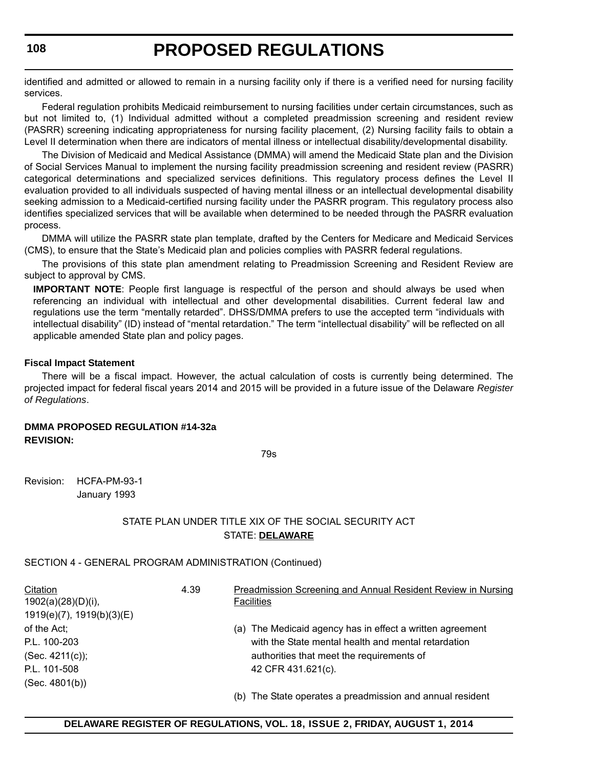identified and admitted or allowed to remain in a nursing facility only if there is a verified need for nursing facility services.

Federal regulation prohibits Medicaid reimbursement to nursing facilities under certain circumstances, such as but not limited to, (1) Individual admitted without a completed preadmission screening and resident review (PASRR) screening indicating appropriateness for nursing facility placement, (2) Nursing facility fails to obtain a Level II determination when there are indicators of mental illness or intellectual disability/developmental disability.

The Division of Medicaid and Medical Assistance (DMMA) will amend the Medicaid State plan and the Division of Social Services Manual to implement the nursing facility preadmission screening and resident review (PASRR) categorical determinations and specialized services definitions. This regulatory process defines the Level II evaluation provided to all individuals suspected of having mental illness or an intellectual developmental disability seeking admission to a Medicaid-certified nursing facility under the PASRR program. This regulatory process also identifies specialized services that will be available when determined to be needed through the PASRR evaluation process.

DMMA will utilize the PASRR state plan template, drafted by the Centers for Medicare and Medicaid Services (CMS), to ensure that the State's Medicaid plan and policies complies with PASRR federal regulations.

The provisions of this state plan amendment relating to Preadmission Screening and Resident Review are subject to approval by CMS.

**IMPORTANT NOTE**: People first language is respectful of the person and should always be used when referencing an individual with intellectual and other developmental disabilities. Current federal law and regulations use the term "mentally retarded". DHSS/DMMA prefers to use the accepted term "individuals with intellectual disability" (ID) instead of "mental retardation." The term "intellectual disability" will be reflected on all applicable amended State plan and policy pages.

**Fiscal Impact Statement**

There will be a fiscal impact. However, the actual calculation of costs is currently being determined. The projected impact for federal fiscal years 2014 and 2015 will be provided in a future issue of the Delaware *Register of Regulations*.

**DMMA PROPOSED REGULATION #14-32a**
**REVISION:**

79s

Revision: HCFA-PM-93-1
January 1993

STATE PLAN UNDER TITLE XIX OF THE SOCIAL SECURITY ACT
STATE: **DELAWARE**

SECTION 4 - GENERAL PROGRAM ADMINISTRATION (Continued)

| Citation | | |
|---|---|---|
| 1902(a)(28)(D)(i), 1919(e)(7), 1919(b)(3)(E) of the Act; P.L. 100-203 (Sec. 4211(c)); P.L. 101-508 (Sec. 4801(b)) | 4.39 | Preadmission Screening and Annual Resident Review in Nursing Facilities<br><br>(a) The Medicaid agency has in effect a written agreement with the State mental health and mental retardation authorities that meet the requirements of 42 CFR 431.621(c).<br><br>(b) The State operates a preadmission and annual resident |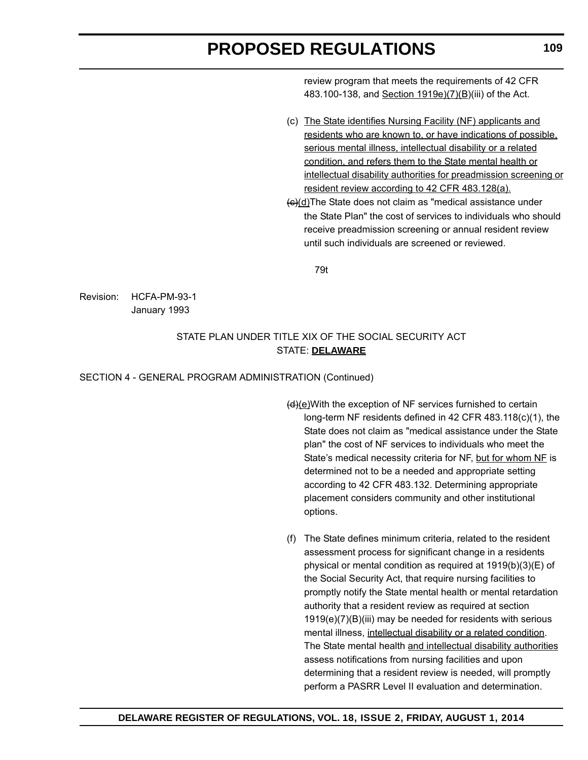review program that meets the requirements of 42 CFR 483.100-138, and <u>Section 1919e)(7)(B</u>)(iii) of the Act.

(c) <u>The State identifies Nursing Facility (NF) applicants and residents who are known to, or have indications of possible, serious mental illness, intellectual disability or a related condition, and refers them to the State mental health or intellectual disability authorities for preadmission screening or resident review according to 42 CFR 483.128(a).</u>

~~(c)~~<u>(d)</u>The State does not claim as "medical assistance under the State Plan" the cost of services to individuals who should receive preadmission screening or annual resident review until such individuals are screened or reviewed.

79t

Revision: HCFA-PM-93-1
January 1993

STATE PLAN UNDER TITLE XIX OF THE SOCIAL SECURITY ACT
STATE: **<u>DELAWARE</u>**

SECTION 4 - GENERAL PROGRAM ADMINISTRATION (Continued)

~~(d)~~<u>(e)</u>With the exception of NF services furnished to certain long-term NF residents defined in 42 CFR 483.118(c)(1), the State does not claim as "medical assistance under the State plan" the cost of NF services to individuals who meet the State's medical necessity criteria for NF, <u>but for whom NF</u> is determined not to be a needed and appropriate setting according to 42 CFR 483.132. Determining appropriate placement considers community and other institutional options.

(f) The State defines minimum criteria, related to the resident assessment process for significant change in a residents physical or mental condition as required at 1919(b)(3)(E) of the Social Security Act, that require nursing facilities to promptly notify the State mental health or mental retardation authority that a resident review as required at section 1919(e)(7)(B)(iii) may be needed for residents with serious mental illness, <u>intellectual disability or a related condition</u>. The State mental health <u>and intellectual disability authorities</u> assess notifications from nursing facilities and upon determining that a resident review is needed, will promptly perform a PASRR Level II evaluation and determination.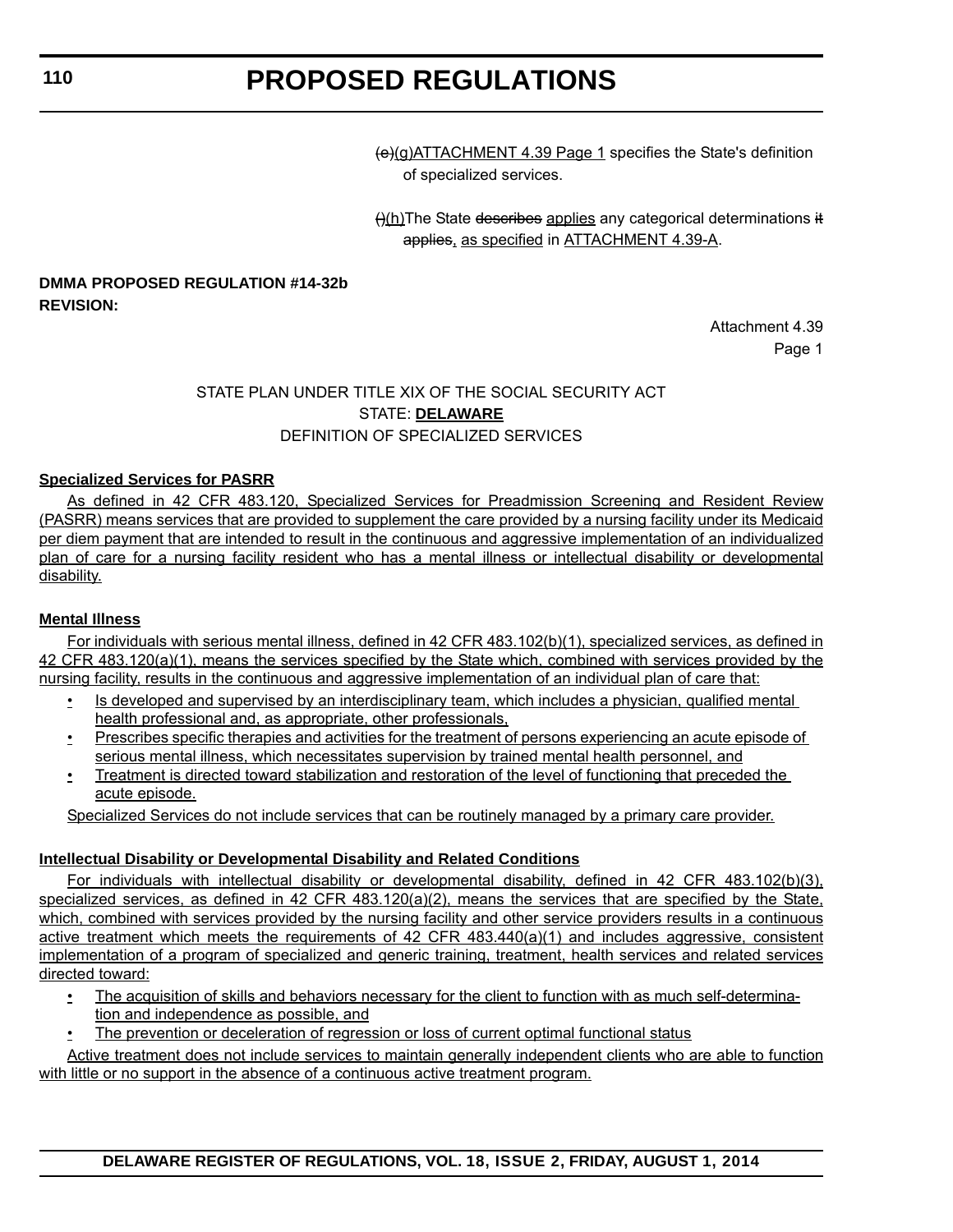~~(e)~~(g)ATTACHMENT 4.39 Page 1 specifies the State's definition of specialized services.

~~()~~(h)The State ~~describes~~ applies any categorical determinations ~~it applies~~, as specified in ATTACHMENT 4.39-A.

**DMMA PROPOSED REGULATION #14-32b**
**REVISION:**

Attachment 4.39
Page 1

STATE PLAN UNDER TITLE XIX OF THE SOCIAL SECURITY ACT
STATE: **DELAWARE**
DEFINITION OF SPECIALIZED SERVICES

**Specialized Services for PASRR**

As defined in 42 CFR 483.120, Specialized Services for Preadmission Screening and Resident Review (PASRR) means services that are provided to supplement the care provided by a nursing facility under its Medicaid per diem payment that are intended to result in the continuous and aggressive implementation of an individualized plan of care for a nursing facility resident who has a mental illness or intellectual disability or developmental disability.

**Mental Illness**

For individuals with serious mental illness, defined in 42 CFR 483.102(b)(1), specialized services, as defined in 42 CFR 483.120(a)(1), means the services specified by the State which, combined with services provided by the nursing facility, results in the continuous and aggressive implementation of an individual plan of care that:

- Is developed and supervised by an interdisciplinary team, which includes a physician, qualified mental health professional and, as appropriate, other professionals,
- Prescribes specific therapies and activities for the treatment of persons experiencing an acute episode of serious mental illness, which necessitates supervision by trained mental health personnel, and
- Treatment is directed toward stabilization and restoration of the level of functioning that preceded the acute episode.

Specialized Services do not include services that can be routinely managed by a primary care provider.

**Intellectual Disability or Developmental Disability and Related Conditions**

For individuals with intellectual disability or developmental disability, defined in 42 CFR 483.102(b)(3), specialized services, as defined in 42 CFR 483.120(a)(2), means the services that are specified by the State, which, combined with services provided by the nursing facility and other service providers results in a continuous active treatment which meets the requirements of 42 CFR 483.440(a)(1) and includes aggressive, consistent implementation of a program of specialized and generic training, treatment, health services and related services directed toward:

- The acquisition of skills and behaviors necessary for the client to function with as much self-determination and independence as possible, and
- The prevention or deceleration of regression or loss of current optimal functional status

Active treatment does not include services to maintain generally independent clients who are able to function with little or no support in the absence of a continuous active treatment program.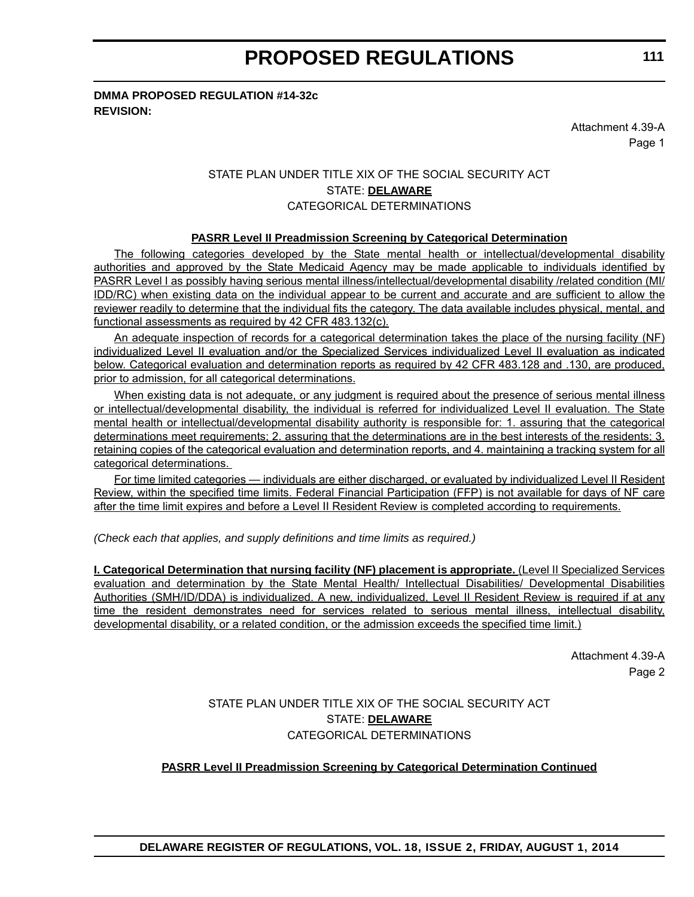**DMMA PROPOSED REGULATION #14-32c**
**REVISION:**

Attachment 4.39-A
Page 1

STATE PLAN UNDER TITLE XIX OF THE SOCIAL SECURITY ACT
STATE: **DELAWARE**
CATEGORICAL DETERMINATIONS

**PASRR Level II Preadmission Screening by Categorical Determination**

The following categories developed by the State mental health or intellectual/developmental disability authorities and approved by the State Medicaid Agency may be made applicable to individuals identified by PASRR Level I as possibly having serious mental illness/intellectual/developmental disability /related condition (MI/IDD/RC) when existing data on the individual appear to be current and accurate and are sufficient to allow the reviewer readily to determine that the individual fits the category. The data available includes physical, mental, and functional assessments as required by 42 CFR 483.132(c).

An adequate inspection of records for a categorical determination takes the place of the nursing facility (NF) individualized Level II evaluation and/or the Specialized Services individualized Level II evaluation as indicated below. Categorical evaluation and determination reports as required by 42 CFR 483.128 and .130, are produced, prior to admission, for all categorical determinations.

When existing data is not adequate, or any judgment is required about the presence of serious mental illness or intellectual/developmental disability, the individual is referred for individualized Level II evaluation. The State mental health or intellectual/developmental disability authority is responsible for: 1. assuring that the categorical determinations meet requirements; 2. assuring that the determinations are in the best interests of the residents; 3. retaining copies of the categorical evaluation and determination reports, and 4. maintaining a tracking system for all categorical determinations.

For time limited categories — individuals are either discharged, or evaluated by individualized Level II Resident Review, within the specified time limits. Federal Financial Participation (FFP) is not available for days of NF care after the time limit expires and before a Level II Resident Review is completed according to requirements.

*(Check each that applies, and supply definitions and time limits as required.)*

**I. Categorical Determination that nursing facility (NF) placement is appropriate.** (Level II Specialized Services evaluation and determination by the State Mental Health/ Intellectual Disabilities/ Developmental Disabilities Authorities (SMH/ID/DDA) is individualized. A new, individualized, Level II Resident Review is required if at any time the resident demonstrates need for services related to serious mental illness, intellectual disability, developmental disability, or a related condition, or the admission exceeds the specified time limit.)

Attachment 4.39-A
Page 2

STATE PLAN UNDER TITLE XIX OF THE SOCIAL SECURITY ACT
STATE: **DELAWARE**
CATEGORICAL DETERMINATIONS

**PASRR Level II Preadmission Screening by Categorical Determination Continued**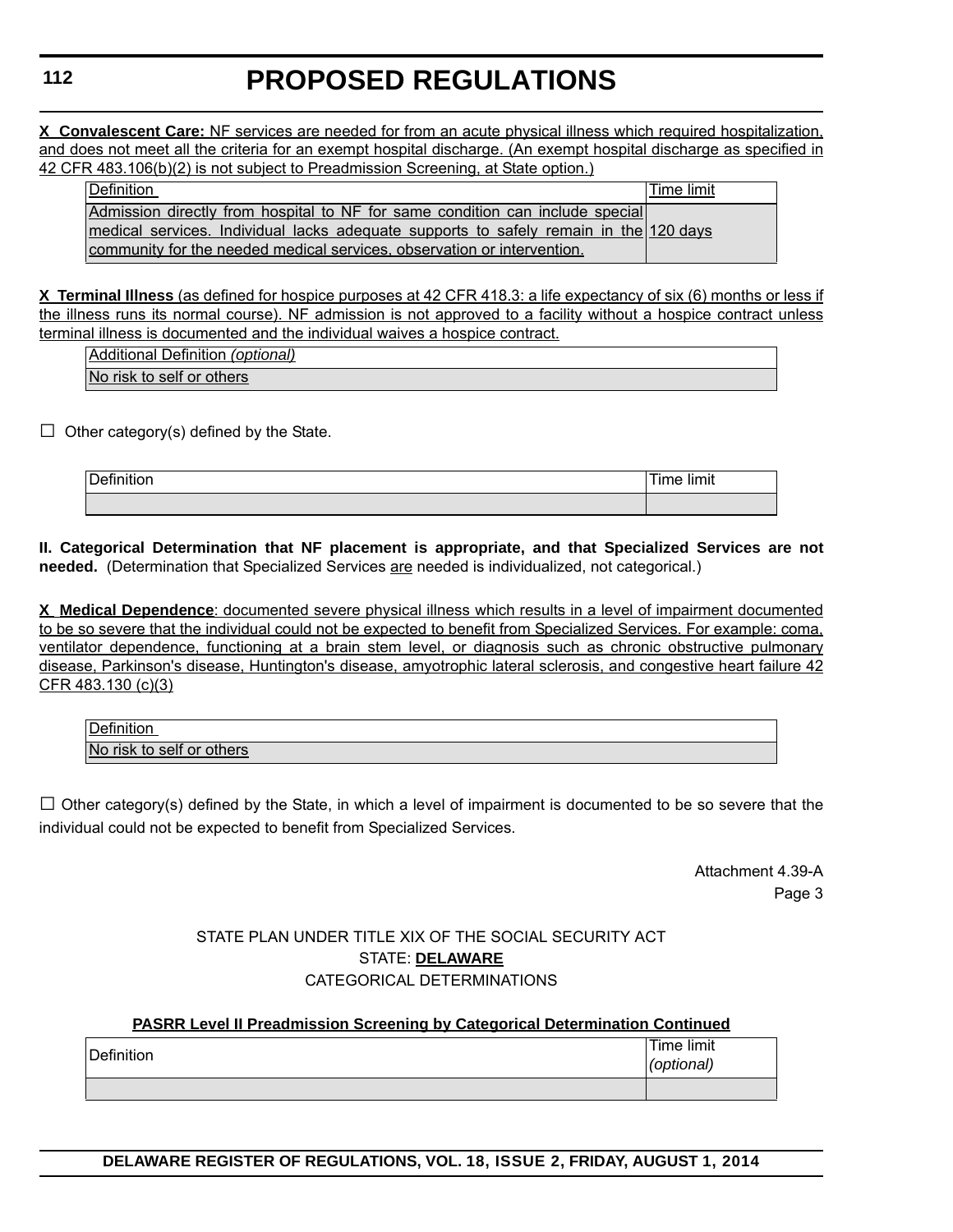**X Convalescent Care:** NF services are needed for from an acute physical illness which required hospitalization, and does not meet all the criteria for an exempt hospital discharge. (An exempt hospital discharge as specified in 42 CFR 483.106(b)(2) is not subject to Preadmission Screening, at State option.)

| Definition | Time limit |
|---|---|
| Admission directly from hospital to NF for same condition can include special medical services. Individual lacks adequate supports to safely remain in the community for the needed medical services, observation or intervention. | 120 days |

**X Terminal Illness** (as defined for hospice purposes at 42 CFR 418.3: a life expectancy of six (6) months or less if the illness runs its normal course). NF admission is not approved to a facility without a hospice contract unless terminal illness is documented and the individual waives a hospice contract.

| Additional Definition *(optional)* |
|---|
| No risk to self or others |

☐ Other category(s) defined by the State.

| Definition | Time limit |
|---|---|
| | |

**II. Categorical Determination that NF placement is appropriate, and that Specialized Services are not needed.** (Determination that Specialized Services are needed is individualized, not categorical.)

**X Medical Dependence**: documented severe physical illness which results in a level of impairment documented to be so severe that the individual could not be expected to benefit from Specialized Services. For example: coma, ventilator dependence, functioning at a brain stem level, or diagnosis such as chronic obstructive pulmonary disease, Parkinson's disease, Huntington's disease, amyotrophic lateral sclerosis, and congestive heart failure 42 CFR 483.130 (c)(3)

| Definition |
|---|
| No risk to self or others |

☐ Other category(s) defined by the State, in which a level of impairment is documented to be so severe that the individual could not be expected to benefit from Specialized Services.

Attachment 4.39-A
Page 3

STATE PLAN UNDER TITLE XIX OF THE SOCIAL SECURITY ACT
STATE: **DELAWARE**
CATEGORICAL DETERMINATIONS

**PASRR Level II Preadmission Screening by Categorical Determination Continued**

| Definition | Time limit *(optional)* |
|---|---|
| | |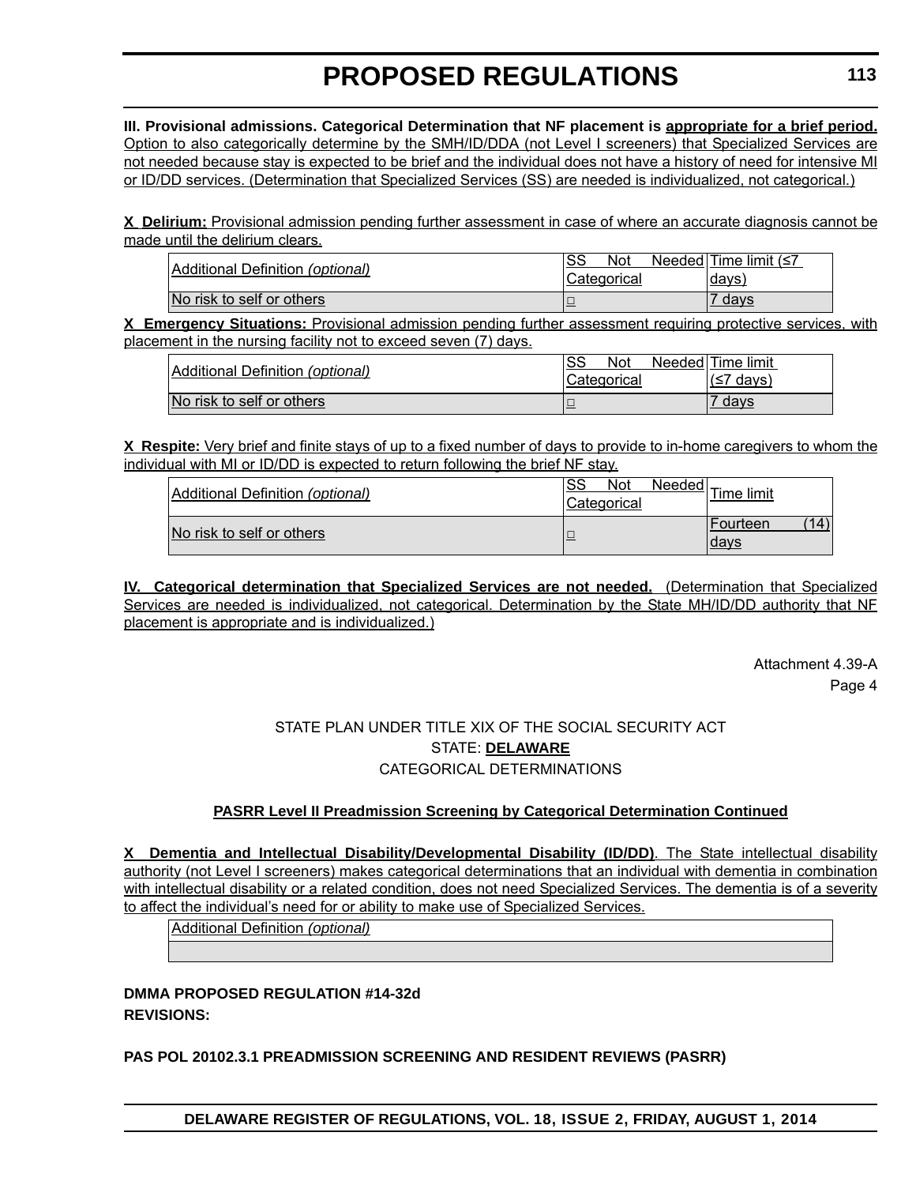**III. Provisional admissions. Categorical Determination that NF placement is appropriate for a brief period.** Option to also categorically determine by the SMH/ID/DDA (not Level I screeners) that Specialized Services are not needed because stay is expected to be brief and the individual does not have a history of need for intensive MI or ID/DD services. (Determination that Specialized Services (SS) are needed is individualized, not categorical.)

**X Delirium:** Provisional admission pending further assessment in case of where an accurate diagnosis cannot be made until the delirium clears.

| Additional Definition *(optional)* | SS Not Needed Categorical | Time limit (≤7 days) |
|---|---|---|
| No risk to self or others | □ | 7 days |

**X Emergency Situations:** Provisional admission pending further assessment requiring protective services, with placement in the nursing facility not to exceed seven (7) days.

| Additional Definition *(optional)* | SS Not Needed Categorical | Time limit (≤7 days) |
|---|---|---|
| No risk to self or others | □ | 7 days |

**X Respite:** Very brief and finite stays of up to a fixed number of days to provide to in-home caregivers to whom the individual with MI or ID/DD is expected to return following the brief NF stay.

| Additional Definition *(optional)* | SS Not Needed Categorical | Time limit |
|---|---|---|
| No risk to self or others | □ | Fourteen (14) days |

**IV. Categorical determination that Specialized Services are not needed.** (Determination that Specialized Services are needed is individualized, not categorical. Determination by the State MH/ID/DD authority that NF placement is appropriate and is individualized.)

Attachment 4.39-A
Page 4

STATE PLAN UNDER TITLE XIX OF THE SOCIAL SECURITY ACT
STATE: **DELAWARE**
CATEGORICAL DETERMINATIONS

**PASRR Level II Preadmission Screening by Categorical Determination Continued**

**X Dementia and Intellectual Disability/Developmental Disability (ID/DD)**. The State intellectual disability authority (not Level I screeners) makes categorical determinations that an individual with dementia in combination with intellectual disability or a related condition, does not need Specialized Services. The dementia is of a severity to affect the individual's need for or ability to make use of Specialized Services.

| Additional Definition *(optional)* |
|---|
| |

**DMMA PROPOSED REGULATION #14-32d**
**REVISIONS:**

**PAS POL 20102.3.1 PREADMISSION SCREENING AND RESIDENT REVIEWS (PASRR)**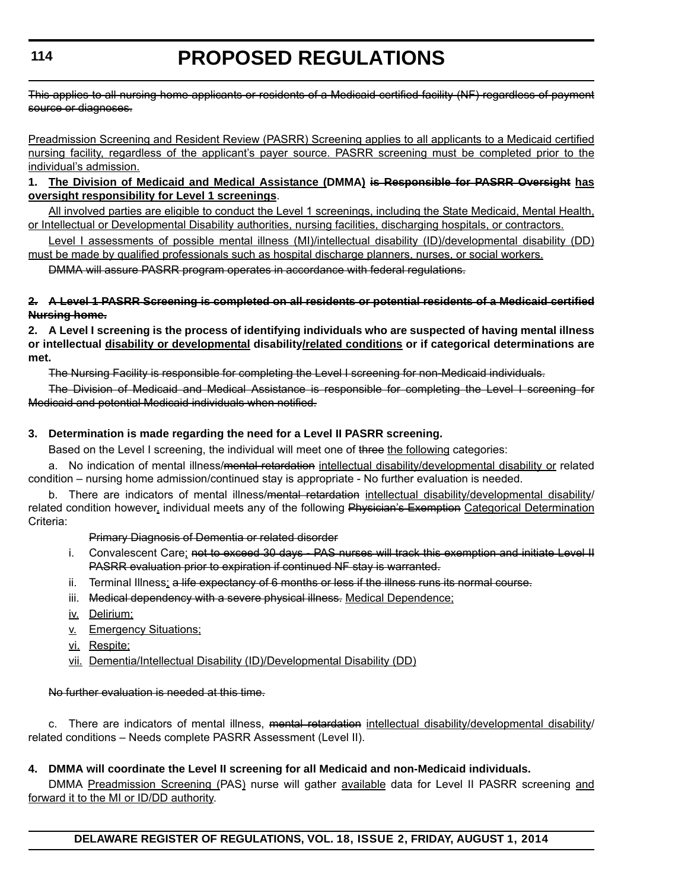~~This applies to all nursing home applicants or residents of a Medicaid certified facility (NF) regardless of payment source or diagnoses.~~

<u>Preadmission Screening and Resident Review (PASRR) Screening applies to all applicants to a Medicaid certified nursing facility, regardless of the applicant's payer source. PASRR screening must be completed prior to the individual's admission.</u>

**1. <u>The Division of Medicaid and Medical Assistance (</u>DMMA<u>)</u> ~~is Responsible for PASRR Oversight~~ <u>has oversight responsibility for Level 1 screenings</u>.**

<u>All involved parties are eligible to conduct the Level 1 screenings, including the State Medicaid, Mental Health, or Intellectual or Developmental Disability authorities, nursing facilities, discharging hospitals, or contractors.</u>

<u>Level I assessments of possible mental illness (MI)/intellectual disability (ID)/developmental disability (DD) must be made by qualified professionals such as hospital discharge planners, nurses, or social workers.</u>

~~DMMA will assure PASRR program operates in accordance with federal regulations.~~

**~~2. A Level 1 PASRR Screening is completed on all residents or potential residents of a Medicaid certified Nursing home.~~**

**2. A Level I screening is the process of identifying individuals who are suspected of having mental illness or intellectual <u>disability or developmental</u> disability<u>/related conditions</u> or if categorical determinations are met.**

~~The Nursing Facility is responsible for completing the Level I screening for non-Medicaid individuals.~~

~~The Division of Medicaid and Medical Assistance is responsible for completing the Level I screening for Medicaid and potential Medicaid individuals when notified.~~

**3. Determination is made regarding the need for a Level II PASRR screening.**

Based on the Level I screening, the individual will meet one of ~~three~~ <u>the following</u> categories:

a. No indication of mental illness/~~mental retardation~~ <u>intellectual disability/developmental disability or</u> related condition – nursing home admission/continued stay is appropriate - No further evaluation is needed.

b. There are indicators of mental illness/~~mental retardation~~ <u>intellectual disability/developmental disability</u>/ related condition however<u>,</u> individual meets any of the following ~~Physician's Exemption~~ <u>Categorical Determination</u> Criteria:

~~Primary Diagnosis of Dementia or related disorder~~

i. Convalescent Care<u>;</u> ~~not to exceed 30 days - PAS nurses will track this exemption and initiate Level II PASRR evaluation prior to expiration if continued NF stay is warranted.~~

ii. Terminal Illness<u>;</u> ~~a life expectancy of 6 months or less if the illness runs its normal course.~~

iii. ~~Medical dependency with a severe physical illness.~~ <u>Medical Dependence;</u>

<u>iv. Delirium;</u>

<u>v. Emergency Situations;</u>

<u>vi. Respite;</u>

<u>vii. Dementia/Intellectual Disability (ID)/Developmental Disability (DD)</u>

~~No further evaluation is needed at this time.~~

c. There are indicators of mental illness, ~~mental retardation~~ <u>intellectual disability/developmental disability</u>/ related conditions – Needs complete PASRR Assessment (Level II).

**4. DMMA will coordinate the Level II screening for all Medicaid and non-Medicaid individuals.**

DMMA <u>Preadmission Screening (</u>PAS<u>)</u> nurse will gather <u>available</u> data for Level II PASRR screening <u>and forward it to the MI or ID/DD authority</u>.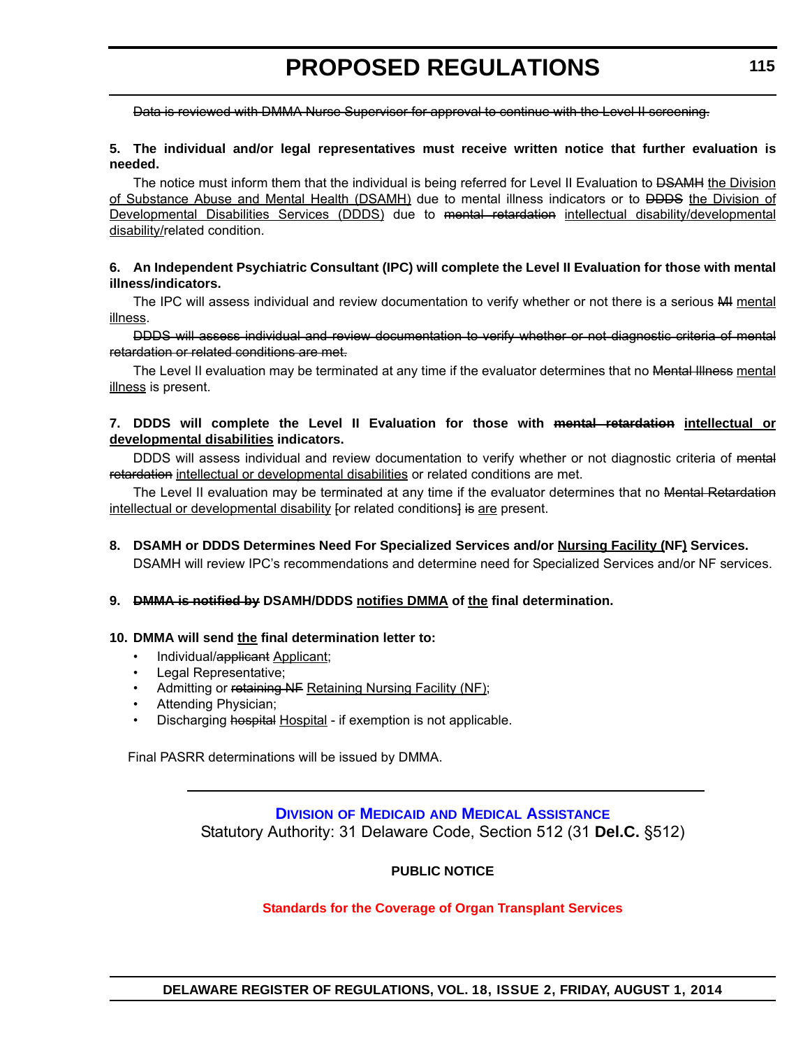~~Data is reviewed with DMMA Nurse Supervisor for approval to continue with the Level II screening.~~

**5. The individual and/or legal representatives must receive written notice that further evaluation is needed.**

The notice must inform them that the individual is being referred for Level II Evaluation to ~~DSAMH~~ <u>the Division of Substance Abuse and Mental Health (DSAMH)</u> due to mental illness indicators or to ~~DDDS~~ <u>the Division of Developmental Disabilities Services (DDDS)</u> due to ~~mental retardation~~ <u>intellectual disability/developmental disability/</u>related condition.

**6. An Independent Psychiatric Consultant (IPC) will complete the Level II Evaluation for those with mental illness/indicators.**

The IPC will assess individual and review documentation to verify whether or not there is a serious ~~MI~~ <u>mental illness</u>.

~~DDDS will assess individual and review documentation to verify whether or not diagnostic criteria of mental retardation or related conditions are met.~~

The Level II evaluation may be terminated at any time if the evaluator determines that no ~~Mental Illness~~ <u>mental illness</u> is present.

**7. DDDS will complete the Level II Evaluation for those with ~~mental retardation~~ <u>intellectual or developmental disabilities</u> indicators.**

DDDS will assess individual and review documentation to verify whether or not diagnostic criteria of ~~mental retardation~~ <u>intellectual or developmental disabilities</u> or related conditions are met.

The Level II evaluation may be terminated at any time if the evaluator determines that no ~~Mental Retardation~~ <u>intellectual or developmental disability</u> [or related conditions] ~~is~~ <u>are</u> present.

**8. DSAMH or DDDS Determines Need For Specialized Services and/or <u>Nursing Facility (</u>NF<u>)</u> Services.**

DSAMH will review IPC's recommendations and determine need for Specialized Services and/or NF services.

**9. ~~DMMA is notified by~~ DSAMH/DDDS <u>notifies DMMA</u> of <u>the</u> final determination.**

**10. DMMA will send <u>the</u> final determination letter to:**

- Individual/~~applicant~~ <u>Applicant</u>;
- Legal Representative;
- Admitting or ~~retaining NF~~ <u>Retaining Nursing Facility (NF)</u>;
- Attending Physician;
- Discharging ~~hospital~~ <u>Hospital</u> - if exemption is not applicable.

Final PASRR determinations will be issued by DMMA.

---

## Division of Medicaid and Medical Assistance

Statutory Authority: 31 Delaware Code, Section 512 (31 **Del.C.** §512)

**PUBLIC NOTICE**

**Standards for the Coverage of Organ Transplant Services**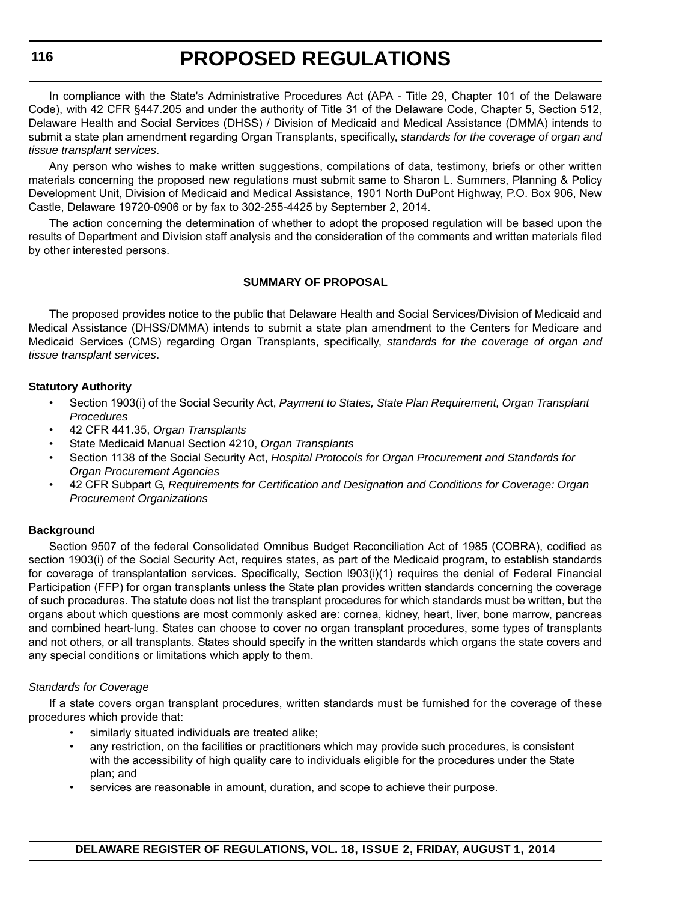In compliance with the State's Administrative Procedures Act (APA - Title 29, Chapter 101 of the Delaware Code), with 42 CFR §447.205 and under the authority of Title 31 of the Delaware Code, Chapter 5, Section 512, Delaware Health and Social Services (DHSS) / Division of Medicaid and Medical Assistance (DMMA) intends to submit a state plan amendment regarding Organ Transplants, specifically, *standards for the coverage of organ and tissue transplant services*.

Any person who wishes to make written suggestions, compilations of data, testimony, briefs or other written materials concerning the proposed new regulations must submit same to Sharon L. Summers, Planning & Policy Development Unit, Division of Medicaid and Medical Assistance, 1901 North DuPont Highway, P.O. Box 906, New Castle, Delaware 19720-0906 or by fax to 302-255-4425 by September 2, 2014.

The action concerning the determination of whether to adopt the proposed regulation will be based upon the results of Department and Division staff analysis and the consideration of the comments and written materials filed by other interested persons.

**SUMMARY OF PROPOSAL**

The proposed provides notice to the public that Delaware Health and Social Services/Division of Medicaid and Medical Assistance (DHSS/DMMA) intends to submit a state plan amendment to the Centers for Medicare and Medicaid Services (CMS) regarding Organ Transplants, specifically, *standards for the coverage of organ and tissue transplant services*.

**Statutory Authority**

- Section 1903(i) of the Social Security Act, *Payment to States, State Plan Requirement, Organ Transplant Procedures*
- 42 CFR 441.35, *Organ Transplants*
- State Medicaid Manual Section 4210, *Organ Transplants*
- Section 1138 of the Social Security Act, *Hospital Protocols for Organ Procurement and Standards for Organ Procurement Agencies*
- 42 CFR Subpart G, *Requirements for Certification and Designation and Conditions for Coverage: Organ Procurement Organizations*

**Background**

Section 9507 of the federal Consolidated Omnibus Budget Reconciliation Act of 1985 (COBRA), codified as section 1903(i) of the Social Security Act, requires states, as part of the Medicaid program, to establish standards for coverage of transplantation services. Specifically, Section l903(i)(1) requires the denial of Federal Financial Participation (FFP) for organ transplants unless the State plan provides written standards concerning the coverage of such procedures. The statute does not list the transplant procedures for which standards must be written, but the organs about which questions are most commonly asked are: cornea, kidney, heart, liver, bone marrow, pancreas and combined heart-lung. States can choose to cover no organ transplant procedures, some types of transplants and not others, or all transplants. States should specify in the written standards which organs the state covers and any special conditions or limitations which apply to them.

*Standards for Coverage*

If a state covers organ transplant procedures, written standards must be furnished for the coverage of these procedures which provide that:

- similarly situated individuals are treated alike;
- any restriction, on the facilities or practitioners which may provide such procedures, is consistent with the accessibility of high quality care to individuals eligible for the procedures under the State plan; and
- services are reasonable in amount, duration, and scope to achieve their purpose.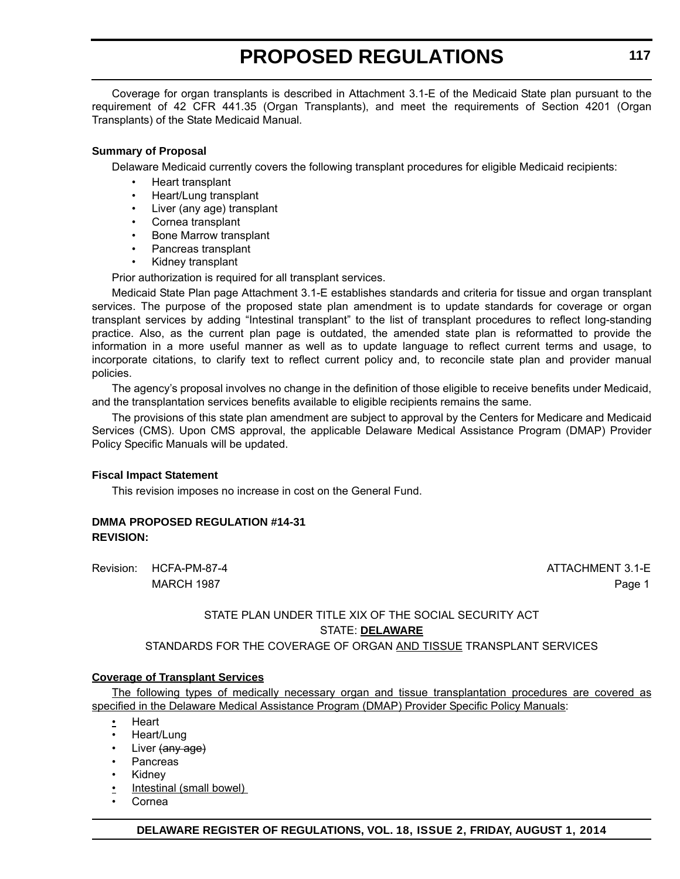Coverage for organ transplants is described in Attachment 3.1-E of the Medicaid State plan pursuant to the requirement of 42 CFR 441.35 (Organ Transplants), and meet the requirements of Section 4201 (Organ Transplants) of the State Medicaid Manual.

**Summary of Proposal**

Delaware Medicaid currently covers the following transplant procedures for eligible Medicaid recipients:

- Heart transplant
- Heart/Lung transplant
- Liver (any age) transplant
- Cornea transplant
- Bone Marrow transplant
- Pancreas transplant
- Kidney transplant

Prior authorization is required for all transplant services.

Medicaid State Plan page Attachment 3.1-E establishes standards and criteria for tissue and organ transplant services. The purpose of the proposed state plan amendment is to update standards for coverage or organ transplant services by adding "Intestinal transplant" to the list of transplant procedures to reflect long-standing practice. Also, as the current plan page is outdated, the amended state plan is reformatted to provide the information in a more useful manner as well as to update language to reflect current terms and usage, to incorporate citations, to clarify text to reflect current policy and, to reconcile state plan and provider manual policies.

The agency's proposal involves no change in the definition of those eligible to receive benefits under Medicaid, and the transplantation services benefits available to eligible recipients remains the same.

The provisions of this state plan amendment are subject to approval by the Centers for Medicare and Medicaid Services (CMS). Upon CMS approval, the applicable Delaware Medical Assistance Program (DMAP) Provider Policy Specific Manuals will be updated.

**Fiscal Impact Statement**

This revision imposes no increase in cost on the General Fund.

**DMMA PROPOSED REGULATION #14-31**
**REVISION:**

Revision: HCFA-PM-87-4 ATTACHMENT 3.1-E
MARCH 1987 Page 1

STATE PLAN UNDER TITLE XIX OF THE SOCIAL SECURITY ACT

STATE: **DELAWARE**

STANDARDS FOR THE COVERAGE OF ORGAN AND TISSUE TRANSPLANT SERVICES

**Coverage of Transplant Services**

The following types of medically necessary organ and tissue transplantation procedures are covered as specified in the Delaware Medical Assistance Program (DMAP) Provider Specific Policy Manuals:

- Heart
- Heart/Lung
- Liver ~~(any age)~~
- Pancreas
- Kidney
- Intestinal (small bowel)
- Cornea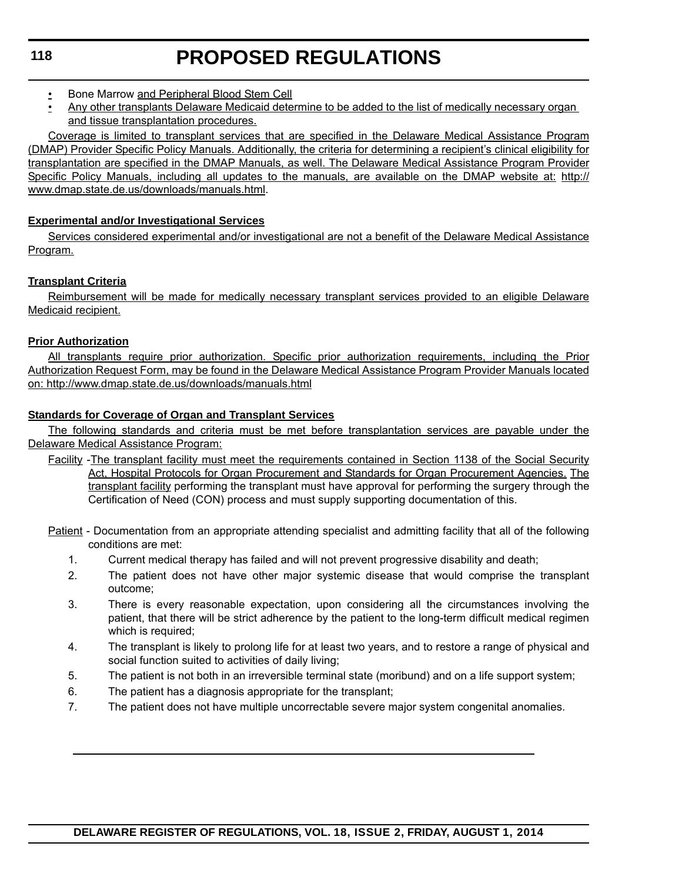- Bone Marrow and Peripheral Blood Stem Cell
- Any other transplants Delaware Medicaid determine to be added to the list of medically necessary organ and tissue transplantation procedures.

Coverage is limited to transplant services that are specified in the Delaware Medical Assistance Program (DMAP) Provider Specific Policy Manuals. Additionally, the criteria for determining a recipient's clinical eligibility for transplantation are specified in the DMAP Manuals, as well. The Delaware Medical Assistance Program Provider Specific Policy Manuals, including all updates to the manuals, are available on the DMAP website at: http://www.dmap.state.de.us/downloads/manuals.html.

**Experimental and/or Investigational Services**

Services considered experimental and/or investigational are not a benefit of the Delaware Medical Assistance Program.

**Transplant Criteria**

Reimbursement will be made for medically necessary transplant services provided to an eligible Delaware Medicaid recipient.

**Prior Authorization**

All transplants require prior authorization. Specific prior authorization requirements, including the Prior Authorization Request Form, may be found in the Delaware Medical Assistance Program Provider Manuals located on: http://www.dmap.state.de.us/downloads/manuals.html

**Standards for Coverage of Organ and Transplant Services**

The following standards and criteria must be met before transplantation services are payable under the Delaware Medical Assistance Program:

Facility - The transplant facility must meet the requirements contained in Section 1138 of the Social Security Act, Hospital Protocols for Organ Procurement and Standards for Organ Procurement Agencies. The transplant facility performing the transplant must have approval for performing the surgery through the Certification of Need (CON) process and must supply supporting documentation of this.

Patient - Documentation from an appropriate attending specialist and admitting facility that all of the following conditions are met:

1. Current medical therapy has failed and will not prevent progressive disability and death;
2. The patient does not have other major systemic disease that would comprise the transplant outcome;
3. There is every reasonable expectation, upon considering all the circumstances involving the patient, that there will be strict adherence by the patient to the long-term difficult medical regimen which is required;
4. The transplant is likely to prolong life for at least two years, and to restore a range of physical and social function suited to activities of daily living;
5. The patient is not both in an irreversible terminal state (moribund) and on a life support system;
6. The patient has a diagnosis appropriate for the transplant;
7. The patient does not have multiple uncorrectable severe major system congenital anomalies.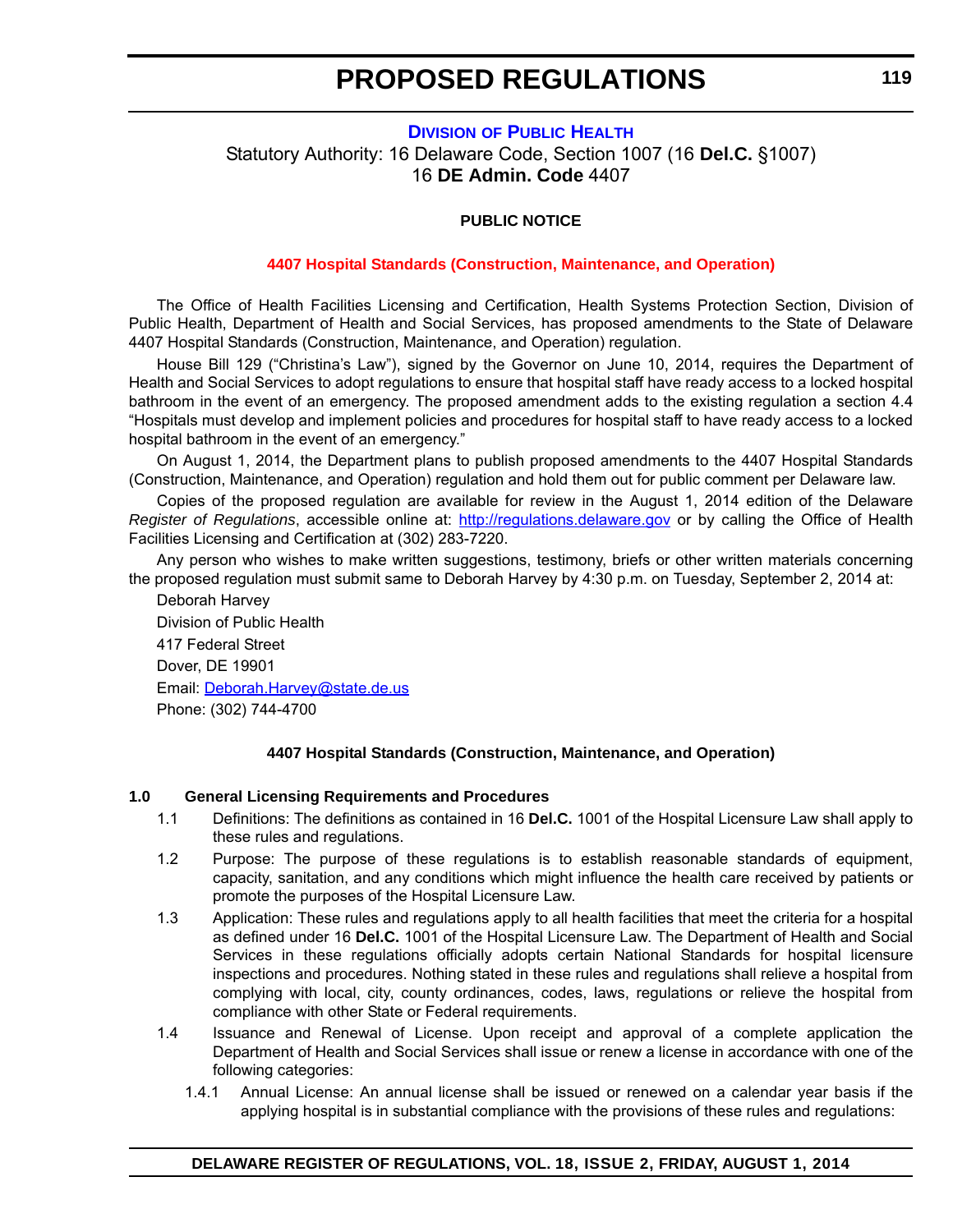# PROPOSED REGULATIONS

## DIVISION OF PUBLIC HEALTH

Statutory Authority: 16 Delaware Code, Section 1007 (16 **Del.C.** §1007)
16 **DE Admin. Code** 4407

**PUBLIC NOTICE**

**4407 Hospital Standards (Construction, Maintenance, and Operation)**

The Office of Health Facilities Licensing and Certification, Health Systems Protection Section, Division of Public Health, Department of Health and Social Services, has proposed amendments to the State of Delaware 4407 Hospital Standards (Construction, Maintenance, and Operation) regulation.

House Bill 129 ("Christina's Law"), signed by the Governor on June 10, 2014, requires the Department of Health and Social Services to adopt regulations to ensure that hospital staff have ready access to a locked hospital bathroom in the event of an emergency. The proposed amendment adds to the existing regulation a section 4.4 "Hospitals must develop and implement policies and procedures for hospital staff to have ready access to a locked hospital bathroom in the event of an emergency."

On August 1, 2014, the Department plans to publish proposed amendments to the 4407 Hospital Standards (Construction, Maintenance, and Operation) regulation and hold them out for public comment per Delaware law.

Copies of the proposed regulation are available for review in the August 1, 2014 edition of the Delaware *Register of Regulations*, accessible online at: http://regulations.delaware.gov or by calling the Office of Health Facilities Licensing and Certification at (302) 283-7220.

Any person who wishes to make written suggestions, testimony, briefs or other written materials concerning the proposed regulation must submit same to Deborah Harvey by 4:30 p.m. on Tuesday, September 2, 2014 at:

Deborah Harvey
Division of Public Health
417 Federal Street
Dover, DE 19901
Email: Deborah.Harvey@state.de.us
Phone: (302) 744-4700

**4407 Hospital Standards (Construction, Maintenance, and Operation)**

**1.0 General Licensing Requirements and Procedures**

1.1 Definitions: The definitions as contained in 16 **Del.C.** 1001 of the Hospital Licensure Law shall apply to these rules and regulations.

1.2 Purpose: The purpose of these regulations is to establish reasonable standards of equipment, capacity, sanitation, and any conditions which might influence the health care received by patients or promote the purposes of the Hospital Licensure Law.

1.3 Application: These rules and regulations apply to all health facilities that meet the criteria for a hospital as defined under 16 **Del.C.** 1001 of the Hospital Licensure Law. The Department of Health and Social Services in these regulations officially adopts certain National Standards for hospital licensure inspections and procedures. Nothing stated in these rules and regulations shall relieve a hospital from complying with local, city, county ordinances, codes, laws, regulations or relieve the hospital from compliance with other State or Federal requirements.

1.4 Issuance and Renewal of License. Upon receipt and approval of a complete application the Department of Health and Social Services shall issue or renew a license in accordance with one of the following categories:

1.4.1 Annual License: An annual license shall be issued or renewed on a calendar year basis if the applying hospital is in substantial compliance with the provisions of these rules and regulations: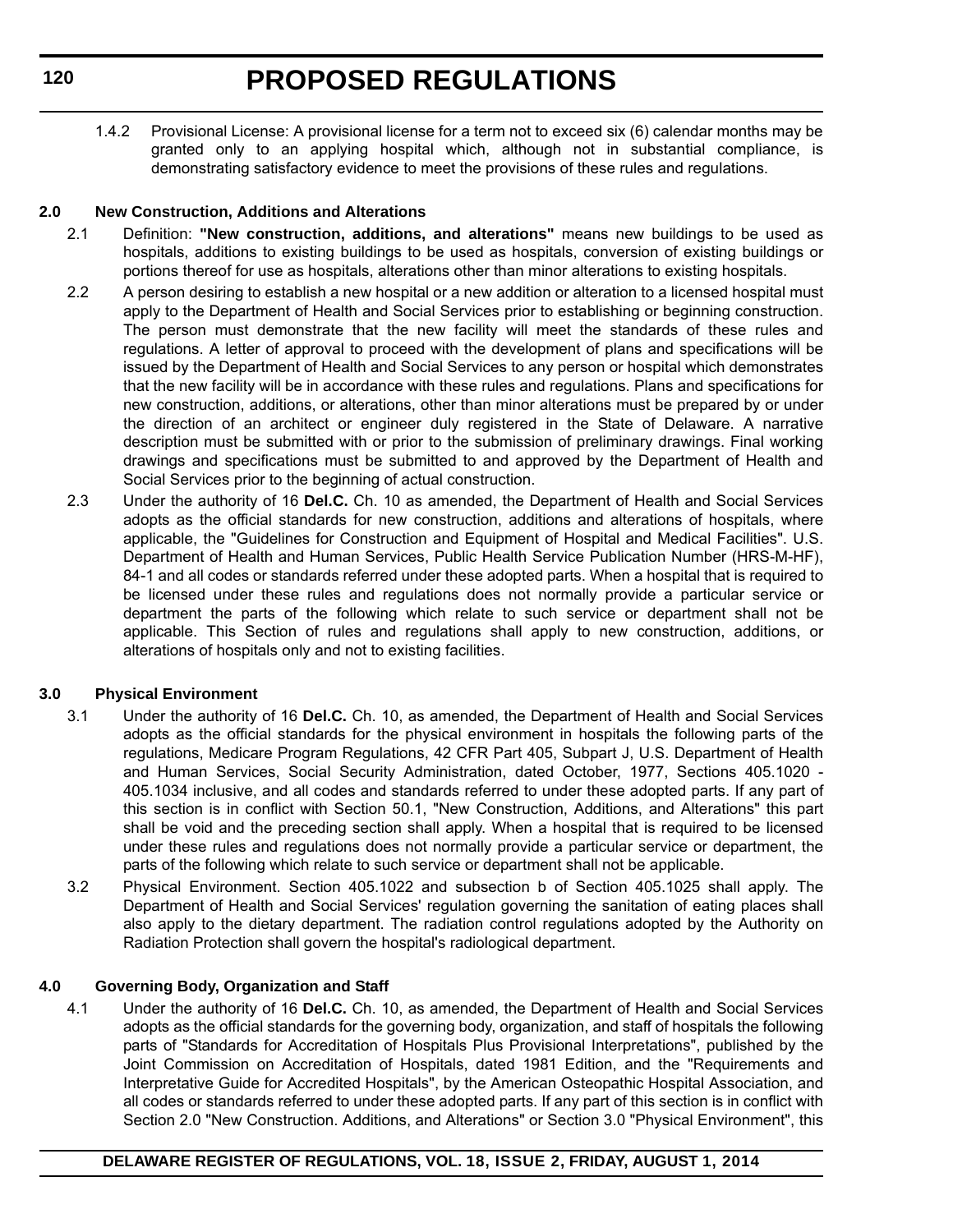1.4.2 Provisional License: A provisional license for a term not to exceed six (6) calendar months may be granted only to an applying hospital which, although not in substantial compliance, is demonstrating satisfactory evidence to meet the provisions of these rules and regulations.

**2.0 New Construction, Additions and Alterations**

2.1 Definition: **"New construction, additions, and alterations"** means new buildings to be used as hospitals, additions to existing buildings to be used as hospitals, conversion of existing buildings or portions thereof for use as hospitals, alterations other than minor alterations to existing hospitals.

2.2 A person desiring to establish a new hospital or a new addition or alteration to a licensed hospital must apply to the Department of Health and Social Services prior to establishing or beginning construction. The person must demonstrate that the new facility will meet the standards of these rules and regulations. A letter of approval to proceed with the development of plans and specifications will be issued by the Department of Health and Social Services to any person or hospital which demonstrates that the new facility will be in accordance with these rules and regulations. Plans and specifications for new construction, additions, or alterations, other than minor alterations must be prepared by or under the direction of an architect or engineer duly registered in the State of Delaware. A narrative description must be submitted with or prior to the submission of preliminary drawings. Final working drawings and specifications must be submitted to and approved by the Department of Health and Social Services prior to the beginning of actual construction.

2.3 Under the authority of 16 **Del.C.** Ch. 10 as amended, the Department of Health and Social Services adopts as the official standards for new construction, additions and alterations of hospitals, where applicable, the "Guidelines for Construction and Equipment of Hospital and Medical Facilities". U.S. Department of Health and Human Services, Public Health Service Publication Number (HRS-M-HF), 84-1 and all codes or standards referred under these adopted parts. When a hospital that is required to be licensed under these rules and regulations does not normally provide a particular service or department the parts of the following which relate to such service or department shall not be applicable. This Section of rules and regulations shall apply to new construction, additions, or alterations of hospitals only and not to existing facilities.

**3.0 Physical Environment**

3.1 Under the authority of 16 **Del.C.** Ch. 10, as amended, the Department of Health and Social Services adopts as the official standards for the physical environment in hospitals the following parts of the regulations, Medicare Program Regulations, 42 CFR Part 405, Subpart J, U.S. Department of Health and Human Services, Social Security Administration, dated October, 1977, Sections 405.1020 - 405.1034 inclusive, and all codes and standards referred to under these adopted parts. If any part of this section is in conflict with Section 50.1, "New Construction, Additions, and Alterations" this part shall be void and the preceding section shall apply. When a hospital that is required to be licensed under these rules and regulations does not normally provide a particular service or department, the parts of the following which relate to such service or department shall not be applicable.

3.2 Physical Environment. Section 405.1022 and subsection b of Section 405.1025 shall apply. The Department of Health and Social Services' regulation governing the sanitation of eating places shall also apply to the dietary department. The radiation control regulations adopted by the Authority on Radiation Protection shall govern the hospital's radiological department.

**4.0 Governing Body, Organization and Staff**

4.1 Under the authority of 16 **Del.C.** Ch. 10, as amended, the Department of Health and Social Services adopts as the official standards for the governing body, organization, and staff of hospitals the following parts of "Standards for Accreditation of Hospitals Plus Provisional Interpretations", published by the Joint Commission on Accreditation of Hospitals, dated 1981 Edition, and the "Requirements and Interpretative Guide for Accredited Hospitals", by the American Osteopathic Hospital Association, and all codes or standards referred to under these adopted parts. If any part of this section is in conflict with Section 2.0 "New Construction. Additions, and Alterations" or Section 3.0 "Physical Environment", this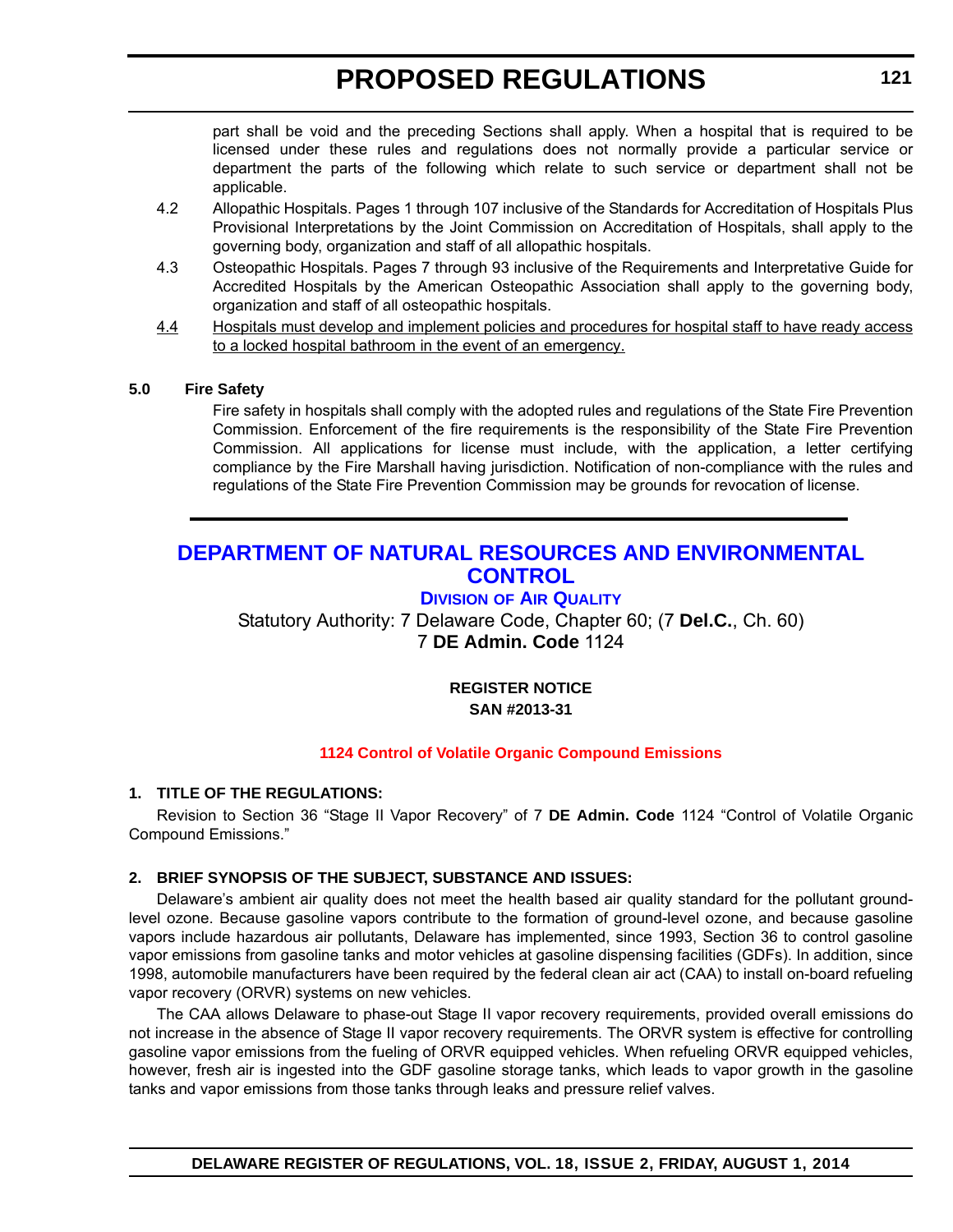part shall be void and the preceding Sections shall apply. When a hospital that is required to be licensed under these rules and regulations does not normally provide a particular service or department the parts of the following which relate to such service or department shall not be applicable.

4.2 Allopathic Hospitals. Pages 1 through 107 inclusive of the Standards for Accreditation of Hospitals Plus Provisional Interpretations by the Joint Commission on Accreditation of Hospitals, shall apply to the governing body, organization and staff of all allopathic hospitals.

4.3 Osteopathic Hospitals. Pages 7 through 93 inclusive of the Requirements and Interpretative Guide for Accredited Hospitals by the American Osteopathic Association shall apply to the governing body, organization and staff of all osteopathic hospitals.

<u>4.4 Hospitals must develop and implement policies and procedures for hospital staff to have ready access to a locked hospital bathroom in the event of an emergency.</u>

**5.0 Fire Safety**

Fire safety in hospitals shall comply with the adopted rules and regulations of the State Fire Prevention Commission. Enforcement of the fire requirements is the responsibility of the State Fire Prevention Commission. All applications for license must include, with the application, a letter certifying compliance by the Fire Marshall having jurisdiction. Notification of non-compliance with the rules and regulations of the State Fire Prevention Commission may be grounds for revocation of license.

---

# DEPARTMENT OF NATURAL RESOURCES AND ENVIRONMENTAL CONTROL

## Division of Air Quality

Statutory Authority: 7 Delaware Code, Chapter 60; (7 **Del.C.**, Ch. 60)
7 **DE Admin. Code** 1124

**REGISTER NOTICE**
**SAN #2013-31**

### 1124 Control of Volatile Organic Compound Emissions

**1. TITLE OF THE REGULATIONS:**

Revision to Section 36 "Stage II Vapor Recovery" of 7 **DE Admin. Code** 1124 "Control of Volatile Organic Compound Emissions."

**2. BRIEF SYNOPSIS OF THE SUBJECT, SUBSTANCE AND ISSUES:**

Delaware's ambient air quality does not meet the health based air quality standard for the pollutant ground-level ozone. Because gasoline vapors contribute to the formation of ground-level ozone, and because gasoline vapors include hazardous air pollutants, Delaware has implemented, since 1993, Section 36 to control gasoline vapor emissions from gasoline tanks and motor vehicles at gasoline dispensing facilities (GDFs). In addition, since 1998, automobile manufacturers have been required by the federal clean air act (CAA) to install on-board refueling vapor recovery (ORVR) systems on new vehicles.

The CAA allows Delaware to phase-out Stage II vapor recovery requirements, provided overall emissions do not increase in the absence of Stage II vapor recovery requirements. The ORVR system is effective for controlling gasoline vapor emissions from the fueling of ORVR equipped vehicles. When refueling ORVR equipped vehicles, however, fresh air is ingested into the GDF gasoline storage tanks, which leads to vapor growth in the gasoline tanks and vapor emissions from those tanks through leaks and pressure relief valves.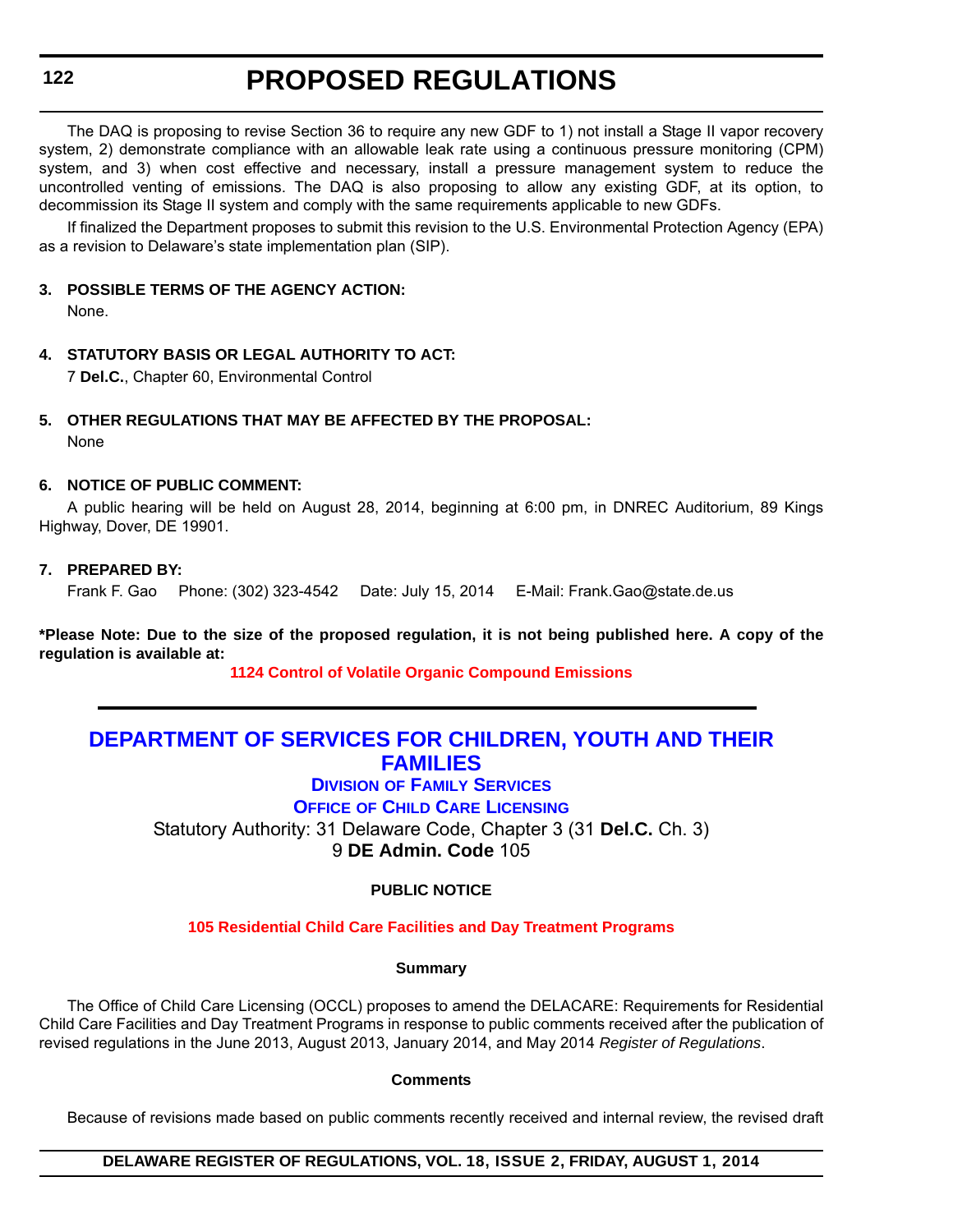The DAQ is proposing to revise Section 36 to require any new GDF to 1) not install a Stage II vapor recovery system, 2) demonstrate compliance with an allowable leak rate using a continuous pressure monitoring (CPM) system, and 3) when cost effective and necessary, install a pressure management system to reduce the uncontrolled venting of emissions. The DAQ is also proposing to allow any existing GDF, at its option, to decommission its Stage II system and comply with the same requirements applicable to new GDFs.

If finalized the Department proposes to submit this revision to the U.S. Environmental Protection Agency (EPA) as a revision to Delaware's state implementation plan (SIP).

**3. POSSIBLE TERMS OF THE AGENCY ACTION:**

None.

**4. STATUTORY BASIS OR LEGAL AUTHORITY TO ACT:**

7 **Del.C.**, Chapter 60, Environmental Control

**5. OTHER REGULATIONS THAT MAY BE AFFECTED BY THE PROPOSAL:**

None

**6. NOTICE OF PUBLIC COMMENT:**

A public hearing will be held on August 28, 2014, beginning at 6:00 pm, in DNREC Auditorium, 89 Kings Highway, Dover, DE 19901.

**7. PREPARED BY:**

Frank F. Gao     Phone: (302) 323-4542     Date: July 15, 2014     E-Mail: Frank.Gao@state.de.us

**\*Please Note: Due to the size of the proposed regulation, it is not being published here. A copy of the regulation is available at:**

**1124 Control of Volatile Organic Compound Emissions**

---

# DEPARTMENT OF SERVICES FOR CHILDREN, YOUTH AND THEIR FAMILIES

## Division of Family Services

## Office of Child Care Licensing

Statutory Authority: 31 Delaware Code, Chapter 3 (31 **Del.C.** Ch. 3)
9 **DE Admin. Code** 105

**PUBLIC NOTICE**

**105 Residential Child Care Facilities and Day Treatment Programs**

**Summary**

The Office of Child Care Licensing (OCCL) proposes to amend the DELACARE: Requirements for Residential Child Care Facilities and Day Treatment Programs in response to public comments received after the publication of revised regulations in the June 2013, August 2013, January 2014, and May 2014 *Register of Regulations*.

**Comments**

Because of revisions made based on public comments recently received and internal review, the revised draft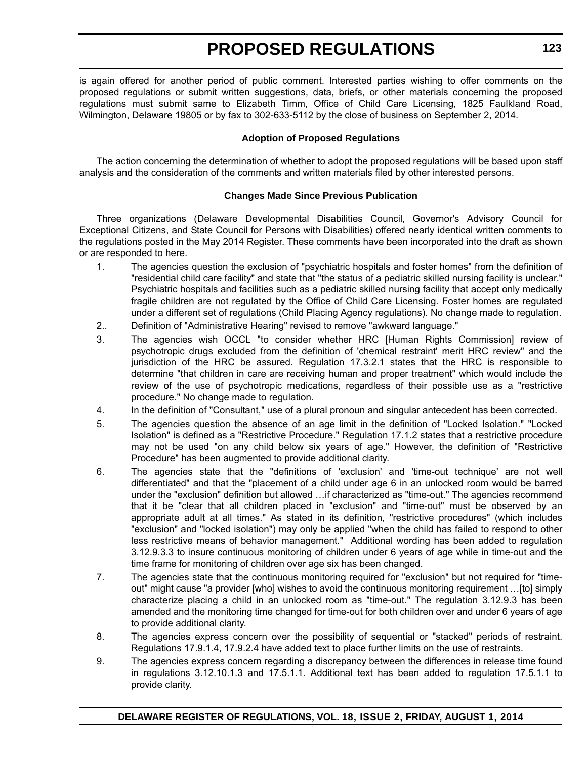is again offered for another period of public comment. Interested parties wishing to offer comments on the proposed regulations or submit written suggestions, data, briefs, or other materials concerning the proposed regulations must submit same to Elizabeth Timm, Office of Child Care Licensing, 1825 Faulkland Road, Wilmington, Delaware 19805 or by fax to 302-633-5112 by the close of business on September 2, 2014.

**Adoption of Proposed Regulations**

The action concerning the determination of whether to adopt the proposed regulations will be based upon staff analysis and the consideration of the comments and written materials filed by other interested persons.

**Changes Made Since Previous Publication**

Three organizations (Delaware Developmental Disabilities Council, Governor's Advisory Council for Exceptional Citizens, and State Council for Persons with Disabilities) offered nearly identical written comments to the regulations posted in the May 2014 Register. These comments have been incorporated into the draft as shown or are responded to here.

1. The agencies question the exclusion of "psychiatric hospitals and foster homes" from the definition of "residential child care facility" and state that "the status of a pediatric skilled nursing facility is unclear." Psychiatric hospitals and facilities such as a pediatric skilled nursing facility that accept only medically fragile children are not regulated by the Office of Child Care Licensing. Foster homes are regulated under a different set of regulations (Child Placing Agency regulations). No change made to regulation.
2. Definition of "Administrative Hearing" revised to remove "awkward language."
3. The agencies wish OCCL "to consider whether HRC [Human Rights Commission] review of psychotropic drugs excluded from the definition of 'chemical restraint' merit HRC review" and the jurisdiction of the HRC be assured. Regulation 17.3.2.1 states that the HRC is responsible to determine "that children in care are receiving human and proper treatment" which would include the review of the use of psychotropic medications, regardless of their possible use as a "restrictive procedure." No change made to regulation.
4. In the definition of "Consultant," use of a plural pronoun and singular antecedent has been corrected.
5. The agencies question the absence of an age limit in the definition of "Locked Isolation." "Locked Isolation" is defined as a "Restrictive Procedure." Regulation 17.1.2 states that a restrictive procedure may not be used "on any child below six years of age." However, the definition of "Restrictive Procedure" has been augmented to provide additional clarity.
6. The agencies state that the "definitions of 'exclusion' and 'time-out technique' are not well differentiated" and that the "placement of a child under age 6 in an unlocked room would be barred under the "exclusion" definition but allowed …if characterized as "time-out." The agencies recommend that it be "clear that all children placed in "exclusion" and "time-out" must be observed by an appropriate adult at all times." As stated in its definition, "restrictive procedures" (which includes "exclusion" and "locked isolation") may only be applied "when the child has failed to respond to other less restrictive means of behavior management." Additional wording has been added to regulation 3.12.9.3.3 to insure continuous monitoring of children under 6 years of age while in time-out and the time frame for monitoring of children over age six has been changed.
7. The agencies state that the continuous monitoring required for "exclusion" but not required for "time-out" might cause "a provider [who] wishes to avoid the continuous monitoring requirement …[to] simply characterize placing a child in an unlocked room as "time-out." The regulation 3.12.9.3 has been amended and the monitoring time changed for time-out for both children over and under 6 years of age to provide additional clarity.
8. The agencies express concern over the possibility of sequential or "stacked" periods of restraint. Regulations 17.9.1.4, 17.9.2.4 have added text to place further limits on the use of restraints.
9. The agencies express concern regarding a discrepancy between the differences in release time found in regulations 3.12.10.1.3 and 17.5.1.1. Additional text has been added to regulation 17.5.1.1 to provide clarity.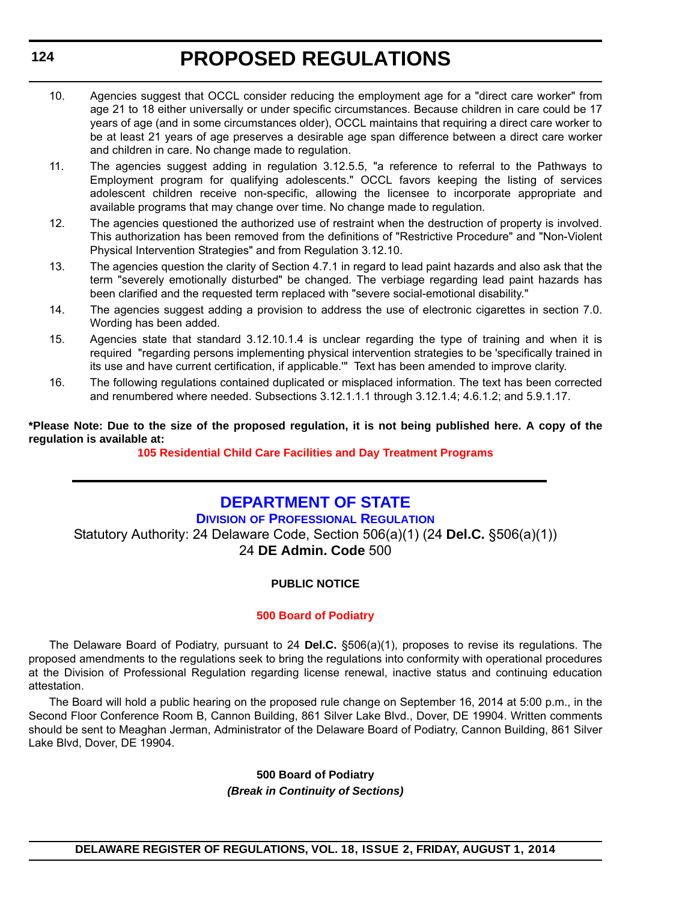10. Agencies suggest that OCCL consider reducing the employment age for a "direct care worker" from age 21 to 18 either universally or under specific circumstances. Because children in care could be 17 years of age (and in some circumstances older), OCCL maintains that requiring a direct care worker to be at least 21 years of age preserves a desirable age span difference between a direct care worker and children in care. No change made to regulation.
11. The agencies suggest adding in regulation 3.12.5.5, "a reference to referral to the Pathways to Employment program for qualifying adolescents." OCCL favors keeping the listing of services adolescent children receive non-specific, allowing the licensee to incorporate appropriate and available programs that may change over time. No change made to regulation.
12. The agencies questioned the authorized use of restraint when the destruction of property is involved. This authorization has been removed from the definitions of "Restrictive Procedure" and "Non-Violent Physical Intervention Strategies" and from Regulation 3.12.10.
13. The agencies question the clarity of Section 4.7.1 in regard to lead paint hazards and also ask that the term "severely emotionally disturbed" be changed. The verbiage regarding lead paint hazards has been clarified and the requested term replaced with "severe social-emotional disability."
14. The agencies suggest adding a provision to address the use of electronic cigarettes in section 7.0. Wording has been added.
15. Agencies state that standard 3.12.10.1.4 is unclear regarding the type of training and when it is required "regarding persons implementing physical intervention strategies to be 'specifically trained in its use and have current certification, if applicable.'" Text has been amended to improve clarity.
16. The following regulations contained duplicated or misplaced information. The text has been corrected and renumbered where needed. Subsections 3.12.1.1.1 through 3.12.1.4; 4.6.1.2; and 5.9.1.17.

**\*Please Note: Due to the size of the proposed regulation, it is not being published here. A copy of the regulation is available at:**

**105 Residential Child Care Facilities and Day Treatment Programs**

---

## DEPARTMENT OF STATE

### DIVISION OF PROFESSIONAL REGULATION

Statutory Authority: 24 Delaware Code, Section 506(a)(1) (24 **Del.C.** §506(a)(1))
24 **DE Admin. Code** 500

**PUBLIC NOTICE**

**500 Board of Podiatry**

The Delaware Board of Podiatry, pursuant to 24 **Del.C.** §506(a)(1), proposes to revise its regulations. The proposed amendments to the regulations seek to bring the regulations into conformity with operational procedures at the Division of Professional Regulation regarding license renewal, inactive status and continuing education attestation.

The Board will hold a public hearing on the proposed rule change on September 16, 2014 at 5:00 p.m., in the Second Floor Conference Room B, Cannon Building, 861 Silver Lake Blvd., Dover, DE 19904. Written comments should be sent to Meaghan Jerman, Administrator of the Delaware Board of Podiatry, Cannon Building, 861 Silver Lake Blvd, Dover, DE 19904.

**500 Board of Podiatry**

***(Break in Continuity of Sections)***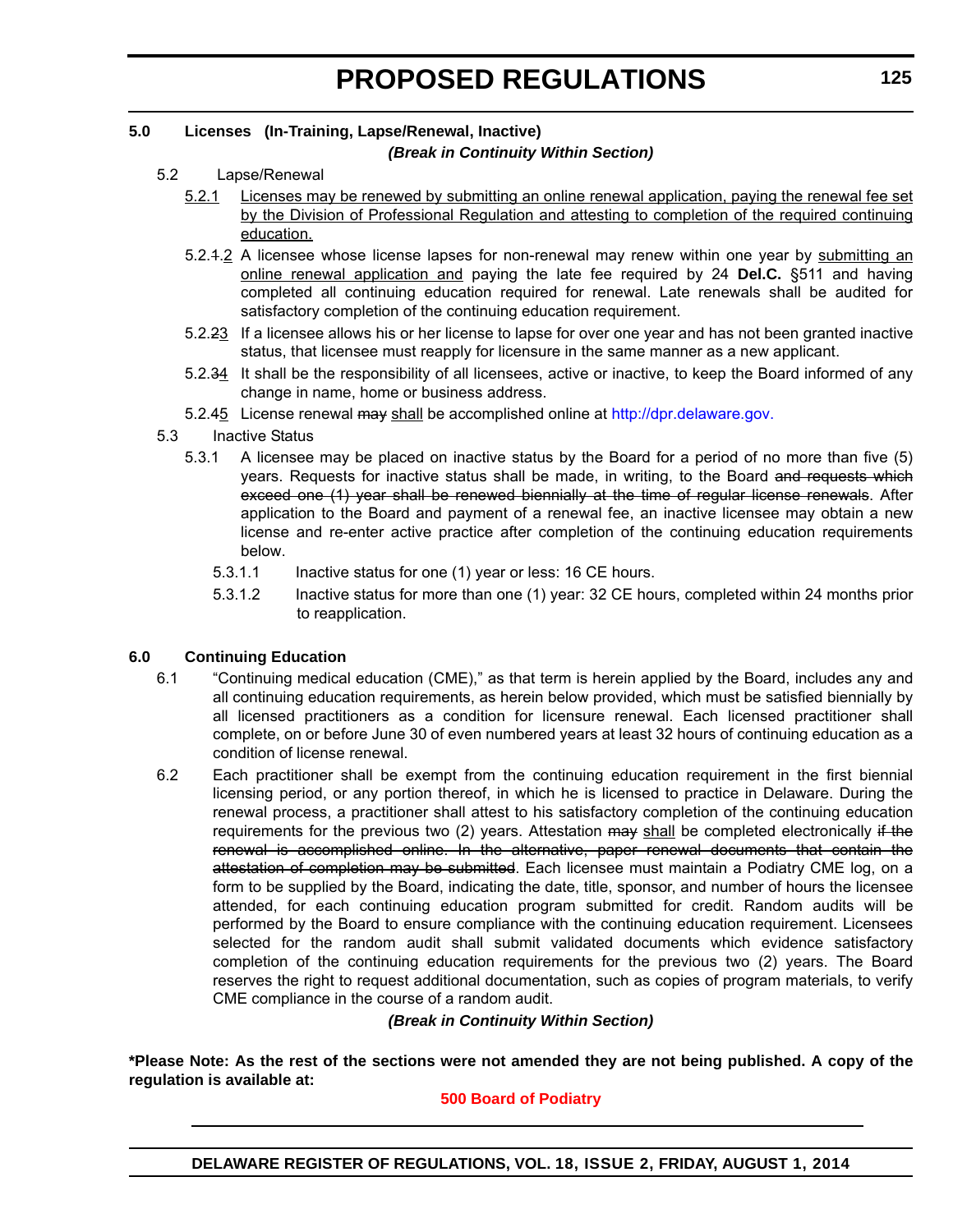### 5.0 Licenses (In-Training, Lapse/Renewal, Inactive)

***(Break in Continuity Within Section)***

5.2 Lapse/Renewal

<u>5.2.1</u> <u>Licenses may be renewed by submitting an online renewal application, paying the renewal fee set by the Division of Professional Regulation and attesting to completion of the required continuing education.</u>

5.2.~~1~~.<u>2</u> A licensee whose license lapses for non-renewal may renew within one year by <u>submitting an online renewal application and</u> paying the late fee required by 24 **Del.C.** §511 and having completed all continuing education required for renewal. Late renewals shall be audited for satisfactory completion of the continuing education requirement.

5.2.~~2~~<u>3</u> If a licensee allows his or her license to lapse for over one year and has not been granted inactive status, that licensee must reapply for licensure in the same manner as a new applicant.

5.2.~~3~~<u>4</u> It shall be the responsibility of all licensees, active or inactive, to keep the Board informed of any change in name, home or business address.

5.2.~~4~~<u>5</u> License renewal ~~may~~ <u>shall</u> be accomplished online at http://dpr.delaware.gov.

5.3 Inactive Status

5.3.1 A licensee may be placed on inactive status by the Board for a period of no more than five (5) years. Requests for inactive status shall be made, in writing, to the Board ~~and requests which exceed one (1) year shall be renewed biennially at the time of regular license renewals~~. After application to the Board and payment of a renewal fee, an inactive licensee may obtain a new license and re-enter active practice after completion of the continuing education requirements below.

5.3.1.1 Inactive status for one (1) year or less: 16 CE hours.

5.3.1.2 Inactive status for more than one (1) year: 32 CE hours, completed within 24 months prior to reapplication.

### 6.0 Continuing Education

6.1 "Continuing medical education (CME)," as that term is herein applied by the Board, includes any and all continuing education requirements, as herein below provided, which must be satisfied biennially by all licensed practitioners as a condition for licensure renewal. Each licensed practitioner shall complete, on or before June 30 of even numbered years at least 32 hours of continuing education as a condition of license renewal.

6.2 Each practitioner shall be exempt from the continuing education requirement in the first biennial licensing period, or any portion thereof, in which he is licensed to practice in Delaware. During the renewal process, a practitioner shall attest to his satisfactory completion of the continuing education requirements for the previous two (2) years. Attestation ~~may~~ <u>shall</u> be completed electronically ~~if the renewal is accomplished online. In the alternative, paper renewal documents that contain the attestation of completion may be submitted~~. Each licensee must maintain a Podiatry CME log, on a form to be supplied by the Board, indicating the date, title, sponsor, and number of hours the licensee attended, for each continuing education program submitted for credit. Random audits will be performed by the Board to ensure compliance with the continuing education requirement. Licensees selected for the random audit shall submit validated documents which evidence satisfactory completion of the continuing education requirements for the previous two (2) years. The Board reserves the right to request additional documentation, such as copies of program materials, to verify CME compliance in the course of a random audit.

***(Break in Continuity Within Section)***

**\*Please Note: As the rest of the sections were not amended they are not being published. A copy of the regulation is available at:**

**500 Board of Podiatry**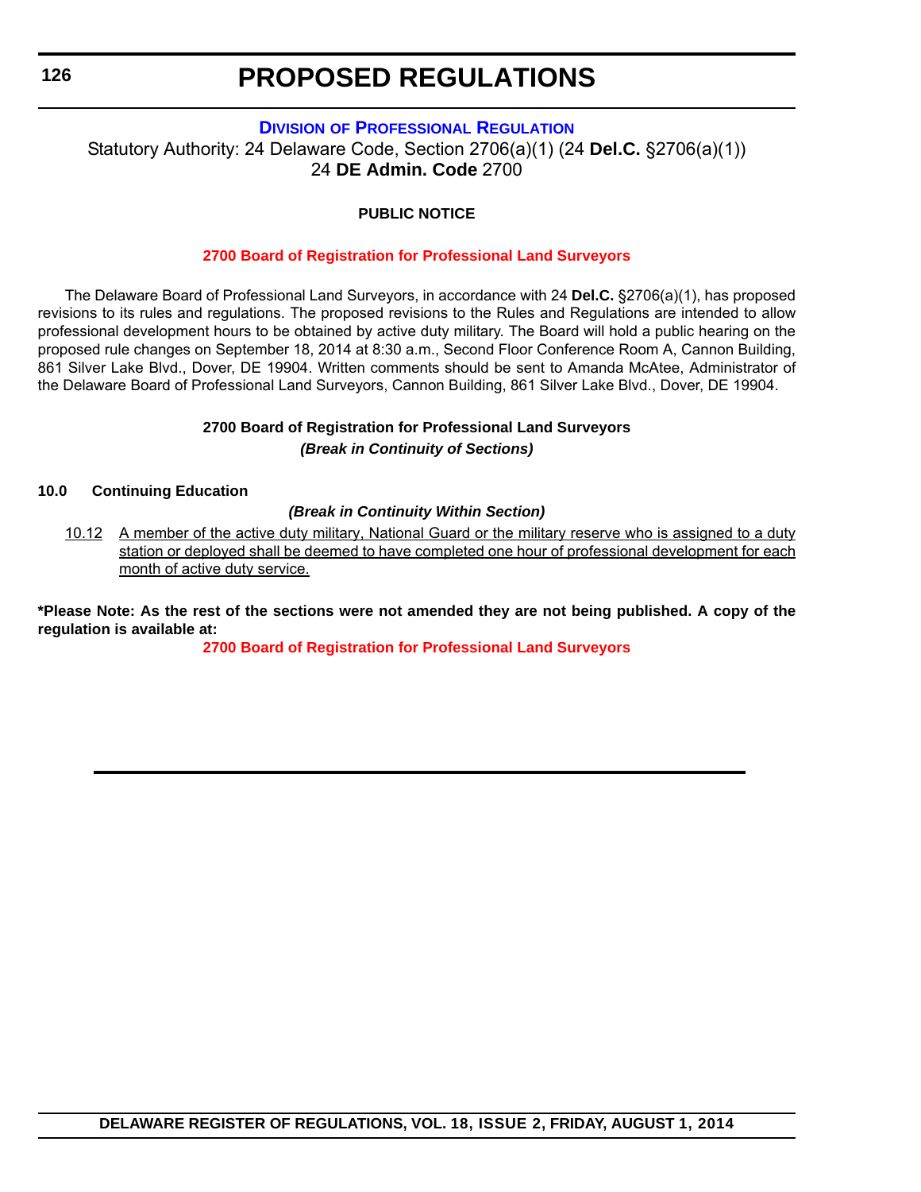# PROPOSED REGULATIONS

## Division of Professional Regulation

Statutory Authority: 24 Delaware Code, Section 2706(a)(1) (24 **Del.C.** §2706(a)(1))
24 **DE Admin. Code** 2700

**PUBLIC NOTICE**

**2700 Board of Registration for Professional Land Surveyors**

The Delaware Board of Professional Land Surveyors, in accordance with 24 **Del.C.** §2706(a)(1), has proposed revisions to its rules and regulations. The proposed revisions to the Rules and Regulations are intended to allow professional development hours to be obtained by active duty military. The Board will hold a public hearing on the proposed rule changes on September 18, 2014 at 8:30 a.m., Second Floor Conference Room A, Cannon Building, 861 Silver Lake Blvd., Dover, DE 19904. Written comments should be sent to Amanda McAtee, Administrator of the Delaware Board of Professional Land Surveyors, Cannon Building, 861 Silver Lake Blvd., Dover, DE 19904.

**2700 Board of Registration for Professional Land Surveyors**

***(Break in Continuity of Sections)***

**10.0 Continuing Education**

***(Break in Continuity Within Section)***

<u>10.12 A member of the active duty military, National Guard or the military reserve who is assigned to a duty station or deployed shall be deemed to have completed one hour of professional development for each month of active duty service.</u>

**\*Please Note: As the rest of the sections were not amended they are not being published. A copy of the regulation is available at:**

**2700 Board of Registration for Professional Land Surveyors**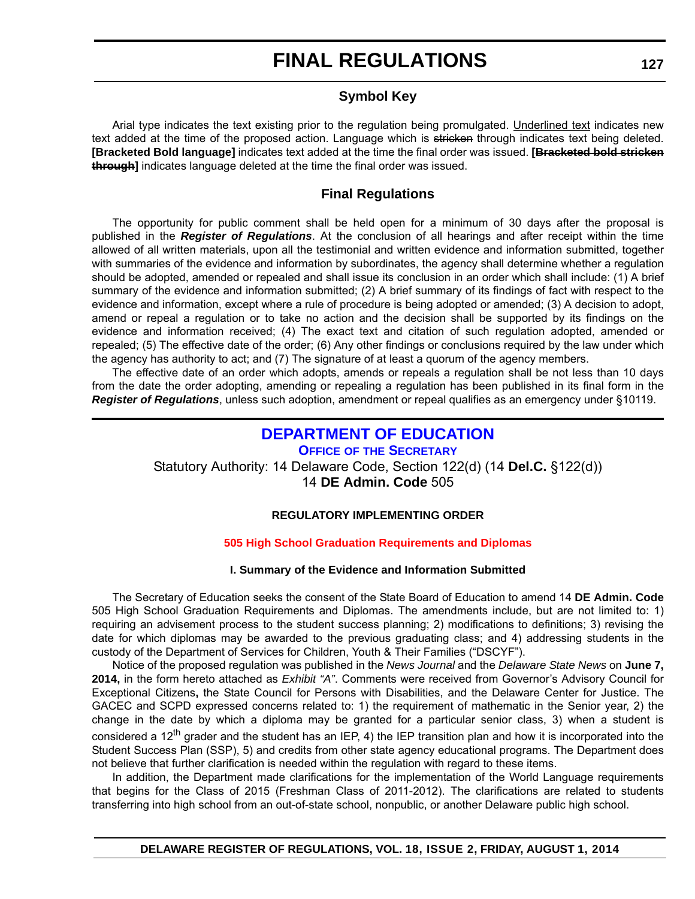# FINAL REGULATIONS

## Symbol Key

Arial type indicates the text existing prior to the regulation being promulgated. Underlined text indicates new text added at the time of the proposed action. Language which is ~~stricken~~ through indicates text being deleted. **[Bracketed Bold language]** indicates text added at the time the final order was issued. **[~~Bracketed bold stricken through~~]** indicates language deleted at the time the final order was issued.

## Final Regulations

The opportunity for public comment shall be held open for a minimum of 30 days after the proposal is published in the ***Register of Regulations***. At the conclusion of all hearings and after receipt within the time allowed of all written materials, upon all the testimonial and written evidence and information submitted, together with summaries of the evidence and information by subordinates, the agency shall determine whether a regulation should be adopted, amended or repealed and shall issue its conclusion in an order which shall include: (1) A brief summary of the evidence and information submitted; (2) A brief summary of its findings of fact with respect to the evidence and information, except where a rule of procedure is being adopted or amended; (3) A decision to adopt, amend or repeal a regulation or to take no action and the decision shall be supported by its findings on the evidence and information received; (4) The exact text and citation of such regulation adopted, amended or repealed; (5) The effective date of the order; (6) Any other findings or conclusions required by the law under which the agency has authority to act; and (7) The signature of at least a quorum of the agency members.

The effective date of an order which adopts, amends or repeals a regulation shall be not less than 10 days from the date the order adopting, amending or repealing a regulation has been published in its final form in the ***Register of Regulations***, unless such adoption, amendment or repeal qualifies as an emergency under §10119.

## DEPARTMENT OF EDUCATION

### OFFICE OF THE SECRETARY

Statutory Authority: 14 Delaware Code, Section 122(d) (14 **Del.C.** §122(d))
14 **DE Admin. Code** 505

**REGULATORY IMPLEMENTING ORDER**

**505 High School Graduation Requirements and Diplomas**

**I. Summary of the Evidence and Information Submitted**

The Secretary of Education seeks the consent of the State Board of Education to amend 14 **DE Admin. Code** 505 High School Graduation Requirements and Diplomas. The amendments include, but are not limited to: 1) requiring an advisement process to the student success planning; 2) modifications to definitions; 3) revising the date for which diplomas may be awarded to the previous graduating class; and 4) addressing students in the custody of the Department of Services for Children, Youth & Their Families ("DSCYF").

Notice of the proposed regulation was published in the *News Journal* and the *Delaware State News* on **June 7, 2014,** in the form hereto attached as *Exhibit "A"*. Comments were received from Governor's Advisory Council for Exceptional Citizens**,** the State Council for Persons with Disabilities, and the Delaware Center for Justice. The GACEC and SCPD expressed concerns related to: 1) the requirement of mathematic in the Senior year, 2) the change in the date by which a diploma may be granted for a particular senior class, 3) when a student is considered a 12th grader and the student has an IEP, 4) the IEP transition plan and how it is incorporated into the Student Success Plan (SSP), 5) and credits from other state agency educational programs. The Department does not believe that further clarification is needed within the regulation with regard to these items.

In addition, the Department made clarifications for the implementation of the World Language requirements that begins for the Class of 2015 (Freshman Class of 2011-2012). The clarifications are related to students transferring into high school from an out-of-state school, nonpublic, or another Delaware public high school.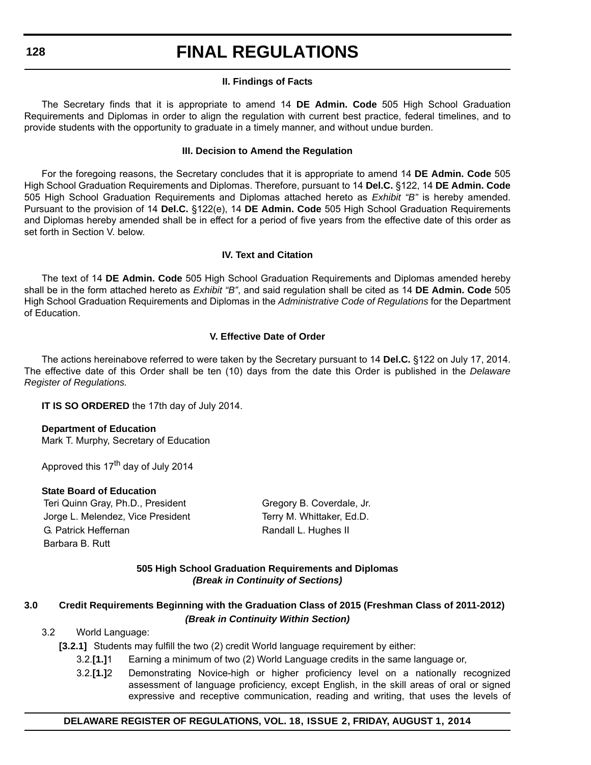### II. Findings of Facts

The Secretary finds that it is appropriate to amend 14 **DE Admin. Code** 505 High School Graduation Requirements and Diplomas in order to align the regulation with current best practice, federal timelines, and to provide students with the opportunity to graduate in a timely manner, and without undue burden.

### III. Decision to Amend the Regulation

For the foregoing reasons, the Secretary concludes that it is appropriate to amend 14 **DE Admin. Code** 505 High School Graduation Requirements and Diplomas. Therefore, pursuant to 14 **Del.C.** §122, 14 **DE Admin. Code** 505 High School Graduation Requirements and Diplomas attached hereto as *Exhibit "B"* is hereby amended. Pursuant to the provision of 14 **Del.C.** §122(e), 14 **DE Admin. Code** 505 High School Graduation Requirements and Diplomas hereby amended shall be in effect for a period of five years from the effective date of this order as set forth in Section V. below.

### IV. Text and Citation

The text of 14 **DE Admin. Code** 505 High School Graduation Requirements and Diplomas amended hereby shall be in the form attached hereto as *Exhibit "B"*, and said regulation shall be cited as 14 **DE Admin. Code** 505 High School Graduation Requirements and Diplomas in the *Administrative Code of Regulations* for the Department of Education.

### V. Effective Date of Order

The actions hereinabove referred to were taken by the Secretary pursuant to 14 **Del.C.** §122 on July 17, 2014. The effective date of this Order shall be ten (10) days from the date this Order is published in the *Delaware Register of Regulations.*

**IT IS SO ORDERED** the 17th day of July 2014.

**Department of Education**
Mark T. Murphy, Secretary of Education

Approved this 17th day of July 2014

**State Board of Education**

Teri Quinn Gray, Ph.D., President
Jorge L. Melendez, Vice President
G. Patrick Heffernan
Barbara B. Rutt
Gregory B. Coverdale, Jr.
Terry M. Whittaker, Ed.D.
Randall L. Hughes II

### 505 High School Graduation Requirements and Diplomas
***(Break in Continuity of Sections)***

**3.0 Credit Requirements Beginning with the Graduation Class of 2015 (Freshman Class of 2011-2012)**

***(Break in Continuity Within Section)***

3.2 World Language:

**[3.2.1]** Students may fulfill the two (2) credit World language requirement by either:

3.2.**[1.]**1 Earning a minimum of two (2) World Language credits in the same language or,

3.2.**[1.]**2 Demonstrating Novice-high or higher proficiency level on a nationally recognized assessment of language proficiency, except English, in the skill areas of oral or signed expressive and receptive communication, reading and writing, that uses the levels of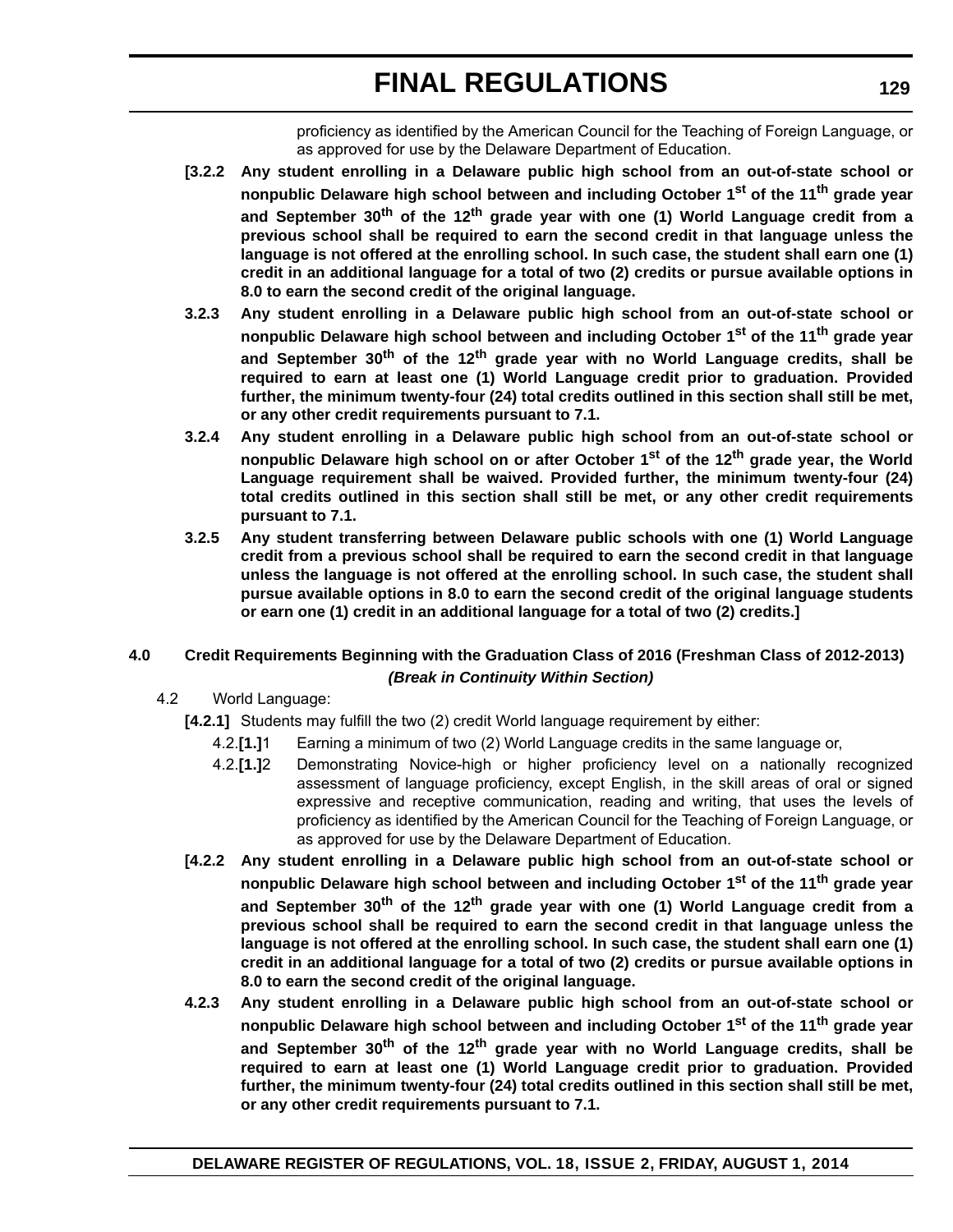proficiency as identified by the American Council for the Teaching of Foreign Language, or as approved for use by the Delaware Department of Education.

**[3.2.2 Any student enrolling in a Delaware public high school from an out-of-state school or nonpublic Delaware high school between and including October 1st of the 11th grade year and September 30th of the 12th grade year with one (1) World Language credit from a previous school shall be required to earn the second credit in that language unless the language is not offered at the enrolling school. In such case, the student shall earn one (1) credit in an additional language for a total of two (2) credits or pursue available options in 8.0 to earn the second credit of the original language.**

**3.2.3 Any student enrolling in a Delaware public high school from an out-of-state school or nonpublic Delaware high school between and including October 1st of the 11th grade year and September 30th of the 12th grade year with no World Language credits, shall be required to earn at least one (1) World Language credit prior to graduation. Provided further, the minimum twenty-four (24) total credits outlined in this section shall still be met, or any other credit requirements pursuant to 7.1.**

**3.2.4 Any student enrolling in a Delaware public high school from an out-of-state school or nonpublic Delaware high school on or after October 1st of the 12th grade year, the World Language requirement shall be waived. Provided further, the minimum twenty-four (24) total credits outlined in this section shall still be met, or any other credit requirements pursuant to 7.1.**

**3.2.5 Any student transferring between Delaware public schools with one (1) World Language credit from a previous school shall be required to earn the second credit in that language unless the language is not offered at the enrolling school. In such case, the student shall pursue available options in 8.0 to earn the second credit of the original language students or earn one (1) credit in an additional language for a total of two (2) credits.]**

**4.0 Credit Requirements Beginning with the Graduation Class of 2016 (Freshman Class of 2012-2013)**

***(Break in Continuity Within Section)***

4.2 World Language:

**[4.2.1]** Students may fulfill the two (2) credit World language requirement by either:

4.2.**[1.]**1 Earning a minimum of two (2) World Language credits in the same language or,

4.2.**[1.]**2 Demonstrating Novice-high or higher proficiency level on a nationally recognized assessment of language proficiency, except English, in the skill areas of oral or signed expressive and receptive communication, reading and writing, that uses the levels of proficiency as identified by the American Council for the Teaching of Foreign Language, or as approved for use by the Delaware Department of Education.

**[4.2.2 Any student enrolling in a Delaware public high school from an out-of-state school or nonpublic Delaware high school between and including October 1st of the 11th grade year and September 30th of the 12th grade year with one (1) World Language credit from a previous school shall be required to earn the second credit in that language unless the language is not offered at the enrolling school. In such case, the student shall earn one (1) credit in an additional language for a total of two (2) credits or pursue available options in 8.0 to earn the second credit of the original language.**

**4.2.3 Any student enrolling in a Delaware public high school from an out-of-state school or nonpublic Delaware high school between and including October 1st of the 11th grade year and September 30th of the 12th grade year with no World Language credits, shall be required to earn at least one (1) World Language credit prior to graduation. Provided further, the minimum twenty-four (24) total credits outlined in this section shall still be met, or any other credit requirements pursuant to 7.1.**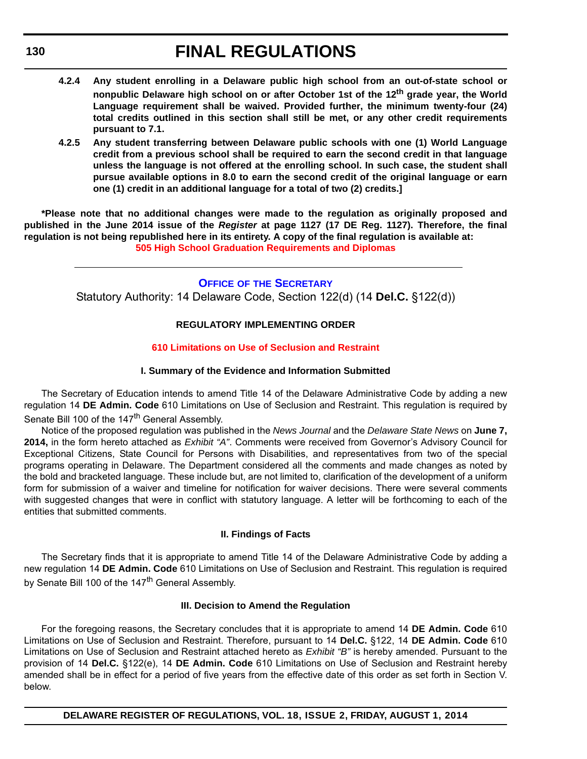**4.2.4 Any student enrolling in a Delaware public high school from an out-of-state school or nonpublic Delaware high school on or after October 1st of the 12th grade year, the World Language requirement shall be waived. Provided further, the minimum twenty-four (24) total credits outlined in this section shall still be met, or any other credit requirements pursuant to 7.1.**

**4.2.5 Any student transferring between Delaware public schools with one (1) World Language credit from a previous school shall be required to earn the second credit in that language unless the language is not offered at the enrolling school. In such case, the student shall pursue available options in 8.0 to earn the second credit of the original language or earn one (1) credit in an additional language for a total of two (2) credits.]**

**\*Please note that no additional changes were made to the regulation as originally proposed and published in the June 2014 issue of the *Register* at page 1127 (17 DE Reg. 1127). Therefore, the final regulation is not being republished here in its entirety. A copy of the final regulation is available at:**
**505 High School Graduation Requirements and Diplomas**

---

## OFFICE OF THE SECRETARY

Statutory Authority: 14 Delaware Code, Section 122(d) (14 **Del.C.** §122(d))

### REGULATORY IMPLEMENTING ORDER

### 610 Limitations on Use of Seclusion and Restraint

#### I. Summary of the Evidence and Information Submitted

The Secretary of Education intends to amend Title 14 of the Delaware Administrative Code by adding a new regulation 14 **DE Admin. Code** 610 Limitations on Use of Seclusion and Restraint. This regulation is required by Senate Bill 100 of the 147th General Assembly.

Notice of the proposed regulation was published in the *News Journal* and the *Delaware State News* on **June 7, 2014,** in the form hereto attached as *Exhibit "A"*. Comments were received from Governor's Advisory Council for Exceptional Citizens, State Council for Persons with Disabilities, and representatives from two of the special programs operating in Delaware. The Department considered all the comments and made changes as noted by the bold and bracketed language. These include but, are not limited to, clarification of the development of a uniform form for submission of a waiver and timeline for notification for waiver decisions. There were several comments with suggested changes that were in conflict with statutory language. A letter will be forthcoming to each of the entities that submitted comments.

#### II. Findings of Facts

The Secretary finds that it is appropriate to amend Title 14 of the Delaware Administrative Code by adding a new regulation 14 **DE Admin. Code** 610 Limitations on Use of Seclusion and Restraint. This regulation is required by Senate Bill 100 of the 147th General Assembly.

#### III. Decision to Amend the Regulation

For the foregoing reasons, the Secretary concludes that it is appropriate to amend 14 **DE Admin. Code** 610 Limitations on Use of Seclusion and Restraint. Therefore, pursuant to 14 **Del.C.** §122, 14 **DE Admin. Code** 610 Limitations on Use of Seclusion and Restraint attached hereto as *Exhibit "B"* is hereby amended. Pursuant to the provision of 14 **Del.C.** §122(e), 14 **DE Admin. Code** 610 Limitations on Use of Seclusion and Restraint hereby amended shall be in effect for a period of five years from the effective date of this order as set forth in Section V. below.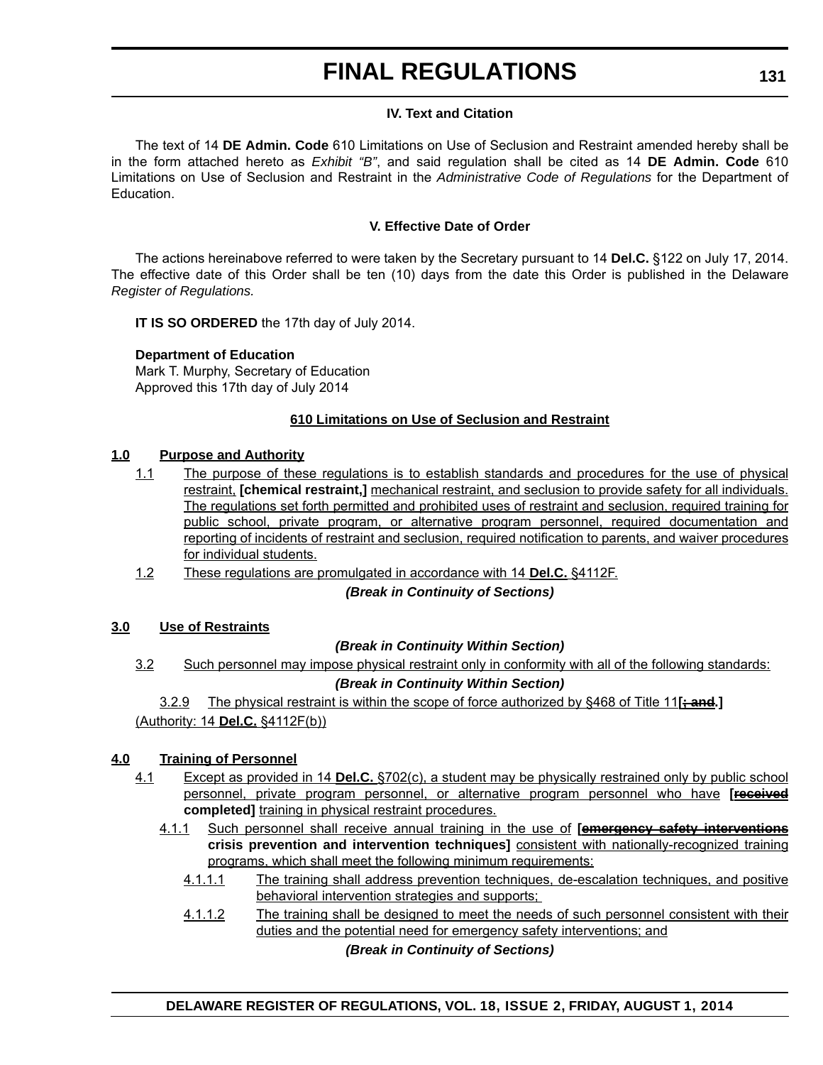### IV. Text and Citation

The text of 14 **DE Admin. Code** 610 Limitations on Use of Seclusion and Restraint amended hereby shall be in the form attached hereto as *Exhibit "B"*, and said regulation shall be cited as 14 **DE Admin. Code** 610 Limitations on Use of Seclusion and Restraint in the *Administrative Code of Regulations* for the Department of Education.

### V. Effective Date of Order

The actions hereinabove referred to were taken by the Secretary pursuant to 14 **Del.C.** §122 on July 17, 2014. The effective date of this Order shall be ten (10) days from the date this Order is published in the Delaware *Register of Regulations.*

**IT IS SO ORDERED** the 17th day of July 2014.

**Department of Education**
Mark T. Murphy, Secretary of Education
Approved this 17th day of July 2014

### 610 Limitations on Use of Seclusion and Restraint

**1.0 Purpose and Authority**

1.1 The purpose of these regulations is to establish standards and procedures for the use of physical restraint, **[chemical restraint,]** mechanical restraint, and seclusion to provide safety for all individuals. The regulations set forth permitted and prohibited uses of restraint and seclusion, required training for public school, private program, or alternative program personnel, required documentation and reporting of incidents of restraint and seclusion, required notification to parents, and waiver procedures for individual students.

1.2 These regulations are promulgated in accordance with 14 **Del.C.** §4112F.

***(Break in Continuity of Sections)***

**3.0 Use of Restraints**

***(Break in Continuity Within Section)***

3.2 Such personnel may impose physical restraint only in conformity with all of the following standards:

***(Break in Continuity Within Section)***

3.2.9 The physical restraint is within the scope of force authorized by §468 of Title 11**[~~; and~~.]**

(Authority: 14 **Del.C.** §4112F(b))

**4.0 Training of Personnel**

4.1 Except as provided in 14 **Del.C.** §702(c), a student may be physically restrained only by public school personnel, private program personnel, or alternative program personnel who have **[~~received~~ completed]** training in physical restraint procedures.

4.1.1 Such personnel shall receive annual training in the use of **[~~emergency safety interventions~~ crisis prevention and intervention techniques]** consistent with nationally-recognized training programs, which shall meet the following minimum requirements:

4.1.1.1 The training shall address prevention techniques, de-escalation techniques, and positive behavioral intervention strategies and supports;

4.1.1.2 The training shall be designed to meet the needs of such personnel consistent with their duties and the potential need for emergency safety interventions; and

***(Break in Continuity of Sections)***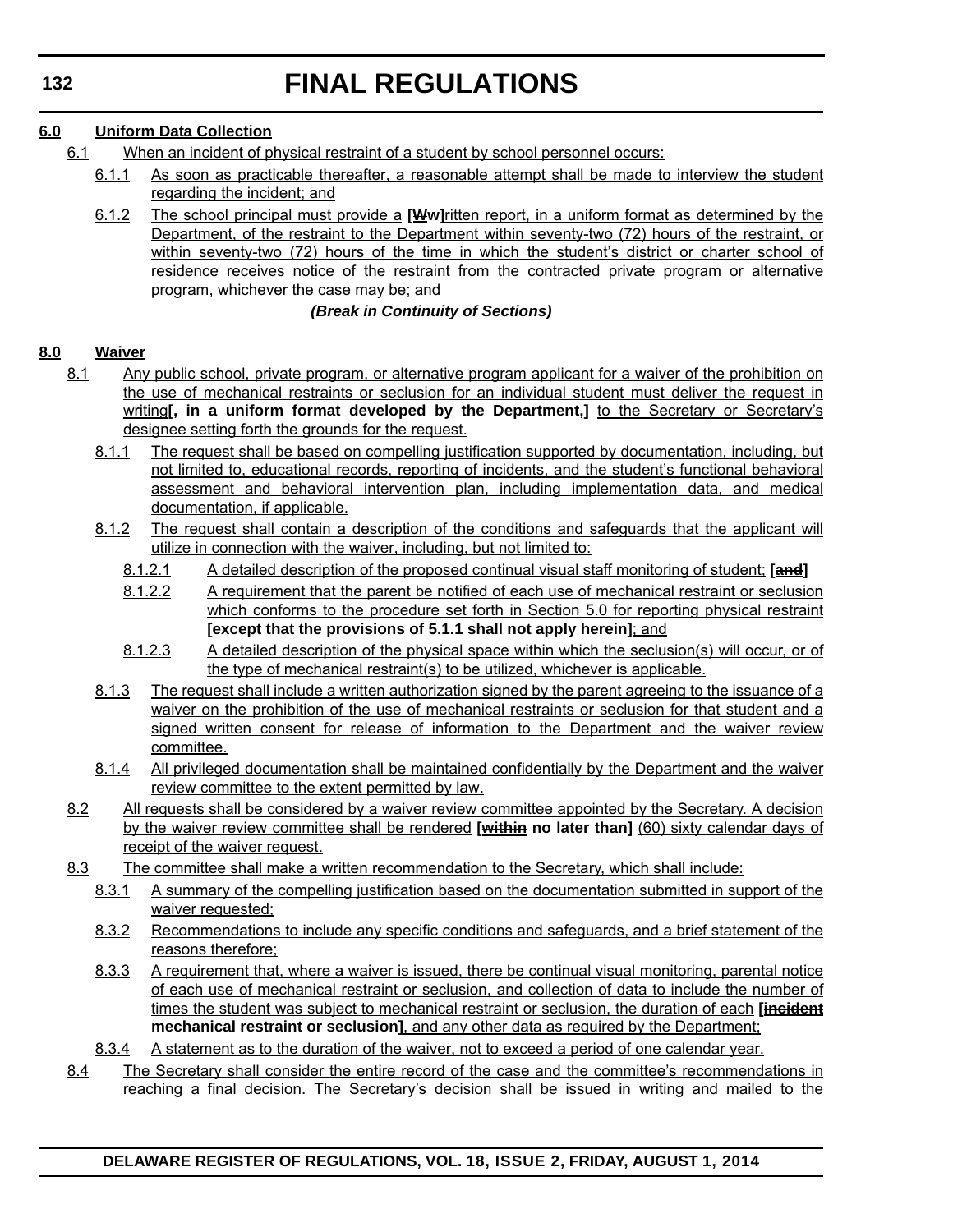**6.0 Uniform Data Collection**

6.1 When an incident of physical restraint of a student by school personnel occurs:

6.1.1 As soon as practicable thereafter, a reasonable attempt shall be made to interview the student regarding the incident; and

6.1.2 The school principal must provide a **[~~W~~w]**ritten report, in a uniform format as determined by the Department, of the restraint to the Department within seventy-two (72) hours of the restraint, or within seventy-two (72) hours of the time in which the student's district or charter school of residence receives notice of the restraint from the contracted private program or alternative program, whichever the case may be; and

***(Break in Continuity of Sections)***

**8.0 Waiver**

8.1 Any public school, private program, or alternative program applicant for a waiver of the prohibition on the use of mechanical restraints or seclusion for an individual student must deliver the request in writing**[, in a uniform format developed by the Department,]** to the Secretary or Secretary's designee setting forth the grounds for the request.

8.1.1 The request shall be based on compelling justification supported by documentation, including, but not limited to, educational records, reporting of incidents, and the student's functional behavioral assessment and behavioral intervention plan, including implementation data, and medical documentation, if applicable.

8.1.2 The request shall contain a description of the conditions and safeguards that the applicant will utilize in connection with the waiver, including, but not limited to:

8.1.2.1 A detailed description of the proposed continual visual staff monitoring of student; **[~~and~~]**

8.1.2.2 A requirement that the parent be notified of each use of mechanical restraint or seclusion which conforms to the procedure set forth in Section 5.0 for reporting physical restraint **[except that the provisions of 5.1.1 shall not apply herein]**; and

8.1.2.3 A detailed description of the physical space within which the seclusion(s) will occur, or of the type of mechanical restraint(s) to be utilized, whichever is applicable.

8.1.3 The request shall include a written authorization signed by the parent agreeing to the issuance of a waiver on the prohibition of the use of mechanical restraints or seclusion for that student and a signed written consent for release of information to the Department and the waiver review committee.

8.1.4 All privileged documentation shall be maintained confidentially by the Department and the waiver review committee to the extent permitted by law.

8.2 All requests shall be considered by a waiver review committee appointed by the Secretary. A decision by the waiver review committee shall be rendered **[~~within~~ no later than]** (60) sixty calendar days of receipt of the waiver request.

8.3 The committee shall make a written recommendation to the Secretary, which shall include:

8.3.1 A summary of the compelling justification based on the documentation submitted in support of the waiver requested;

8.3.2 Recommendations to include any specific conditions and safeguards, and a brief statement of the reasons therefore;

8.3.3 A requirement that, where a waiver is issued, there be continual visual monitoring, parental notice of each use of mechanical restraint or seclusion, and collection of data to include the number of times the student was subject to mechanical restraint or seclusion, the duration of each **[~~incident~~ mechanical restraint or seclusion]**, and any other data as required by the Department;

8.3.4 A statement as to the duration of the waiver, not to exceed a period of one calendar year.

8.4 The Secretary shall consider the entire record of the case and the committee's recommendations in reaching a final decision. The Secretary's decision shall be issued in writing and mailed to the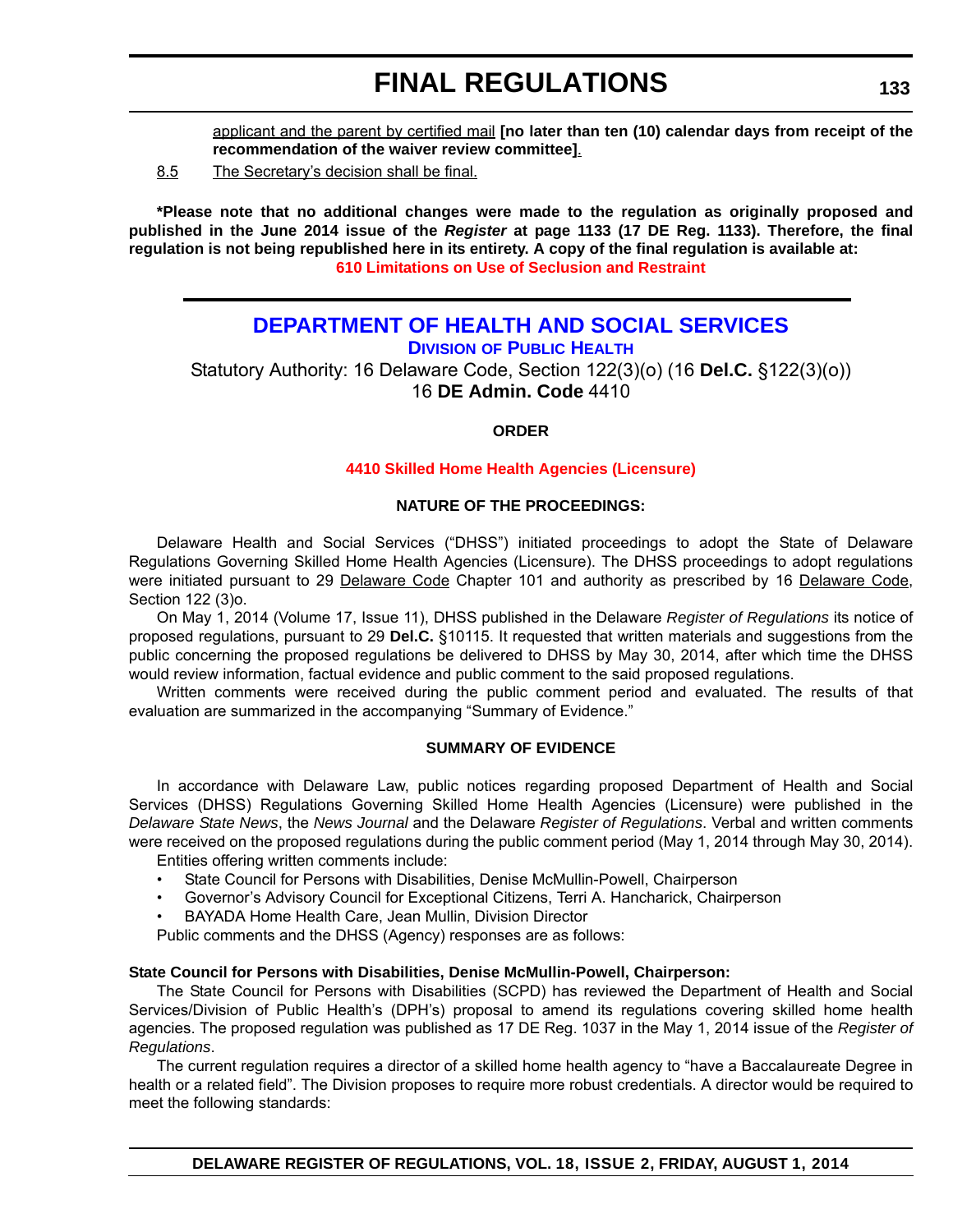applicant and the parent by certified mail **[no later than ten (10) calendar days from receipt of the recommendation of the waiver review committee]**.

8.5 The Secretary's decision shall be final.

***Please note that no additional changes were made to the regulation as originally proposed and published in the June 2014 issue of the *Register* at page 1133 (17 DE Reg. 1133). Therefore, the final regulation is not being republished here in its entirety. A copy of the final regulation is available at: 610 Limitations on Use of Seclusion and Restraint**

---

## DEPARTMENT OF HEALTH AND SOCIAL SERVICES

### DIVISION OF PUBLIC HEALTH

Statutory Authority: 16 Delaware Code, Section 122(3)(o) (16 **Del.C.** §122(3)(o))
16 **DE Admin. Code** 4410

**ORDER**

**4410 Skilled Home Health Agencies (Licensure)**

**NATURE OF THE PROCEEDINGS:**

Delaware Health and Social Services ("DHSS") initiated proceedings to adopt the State of Delaware Regulations Governing Skilled Home Health Agencies (Licensure). The DHSS proceedings to adopt regulations were initiated pursuant to 29 Delaware Code Chapter 101 and authority as prescribed by 16 Delaware Code, Section 122 (3)o.

On May 1, 2014 (Volume 17, Issue 11), DHSS published in the Delaware *Register of Regulations* its notice of proposed regulations, pursuant to 29 **Del.C.** §10115. It requested that written materials and suggestions from the public concerning the proposed regulations be delivered to DHSS by May 30, 2014, after which time the DHSS would review information, factual evidence and public comment to the said proposed regulations.

Written comments were received during the public comment period and evaluated. The results of that evaluation are summarized in the accompanying "Summary of Evidence."

**SUMMARY OF EVIDENCE**

In accordance with Delaware Law, public notices regarding proposed Department of Health and Social Services (DHSS) Regulations Governing Skilled Home Health Agencies (Licensure) were published in the *Delaware State News*, the *News Journal* and the Delaware *Register of Regulations*. Verbal and written comments were received on the proposed regulations during the public comment period (May 1, 2014 through May 30, 2014).

Entities offering written comments include:

- State Council for Persons with Disabilities, Denise McMullin-Powell, Chairperson
- Governor's Advisory Council for Exceptional Citizens, Terri A. Hancharick, Chairperson
- BAYADA Home Health Care, Jean Mullin, Division Director

Public comments and the DHSS (Agency) responses are as follows:

**State Council for Persons with Disabilities, Denise McMullin-Powell, Chairperson:**

The State Council for Persons with Disabilities (SCPD) has reviewed the Department of Health and Social Services/Division of Public Health's (DPH's) proposal to amend its regulations covering skilled home health agencies. The proposed regulation was published as 17 DE Reg. 1037 in the May 1, 2014 issue of the *Register of Regulations*.

The current regulation requires a director of a skilled home health agency to "have a Baccalaureate Degree in health or a related field". The Division proposes to require more robust credentials. A director would be required to meet the following standards: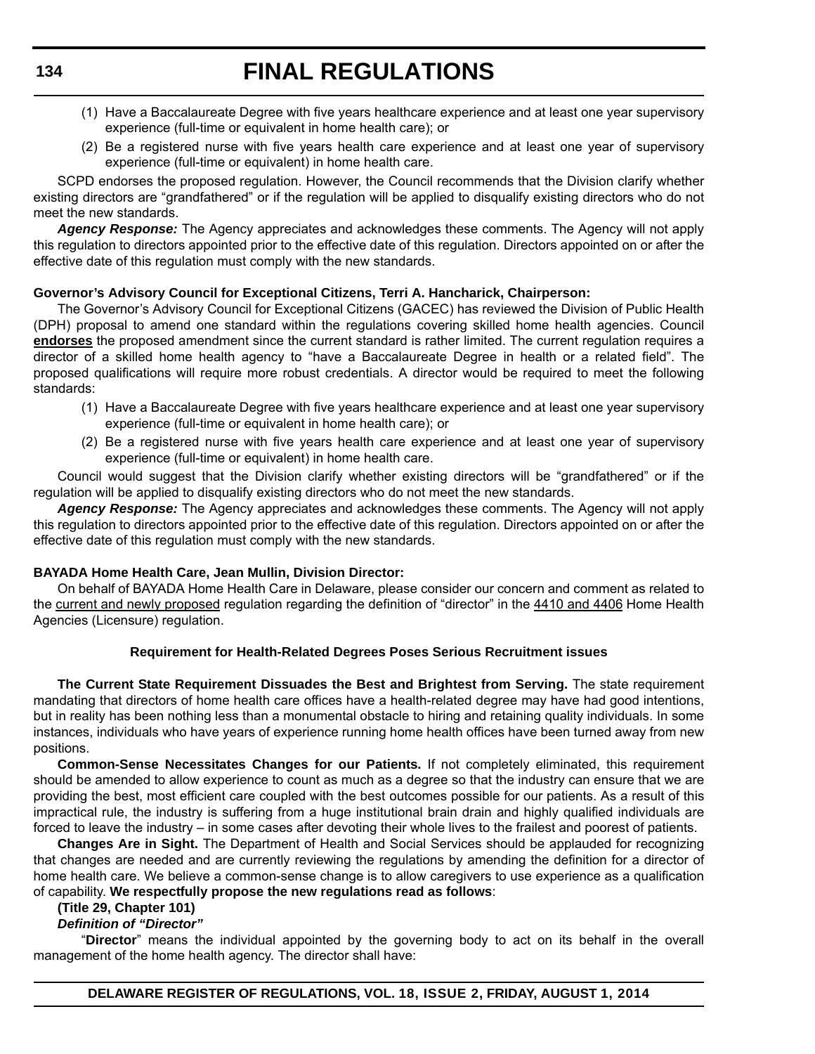(1) Have a Baccalaureate Degree with five years healthcare experience and at least one year supervisory experience (full-time or equivalent in home health care); or

(2) Be a registered nurse with five years health care experience and at least one year of supervisory experience (full-time or equivalent) in home health care.

SCPD endorses the proposed regulation. However, the Council recommends that the Division clarify whether existing directors are "grandfathered" or if the regulation will be applied to disqualify existing directors who do not meet the new standards.

***Agency Response:*** The Agency appreciates and acknowledges these comments. The Agency will not apply this regulation to directors appointed prior to the effective date of this regulation. Directors appointed on or after the effective date of this regulation must comply with the new standards.

**Governor's Advisory Council for Exceptional Citizens, Terri A. Hancharick, Chairperson:**

The Governor's Advisory Council for Exceptional Citizens (GACEC) has reviewed the Division of Public Health (DPH) proposal to amend one standard within the regulations covering skilled home health agencies. Council **endorses** the proposed amendment since the current standard is rather limited. The current regulation requires a director of a skilled home health agency to "have a Baccalaureate Degree in health or a related field". The proposed qualifications will require more robust credentials. A director would be required to meet the following standards:

(1) Have a Baccalaureate Degree with five years healthcare experience and at least one year supervisory experience (full-time or equivalent in home health care); or

(2) Be a registered nurse with five years health care experience and at least one year of supervisory experience (full-time or equivalent) in home health care.

Council would suggest that the Division clarify whether existing directors will be "grandfathered" or if the regulation will be applied to disqualify existing directors who do not meet the new standards.

***Agency Response:*** The Agency appreciates and acknowledges these comments. The Agency will not apply this regulation to directors appointed prior to the effective date of this regulation. Directors appointed on or after the effective date of this regulation must comply with the new standards.

**BAYADA Home Health Care, Jean Mullin, Division Director:**

On behalf of BAYADA Home Health Care in Delaware, please consider our concern and comment as related to the current and newly proposed regulation regarding the definition of "director" in the 4410 and 4406 Home Health Agencies (Licensure) regulation.

**Requirement for Health-Related Degrees Poses Serious Recruitment issues**

**The Current State Requirement Dissuades the Best and Brightest from Serving.** The state requirement mandating that directors of home health care offices have a health-related degree may have had good intentions, but in reality has been nothing less than a monumental obstacle to hiring and retaining quality individuals. In some instances, individuals who have years of experience running home health offices have been turned away from new positions.

**Common-Sense Necessitates Changes for our Patients.** If not completely eliminated, this requirement should be amended to allow experience to count as much as a degree so that the industry can ensure that we are providing the best, most efficient care coupled with the best outcomes possible for our patients. As a result of this impractical rule, the industry is suffering from a huge institutional brain drain and highly qualified individuals are forced to leave the industry – in some cases after devoting their whole lives to the frailest and poorest of patients.

**Changes Are in Sight.** The Department of Health and Social Services should be applauded for recognizing that changes are needed and are currently reviewing the regulations by amending the definition for a director of home health care. We believe a common-sense change is to allow caregivers to use experience as a qualification of capability. **We respectfully propose the new regulations read as follows**:

**(Title 29, Chapter 101)**

***Definition of "Director"***

"**Director**" means the individual appointed by the governing body to act on its behalf in the overall management of the home health agency. The director shall have: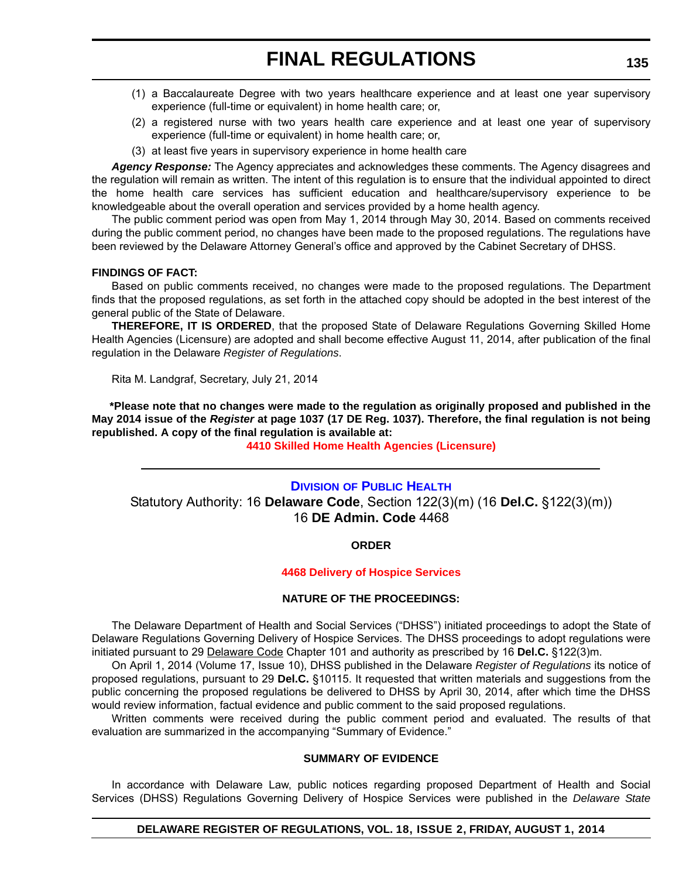(1) a Baccalaureate Degree with two years healthcare experience and at least one year supervisory experience (full-time or equivalent) in home health care; or,

(2) a registered nurse with two years health care experience and at least one year of supervisory experience (full-time or equivalent) in home health care; or,

(3) at least five years in supervisory experience in home health care

***Agency Response:*** The Agency appreciates and acknowledges these comments. The Agency disagrees and the regulation will remain as written. The intent of this regulation is to ensure that the individual appointed to direct the home health care services has sufficient education and healthcare/supervisory experience to be knowledgeable about the overall operation and services provided by a home health agency.

The public comment period was open from May 1, 2014 through May 30, 2014. Based on comments received during the public comment period, no changes have been made to the proposed regulations. The regulations have been reviewed by the Delaware Attorney General's office and approved by the Cabinet Secretary of DHSS.

**FINDINGS OF FACT:**

Based on public comments received, no changes were made to the proposed regulations. The Department finds that the proposed regulations, as set forth in the attached copy should be adopted in the best interest of the general public of the State of Delaware.

**THEREFORE, IT IS ORDERED**, that the proposed State of Delaware Regulations Governing Skilled Home Health Agencies (Licensure) are adopted and shall become effective August 11, 2014, after publication of the final regulation in the Delaware *Register of Regulations*.

Rita M. Landgraf, Secretary, July 21, 2014

**\*Please note that no changes were made to the regulation as originally proposed and published in the May 2014 issue of the *Register* at page 1037 (17 DE Reg. 1037). Therefore, the final regulation is not being republished. A copy of the final regulation is available at:**

**4410 Skilled Home Health Agencies (Licensure)**

---

## DIVISION OF PUBLIC HEALTH

Statutory Authority: 16 **Delaware Code**, Section 122(3)(m) (16 **Del.C.** §122(3)(m))
16 **DE Admin. Code** 4468

**ORDER**

**4468 Delivery of Hospice Services**

**NATURE OF THE PROCEEDINGS:**

The Delaware Department of Health and Social Services ("DHSS") initiated proceedings to adopt the State of Delaware Regulations Governing Delivery of Hospice Services. The DHSS proceedings to adopt regulations were initiated pursuant to 29 Delaware Code Chapter 101 and authority as prescribed by 16 **Del.C.** §122(3)m.

On April 1, 2014 (Volume 17, Issue 10), DHSS published in the Delaware *Register of Regulations* its notice of proposed regulations, pursuant to 29 **Del.C.** §10115. It requested that written materials and suggestions from the public concerning the proposed regulations be delivered to DHSS by April 30, 2014, after which time the DHSS would review information, factual evidence and public comment to the said proposed regulations.

Written comments were received during the public comment period and evaluated. The results of that evaluation are summarized in the accompanying "Summary of Evidence."

**SUMMARY OF EVIDENCE**

In accordance with Delaware Law, public notices regarding proposed Department of Health and Social Services (DHSS) Regulations Governing Delivery of Hospice Services were published in the *Delaware State*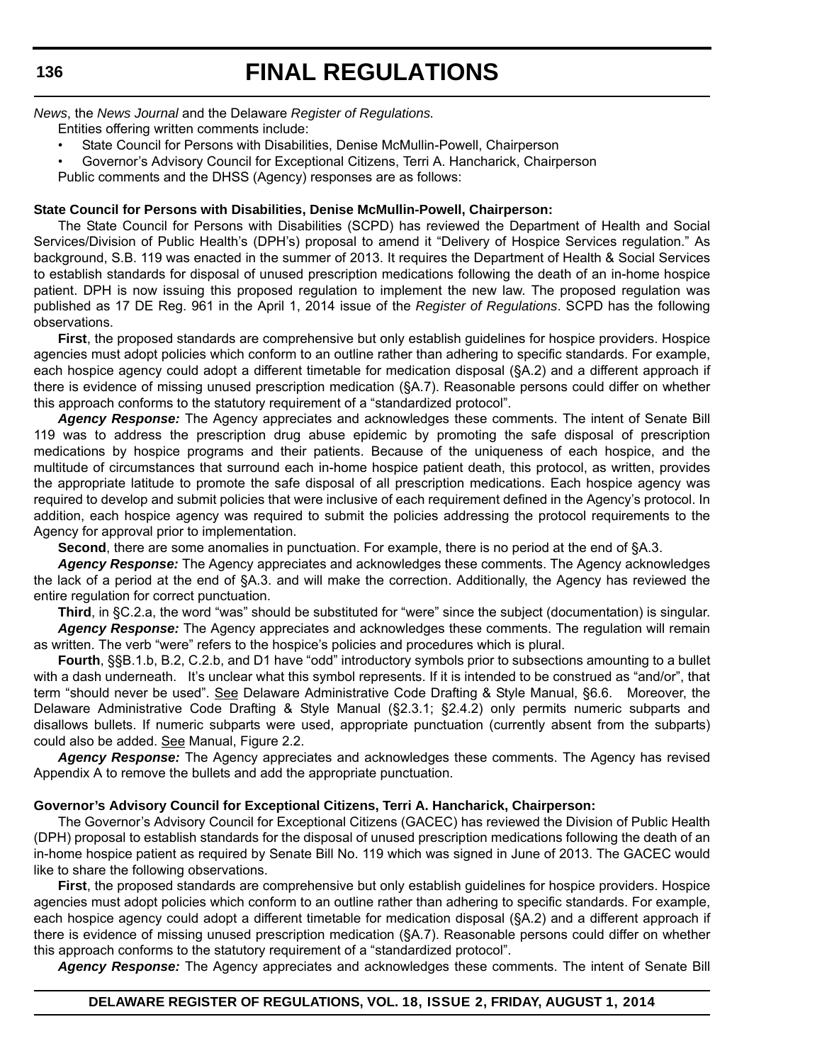*News*, the *News Journal* and the Delaware *Register of Regulations.*

Entities offering written comments include:

- State Council for Persons with Disabilities, Denise McMullin-Powell, Chairperson
- Governor's Advisory Council for Exceptional Citizens, Terri A. Hancharick, Chairperson

Public comments and the DHSS (Agency) responses are as follows:

**State Council for Persons with Disabilities, Denise McMullin-Powell, Chairperson:**

The State Council for Persons with Disabilities (SCPD) has reviewed the Department of Health and Social Services/Division of Public Health's (DPH's) proposal to amend it "Delivery of Hospice Services regulation." As background, S.B. 119 was enacted in the summer of 2013. It requires the Department of Health & Social Services to establish standards for disposal of unused prescription medications following the death of an in-home hospice patient. DPH is now issuing this proposed regulation to implement the new law. The proposed regulation was published as 17 DE Reg. 961 in the April 1, 2014 issue of the *Register of Regulations*. SCPD has the following observations.

**First**, the proposed standards are comprehensive but only establish guidelines for hospice providers. Hospice agencies must adopt policies which conform to an outline rather than adhering to specific standards. For example, each hospice agency could adopt a different timetable for medication disposal (§A.2) and a different approach if there is evidence of missing unused prescription medication (§A.7). Reasonable persons could differ on whether this approach conforms to the statutory requirement of a "standardized protocol".

***Agency Response:*** The Agency appreciates and acknowledges these comments. The intent of Senate Bill 119 was to address the prescription drug abuse epidemic by promoting the safe disposal of prescription medications by hospice programs and their patients. Because of the uniqueness of each hospice, and the multitude of circumstances that surround each in-home hospice patient death, this protocol, as written, provides the appropriate latitude to promote the safe disposal of all prescription medications. Each hospice agency was required to develop and submit policies that were inclusive of each requirement defined in the Agency's protocol. In addition, each hospice agency was required to submit the policies addressing the protocol requirements to the Agency for approval prior to implementation.

**Second**, there are some anomalies in punctuation. For example, there is no period at the end of §A.3.

***Agency Response:*** The Agency appreciates and acknowledges these comments. The Agency acknowledges the lack of a period at the end of §A.3. and will make the correction. Additionally, the Agency has reviewed the entire regulation for correct punctuation.

**Third**, in §C.2.a, the word "was" should be substituted for "were" since the subject (documentation) is singular.

***Agency Response:*** The Agency appreciates and acknowledges these comments. The regulation will remain as written. The verb "were" refers to the hospice's policies and procedures which is plural.

**Fourth**, §§B.1.b, B.2, C.2.b, and D1 have "odd" introductory symbols prior to subsections amounting to a bullet with a dash underneath. It's unclear what this symbol represents. If it is intended to be construed as "and/or", that term "should never be used". See Delaware Administrative Code Drafting & Style Manual, §6.6. Moreover, the Delaware Administrative Code Drafting & Style Manual (§2.3.1; §2.4.2) only permits numeric subparts and disallows bullets. If numeric subparts were used, appropriate punctuation (currently absent from the subparts) could also be added. See Manual, Figure 2.2.

***Agency Response:*** The Agency appreciates and acknowledges these comments. The Agency has revised Appendix A to remove the bullets and add the appropriate punctuation.

**Governor's Advisory Council for Exceptional Citizens, Terri A. Hancharick, Chairperson:**

The Governor's Advisory Council for Exceptional Citizens (GACEC) has reviewed the Division of Public Health (DPH) proposal to establish standards for the disposal of unused prescription medications following the death of an in-home hospice patient as required by Senate Bill No. 119 which was signed in June of 2013. The GACEC would like to share the following observations.

**First**, the proposed standards are comprehensive but only establish guidelines for hospice providers. Hospice agencies must adopt policies which conform to an outline rather than adhering to specific standards. For example, each hospice agency could adopt a different timetable for medication disposal (§A.2) and a different approach if there is evidence of missing unused prescription medication (§A.7). Reasonable persons could differ on whether this approach conforms to the statutory requirement of a "standardized protocol".

***Agency Response:*** The Agency appreciates and acknowledges these comments. The intent of Senate Bill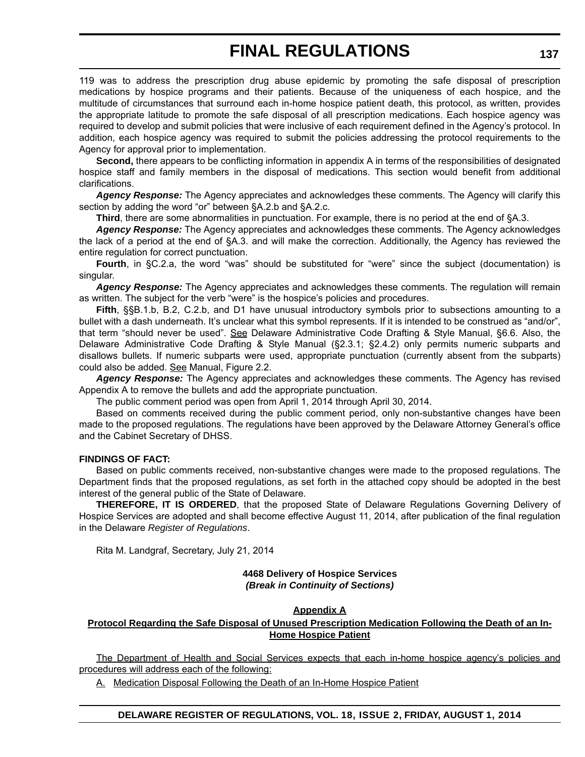119 was to address the prescription drug abuse epidemic by promoting the safe disposal of prescription medications by hospice programs and their patients. Because of the uniqueness of each hospice, and the multitude of circumstances that surround each in-home hospice patient death, this protocol, as written, provides the appropriate latitude to promote the safe disposal of all prescription medications. Each hospice agency was required to develop and submit policies that were inclusive of each requirement defined in the Agency's protocol. In addition, each hospice agency was required to submit the policies addressing the protocol requirements to the Agency for approval prior to implementation.

**Second,** there appears to be conflicting information in appendix A in terms of the responsibilities of designated hospice staff and family members in the disposal of medications. This section would benefit from additional clarifications.

***Agency Response:*** The Agency appreciates and acknowledges these comments. The Agency will clarify this section by adding the word "or" between §A.2.b and §A.2.c.

**Third**, there are some abnormalities in punctuation. For example, there is no period at the end of §A.3.

***Agency Response:*** The Agency appreciates and acknowledges these comments. The Agency acknowledges the lack of a period at the end of §A.3. and will make the correction. Additionally, the Agency has reviewed the entire regulation for correct punctuation.

**Fourth**, in §C.2.a, the word "was" should be substituted for "were" since the subject (documentation) is singular.

***Agency Response:*** The Agency appreciates and acknowledges these comments. The regulation will remain as written. The subject for the verb "were" is the hospice's policies and procedures.

**Fifth**, §§B.1.b, B.2, C.2.b, and D1 have unusual introductory symbols prior to subsections amounting to a bullet with a dash underneath. It's unclear what this symbol represents. If it is intended to be construed as "and/or", that term "should never be used". See Delaware Administrative Code Drafting & Style Manual, §6.6. Also, the Delaware Administrative Code Drafting & Style Manual (§2.3.1; §2.4.2) only permits numeric subparts and disallows bullets. If numeric subparts were used, appropriate punctuation (currently absent from the subparts) could also be added. See Manual, Figure 2.2.

***Agency Response:*** The Agency appreciates and acknowledges these comments. The Agency has revised Appendix A to remove the bullets and add the appropriate punctuation.

The public comment period was open from April 1, 2014 through April 30, 2014.

Based on comments received during the public comment period, only non-substantive changes have been made to the proposed regulations. The regulations have been approved by the Delaware Attorney General's office and the Cabinet Secretary of DHSS.

**FINDINGS OF FACT:**

Based on public comments received, non-substantive changes were made to the proposed regulations. The Department finds that the proposed regulations, as set forth in the attached copy should be adopted in the best interest of the general public of the State of Delaware.

**THEREFORE, IT IS ORDERED**, that the proposed State of Delaware Regulations Governing Delivery of Hospice Services are adopted and shall become effective August 11, 2014, after publication of the final regulation in the Delaware *Register of Regulations*.

Rita M. Landgraf, Secretary, July 21, 2014

**4468 Delivery of Hospice Services**
***(Break in Continuity of Sections)***

**Appendix A**

**Protocol Regarding the Safe Disposal of Unused Prescription Medication Following the Death of an In-Home Hospice Patient**

The Department of Health and Social Services expects that each in-home hospice agency's policies and procedures will address each of the following:

A. Medication Disposal Following the Death of an In-Home Hospice Patient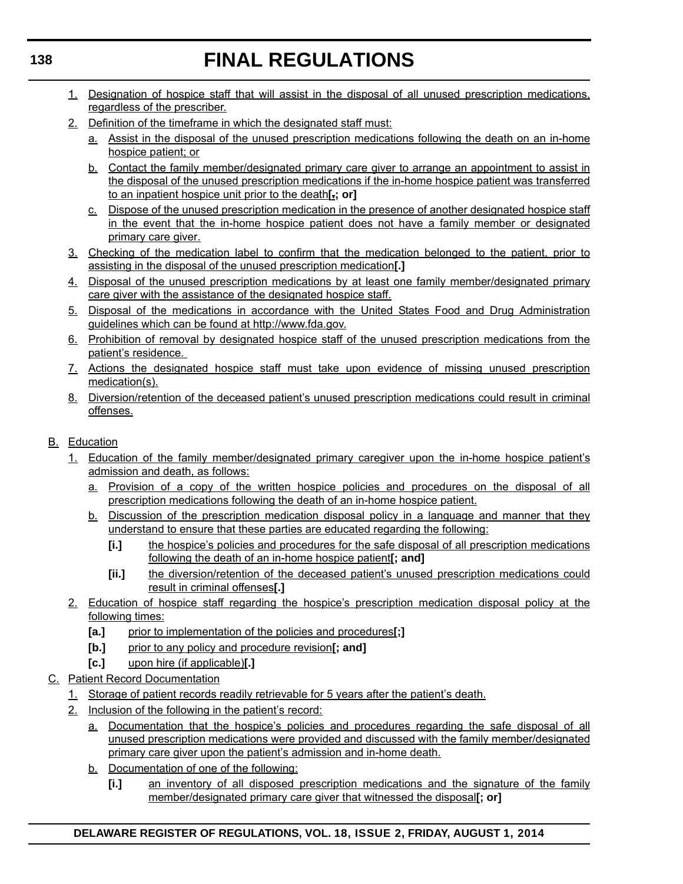1. Designation of hospice staff that will assist in the disposal of all unused prescription medications, regardless of the prescriber.
2. Definition of the timeframe in which the designated staff must:
   a. Assist in the disposal of the unused prescription medications following the death on an in-home hospice patient; or
   b. Contact the family member/designated primary care giver to arrange an appointment to assist in the disposal of the unused prescription medications if the in-home hospice patient was transferred to an inpatient hospice unit prior to the death**[.; or]**
   c. Dispose of the unused prescription medication in the presence of another designated hospice staff in the event that the in-home hospice patient does not have a family member or designated primary care giver.
3. Checking of the medication label to confirm that the medication belonged to the patient, prior to assisting in the disposal of the unused prescription medication**[.]**
4. Disposal of the unused prescription medications by at least one family member/designated primary care giver with the assistance of the designated hospice staff.
5. Disposal of the medications in accordance with the United States Food and Drug Administration guidelines which can be found at http://www.fda.gov.
6. Prohibition of removal by designated hospice staff of the unused prescription medications from the patient's residence.
7. Actions the designated hospice staff must take upon evidence of missing unused prescription medication(s).
8. Diversion/retention of the deceased patient's unused prescription medications could result in criminal offenses.

B. Education
1. Education of the family member/designated primary caregiver upon the in-home hospice patient's admission and death, as follows:
   a. Provision of a copy of the written hospice policies and procedures on the disposal of all prescription medications following the death of an in-home hospice patient.
   b. Discussion of the prescription medication disposal policy in a language and manner that they understand to ensure that these parties are educated regarding the following:
      **[i.]** the hospice's policies and procedures for the safe disposal of all prescription medications following the death of an in-home hospice patient**[; and]**
      **[ii.]** the diversion/retention of the deceased patient's unused prescription medications could result in criminal offenses**[.]**
2. Education of hospice staff regarding the hospice's prescription medication disposal policy at the following times:
   **[a.]** prior to implementation of the policies and procedures**[;]**
   **[b.]** prior to any policy and procedure revision**[; and]**
   **[c.]** upon hire (if applicable)**[.]**

C. Patient Record Documentation
1. Storage of patient records readily retrievable for 5 years after the patient's death.
2. Inclusion of the following in the patient's record:
   a. Documentation that the hospice's policies and procedures regarding the safe disposal of all unused prescription medications were provided and discussed with the family member/designated primary care giver upon the patient's admission and in-home death.
   b. Documentation of one of the following:
      **[i.]** an inventory of all disposed prescription medications and the signature of the family member/designated primary care giver that witnessed the disposal**[; or]**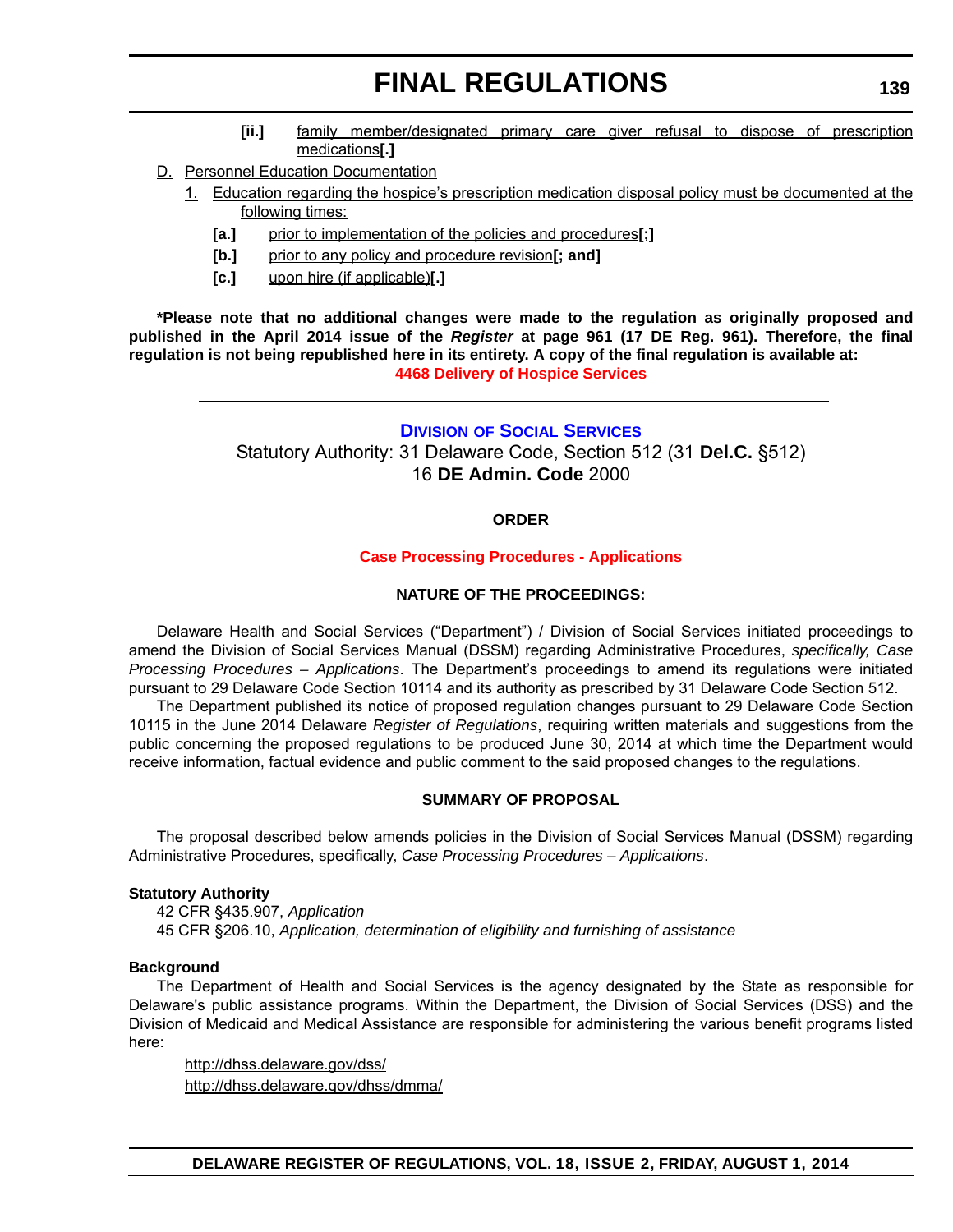[ii.] family member/designated primary care giver refusal to dispose of prescription medications**[.]**

D. Personnel Education Documentation

1. Education regarding the hospice's prescription medication disposal policy must be documented at the following times:

**[a.]** prior to implementation of the policies and procedures**[;]**

**[b.]** prior to any policy and procedure revision**[; and]**

**[c.]** upon hire (if applicable)**[.]**

**\*Please note that no additional changes were made to the regulation as originally proposed and published in the April 2014 issue of the *Register* at page 961 (17 DE Reg. 961). Therefore, the final regulation is not being republished here in its entirety. A copy of the final regulation is available at:**

**4468 Delivery of Hospice Services**

---

## Division of Social Services

Statutory Authority: 31 Delaware Code, Section 512 (31 **Del.C.** §512)
16 **DE Admin. Code** 2000

### ORDER

### Case Processing Procedures - Applications

### NATURE OF THE PROCEEDINGS:

Delaware Health and Social Services ("Department") / Division of Social Services initiated proceedings to amend the Division of Social Services Manual (DSSM) regarding Administrative Procedures, *specifically, Case Processing Procedures – Applications*. The Department's proceedings to amend its regulations were initiated pursuant to 29 Delaware Code Section 10114 and its authority as prescribed by 31 Delaware Code Section 512.

The Department published its notice of proposed regulation changes pursuant to 29 Delaware Code Section 10115 in the June 2014 Delaware *Register of Regulations*, requiring written materials and suggestions from the public concerning the proposed regulations to be produced June 30, 2014 at which time the Department would receive information, factual evidence and public comment to the said proposed changes to the regulations.

### SUMMARY OF PROPOSAL

The proposal described below amends policies in the Division of Social Services Manual (DSSM) regarding Administrative Procedures, specifically, *Case Processing Procedures – Applications*.

**Statutory Authority**

42 CFR §435.907, *Application*

45 CFR §206.10, *Application, determination of eligibility and furnishing of assistance*

**Background**

The Department of Health and Social Services is the agency designated by the State as responsible for Delaware's public assistance programs. Within the Department, the Division of Social Services (DSS) and the Division of Medicaid and Medical Assistance are responsible for administering the various benefit programs listed here:

http://dhss.delaware.gov/dss/

http://dhss.delaware.gov/dhss/dmma/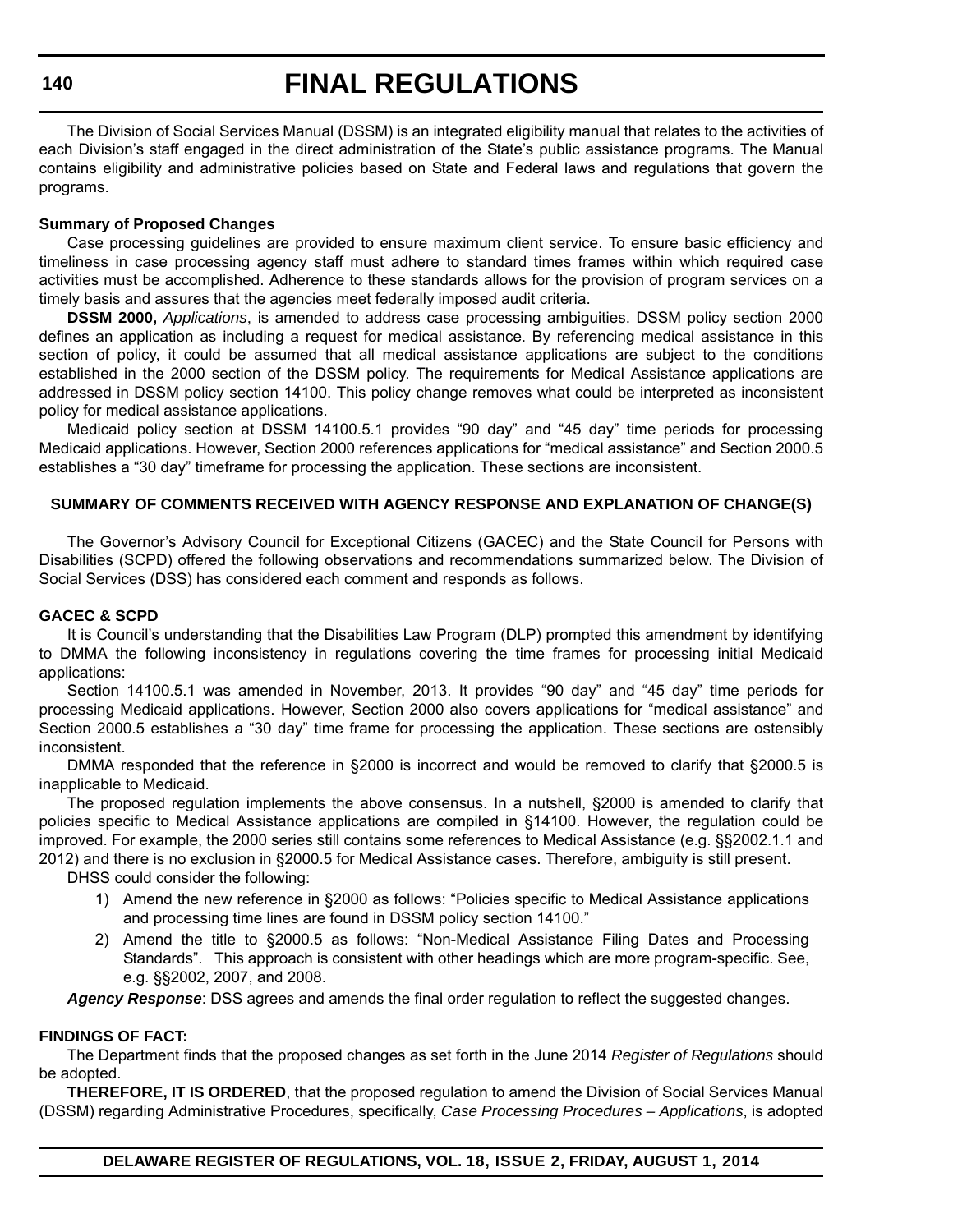The Division of Social Services Manual (DSSM) is an integrated eligibility manual that relates to the activities of each Division's staff engaged in the direct administration of the State's public assistance programs. The Manual contains eligibility and administrative policies based on State and Federal laws and regulations that govern the programs.

**Summary of Proposed Changes**

Case processing guidelines are provided to ensure maximum client service. To ensure basic efficiency and timeliness in case processing agency staff must adhere to standard times frames within which required case activities must be accomplished. Adherence to these standards allows for the provision of program services on a timely basis and assures that the agencies meet federally imposed audit criteria.

**DSSM 2000,** *Applications*, is amended to address case processing ambiguities. DSSM policy section 2000 defines an application as including a request for medical assistance. By referencing medical assistance in this section of policy, it could be assumed that all medical assistance applications are subject to the conditions established in the 2000 section of the DSSM policy. The requirements for Medical Assistance applications are addressed in DSSM policy section 14100. This policy change removes what could be interpreted as inconsistent policy for medical assistance applications.

Medicaid policy section at DSSM 14100.5.1 provides "90 day" and "45 day" time periods for processing Medicaid applications. However, Section 2000 references applications for "medical assistance" and Section 2000.5 establishes a "30 day" timeframe for processing the application. These sections are inconsistent.

**SUMMARY OF COMMENTS RECEIVED WITH AGENCY RESPONSE AND EXPLANATION OF CHANGE(S)**

The Governor's Advisory Council for Exceptional Citizens (GACEC) and the State Council for Persons with Disabilities (SCPD) offered the following observations and recommendations summarized below. The Division of Social Services (DSS) has considered each comment and responds as follows.

**GACEC & SCPD**

It is Council's understanding that the Disabilities Law Program (DLP) prompted this amendment by identifying to DMMA the following inconsistency in regulations covering the time frames for processing initial Medicaid applications:

Section 14100.5.1 was amended in November, 2013. It provides "90 day" and "45 day" time periods for processing Medicaid applications. However, Section 2000 also covers applications for "medical assistance" and Section 2000.5 establishes a "30 day" time frame for processing the application. These sections are ostensibly inconsistent.

DMMA responded that the reference in §2000 is incorrect and would be removed to clarify that §2000.5 is inapplicable to Medicaid.

The proposed regulation implements the above consensus. In a nutshell, §2000 is amended to clarify that policies specific to Medical Assistance applications are compiled in §14100. However, the regulation could be improved. For example, the 2000 series still contains some references to Medical Assistance (e.g. §§2002.1.1 and 2012) and there is no exclusion in §2000.5 for Medical Assistance cases. Therefore, ambiguity is still present.

DHSS could consider the following:

1) Amend the new reference in §2000 as follows: "Policies specific to Medical Assistance applications and processing time lines are found in DSSM policy section 14100."
2) Amend the title to §2000.5 as follows: "Non-Medical Assistance Filing Dates and Processing Standards". This approach is consistent with other headings which are more program-specific. See, e.g. §§2002, 2007, and 2008.

***Agency Response***: DSS agrees and amends the final order regulation to reflect the suggested changes.

**FINDINGS OF FACT:**

The Department finds that the proposed changes as set forth in the June 2014 *Register of Regulations* should be adopted.

**THEREFORE, IT IS ORDERED**, that the proposed regulation to amend the Division of Social Services Manual (DSSM) regarding Administrative Procedures, specifically, *Case Processing Procedures – Applications*, is adopted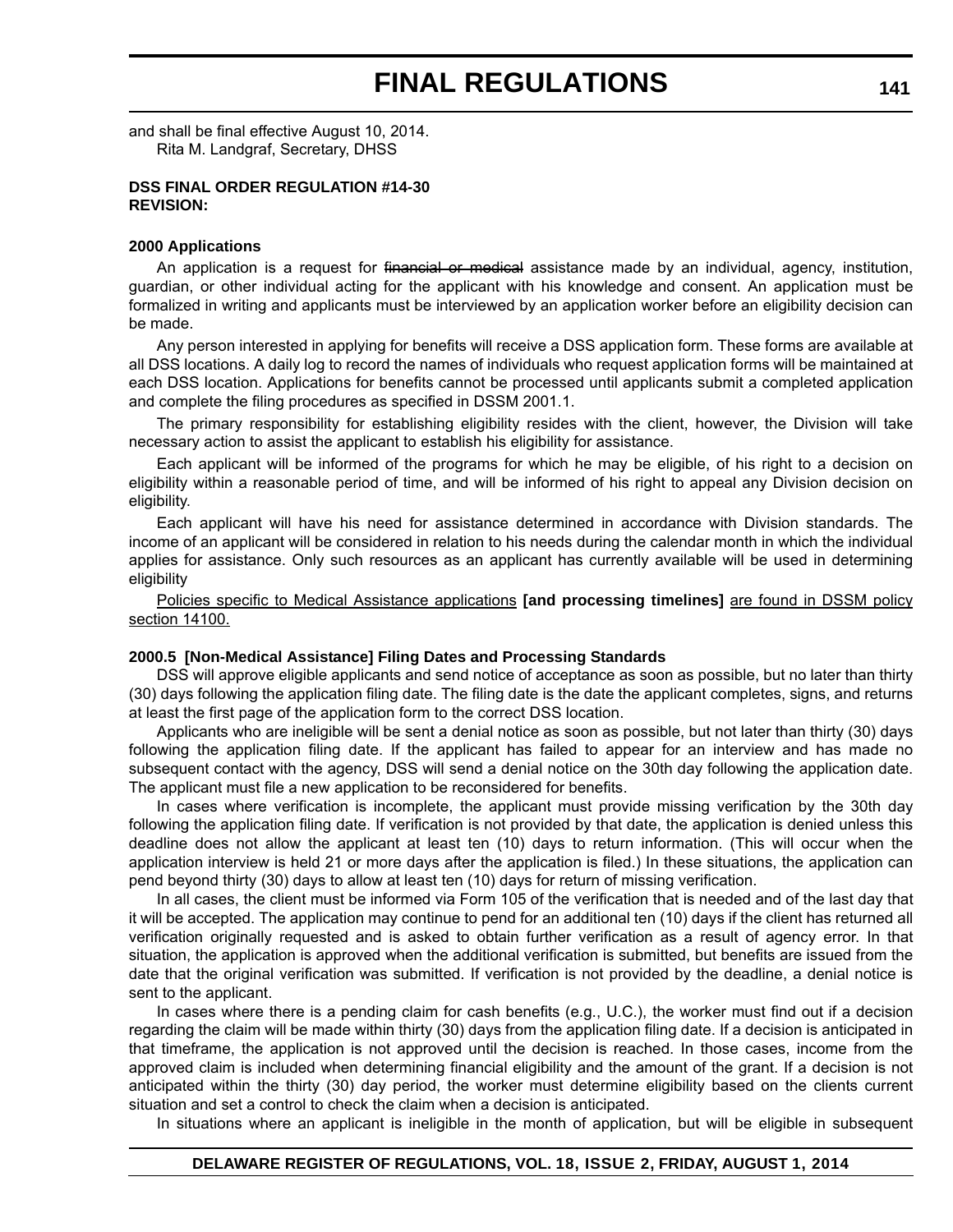and shall be final effective August 10, 2014.

Rita M. Landgraf, Secretary, DHSS

**DSS FINAL ORDER REGULATION #14-30**
**REVISION:**

**2000 Applications**

An application is a request for ~~financial or medical~~ assistance made by an individual, agency, institution, guardian, or other individual acting for the applicant with his knowledge and consent. An application must be formalized in writing and applicants must be interviewed by an application worker before an eligibility decision can be made.

Any person interested in applying for benefits will receive a DSS application form. These forms are available at all DSS locations. A daily log to record the names of individuals who request application forms will be maintained at each DSS location. Applications for benefits cannot be processed until applicants submit a completed application and complete the filing procedures as specified in DSSM 2001.1.

The primary responsibility for establishing eligibility resides with the client, however, the Division will take necessary action to assist the applicant to establish his eligibility for assistance.

Each applicant will be informed of the programs for which he may be eligible, of his right to a decision on eligibility within a reasonable period of time, and will be informed of his right to appeal any Division decision on eligibility.

Each applicant will have his need for assistance determined in accordance with Division standards. The income of an applicant will be considered in relation to his needs during the calendar month in which the individual applies for assistance. Only such resources as an applicant has currently available will be used in determining eligibility

<u>Policies specific to Medical Assistance applications</u> **[and processing timelines]** <u>are found in DSSM policy section 14100.</u>

**2000.5 [Non-Medical Assistance] Filing Dates and Processing Standards**

DSS will approve eligible applicants and send notice of acceptance as soon as possible, but no later than thirty (30) days following the application filing date. The filing date is the date the applicant completes, signs, and returns at least the first page of the application form to the correct DSS location.

Applicants who are ineligible will be sent a denial notice as soon as possible, but not later than thirty (30) days following the application filing date. If the applicant has failed to appear for an interview and has made no subsequent contact with the agency, DSS will send a denial notice on the 30th day following the application date. The applicant must file a new application to be reconsidered for benefits.

In cases where verification is incomplete, the applicant must provide missing verification by the 30th day following the application filing date. If verification is not provided by that date, the application is denied unless this deadline does not allow the applicant at least ten (10) days to return information. (This will occur when the application interview is held 21 or more days after the application is filed.) In these situations, the application can pend beyond thirty (30) days to allow at least ten (10) days for return of missing verification.

In all cases, the client must be informed via Form 105 of the verification that is needed and of the last day that it will be accepted. The application may continue to pend for an additional ten (10) days if the client has returned all verification originally requested and is asked to obtain further verification as a result of agency error. In that situation, the application is approved when the additional verification is submitted, but benefits are issued from the date that the original verification was submitted. If verification is not provided by the deadline, a denial notice is sent to the applicant.

In cases where there is a pending claim for cash benefits (e.g., U.C.), the worker must find out if a decision regarding the claim will be made within thirty (30) days from the application filing date. If a decision is anticipated in that timeframe, the application is not approved until the decision is reached. In those cases, income from the approved claim is included when determining financial eligibility and the amount of the grant. If a decision is not anticipated within the thirty (30) day period, the worker must determine eligibility based on the clients current situation and set a control to check the claim when a decision is anticipated.

In situations where an applicant is ineligible in the month of application, but will be eligible in subsequent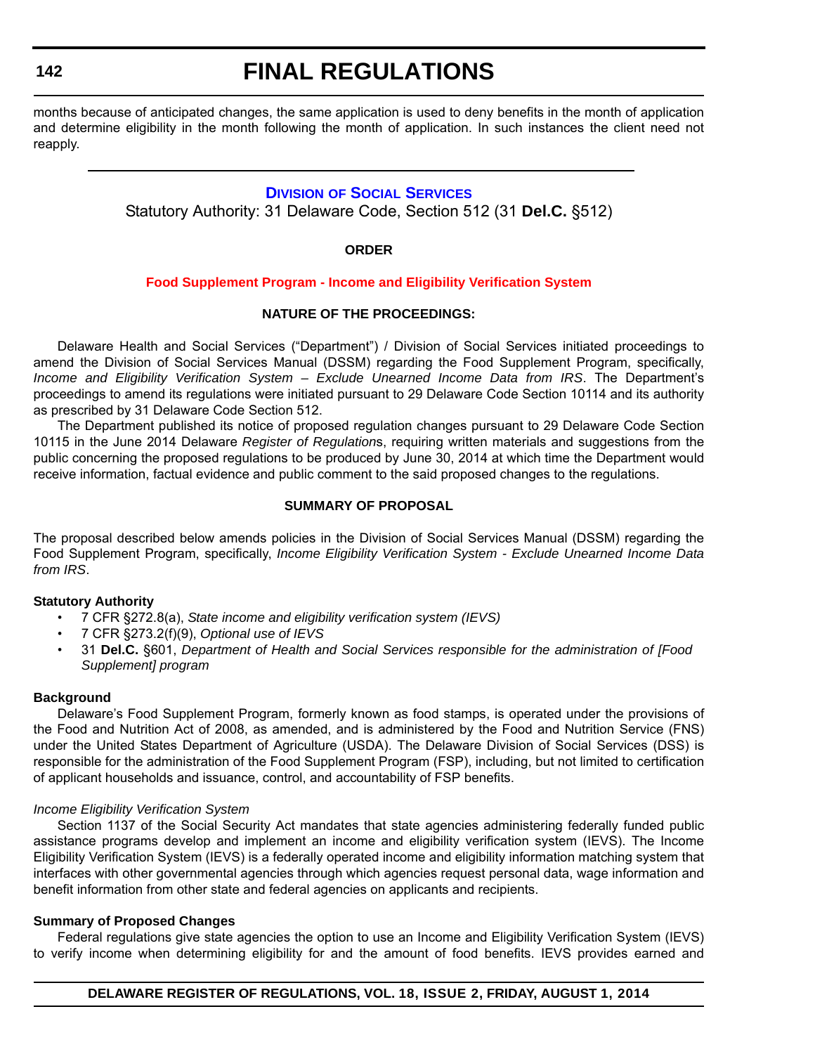months because of anticipated changes, the same application is used to deny benefits in the month of application and determine eligibility in the month following the month of application. In such instances the client need not reapply.

---

## Division of Social Services

Statutory Authority: 31 Delaware Code, Section 512 (31 **Del.C.** §512)

**ORDER**

### Food Supplement Program - Income and Eligibility Verification System

**NATURE OF THE PROCEEDINGS:**

Delaware Health and Social Services ("Department") / Division of Social Services initiated proceedings to amend the Division of Social Services Manual (DSSM) regarding the Food Supplement Program, specifically, *Income and Eligibility Verification System – Exclude Unearned Income Data from IRS*. The Department's proceedings to amend its regulations were initiated pursuant to 29 Delaware Code Section 10114 and its authority as prescribed by 31 Delaware Code Section 512.

The Department published its notice of proposed regulation changes pursuant to 29 Delaware Code Section 10115 in the June 2014 Delaware *Register of Regulation*s, requiring written materials and suggestions from the public concerning the proposed regulations to be produced by June 30, 2014 at which time the Department would receive information, factual evidence and public comment to the said proposed changes to the regulations.

**SUMMARY OF PROPOSAL**

The proposal described below amends policies in the Division of Social Services Manual (DSSM) regarding the Food Supplement Program, specifically, *Income Eligibility Verification System - Exclude Unearned Income Data from IRS*.

**Statutory Authority**

- 7 CFR §272.8(a), *State income and eligibility verification system (IEVS)*
- 7 CFR §273.2(f)(9), *Optional use of IEVS*
- 31 **Del.C.** §601, *Department of Health and Social Services responsible for the administration of [Food Supplement] program*

**Background**

Delaware's Food Supplement Program, formerly known as food stamps, is operated under the provisions of the Food and Nutrition Act of 2008, as amended, and is administered by the Food and Nutrition Service (FNS) under the United States Department of Agriculture (USDA). The Delaware Division of Social Services (DSS) is responsible for the administration of the Food Supplement Program (FSP), including, but not limited to certification of applicant households and issuance, control, and accountability of FSP benefits.

*Income Eligibility Verification System*

Section 1137 of the Social Security Act mandates that state agencies administering federally funded public assistance programs develop and implement an income and eligibility verification system (IEVS). The Income Eligibility Verification System (IEVS) is a federally operated income and eligibility information matching system that interfaces with other governmental agencies through which agencies request personal data, wage information and benefit information from other state and federal agencies on applicants and recipients.

**Summary of Proposed Changes**

Federal regulations give state agencies the option to use an Income and Eligibility Verification System (IEVS) to verify income when determining eligibility for and the amount of food benefits. IEVS provides earned and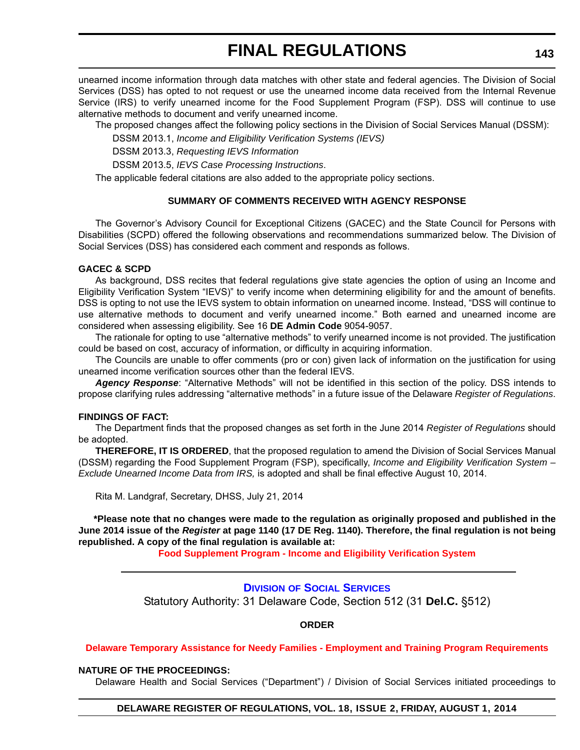unearned income information through data matches with other state and federal agencies. The Division of Social Services (DSS) has opted to not request or use the unearned income data received from the Internal Revenue Service (IRS) to verify unearned income for the Food Supplement Program (FSP). DSS will continue to use alternative methods to document and verify unearned income.

The proposed changes affect the following policy sections in the Division of Social Services Manual (DSSM):

DSSM 2013.1, *Income and Eligibility Verification Systems (IEVS)*

DSSM 2013.3, *Requesting IEVS Information*

DSSM 2013.5, *IEVS Case Processing Instructions*.

The applicable federal citations are also added to the appropriate policy sections.

**SUMMARY OF COMMENTS RECEIVED WITH AGENCY RESPONSE**

The Governor's Advisory Council for Exceptional Citizens (GACEC) and the State Council for Persons with Disabilities (SCPD) offered the following observations and recommendations summarized below. The Division of Social Services (DSS) has considered each comment and responds as follows.

**GACEC & SCPD**

As background, DSS recites that federal regulations give state agencies the option of using an Income and Eligibility Verification System "IEVS)" to verify income when determining eligibility for and the amount of benefits. DSS is opting to not use the IEVS system to obtain information on unearned income. Instead, "DSS will continue to use alternative methods to document and verify unearned income." Both earned and unearned income are considered when assessing eligibility. See 16 **DE Admin Code** 9054-9057.

The rationale for opting to use "alternative methods" to verify unearned income is not provided. The justification could be based on cost, accuracy of information, or difficulty in acquiring information.

The Councils are unable to offer comments (pro or con) given lack of information on the justification for using unearned income verification sources other than the federal IEVS.

***Agency Response***: "Alternative Methods" will not be identified in this section of the policy. DSS intends to propose clarifying rules addressing "alternative methods" in a future issue of the Delaware *Register of Regulations*.

**FINDINGS OF FACT:**

The Department finds that the proposed changes as set forth in the June 2014 *Register of Regulations* should be adopted.

**THEREFORE, IT IS ORDERED**, that the proposed regulation to amend the Division of Social Services Manual (DSSM) regarding the Food Supplement Program (FSP), specifically, *Income and Eligibility Verification System – Exclude Unearned Income Data from IRS,* is adopted and shall be final effective August 10, 2014.

Rita M. Landgraf, Secretary, DHSS, July 21, 2014

**\*Please note that no changes were made to the regulation as originally proposed and published in the June 2014 issue of the *Register* at page 1140 (17 DE Reg. 1140). Therefore, the final regulation is not being republished. A copy of the final regulation is available at:**

**Food Supplement Program - Income and Eligibility Verification System**

---

## DIVISION OF SOCIAL SERVICES

Statutory Authority: 31 Delaware Code, Section 512 (31 **Del.C.** §512)

**ORDER**

**Delaware Temporary Assistance for Needy Families - Employment and Training Program Requirements**

**NATURE OF THE PROCEEDINGS:**

Delaware Health and Social Services ("Department") / Division of Social Services initiated proceedings to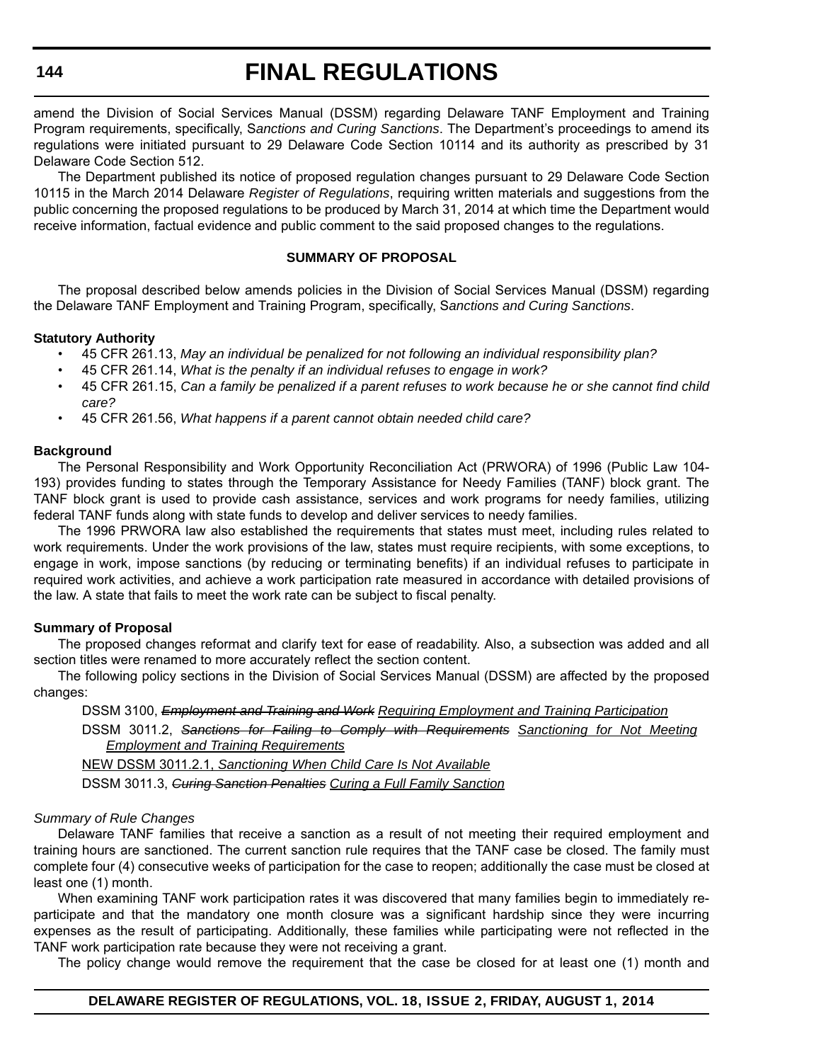amend the Division of Social Services Manual (DSSM) regarding Delaware TANF Employment and Training Program requirements, specifically, S*anctions and Curing Sanctions*. The Department's proceedings to amend its regulations were initiated pursuant to 29 Delaware Code Section 10114 and its authority as prescribed by 31 Delaware Code Section 512.

The Department published its notice of proposed regulation changes pursuant to 29 Delaware Code Section 10115 in the March 2014 Delaware *Register of Regulations*, requiring written materials and suggestions from the public concerning the proposed regulations to be produced by March 31, 2014 at which time the Department would receive information, factual evidence and public comment to the said proposed changes to the regulations.

**SUMMARY OF PROPOSAL**

The proposal described below amends policies in the Division of Social Services Manual (DSSM) regarding the Delaware TANF Employment and Training Program, specifically, S*anctions and Curing Sanctions*.

**Statutory Authority**

- 45 CFR 261.13, *May an individual be penalized for not following an individual responsibility plan?*
- 45 CFR 261.14, *What is the penalty if an individual refuses to engage in work?*
- 45 CFR 261.15, *Can a family be penalized if a parent refuses to work because he or she cannot find child care?*
- 45 CFR 261.56, *What happens if a parent cannot obtain needed child care?*

**Background**

The Personal Responsibility and Work Opportunity Reconciliation Act (PRWORA) of 1996 (Public Law 104-193) provides funding to states through the Temporary Assistance for Needy Families (TANF) block grant. The TANF block grant is used to provide cash assistance, services and work programs for needy families, utilizing federal TANF funds along with state funds to develop and deliver services to needy families.

The 1996 PRWORA law also established the requirements that states must meet, including rules related to work requirements. Under the work provisions of the law, states must require recipients, with some exceptions, to engage in work, impose sanctions (by reducing or terminating benefits) if an individual refuses to participate in required work activities, and achieve a work participation rate measured in accordance with detailed provisions of the law. A state that fails to meet the work rate can be subject to fiscal penalty.

**Summary of Proposal**

The proposed changes reformat and clarify text for ease of readability. Also, a subsection was added and all section titles were renamed to more accurately reflect the section content.

The following policy sections in the Division of Social Services Manual (DSSM) are affected by the proposed changes:

DSSM 3100, ~~*Employment and Training and Work*~~ <u>*Requiring Employment and Training Participation*</u>

DSSM 3011.2, ~~*Sanctions for Failing to Comply with Requirements*~~ <u>*Sanctioning for Not Meeting Employment and Training Requirements*</u>

<u>NEW DSSM 3011.2.1, *Sanctioning When Child Care Is Not Available*</u>

DSSM 3011.3, ~~*Curing Sanction Penalties*~~ <u>*Curing a Full Family Sanction*</u>

*Summary of Rule Changes*

Delaware TANF families that receive a sanction as a result of not meeting their required employment and training hours are sanctioned. The current sanction rule requires that the TANF case be closed. The family must complete four (4) consecutive weeks of participation for the case to reopen; additionally the case must be closed at least one (1) month.

When examining TANF work participation rates it was discovered that many families begin to immediately re-participate and that the mandatory one month closure was a significant hardship since they were incurring expenses as the result of participating. Additionally, these families while participating were not reflected in the TANF work participation rate because they were not receiving a grant.

The policy change would remove the requirement that the case be closed for at least one (1) month and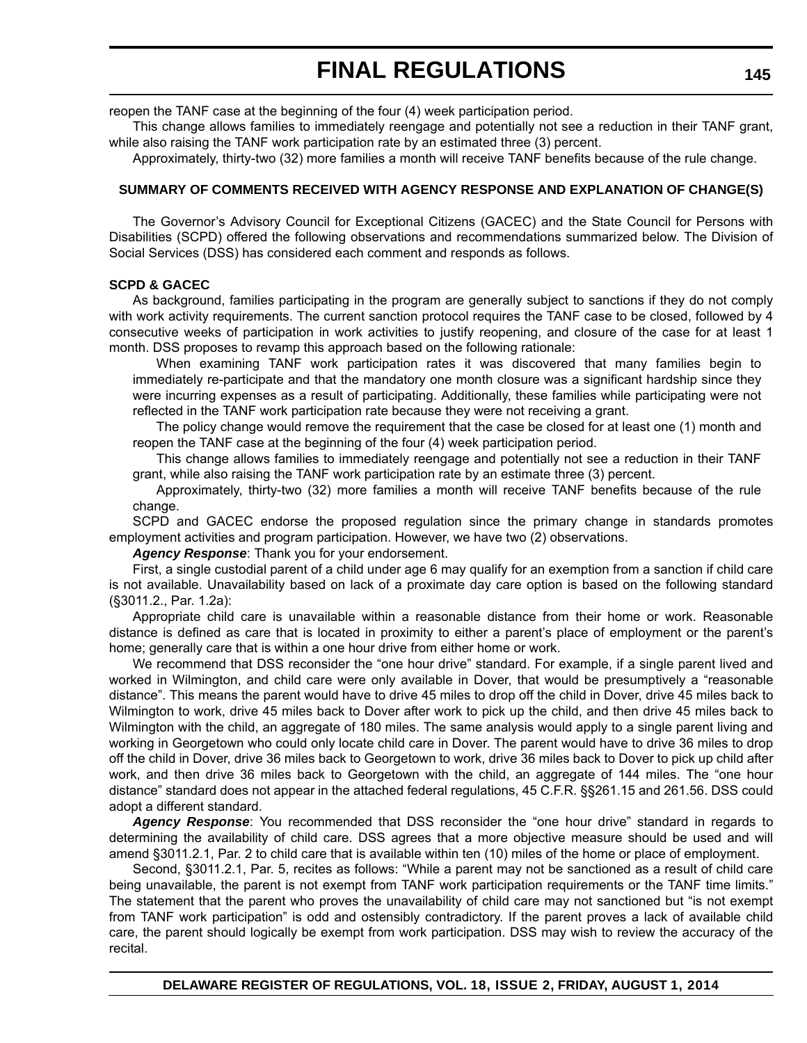reopen the TANF case at the beginning of the four (4) week participation period.

This change allows families to immediately reengage and potentially not see a reduction in their TANF grant, while also raising the TANF work participation rate by an estimated three (3) percent.

Approximately, thirty-two (32) more families a month will receive TANF benefits because of the rule change.

**SUMMARY OF COMMENTS RECEIVED WITH AGENCY RESPONSE AND EXPLANATION OF CHANGE(S)**

The Governor's Advisory Council for Exceptional Citizens (GACEC) and the State Council for Persons with Disabilities (SCPD) offered the following observations and recommendations summarized below. The Division of Social Services (DSS) has considered each comment and responds as follows.

**SCPD & GACEC**

As background, families participating in the program are generally subject to sanctions if they do not comply with work activity requirements. The current sanction protocol requires the TANF case to be closed, followed by 4 consecutive weeks of participation in work activities to justify reopening, and closure of the case for at least 1 month. DSS proposes to revamp this approach based on the following rationale:

> When examining TANF work participation rates it was discovered that many families begin to immediately re-participate and that the mandatory one month closure was a significant hardship since they were incurring expenses as a result of participating. Additionally, these families while participating were not reflected in the TANF work participation rate because they were not receiving a grant.
>
> The policy change would remove the requirement that the case be closed for at least one (1) month and reopen the TANF case at the beginning of the four (4) week participation period.
>
> This change allows families to immediately reengage and potentially not see a reduction in their TANF grant, while also raising the TANF work participation rate by an estimate three (3) percent.
>
> Approximately, thirty-two (32) more families a month will receive TANF benefits because of the rule change.

SCPD and GACEC endorse the proposed regulation since the primary change in standards promotes employment activities and program participation. However, we have two (2) observations.

***Agency Response***: Thank you for your endorsement.

First, a single custodial parent of a child under age 6 may qualify for an exemption from a sanction if child care is not available. Unavailability based on lack of a proximate day care option is based on the following standard (§3011.2., Par. 1.2a):

Appropriate child care is unavailable within a reasonable distance from their home or work. Reasonable distance is defined as care that is located in proximity to either a parent's place of employment or the parent's home; generally care that is within a one hour drive from either home or work.

We recommend that DSS reconsider the "one hour drive" standard. For example, if a single parent lived and worked in Wilmington, and child care were only available in Dover, that would be presumptively a "reasonable distance". This means the parent would have to drive 45 miles to drop off the child in Dover, drive 45 miles back to Wilmington to work, drive 45 miles back to Dover after work to pick up the child, and then drive 45 miles back to Wilmington with the child, an aggregate of 180 miles. The same analysis would apply to a single parent living and working in Georgetown who could only locate child care in Dover. The parent would have to drive 36 miles to drop off the child in Dover, drive 36 miles back to Georgetown to work, drive 36 miles back to Dover to pick up child after work, and then drive 36 miles back to Georgetown with the child, an aggregate of 144 miles. The "one hour distance" standard does not appear in the attached federal regulations, 45 C.F.R. §§261.15 and 261.56. DSS could adopt a different standard.

***Agency Response***: You recommended that DSS reconsider the "one hour drive" standard in regards to determining the availability of child care. DSS agrees that a more objective measure should be used and will amend §3011.2.1, Par. 2 to child care that is available within ten (10) miles of the home or place of employment.

Second, §3011.2.1, Par. 5, recites as follows: "While a parent may not be sanctioned as a result of child care being unavailable, the parent is not exempt from TANF work participation requirements or the TANF time limits." The statement that the parent who proves the unavailability of child care may not sanctioned but "is not exempt from TANF work participation" is odd and ostensibly contradictory. If the parent proves a lack of available child care, the parent should logically be exempt from work participation. DSS may wish to review the accuracy of the recital.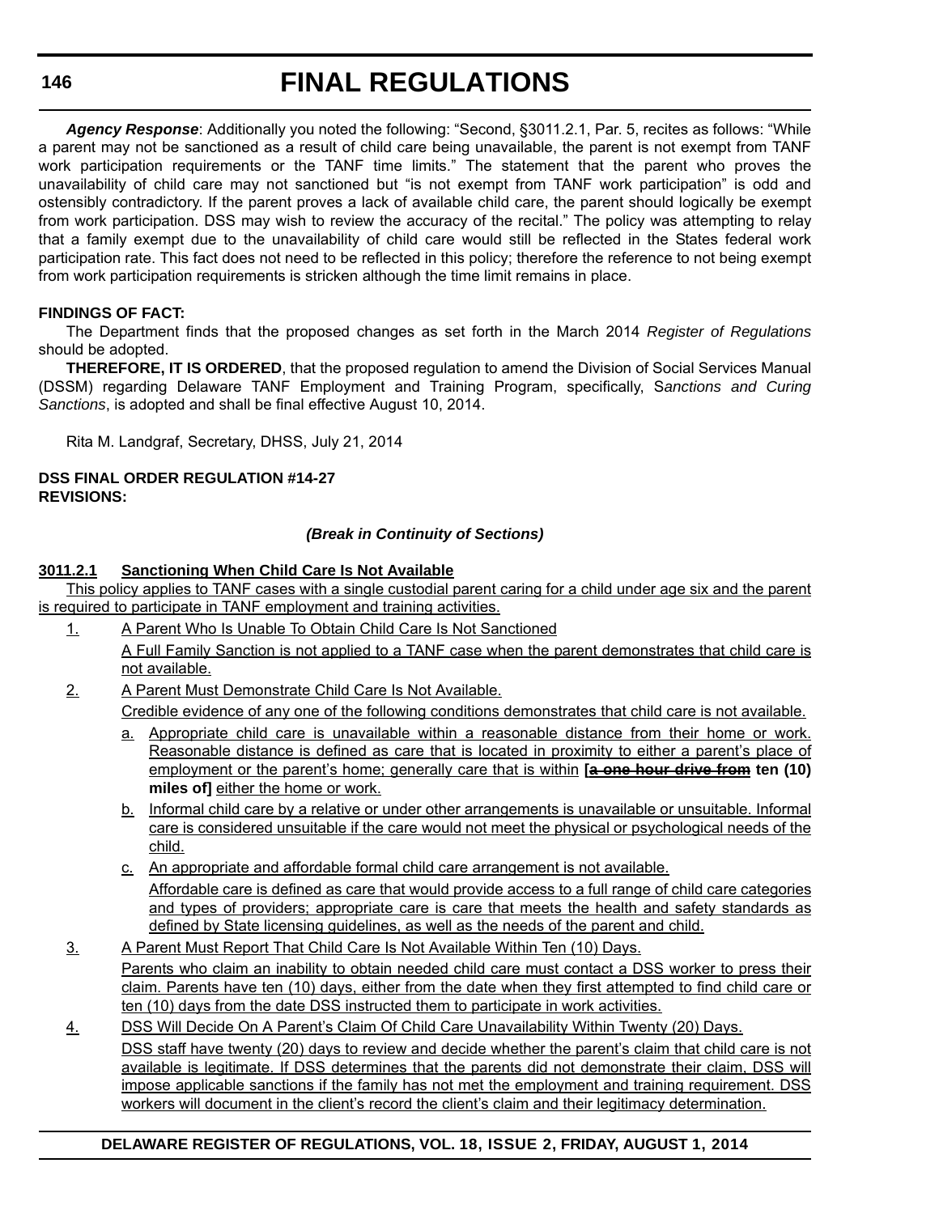***Agency Response***: Additionally you noted the following: "Second, §3011.2.1, Par. 5, recites as follows: "While a parent may not be sanctioned as a result of child care being unavailable, the parent is not exempt from TANF work participation requirements or the TANF time limits." The statement that the parent who proves the unavailability of child care may not sanctioned but "is not exempt from TANF work participation" is odd and ostensibly contradictory. If the parent proves a lack of available child care, the parent should logically be exempt from work participation. DSS may wish to review the accuracy of the recital." The policy was attempting to relay that a family exempt due to the unavailability of child care would still be reflected in the States federal work participation rate. This fact does not need to be reflected in this policy; therefore the reference to not being exempt from work participation requirements is stricken although the time limit remains in place.

**FINDINGS OF FACT:**

The Department finds that the proposed changes as set forth in the March 2014 *Register of Regulations* should be adopted.

**THEREFORE, IT IS ORDERED**, that the proposed regulation to amend the Division of Social Services Manual (DSSM) regarding Delaware TANF Employment and Training Program, specifically, S*anctions and Curing Sanctions*, is adopted and shall be final effective August 10, 2014.

Rita M. Landgraf, Secretary, DHSS, July 21, 2014

**DSS FINAL ORDER REGULATION #14-27**
**REVISIONS:**

***(Break in Continuity of Sections)***

<u>**3011.2.1 Sanctioning When Child Care Is Not Available**</u>

<u>This policy applies to TANF cases with a single custodial parent caring for a child under age six and the parent is required to participate in TANF employment and training activities.</u>

<u>1.</u> <u>A Parent Who Is Unable To Obtain Child Care Is Not Sanctioned</u>

<u>A Full Family Sanction is not applied to a TANF case when the parent demonstrates that child care is not available.</u>

<u>2.</u> <u>A Parent Must Demonstrate Child Care Is Not Available.</u>

<u>Credible evidence of any one of the following conditions demonstrates that child care is not available.</u>

<u>a.</u> <u>Appropriate child care is unavailable within a reasonable distance from their home or work. Reasonable distance is defined as care that is located in proximity to either a parent's place of employment or the parent's home; generally care that is within</u> **[~~a one hour drive from~~ ten (10) miles of]** <u>either the home or work.</u>

<u>b.</u> <u>Informal child care by a relative or under other arrangements is unavailable or unsuitable. Informal care is considered unsuitable if the care would not meet the physical or psychological needs of the child.</u>

<u>c.</u> <u>An appropriate and affordable formal child care arrangement is not available.</u>

<u>Affordable care is defined as care that would provide access to a full range of child care categories and types of providers; appropriate care is care that meets the health and safety standards as defined by State licensing guidelines, as well as the needs of the parent and child.</u>

<u>3.</u> <u>A Parent Must Report That Child Care Is Not Available Within Ten (10) Days.</u>

<u>Parents who claim an inability to obtain needed child care must contact a DSS worker to press their claim. Parents have ten (10) days, either from the date when they first attempted to find child care or ten (10) days from the date DSS instructed them to participate in work activities.</u>

<u>4.</u> <u>DSS Will Decide On A Parent's Claim Of Child Care Unavailability Within Twenty (20) Days.</u>

<u>DSS staff have twenty (20) days to review and decide whether the parent's claim that child care is not available is legitimate. If DSS determines that the parents did not demonstrate their claim, DSS will impose applicable sanctions if the family has not met the employment and training requirement. DSS workers will document in the client's record the client's claim and their legitimacy determination.</u>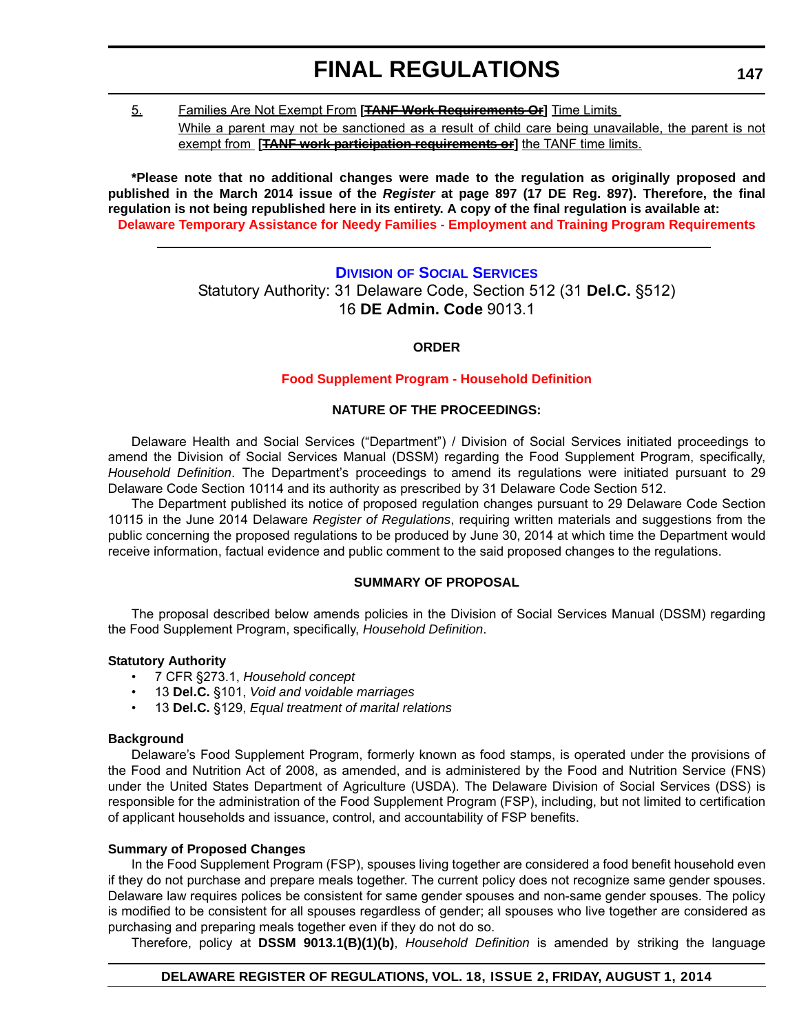5. Families Are Not Exempt From **[~~TANF Work Requirements Or~~]** Time Limits

While a parent may not be sanctioned as a result of child care being unavailable, the parent is not exempt from **[~~TANF work participation requirements or~~]** the TANF time limits.

***Please note that no additional changes were made to the regulation as originally proposed and published in the March 2014 issue of the *Register* at page 897 (17 DE Reg. 897). Therefore, the final regulation is not being republished here in its entirety. A copy of the final regulation is available at:**

**Delaware Temporary Assistance for Needy Families - Employment and Training Program Requirements**

---

## Division of Social Services

Statutory Authority: 31 Delaware Code, Section 512 (31 **Del.C.** §512)
16 **DE Admin. Code** 9013.1

### ORDER

### Food Supplement Program - Household Definition

### NATURE OF THE PROCEEDINGS:

Delaware Health and Social Services ("Department") / Division of Social Services initiated proceedings to amend the Division of Social Services Manual (DSSM) regarding the Food Supplement Program, specifically, *Household Definition*. The Department's proceedings to amend its regulations were initiated pursuant to 29 Delaware Code Section 10114 and its authority as prescribed by 31 Delaware Code Section 512.

The Department published its notice of proposed regulation changes pursuant to 29 Delaware Code Section 10115 in the June 2014 Delaware *Register of Regulations*, requiring written materials and suggestions from the public concerning the proposed regulations to be produced by June 30, 2014 at which time the Department would receive information, factual evidence and public comment to the said proposed changes to the regulations.

### SUMMARY OF PROPOSAL

The proposal described below amends policies in the Division of Social Services Manual (DSSM) regarding the Food Supplement Program, specifically, *Household Definition*.

**Statutory Authority**

- 7 CFR §273.1, *Household concept*
- 13 **Del.C.** §101, *Void and voidable marriages*
- 13 **Del.C.** §129, *Equal treatment of marital relations*

**Background**

Delaware's Food Supplement Program, formerly known as food stamps, is operated under the provisions of the Food and Nutrition Act of 2008, as amended, and is administered by the Food and Nutrition Service (FNS) under the United States Department of Agriculture (USDA). The Delaware Division of Social Services (DSS) is responsible for the administration of the Food Supplement Program (FSP), including, but not limited to certification of applicant households and issuance, control, and accountability of FSP benefits.

**Summary of Proposed Changes**

In the Food Supplement Program (FSP), spouses living together are considered a food benefit household even if they do not purchase and prepare meals together. The current policy does not recognize same gender spouses. Delaware law requires polices be consistent for same gender spouses and non-same gender spouses. The policy is modified to be consistent for all spouses regardless of gender; all spouses who live together are considered as purchasing and preparing meals together even if they do not do so.

Therefore, policy at **DSSM 9013.1(B)(1)(b)**, *Household Definition* is amended by striking the language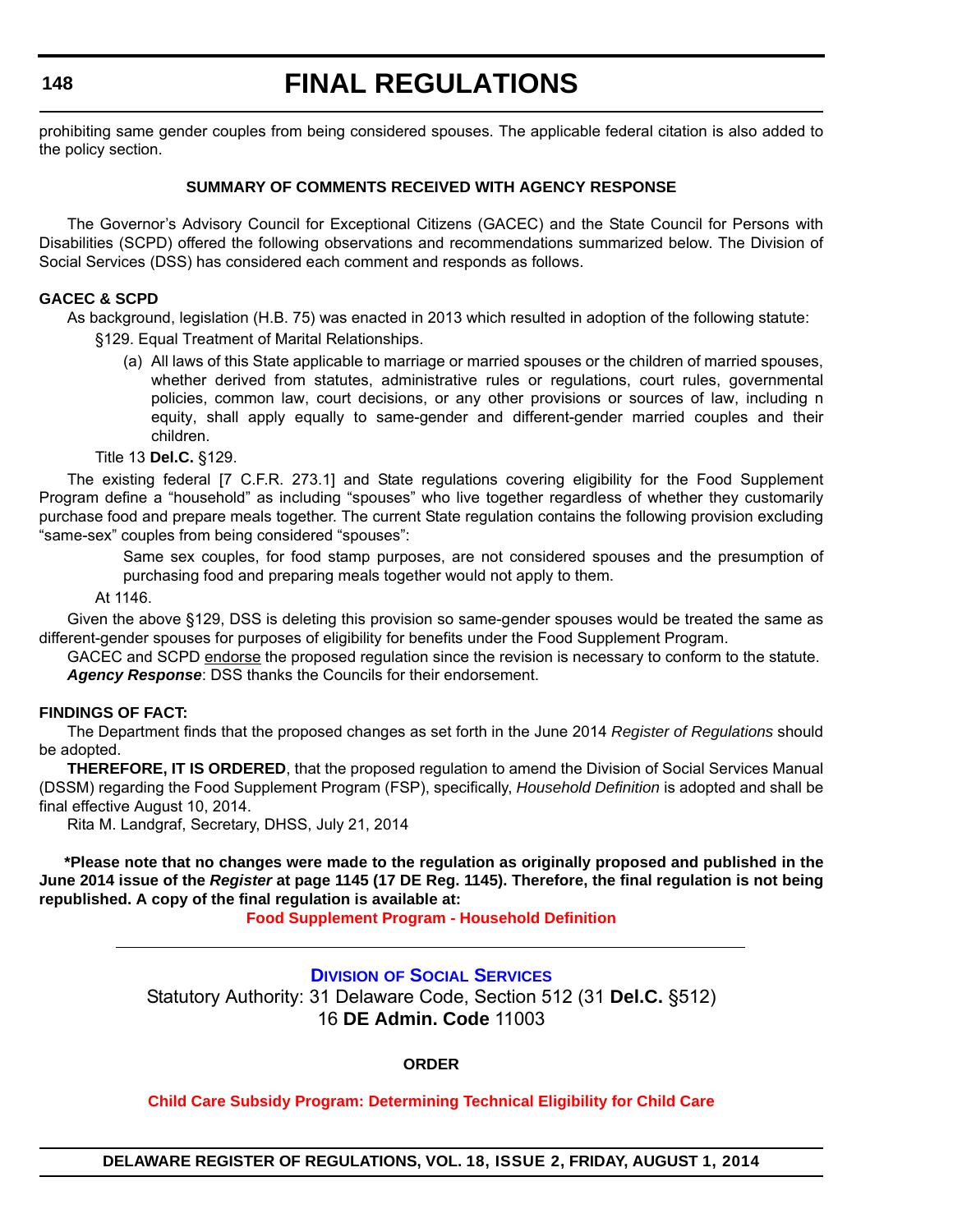prohibiting same gender couples from being considered spouses. The applicable federal citation is also added to the policy section.

**SUMMARY OF COMMENTS RECEIVED WITH AGENCY RESPONSE**

The Governor's Advisory Council for Exceptional Citizens (GACEC) and the State Council for Persons with Disabilities (SCPD) offered the following observations and recommendations summarized below. The Division of Social Services (DSS) has considered each comment and responds as follows.

**GACEC & SCPD**

As background, legislation (H.B. 75) was enacted in 2013 which resulted in adoption of the following statute:

§129. Equal Treatment of Marital Relationships.

(a) All laws of this State applicable to marriage or married spouses or the children of married spouses, whether derived from statutes, administrative rules or regulations, court rules, governmental policies, common law, court decisions, or any other provisions or sources of law, including n equity, shall apply equally to same-gender and different-gender married couples and their children.

Title 13 **Del.C.** §129.

The existing federal [7 C.F.R. 273.1] and State regulations covering eligibility for the Food Supplement Program define a "household" as including "spouses" who live together regardless of whether they customarily purchase food and prepare meals together. The current State regulation contains the following provision excluding "same-sex" couples from being considered "spouses":

> Same sex couples, for food stamp purposes, are not considered spouses and the presumption of purchasing food and preparing meals together would not apply to them.

At 1146.

Given the above §129, DSS is deleting this provision so same-gender spouses would be treated the same as different-gender spouses for purposes of eligibility for benefits under the Food Supplement Program.

GACEC and SCPD endorse the proposed regulation since the revision is necessary to conform to the statute.

***Agency Response***: DSS thanks the Councils for their endorsement.

**FINDINGS OF FACT:**

The Department finds that the proposed changes as set forth in the June 2014 *Register of Regulations* should be adopted.

**THEREFORE, IT IS ORDERED**, that the proposed regulation to amend the Division of Social Services Manual (DSSM) regarding the Food Supplement Program (FSP), specifically, *Household Definition* is adopted and shall be final effective August 10, 2014.

Rita M. Landgraf, Secretary, DHSS, July 21, 2014

**\*Please note that no changes were made to the regulation as originally proposed and published in the June 2014 issue of the *Register* at page 1145 (17 DE Reg. 1145). Therefore, the final regulation is not being republished. A copy of the final regulation is available at:**

**Food Supplement Program - Household Definition**

---

## Division of Social Services

Statutory Authority: 31 Delaware Code, Section 512 (31 **Del.C.** §512)
16 **DE Admin. Code** 11003

**ORDER**

**Child Care Subsidy Program: Determining Technical Eligibility for Child Care**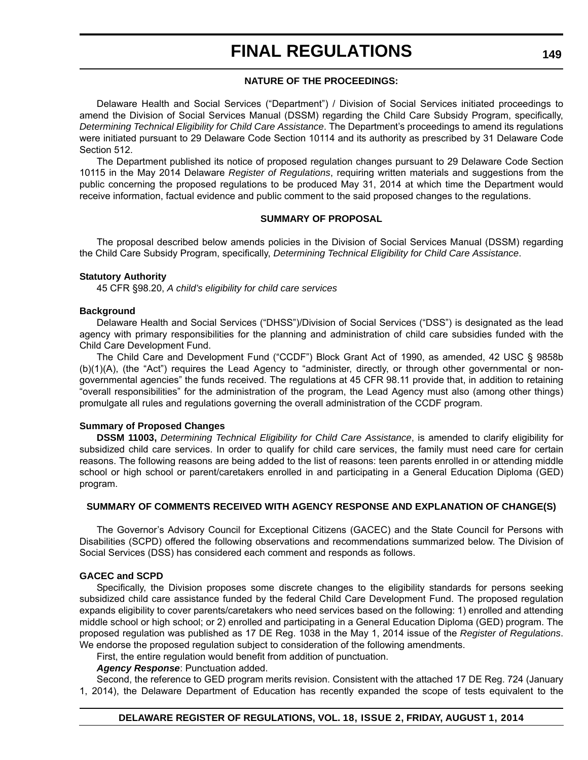### NATURE OF THE PROCEEDINGS:

Delaware Health and Social Services ("Department") / Division of Social Services initiated proceedings to amend the Division of Social Services Manual (DSSM) regarding the Child Care Subsidy Program, specifically, *Determining Technical Eligibility for Child Care Assistance*. The Department's proceedings to amend its regulations were initiated pursuant to 29 Delaware Code Section 10114 and its authority as prescribed by 31 Delaware Code Section 512.

The Department published its notice of proposed regulation changes pursuant to 29 Delaware Code Section 10115 in the May 2014 Delaware *Register of Regulations*, requiring written materials and suggestions from the public concerning the proposed regulations to be produced May 31, 2014 at which time the Department would receive information, factual evidence and public comment to the said proposed changes to the regulations.

### SUMMARY OF PROPOSAL

The proposal described below amends policies in the Division of Social Services Manual (DSSM) regarding the Child Care Subsidy Program, specifically, *Determining Technical Eligibility for Child Care Assistance*.

**Statutory Authority**

45 CFR §98.20, *A child's eligibility for child care services*

**Background**

Delaware Health and Social Services ("DHSS")/Division of Social Services ("DSS") is designated as the lead agency with primary responsibilities for the planning and administration of child care subsidies funded with the Child Care Development Fund.

The Child Care and Development Fund ("CCDF") Block Grant Act of 1990, as amended, 42 USC § 9858b (b)(1)(A), (the "Act") requires the Lead Agency to "administer, directly, or through other governmental or non-governmental agencies" the funds received. The regulations at 45 CFR 98.11 provide that, in addition to retaining "overall responsibilities" for the administration of the program, the Lead Agency must also (among other things) promulgate all rules and regulations governing the overall administration of the CCDF program.

**Summary of Proposed Changes**

**DSSM 11003,** *Determining Technical Eligibility for Child Care Assistance*, is amended to clarify eligibility for subsidized child care services. In order to qualify for child care services, the family must need care for certain reasons. The following reasons are being added to the list of reasons: teen parents enrolled in or attending middle school or high school or parent/caretakers enrolled in and participating in a General Education Diploma (GED) program.

### SUMMARY OF COMMENTS RECEIVED WITH AGENCY RESPONSE AND EXPLANATION OF CHANGE(S)

The Governor's Advisory Council for Exceptional Citizens (GACEC) and the State Council for Persons with Disabilities (SCPD) offered the following observations and recommendations summarized below. The Division of Social Services (DSS) has considered each comment and responds as follows.

**GACEC and SCPD**

Specifically, the Division proposes some discrete changes to the eligibility standards for persons seeking subsidized child care assistance funded by the federal Child Care Development Fund. The proposed regulation expands eligibility to cover parents/caretakers who need services based on the following: 1) enrolled and attending middle school or high school; or 2) enrolled and participating in a General Education Diploma (GED) program. The proposed regulation was published as 17 DE Reg. 1038 in the May 1, 2014 issue of the *Register of Regulations*. We endorse the proposed regulation subject to consideration of the following amendments.

First, the entire regulation would benefit from addition of punctuation.

***Agency Response***: Punctuation added.

Second, the reference to GED program merits revision. Consistent with the attached 17 DE Reg. 724 (January 1, 2014), the Delaware Department of Education has recently expanded the scope of tests equivalent to the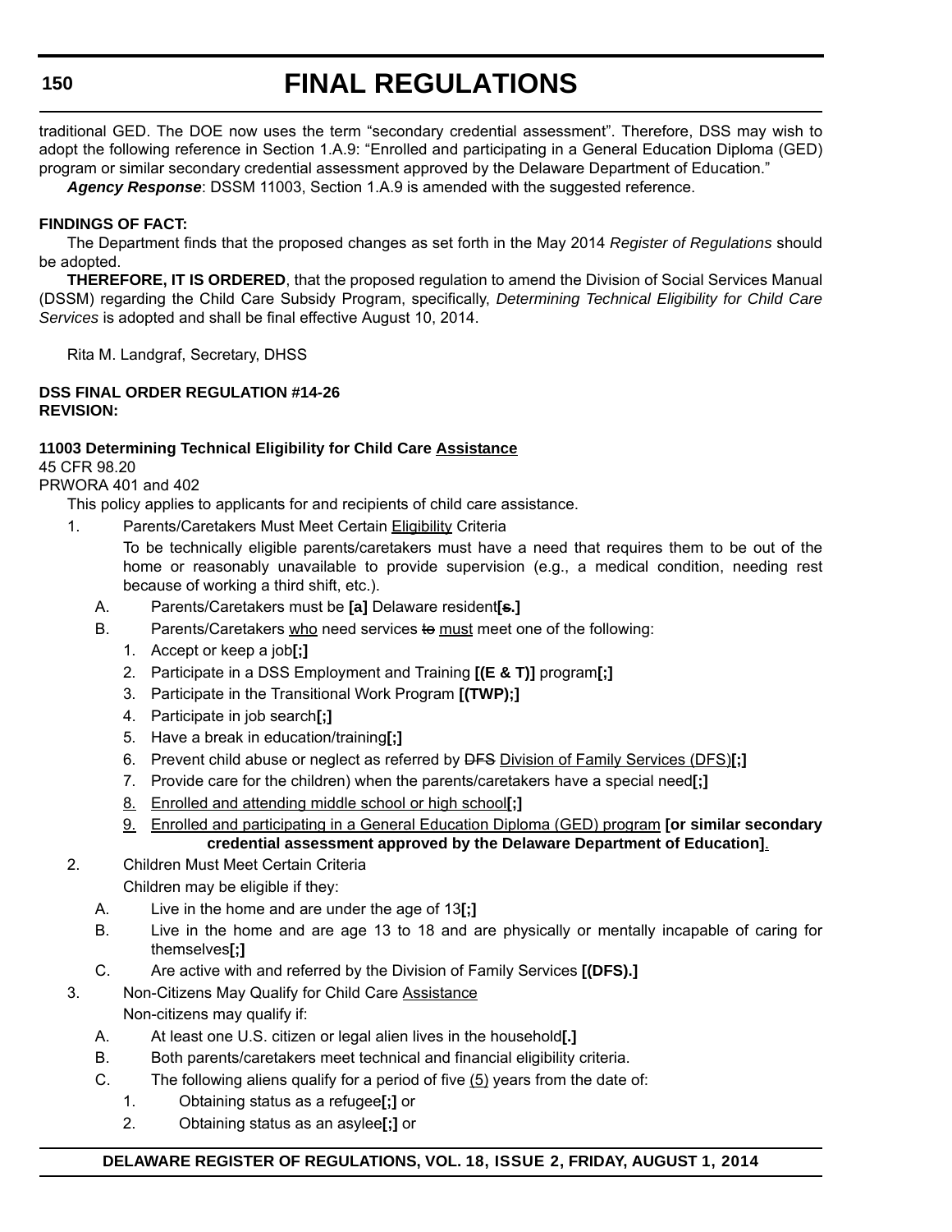traditional GED. The DOE now uses the term “secondary credential assessment”. Therefore, DSS may wish to adopt the following reference in Section 1.A.9: “Enrolled and participating in a General Education Diploma (GED) program or similar secondary credential assessment approved by the Delaware Department of Education.”

***Agency Response***: DSSM 11003, Section 1.A.9 is amended with the suggested reference.

**FINDINGS OF FACT:**

The Department finds that the proposed changes as set forth in the May 2014 *Register of Regulations* should be adopted.

**THEREFORE, IT IS ORDERED**, that the proposed regulation to amend the Division of Social Services Manual (DSSM) regarding the Child Care Subsidy Program, specifically, *Determining Technical Eligibility for Child Care Services* is adopted and shall be final effective August 10, 2014.

Rita M. Landgraf, Secretary, DHSS

**DSS FINAL ORDER REGULATION #14-26**
**REVISION:**

**11003 Determining Technical Eligibility for Child Care Assistance**

45 CFR 98.20
PRWORA 401 and 402

This policy applies to applicants for and recipients of child care assistance.

1. Parents/Caretakers Must Meet Certain Eligibility Criteria

   To be technically eligible parents/caretakers must have a need that requires them to be out of the home or reasonably unavailable to provide supervision (e.g., a medical condition, needing rest because of working a third shift, etc.).

   A. Parents/Caretakers must be **[a]** Delaware resident**[s.]**

   B. Parents/Caretakers who need services to must meet one of the following:

      1. Accept or keep a job**[;]**
      2. Participate in a DSS Employment and Training **[(E & T)]** program**[;]**
      3. Participate in the Transitional Work Program **[(TWP);]**
      4. Participate in job search**[;]**
      5. Have a break in education/training**[;]**
      6. Prevent child abuse or neglect as referred by DFS Division of Family Services (DFS)**[;]**
      7. Provide care for the children) when the parents/caretakers have a special need**[;]**
      8. Enrolled and attending middle school or high school**[;]**
      9. Enrolled and participating in a General Education Diploma (GED) program **[or similar secondary credential assessment approved by the Delaware Department of Education]**.

2. Children Must Meet Certain Criteria

   Children may be eligible if they:

   A. Live in the home and are under the age of 13**[;]**

   B. Live in the home and are age 13 to 18 and are physically or mentally incapable of caring for themselves**[;]**

   C. Are active with and referred by the Division of Family Services **[(DFS).]**

3. Non-Citizens May Qualify for Child Care Assistance

   Non-citizens may qualify if:

   A. At least one U.S. citizen or legal alien lives in the household**[.]**

   B. Both parents/caretakers meet technical and financial eligibility criteria.

   C. The following aliens qualify for a period of five (5) years from the date of:

      1. Obtaining status as a refugee**[;]** or
      2. Obtaining status as an asylee**[;]** or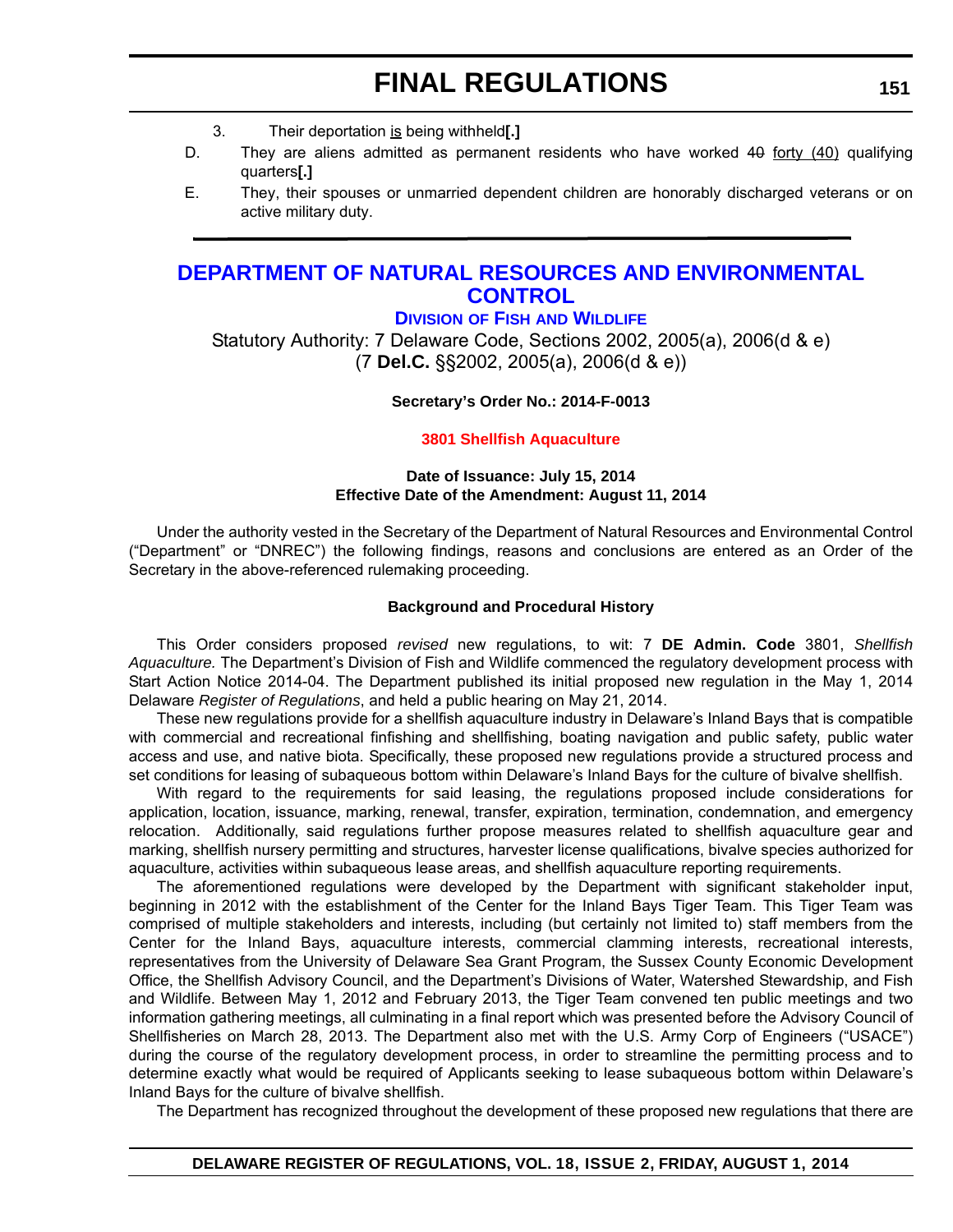3. Their deportation is being withheld**[.]**

D. They are aliens admitted as permanent residents who have worked ~~40~~ forty (40) qualifying quarters**[.]**

E. They, their spouses or unmarried dependent children are honorably discharged veterans or on active military duty.

---

# DEPARTMENT OF NATURAL RESOURCES AND ENVIRONMENTAL CONTROL

## DIVISION OF FISH AND WILDLIFE

Statutory Authority: 7 Delaware Code, Sections 2002, 2005(a), 2006(d & e) (7 **Del.C.** §§2002, 2005(a), 2006(d & e))

**Secretary's Order No.: 2014-F-0013**

**3801 Shellfish Aquaculture**

**Date of Issuance: July 15, 2014**
**Effective Date of the Amendment: August 11, 2014**

Under the authority vested in the Secretary of the Department of Natural Resources and Environmental Control ("Department" or "DNREC") the following findings, reasons and conclusions are entered as an Order of the Secretary in the above-referenced rulemaking proceeding.

**Background and Procedural History**

This Order considers proposed *revised* new regulations, to wit: 7 **DE Admin. Code** 3801, *Shellfish Aquaculture.* The Department's Division of Fish and Wildlife commenced the regulatory development process with Start Action Notice 2014-04. The Department published its initial proposed new regulation in the May 1, 2014 Delaware *Register of Regulations*, and held a public hearing on May 21, 2014.

These new regulations provide for a shellfish aquaculture industry in Delaware's Inland Bays that is compatible with commercial and recreational finfishing and shellfishing, boating navigation and public safety, public water access and use, and native biota. Specifically, these proposed new regulations provide a structured process and set conditions for leasing of subaqueous bottom within Delaware's Inland Bays for the culture of bivalve shellfish.

With regard to the requirements for said leasing, the regulations proposed include considerations for application, location, issuance, marking, renewal, transfer, expiration, termination, condemnation, and emergency relocation. Additionally, said regulations further propose measures related to shellfish aquaculture gear and marking, shellfish nursery permitting and structures, harvester license qualifications, bivalve species authorized for aquaculture, activities within subaqueous lease areas, and shellfish aquaculture reporting requirements.

The aforementioned regulations were developed by the Department with significant stakeholder input, beginning in 2012 with the establishment of the Center for the Inland Bays Tiger Team. This Tiger Team was comprised of multiple stakeholders and interests, including (but certainly not limited to) staff members from the Center for the Inland Bays, aquaculture interests, commercial clamming interests, recreational interests, representatives from the University of Delaware Sea Grant Program, the Sussex County Economic Development Office, the Shellfish Advisory Council, and the Department's Divisions of Water, Watershed Stewardship, and Fish and Wildlife. Between May 1, 2012 and February 2013, the Tiger Team convened ten public meetings and two information gathering meetings, all culminating in a final report which was presented before the Advisory Council of Shellfisheries on March 28, 2013. The Department also met with the U.S. Army Corp of Engineers ("USACE") during the course of the regulatory development process, in order to streamline the permitting process and to determine exactly what would be required of Applicants seeking to lease subaqueous bottom within Delaware's Inland Bays for the culture of bivalve shellfish.

The Department has recognized throughout the development of these proposed new regulations that there are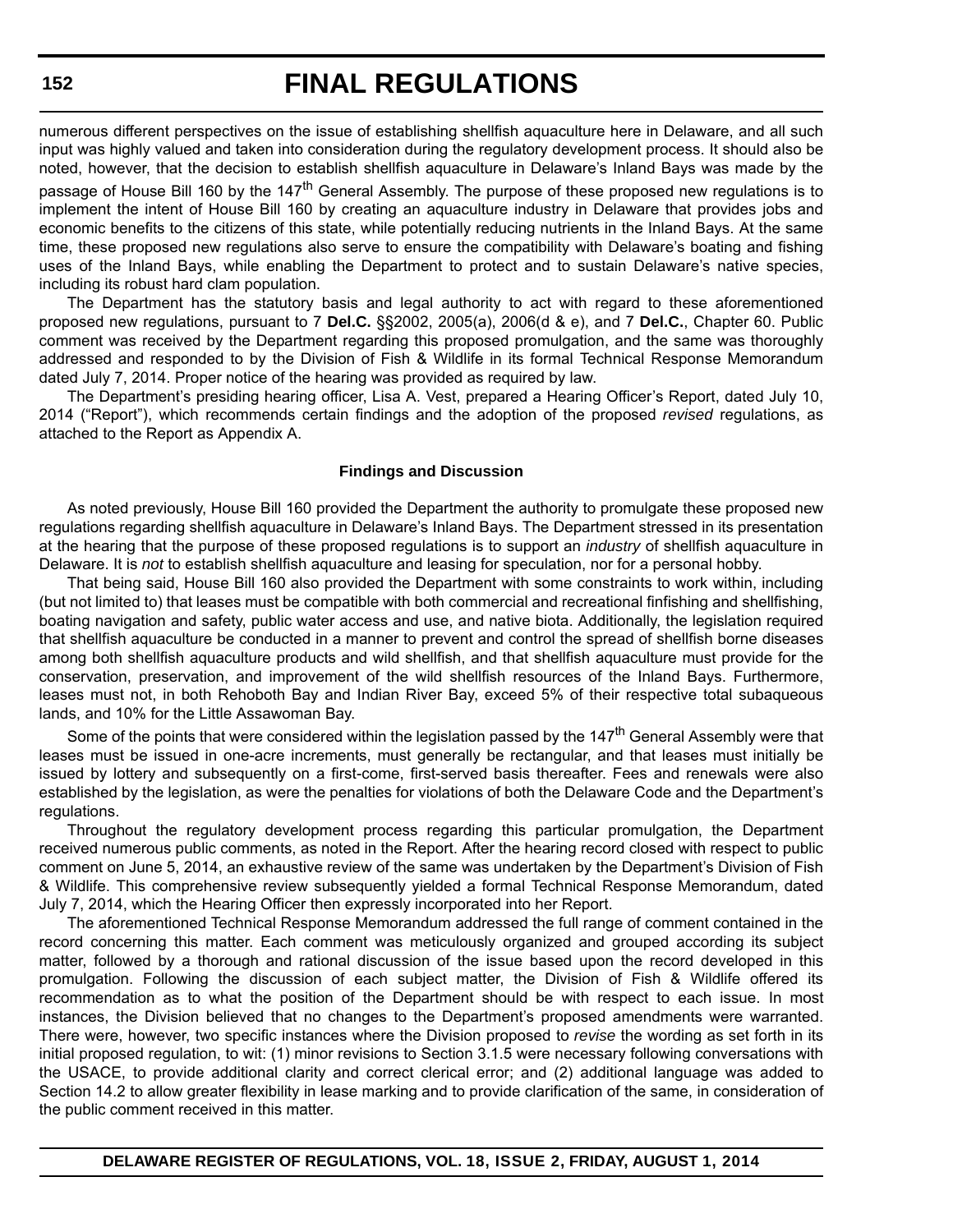numerous different perspectives on the issue of establishing shellfish aquaculture here in Delaware, and all such input was highly valued and taken into consideration during the regulatory development process. It should also be noted, however, that the decision to establish shellfish aquaculture in Delaware's Inland Bays was made by the passage of House Bill 160 by the 147th General Assembly. The purpose of these proposed new regulations is to implement the intent of House Bill 160 by creating an aquaculture industry in Delaware that provides jobs and economic benefits to the citizens of this state, while potentially reducing nutrients in the Inland Bays. At the same time, these proposed new regulations also serve to ensure the compatibility with Delaware's boating and fishing uses of the Inland Bays, while enabling the Department to protect and to sustain Delaware's native species, including its robust hard clam population.

The Department has the statutory basis and legal authority to act with regard to these aforementioned proposed new regulations, pursuant to 7 **Del.C.** §§2002, 2005(a), 2006(d & e), and 7 **Del.C.**, Chapter 60. Public comment was received by the Department regarding this proposed promulgation, and the same was thoroughly addressed and responded to by the Division of Fish & Wildlife in its formal Technical Response Memorandum dated July 7, 2014. Proper notice of the hearing was provided as required by law.

The Department's presiding hearing officer, Lisa A. Vest, prepared a Hearing Officer's Report, dated July 10, 2014 ("Report"), which recommends certain findings and the adoption of the proposed *revised* regulations, as attached to the Report as Appendix A.

**Findings and Discussion**

As noted previously, House Bill 160 provided the Department the authority to promulgate these proposed new regulations regarding shellfish aquaculture in Delaware's Inland Bays. The Department stressed in its presentation at the hearing that the purpose of these proposed regulations is to support an *industry* of shellfish aquaculture in Delaware. It is *not* to establish shellfish aquaculture and leasing for speculation, nor for a personal hobby.

That being said, House Bill 160 also provided the Department with some constraints to work within, including (but not limited to) that leases must be compatible with both commercial and recreational finfishing and shellfishing, boating navigation and safety, public water access and use, and native biota. Additionally, the legislation required that shellfish aquaculture be conducted in a manner to prevent and control the spread of shellfish borne diseases among both shellfish aquaculture products and wild shellfish, and that shellfish aquaculture must provide for the conservation, preservation, and improvement of the wild shellfish resources of the Inland Bays. Furthermore, leases must not, in both Rehoboth Bay and Indian River Bay, exceed 5% of their respective total subaqueous lands, and 10% for the Little Assawoman Bay.

Some of the points that were considered within the legislation passed by the 147th General Assembly were that leases must be issued in one-acre increments, must generally be rectangular, and that leases must initially be issued by lottery and subsequently on a first-come, first-served basis thereafter. Fees and renewals were also established by the legislation, as were the penalties for violations of both the Delaware Code and the Department's regulations.

Throughout the regulatory development process regarding this particular promulgation, the Department received numerous public comments, as noted in the Report. After the hearing record closed with respect to public comment on June 5, 2014, an exhaustive review of the same was undertaken by the Department's Division of Fish & Wildlife. This comprehensive review subsequently yielded a formal Technical Response Memorandum, dated July 7, 2014, which the Hearing Officer then expressly incorporated into her Report.

The aforementioned Technical Response Memorandum addressed the full range of comment contained in the record concerning this matter. Each comment was meticulously organized and grouped according its subject matter, followed by a thorough and rational discussion of the issue based upon the record developed in this promulgation. Following the discussion of each subject matter, the Division of Fish & Wildlife offered its recommendation as to what the position of the Department should be with respect to each issue. In most instances, the Division believed that no changes to the Department's proposed amendments were warranted. There were, however, two specific instances where the Division proposed to *revise* the wording as set forth in its initial proposed regulation, to wit: (1) minor revisions to Section 3.1.5 were necessary following conversations with the USACE, to provide additional clarity and correct clerical error; and (2) additional language was added to Section 14.2 to allow greater flexibility in lease marking and to provide clarification of the same, in consideration of the public comment received in this matter.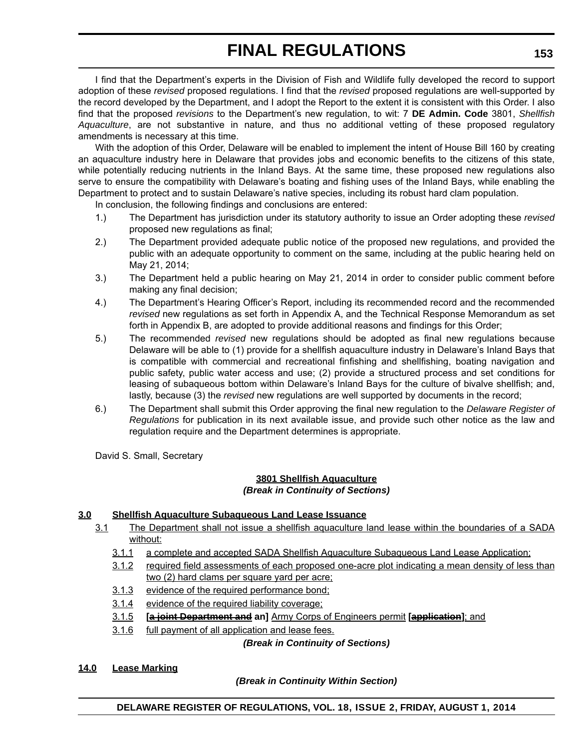I find that the Department's experts in the Division of Fish and Wildlife fully developed the record to support adoption of these *revised* proposed regulations. I find that the *revised* proposed regulations are well-supported by the record developed by the Department, and I adopt the Report to the extent it is consistent with this Order. I also find that the proposed *revisions* to the Department's new regulation, to wit: 7 **DE Admin. Code** 3801, *Shellfish Aquaculture*, are not substantive in nature, and thus no additional vetting of these proposed regulatory amendments is necessary at this time.

With the adoption of this Order, Delaware will be enabled to implement the intent of House Bill 160 by creating an aquaculture industry here in Delaware that provides jobs and economic benefits to the citizens of this state, while potentially reducing nutrients in the Inland Bays. At the same time, these proposed new regulations also serve to ensure the compatibility with Delaware's boating and fishing uses of the Inland Bays, while enabling the Department to protect and to sustain Delaware's native species, including its robust hard clam population.

In conclusion, the following findings and conclusions are entered:

1.) The Department has jurisdiction under its statutory authority to issue an Order adopting these *revised* proposed new regulations as final;

2.) The Department provided adequate public notice of the proposed new regulations, and provided the public with an adequate opportunity to comment on the same, including at the public hearing held on May 21, 2014;

3.) The Department held a public hearing on May 21, 2014 in order to consider public comment before making any final decision;

4.) The Department's Hearing Officer's Report, including its recommended record and the recommended *revised* new regulations as set forth in Appendix A, and the Technical Response Memorandum as set forth in Appendix B, are adopted to provide additional reasons and findings for this Order;

5.) The recommended *revised* new regulations should be adopted as final new regulations because Delaware will be able to (1) provide for a shellfish aquaculture industry in Delaware's Inland Bays that is compatible with commercial and recreational finfishing and shellfishing, boating navigation and public safety, public water access and use; (2) provide a structured process and set conditions for leasing of subaqueous bottom within Delaware's Inland Bays for the culture of bivalve shellfish; and, lastly, because (3) the *revised* new regulations are well supported by documents in the record;

6.) The Department shall submit this Order approving the final new regulation to the *Delaware Register of Regulations* for publication in its next available issue, and provide such other notice as the law and regulation require and the Department determines is appropriate.

David S. Small, Secretary

**<u>3801 Shellfish Aquaculture</u>**

***(Break in Continuity of Sections)***

**<u>3.0 Shellfish Aquaculture Subaqueous Land Lease Issuance</u>**

<u>3.1 The Department shall not issue a shellfish aquaculture land lease within the boundaries of a SADA without:</u>

<u>3.1.1 a complete and accepted SADA Shellfish Aquaculture Subaqueous Land Lease Application;</u>

<u>3.1.2 required field assessments of each proposed one-acre plot indicating a mean density of less than two (2) hard clams per square yard per acre;</u>

<u>3.1.3 evidence of the required performance bond;</u>

<u>3.1.4 evidence of the required liability coverage;</u>

<u>3.1.5</u> **[~~a joint Department and~~ an]** <u>Army Corps of Engineers permit</u> **[~~application~~]**<u>; and</u>

<u>3.1.6 full payment of all application and lease fees.</u>

***(Break in Continuity of Sections)***

**<u>14.0 Lease Marking</u>**

***(Break in Continuity Within Section)***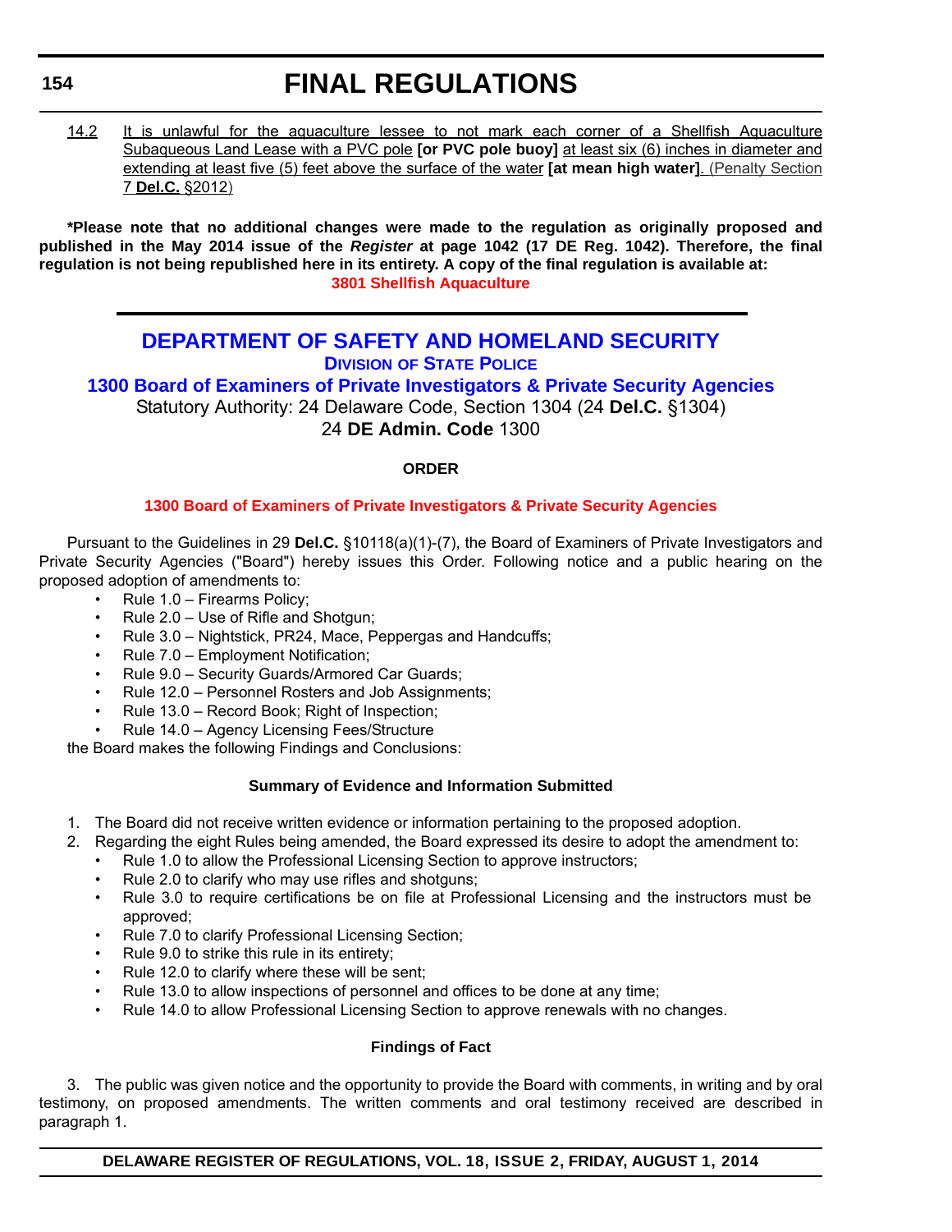14.2 It is unlawful for the aquaculture lessee to not mark each corner of a Shellfish Aquaculture Subaqueous Land Lease with a PVC pole **[or PVC pole buoy]** at least six (6) inches in diameter and extending at least five (5) feet above the surface of the water **[at mean high water]**. (Penalty Section 7 **Del.C.** §2012)

**\*Please note that no additional changes were made to the regulation as originally proposed and published in the May 2014 issue of the *Register* at page 1042 (17 DE Reg. 1042). Therefore, the final regulation is not being republished here in its entirety. A copy of the final regulation is available at:**

**3801 Shellfish Aquaculture**

---

# DEPARTMENT OF SAFETY AND HOMELAND SECURITY

## DIVISION OF STATE POLICE

## 1300 Board of Examiners of Private Investigators & Private Security Agencies

Statutory Authority: 24 Delaware Code, Section 1304 (24 **Del.C.** §1304)

24 **DE Admin. Code** 1300

### ORDER

**1300 Board of Examiners of Private Investigators & Private Security Agencies**

Pursuant to the Guidelines in 29 **Del.C.** §10118(a)(1)-(7), the Board of Examiners of Private Investigators and Private Security Agencies ("Board") hereby issues this Order. Following notice and a public hearing on the proposed adoption of amendments to:

- Rule 1.0 – Firearms Policy;
- Rule 2.0 – Use of Rifle and Shotgun;
- Rule 3.0 – Nightstick, PR24, Mace, Peppergas and Handcuffs;
- Rule 7.0 – Employment Notification;
- Rule 9.0 – Security Guards/Armored Car Guards;
- Rule 12.0 – Personnel Rosters and Job Assignments;
- Rule 13.0 – Record Book; Right of Inspection;
- Rule 14.0 – Agency Licensing Fees/Structure

the Board makes the following Findings and Conclusions:

**Summary of Evidence and Information Submitted**

1. The Board did not receive written evidence or information pertaining to the proposed adoption.
2. Regarding the eight Rules being amended, the Board expressed its desire to adopt the amendment to:
   - Rule 1.0 to allow the Professional Licensing Section to approve instructors;
   - Rule 2.0 to clarify who may use rifles and shotguns;
   - Rule 3.0 to require certifications be on file at Professional Licensing and the instructors must be approved;
   - Rule 7.0 to clarify Professional Licensing Section;
   - Rule 9.0 to strike this rule in its entirety;
   - Rule 12.0 to clarify where these will be sent;
   - Rule 13.0 to allow inspections of personnel and offices to be done at any time;
   - Rule 14.0 to allow Professional Licensing Section to approve renewals with no changes.

**Findings of Fact**

3. The public was given notice and the opportunity to provide the Board with comments, in writing and by oral testimony, on proposed amendments. The written comments and oral testimony received are described in paragraph 1.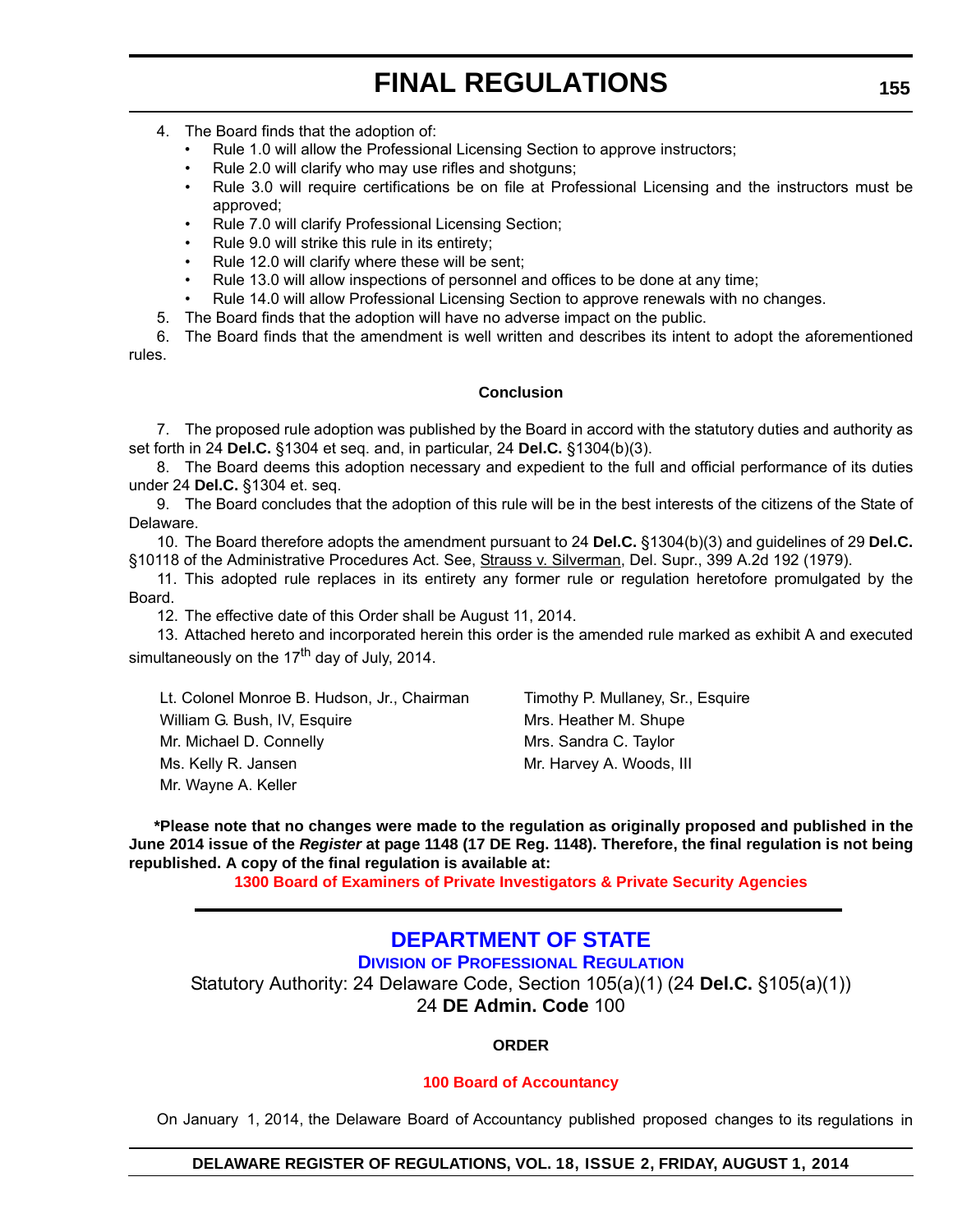4. The Board finds that the adoption of:
   - Rule 1.0 will allow the Professional Licensing Section to approve instructors;
   - Rule 2.0 will clarify who may use rifles and shotguns;
   - Rule 3.0 will require certifications be on file at Professional Licensing and the instructors must be approved;
   - Rule 7.0 will clarify Professional Licensing Section;
   - Rule 9.0 will strike this rule in its entirety;
   - Rule 12.0 will clarify where these will be sent;
   - Rule 13.0 will allow inspections of personnel and offices to be done at any time;
   - Rule 14.0 will allow Professional Licensing Section to approve renewals with no changes.
5. The Board finds that the adoption will have no adverse impact on the public.
6. The Board finds that the amendment is well written and describes its intent to adopt the aforementioned rules.

**Conclusion**

7. The proposed rule adoption was published by the Board in accord with the statutory duties and authority as set forth in 24 **Del.C.** §1304 et seq. and, in particular, 24 **Del.C.** §1304(b)(3).

8. The Board deems this adoption necessary and expedient to the full and official performance of its duties under 24 **Del.C.** §1304 et. seq.

9. The Board concludes that the adoption of this rule will be in the best interests of the citizens of the State of Delaware.

10. The Board therefore adopts the amendment pursuant to 24 **Del.C.** §1304(b)(3) and guidelines of 29 **Del.C.** §10118 of the Administrative Procedures Act. See, Strauss v. Silverman, Del. Supr., 399 A.2d 192 (1979).

11. This adopted rule replaces in its entirety any former rule or regulation heretofore promulgated by the Board.

12. The effective date of this Order shall be August 11, 2014.

13. Attached hereto and incorporated herein this order is the amended rule marked as exhibit A and executed simultaneously on the 17th day of July, 2014.

Lt. Colonel Monroe B. Hudson, Jr., Chairman
William G. Bush, IV, Esquire
Mr. Michael D. Connelly
Ms. Kelly R. Jansen
Mr. Wayne A. Keller
Timothy P. Mullaney, Sr., Esquire
Mrs. Heather M. Shupe
Mrs. Sandra C. Taylor
Mr. Harvey A. Woods, III

**\*Please note that no changes were made to the regulation as originally proposed and published in the June 2014 issue of the *Register* at page 1148 (17 DE Reg. 1148). Therefore, the final regulation is not being republished. A copy of the final regulation is available at:**

**1300 Board of Examiners of Private Investigators & Private Security Agencies**

---

## DEPARTMENT OF STATE

### DIVISION OF PROFESSIONAL REGULATION

Statutory Authority: 24 Delaware Code, Section 105(a)(1) (24 **Del.C.** §105(a)(1))
24 **DE Admin. Code** 100

**ORDER**

**100 Board of Accountancy**

On January 1, 2014, the Delaware Board of Accountancy published proposed changes to its regulations in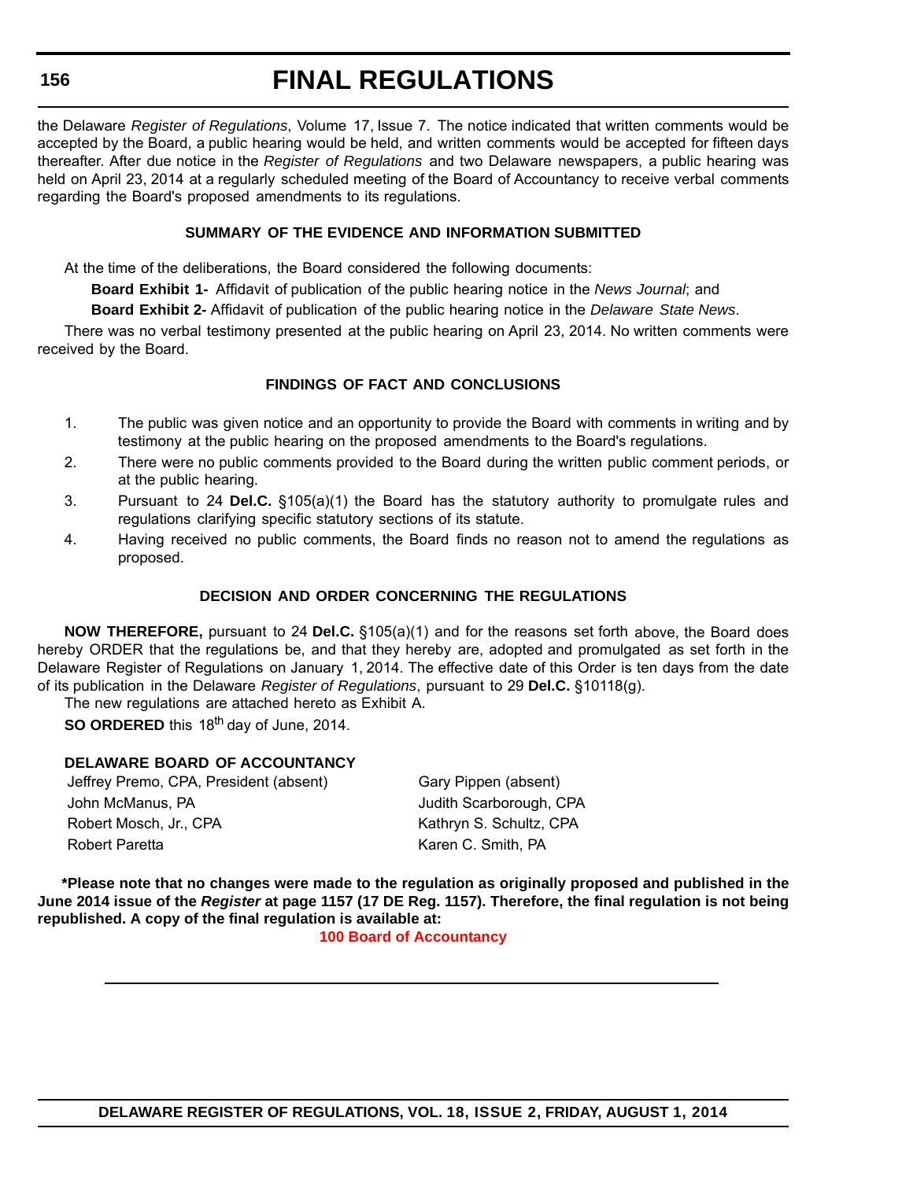the Delaware *Register of Regulations*, Volume 17, Issue 7. The notice indicated that written comments would be accepted by the Board, a public hearing would be held, and written comments would be accepted for fifteen days thereafter. After due notice in the *Register of Regulations* and two Delaware newspapers, a public hearing was held on April 23, 2014 at a regularly scheduled meeting of the Board of Accountancy to receive verbal comments regarding the Board's proposed amendments to its regulations.

**SUMMARY OF THE EVIDENCE AND INFORMATION SUBMITTED**

At the time of the deliberations, the Board considered the following documents:

**Board Exhibit 1-** Affidavit of publication of the public hearing notice in the *News Journal*; and

**Board Exhibit 2-** Affidavit of publication of the public hearing notice in the *Delaware State News*.

There was no verbal testimony presented at the public hearing on April 23, 2014. No written comments were received by the Board.

**FINDINGS OF FACT AND CONCLUSIONS**

1. The public was given notice and an opportunity to provide the Board with comments in writing and by testimony at the public hearing on the proposed amendments to the Board's regulations.
2. There were no public comments provided to the Board during the written public comment periods, or at the public hearing.
3. Pursuant to 24 **Del.C.** §105(a)(1) the Board has the statutory authority to promulgate rules and regulations clarifying specific statutory sections of its statute.
4. Having received no public comments, the Board finds no reason not to amend the regulations as proposed.

**DECISION AND ORDER CONCERNING THE REGULATIONS**

**NOW THEREFORE,** pursuant to 24 **Del.C.** §105(a)(1) and for the reasons set forth above, the Board does hereby ORDER that the regulations be, and that they hereby are, adopted and promulgated as set forth in the Delaware Register of Regulations on January 1, 2014. The effective date of this Order is ten days from the date of its publication in the Delaware *Register of Regulations*, pursuant to 29 **Del.C.** §10118(g).

The new regulations are attached hereto as Exhibit A.

**SO ORDERED** this 18th day of June, 2014.

**DELAWARE BOARD OF ACCOUNTANCY**

Jeffrey Premo, CPA, President (absent)
John McManus, PA
Robert Mosch, Jr., CPA
Robert Paretta
Gary Pippen (absent)
Judith Scarborough, CPA
Kathryn S. Schultz, CPA
Karen C. Smith, PA

**\*Please note that no changes were made to the regulation as originally proposed and published in the June 2014 issue of the *Register* at page 1157 (17 DE Reg. 1157). Therefore, the final regulation is not being republished. A copy of the final regulation is available at:**

**100 Board of Accountancy**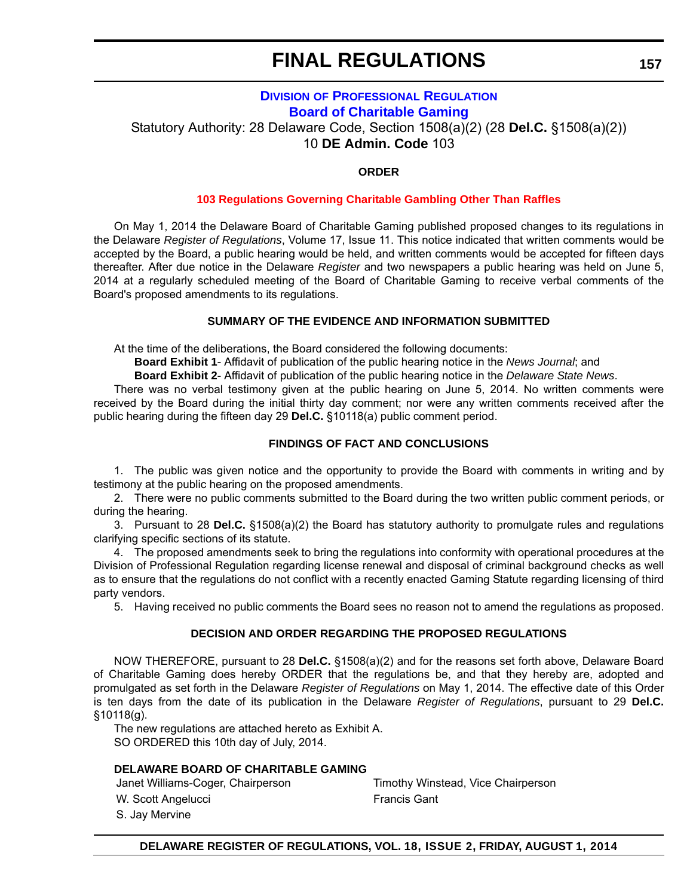# FINAL REGULATIONS

## Division of Professional Regulation

## Board of Charitable Gaming

Statutory Authority: 28 Delaware Code, Section 1508(a)(2) (28 **Del.C.** §1508(a)(2))
10 **DE Admin. Code** 103

**ORDER**

**103 Regulations Governing Charitable Gambling Other Than Raffles**

On May 1, 2014 the Delaware Board of Charitable Gaming published proposed changes to its regulations in the Delaware *Register of Regulations*, Volume 17, Issue 11. This notice indicated that written comments would be accepted by the Board, a public hearing would be held, and written comments would be accepted for fifteen days thereafter. After due notice in the Delaware *Register* and two newspapers a public hearing was held on June 5, 2014 at a regularly scheduled meeting of the Board of Charitable Gaming to receive verbal comments of the Board's proposed amendments to its regulations.

**SUMMARY OF THE EVIDENCE AND INFORMATION SUBMITTED**

At the time of the deliberations, the Board considered the following documents:

**Board Exhibit 1**- Affidavit of publication of the public hearing notice in the *News Journal*; and

**Board Exhibit 2**- Affidavit of publication of the public hearing notice in the *Delaware State News*.

There was no verbal testimony given at the public hearing on June 5, 2014. No written comments were received by the Board during the initial thirty day comment; nor were any written comments received after the public hearing during the fifteen day 29 **Del.C.** §10118(a) public comment period.

**FINDINGS OF FACT AND CONCLUSIONS**

1. The public was given notice and the opportunity to provide the Board with comments in writing and by testimony at the public hearing on the proposed amendments.
2. There were no public comments submitted to the Board during the two written public comment periods, or during the hearing.
3. Pursuant to 28 **Del.C.** §1508(a)(2) the Board has statutory authority to promulgate rules and regulations clarifying specific sections of its statute.
4. The proposed amendments seek to bring the regulations into conformity with operational procedures at the Division of Professional Regulation regarding license renewal and disposal of criminal background checks as well as to ensure that the regulations do not conflict with a recently enacted Gaming Statute regarding licensing of third party vendors.
5. Having received no public comments the Board sees no reason not to amend the regulations as proposed.

**DECISION AND ORDER REGARDING THE PROPOSED REGULATIONS**

NOW THEREFORE, pursuant to 28 **Del.C.** §1508(a)(2) and for the reasons set forth above, Delaware Board of Charitable Gaming does hereby ORDER that the regulations be, and that they hereby are, adopted and promulgated as set forth in the Delaware *Register of Regulations* on May 1, 2014. The effective date of this Order is ten days from the date of its publication in the Delaware *Register of Regulations*, pursuant to 29 **Del.C.** §10118(g).

The new regulations are attached hereto as Exhibit A.

SO ORDERED this 10th day of July, 2014.

**DELAWARE BOARD OF CHARITABLE GAMING**

Janet Williams-Coger, Chairperson
Timothy Winstead, Vice Chairperson
W. Scott Angelucci
Francis Gant
S. Jay Mervine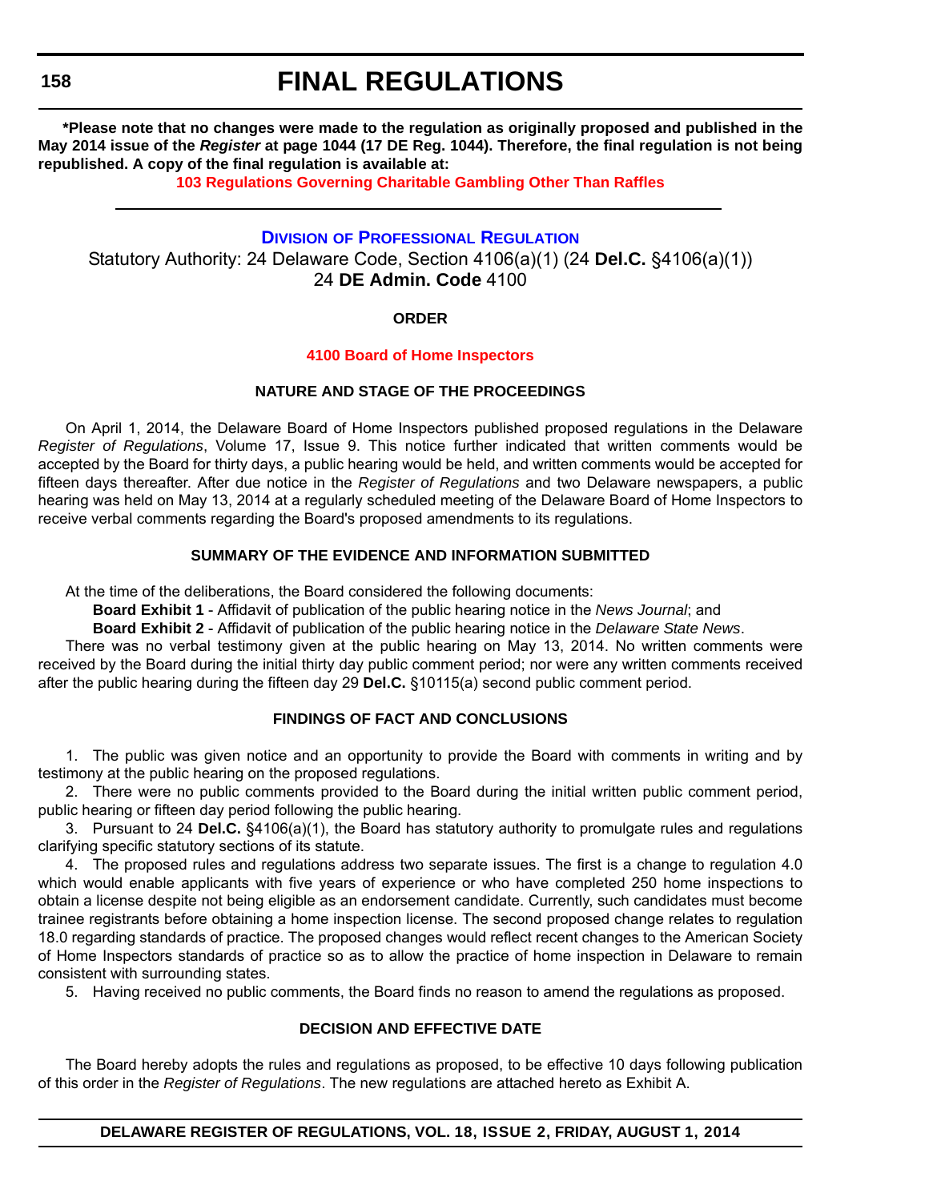**\*Please note that no changes were made to the regulation as originally proposed and published in the May 2014 issue of the *Register* at page 1044 (17 DE Reg. 1044). Therefore, the final regulation is not being republished. A copy of the final regulation is available at:**

**103 Regulations Governing Charitable Gambling Other Than Raffles**

---

## DIVISION OF PROFESSIONAL REGULATION

Statutory Authority: 24 Delaware Code, Section 4106(a)(1) (24 **Del.C.** §4106(a)(1))
24 **DE Admin. Code** 4100

**ORDER**

**4100 Board of Home Inspectors**

**NATURE AND STAGE OF THE PROCEEDINGS**

On April 1, 2014, the Delaware Board of Home Inspectors published proposed regulations in the Delaware *Register of Regulations*, Volume 17, Issue 9. This notice further indicated that written comments would be accepted by the Board for thirty days, a public hearing would be held, and written comments would be accepted for fifteen days thereafter. After due notice in the *Register of Regulations* and two Delaware newspapers, a public hearing was held on May 13, 2014 at a regularly scheduled meeting of the Delaware Board of Home Inspectors to receive verbal comments regarding the Board's proposed amendments to its regulations.

**SUMMARY OF THE EVIDENCE AND INFORMATION SUBMITTED**

At the time of the deliberations, the Board considered the following documents:

**Board Exhibit 1** - Affidavit of publication of the public hearing notice in the *News Journal*; and

**Board Exhibit 2** - Affidavit of publication of the public hearing notice in the *Delaware State News*.

There was no verbal testimony given at the public hearing on May 13, 2014. No written comments were received by the Board during the initial thirty day public comment period; nor were any written comments received after the public hearing during the fifteen day 29 **Del.C.** §10115(a) second public comment period.

**FINDINGS OF FACT AND CONCLUSIONS**

1. The public was given notice and an opportunity to provide the Board with comments in writing and by testimony at the public hearing on the proposed regulations.

2. There were no public comments provided to the Board during the initial written public comment period, public hearing or fifteen day period following the public hearing.

3. Pursuant to 24 **Del.C.** §4106(a)(1), the Board has statutory authority to promulgate rules and regulations clarifying specific statutory sections of its statute.

4. The proposed rules and regulations address two separate issues. The first is a change to regulation 4.0 which would enable applicants with five years of experience or who have completed 250 home inspections to obtain a license despite not being eligible as an endorsement candidate. Currently, such candidates must become trainee registrants before obtaining a home inspection license. The second proposed change relates to regulation 18.0 regarding standards of practice. The proposed changes would reflect recent changes to the American Society of Home Inspectors standards of practice so as to allow the practice of home inspection in Delaware to remain consistent with surrounding states.

5. Having received no public comments, the Board finds no reason to amend the regulations as proposed.

**DECISION AND EFFECTIVE DATE**

The Board hereby adopts the rules and regulations as proposed, to be effective 10 days following publication of this order in the *Register of Regulations*. The new regulations are attached hereto as Exhibit A.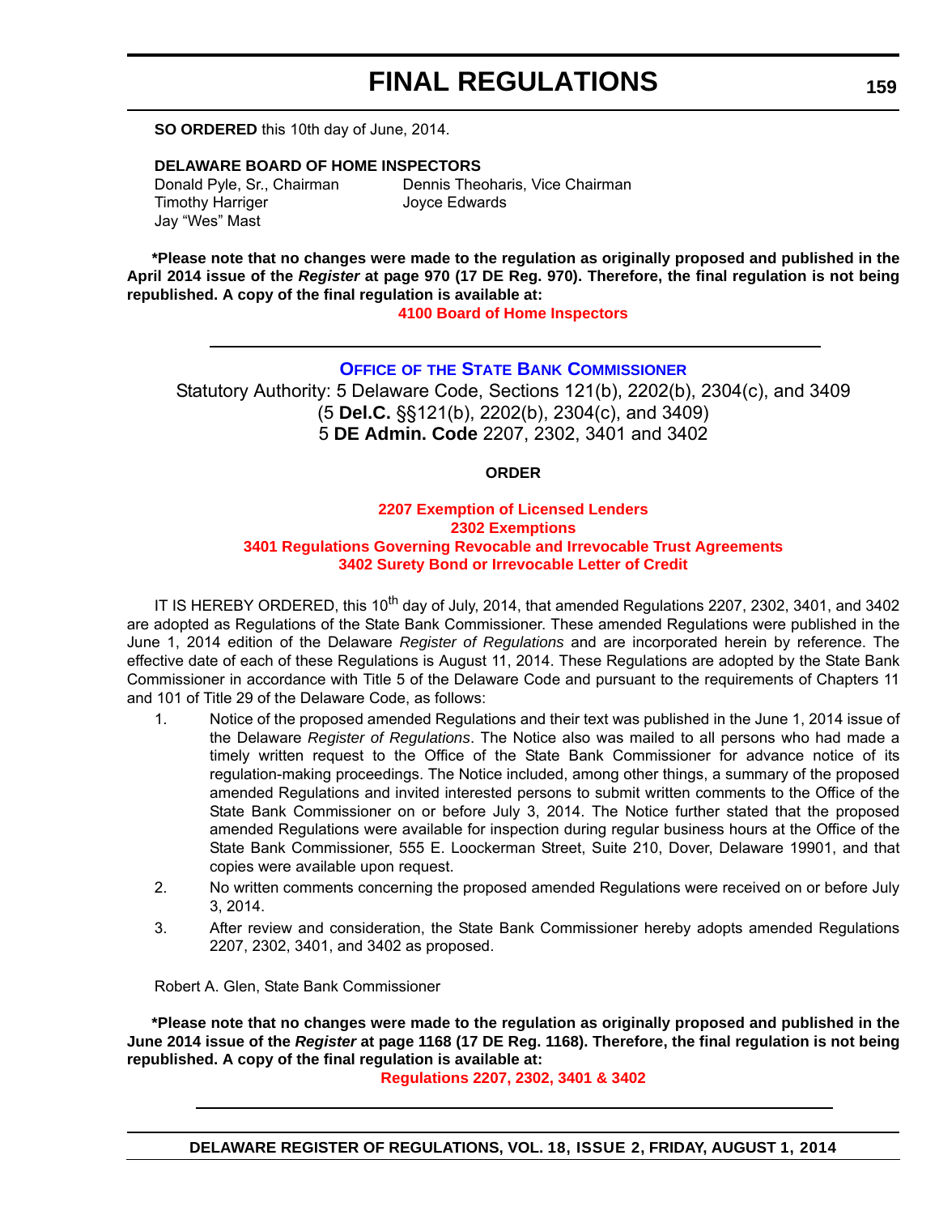**SO ORDERED** this 10th day of June, 2014.

**DELAWARE BOARD OF HOME INSPECTORS**

Donald Pyle, Sr., Chairman
Dennis Theoharis, Vice Chairman
Timothy Harriger
Joyce Edwards
Jay "Wes" Mast

**\*Please note that no changes were made to the regulation as originally proposed and published in the April 2014 issue of the *Register* at page 970 (17 DE Reg. 970). Therefore, the final regulation is not being republished. A copy of the final regulation is available at:**

**4100 Board of Home Inspectors**

---

## OFFICE OF THE STATE BANK COMMISSIONER

Statutory Authority: 5 Delaware Code, Sections 121(b), 2202(b), 2304(c), and 3409 (5 **Del.C.** §§121(b), 2202(b), 2304(c), and 3409)
5 **DE Admin. Code** 2207, 2302, 3401 and 3402

### ORDER

**2207 Exemption of Licensed Lenders**
**2302 Exemptions**
**3401 Regulations Governing Revocable and Irrevocable Trust Agreements**
**3402 Surety Bond or Irrevocable Letter of Credit**

IT IS HEREBY ORDERED, this 10th day of July, 2014, that amended Regulations 2207, 2302, 3401, and 3402 are adopted as Regulations of the State Bank Commissioner. These amended Regulations were published in the June 1, 2014 edition of the Delaware *Register of Regulations* and are incorporated herein by reference. The effective date of each of these Regulations is August 11, 2014. These Regulations are adopted by the State Bank Commissioner in accordance with Title 5 of the Delaware Code and pursuant to the requirements of Chapters 11 and 101 of Title 29 of the Delaware Code, as follows:

1. Notice of the proposed amended Regulations and their text was published in the June 1, 2014 issue of the Delaware *Register of Regulations*. The Notice also was mailed to all persons who had made a timely written request to the Office of the State Bank Commissioner for advance notice of its regulation-making proceedings. The Notice included, among other things, a summary of the proposed amended Regulations and invited interested persons to submit written comments to the Office of the State Bank Commissioner on or before July 3, 2014. The Notice further stated that the proposed amended Regulations were available for inspection during regular business hours at the Office of the State Bank Commissioner, 555 E. Loockerman Street, Suite 210, Dover, Delaware 19901, and that copies were available upon request.
2. No written comments concerning the proposed amended Regulations were received on or before July 3, 2014.
3. After review and consideration, the State Bank Commissioner hereby adopts amended Regulations 2207, 2302, 3401, and 3402 as proposed.

Robert A. Glen, State Bank Commissioner

**\*Please note that no changes were made to the regulation as originally proposed and published in the June 2014 issue of the *Register* at page 1168 (17 DE Reg. 1168). Therefore, the final regulation is not being republished. A copy of the final regulation is available at:**

**Regulations 2207, 2302, 3401 & 3402**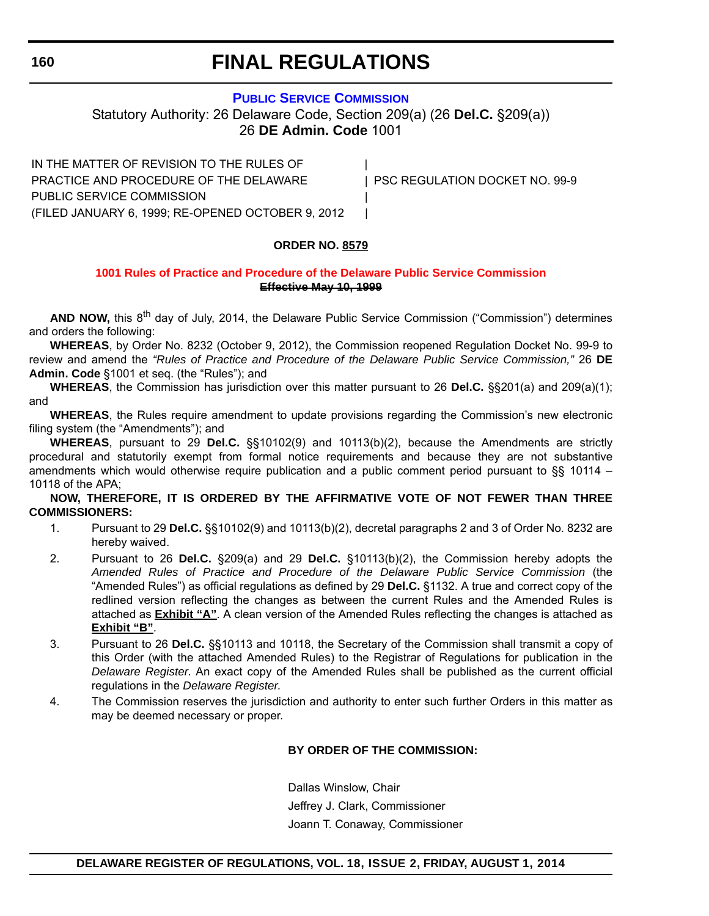# FINAL REGULATIONS

## PUBLIC SERVICE COMMISSION

Statutory Authority: 26 Delaware Code, Section 209(a) (26 **Del.C.** §209(a))
26 **DE Admin. Code** 1001

| | |
|---|---|
| IN THE MATTER OF REVISION TO THE RULES OF PRACTICE AND PROCEDURE OF THE DELAWARE PUBLIC SERVICE COMMISSION (FILED JANUARY 6, 1999; RE-OPENED OCTOBER 9, 2012 | PSC REGULATION DOCKET NO. 99-9 |

**ORDER NO. 8579**

### 1001 Rules of Practice and Procedure of the Delaware Public Service Commission

~~**Effective May 10, 1999**~~

**AND NOW,** this 8th day of July, 2014, the Delaware Public Service Commission ("Commission") determines and orders the following:

**WHEREAS**, by Order No. 8232 (October 9, 2012), the Commission reopened Regulation Docket No. 99-9 to review and amend the *"Rules of Practice and Procedure of the Delaware Public Service Commission,"* 26 **DE Admin. Code** §1001 et seq. (the "Rules"); and

**WHEREAS**, the Commission has jurisdiction over this matter pursuant to 26 **Del.C.** §§201(a) and 209(a)(1); and

**WHEREAS**, the Rules require amendment to update provisions regarding the Commission's new electronic filing system (the "Amendments"); and

**WHEREAS**, pursuant to 29 **Del.C.** §§10102(9) and 10113(b)(2), because the Amendments are strictly procedural and statutorily exempt from formal notice requirements and because they are not substantive amendments which would otherwise require publication and a public comment period pursuant to §§ 10114 – 10118 of the APA;

**NOW, THEREFORE, IT IS ORDERED BY THE AFFIRMATIVE VOTE OF NOT FEWER THAN THREE COMMISSIONERS:**

1. Pursuant to 29 **Del.C.** §§10102(9) and 10113(b)(2), decretal paragraphs 2 and 3 of Order No. 8232 are hereby waived.
2. Pursuant to 26 **Del.C.** §209(a) and 29 **Del.C.** §10113(b)(2), the Commission hereby adopts the *Amended Rules of Practice and Procedure of the Delaware Public Service Commission* (the "Amended Rules") as official regulations as defined by 29 **Del.C.** §1132. A true and correct copy of the redlined version reflecting the changes as between the current Rules and the Amended Rules is attached as **Exhibit "A"**. A clean version of the Amended Rules reflecting the changes is attached as **Exhibit "B"**.
3. Pursuant to 26 **Del.C.** §§10113 and 10118, the Secretary of the Commission shall transmit a copy of this Order (with the attached Amended Rules) to the Registrar of Regulations for publication in the *Delaware Register*. An exact copy of the Amended Rules shall be published as the current official regulations in the *Delaware Register*.
4. The Commission reserves the jurisdiction and authority to enter such further Orders in this matter as may be deemed necessary or proper.

**BY ORDER OF THE COMMISSION:**

Dallas Winslow, Chair
Jeffrey J. Clark, Commissioner
Joann T. Conaway, Commissioner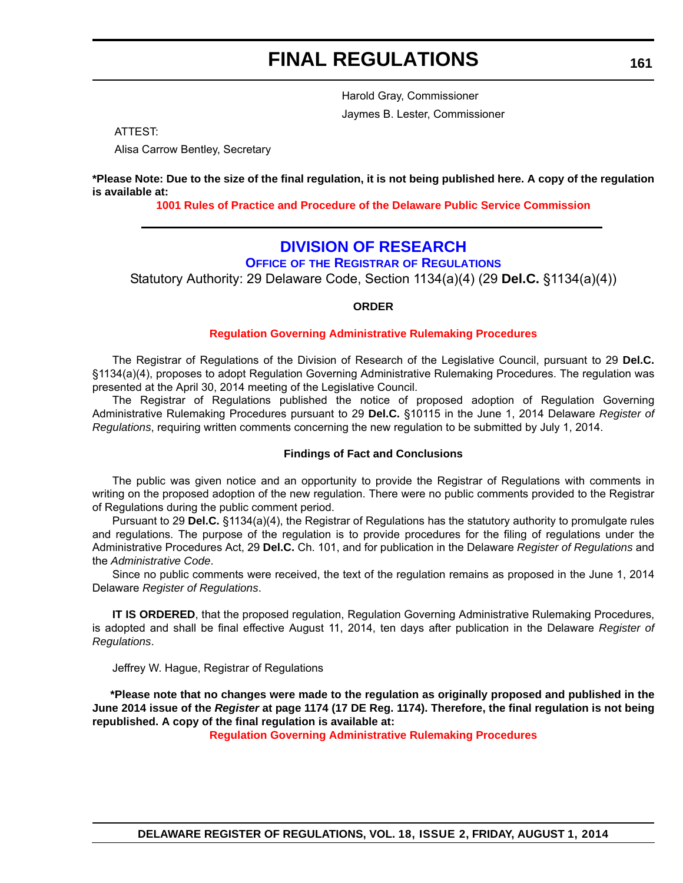Harold Gray, Commissioner

Jaymes B. Lester, Commissioner

ATTEST:

Alisa Carrow Bentley, Secretary

**\*Please Note: Due to the size of the final regulation, it is not being published here. A copy of the regulation is available at:**

**1001 Rules of Practice and Procedure of the Delaware Public Service Commission**

## DIVISION OF RESEARCH

### OFFICE OF THE REGISTRAR OF REGULATIONS

Statutory Authority: 29 Delaware Code, Section 1134(a)(4) (29 **Del.C.** §1134(a)(4))

**ORDER**

**Regulation Governing Administrative Rulemaking Procedures**

The Registrar of Regulations of the Division of Research of the Legislative Council, pursuant to 29 **Del.C.** §1134(a)(4), proposes to adopt Regulation Governing Administrative Rulemaking Procedures. The regulation was presented at the April 30, 2014 meeting of the Legislative Council.

The Registrar of Regulations published the notice of proposed adoption of Regulation Governing Administrative Rulemaking Procedures pursuant to 29 **Del.C.** §10115 in the June 1, 2014 Delaware *Register of Regulations*, requiring written comments concerning the new regulation to be submitted by July 1, 2014.

**Findings of Fact and Conclusions**

The public was given notice and an opportunity to provide the Registrar of Regulations with comments in writing on the proposed adoption of the new regulation. There were no public comments provided to the Registrar of Regulations during the public comment period.

Pursuant to 29 **Del.C.** §1134(a)(4), the Registrar of Regulations has the statutory authority to promulgate rules and regulations. The purpose of the regulation is to provide procedures for the filing of regulations under the Administrative Procedures Act, 29 **Del.C.** Ch. 101, and for publication in the Delaware *Register of Regulations* and the *Administrative Code*.

Since no public comments were received, the text of the regulation remains as proposed in the June 1, 2014 Delaware *Register of Regulations*.

**IT IS ORDERED**, that the proposed regulation, Regulation Governing Administrative Rulemaking Procedures, is adopted and shall be final effective August 11, 2014, ten days after publication in the Delaware *Register of Regulations*.

Jeffrey W. Hague, Registrar of Regulations

**\*Please note that no changes were made to the regulation as originally proposed and published in the June 2014 issue of the *Register* at page 1174 (17 DE Reg. 1174). Therefore, the final regulation is not being republished. A copy of the final regulation is available at:**

**Regulation Governing Administrative Rulemaking Procedures**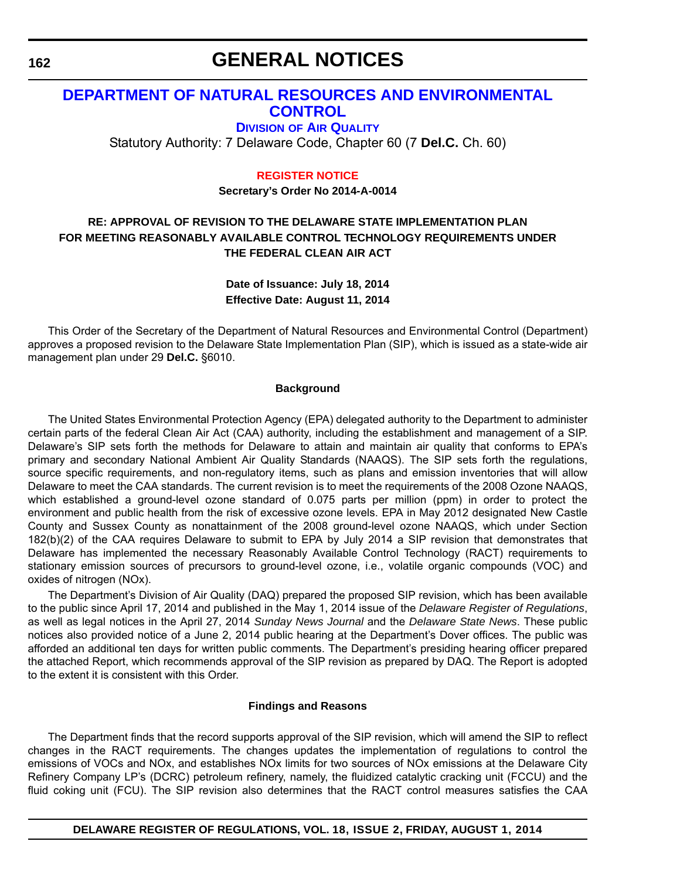# GENERAL NOTICES

## DEPARTMENT OF NATURAL RESOURCES AND ENVIRONMENTAL CONTROL

### DIVISION OF AIR QUALITY

Statutory Authority: 7 Delaware Code, Chapter 60 (7 **Del.C.** Ch. 60)

**REGISTER NOTICE**

**Secretary's Order No 2014-A-0014**

**RE: APPROVAL OF REVISION TO THE DELAWARE STATE IMPLEMENTATION PLAN FOR MEETING REASONABLY AVAILABLE CONTROL TECHNOLOGY REQUIREMENTS UNDER THE FEDERAL CLEAN AIR ACT**

**Date of Issuance: July 18, 2014**
**Effective Date: August 11, 2014**

This Order of the Secretary of the Department of Natural Resources and Environmental Control (Department) approves a proposed revision to the Delaware State Implementation Plan (SIP), which is issued as a state-wide air management plan under 29 **Del.C.** §6010.

**Background**

The United States Environmental Protection Agency (EPA) delegated authority to the Department to administer certain parts of the federal Clean Air Act (CAA) authority, including the establishment and management of a SIP. Delaware's SIP sets forth the methods for Delaware to attain and maintain air quality that conforms to EPA's primary and secondary National Ambient Air Quality Standards (NAAQS). The SIP sets forth the regulations, source specific requirements, and non-regulatory items, such as plans and emission inventories that will allow Delaware to meet the CAA standards. The current revision is to meet the requirements of the 2008 Ozone NAAQS, which established a ground-level ozone standard of 0.075 parts per million (ppm) in order to protect the environment and public health from the risk of excessive ozone levels. EPA in May 2012 designated New Castle County and Sussex County as nonattainment of the 2008 ground-level ozone NAAQS, which under Section 182(b)(2) of the CAA requires Delaware to submit to EPA by July 2014 a SIP revision that demonstrates that Delaware has implemented the necessary Reasonably Available Control Technology (RACT) requirements to stationary emission sources of precursors to ground-level ozone, i.e., volatile organic compounds (VOC) and oxides of nitrogen (NOx).

The Department's Division of Air Quality (DAQ) prepared the proposed SIP revision, which has been available to the public since April 17, 2014 and published in the May 1, 2014 issue of the *Delaware Register of Regulations*, as well as legal notices in the April 27, 2014 *Sunday News Journal* and the *Delaware State News*. These public notices also provided notice of a June 2, 2014 public hearing at the Department's Dover offices. The public was afforded an additional ten days for written public comments. The Department's presiding hearing officer prepared the attached Report, which recommends approval of the SIP revision as prepared by DAQ. The Report is adopted to the extent it is consistent with this Order.

**Findings and Reasons**

The Department finds that the record supports approval of the SIP revision, which will amend the SIP to reflect changes in the RACT requirements. The changes updates the implementation of regulations to control the emissions of VOCs and NOx, and establishes NOx limits for two sources of NOx emissions at the Delaware City Refinery Company LP's (DCRC) petroleum refinery, namely, the fluidized catalytic cracking unit (FCCU) and the fluid coking unit (FCU). The SIP revision also determines that the RACT control measures satisfies the CAA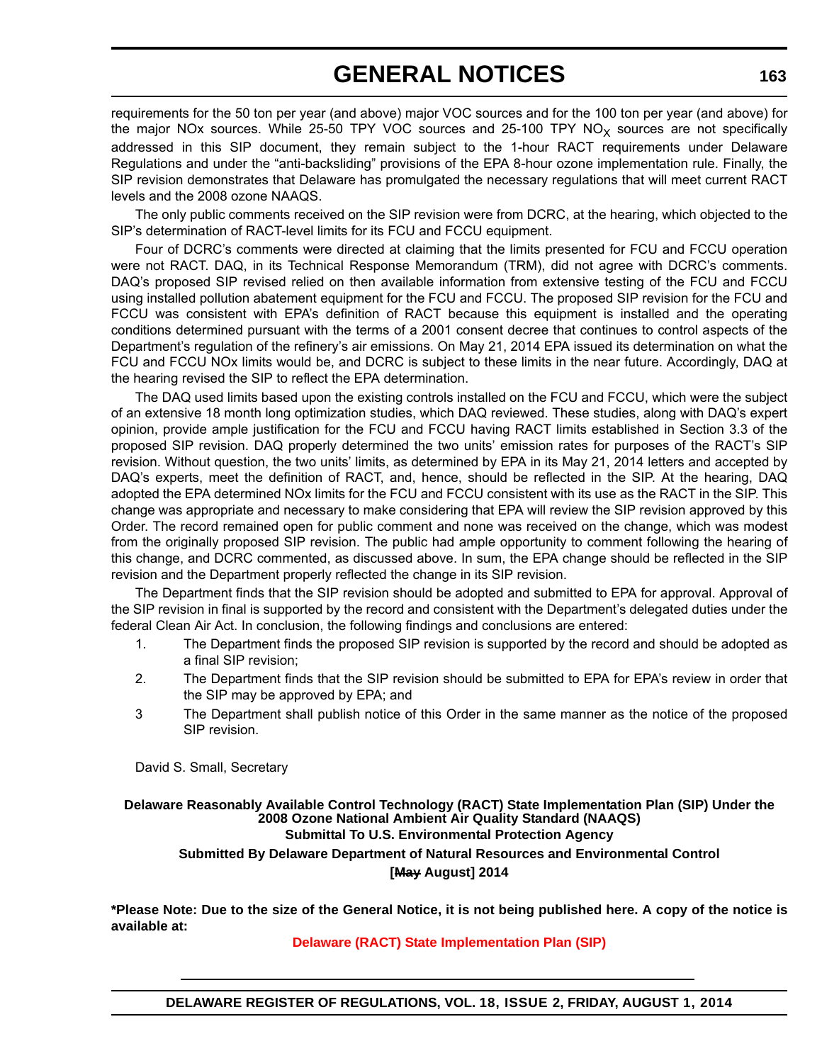requirements for the 50 ton per year (and above) major VOC sources and for the 100 ton per year (and above) for the major NOx sources. While 25-50 TPY VOC sources and 25-100 TPY $NO_X$ sources are not specifically addressed in this SIP document, they remain subject to the 1-hour RACT requirements under Delaware Regulations and under the "anti-backsliding" provisions of the EPA 8-hour ozone implementation rule. Finally, the SIP revision demonstrates that Delaware has promulgated the necessary regulations that will meet current RACT levels and the 2008 ozone NAAQS.

The only public comments received on the SIP revision were from DCRC, at the hearing, which objected to the SIP's determination of RACT-level limits for its FCU and FCCU equipment.

Four of DCRC's comments were directed at claiming that the limits presented for FCU and FCCU operation were not RACT. DAQ, in its Technical Response Memorandum (TRM), did not agree with DCRC's comments. DAQ's proposed SIP revised relied on then available information from extensive testing of the FCU and FCCU using installed pollution abatement equipment for the FCU and FCCU. The proposed SIP revision for the FCU and FCCU was consistent with EPA's definition of RACT because this equipment is installed and the operating conditions determined pursuant with the terms of a 2001 consent decree that continues to control aspects of the Department's regulation of the refinery's air emissions. On May 21, 2014 EPA issued its determination on what the FCU and FCCU NOx limits would be, and DCRC is subject to these limits in the near future. Accordingly, DAQ at the hearing revised the SIP to reflect the EPA determination.

The DAQ used limits based upon the existing controls installed on the FCU and FCCU, which were the subject of an extensive 18 month long optimization studies, which DAQ reviewed. These studies, along with DAQ's expert opinion, provide ample justification for the FCU and FCCU having RACT limits established in Section 3.3 of the proposed SIP revision. DAQ properly determined the two units' emission rates for purposes of the RACT's SIP revision. Without question, the two units' limits, as determined by EPA in its May 21, 2014 letters and accepted by DAQ's experts, meet the definition of RACT, and, hence, should be reflected in the SIP. At the hearing, DAQ adopted the EPA determined NOx limits for the FCU and FCCU consistent with its use as the RACT in the SIP. This change was appropriate and necessary to make considering that EPA will review the SIP revision approved by this Order. The record remained open for public comment and none was received on the change, which was modest from the originally proposed SIP revision. The public had ample opportunity to comment following the hearing of this change, and DCRC commented, as discussed above. In sum, the EPA change should be reflected in the SIP revision and the Department properly reflected the change in its SIP revision.

The Department finds that the SIP revision should be adopted and submitted to EPA for approval. Approval of the SIP revision in final is supported by the record and consistent with the Department's delegated duties under the federal Clean Air Act. In conclusion, the following findings and conclusions are entered:

1. The Department finds the proposed SIP revision is supported by the record and should be adopted as a final SIP revision;
2. The Department finds that the SIP revision should be submitted to EPA for EPA's review in order that the SIP may be approved by EPA; and
3 The Department shall publish notice of this Order in the same manner as the notice of the proposed SIP revision.

David S. Small, Secretary

**Delaware Reasonably Available Control Technology (RACT) State Implementation Plan (SIP) Under the 2008 Ozone National Ambient Air Quality Standard (NAAQS)**
**Submittal To U.S. Environmental Protection Agency**
**Submitted By Delaware Department of Natural Resources and Environmental Control**
**[~~May~~ August] 2014**

**\*Please Note: Due to the size of the General Notice, it is not being published here. A copy of the notice is available at:**

**Delaware (RACT) State Implementation Plan (SIP)**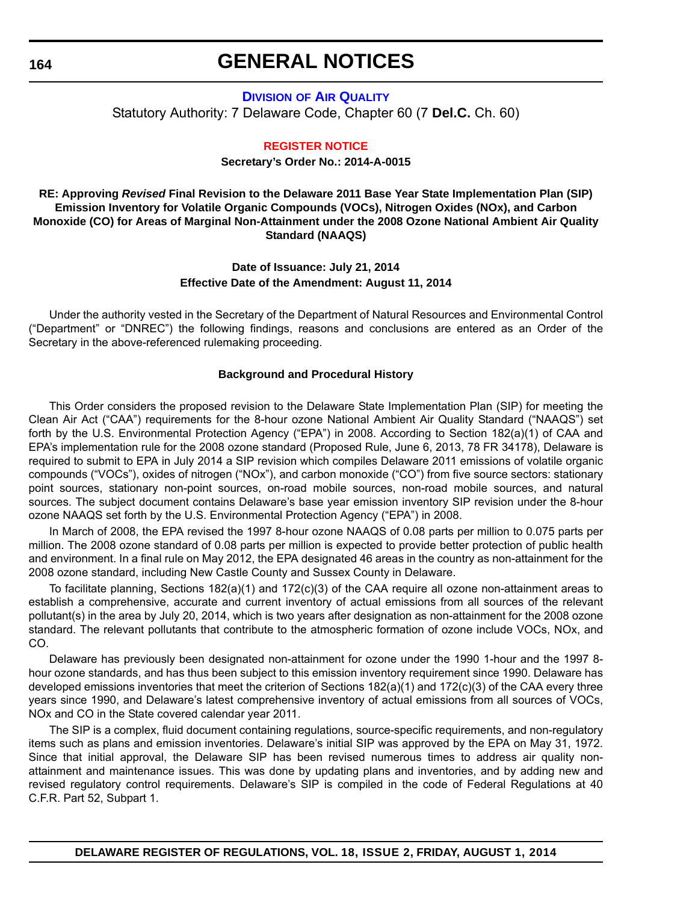# GENERAL NOTICES

**DIVISION OF AIR QUALITY**

Statutory Authority: 7 Delaware Code, Chapter 60 (7 **Del.C.** Ch. 60)

**REGISTER NOTICE**

**Secretary's Order No.: 2014-A-0015**

**RE: Approving *Revised* Final Revision to the Delaware 2011 Base Year State Implementation Plan (SIP) Emission Inventory for Volatile Organic Compounds (VOCs), Nitrogen Oxides (NOx), and Carbon Monoxide (CO) for Areas of Marginal Non-Attainment under the 2008 Ozone National Ambient Air Quality Standard (NAAQS)**

**Date of Issuance: July 21, 2014**
**Effective Date of the Amendment: August 11, 2014**

Under the authority vested in the Secretary of the Department of Natural Resources and Environmental Control ("Department" or "DNREC") the following findings, reasons and conclusions are entered as an Order of the Secretary in the above-referenced rulemaking proceeding.

**Background and Procedural History**

This Order considers the proposed revision to the Delaware State Implementation Plan (SIP) for meeting the Clean Air Act ("CAA") requirements for the 8-hour ozone National Ambient Air Quality Standard ("NAAQS") set forth by the U.S. Environmental Protection Agency ("EPA") in 2008. According to Section 182(a)(1) of CAA and EPA's implementation rule for the 2008 ozone standard (Proposed Rule, June 6, 2013, 78 FR 34178), Delaware is required to submit to EPA in July 2014 a SIP revision which compiles Delaware 2011 emissions of volatile organic compounds ("VOCs"), oxides of nitrogen ("NOx"), and carbon monoxide ("CO") from five source sectors: stationary point sources, stationary non-point sources, on-road mobile sources, non-road mobile sources, and natural sources. The subject document contains Delaware's base year emission inventory SIP revision under the 8-hour ozone NAAQS set forth by the U.S. Environmental Protection Agency ("EPA") in 2008.

In March of 2008, the EPA revised the 1997 8-hour ozone NAAQS of 0.08 parts per million to 0.075 parts per million. The 2008 ozone standard of 0.08 parts per million is expected to provide better protection of public health and environment. In a final rule on May 2012, the EPA designated 46 areas in the country as non-attainment for the 2008 ozone standard, including New Castle County and Sussex County in Delaware.

To facilitate planning, Sections 182(a)(1) and 172(c)(3) of the CAA require all ozone non-attainment areas to establish a comprehensive, accurate and current inventory of actual emissions from all sources of the relevant pollutant(s) in the area by July 20, 2014, which is two years after designation as non-attainment for the 2008 ozone standard. The relevant pollutants that contribute to the atmospheric formation of ozone include VOCs, NOx, and CO.

Delaware has previously been designated non-attainment for ozone under the 1990 1-hour and the 1997 8-hour ozone standards, and has thus been subject to this emission inventory requirement since 1990. Delaware has developed emissions inventories that meet the criterion of Sections 182(a)(1) and 172(c)(3) of the CAA every three years since 1990, and Delaware's latest comprehensive inventory of actual emissions from all sources of VOCs, NOx and CO in the State covered calendar year 2011.

The SIP is a complex, fluid document containing regulations, source-specific requirements, and non-regulatory items such as plans and emission inventories. Delaware's initial SIP was approved by the EPA on May 31, 1972. Since that initial approval, the Delaware SIP has been revised numerous times to address air quality non-attainment and maintenance issues. This was done by updating plans and inventories, and by adding new and revised regulatory control requirements. Delaware's SIP is compiled in the code of Federal Regulations at 40 C.F.R. Part 52, Subpart 1.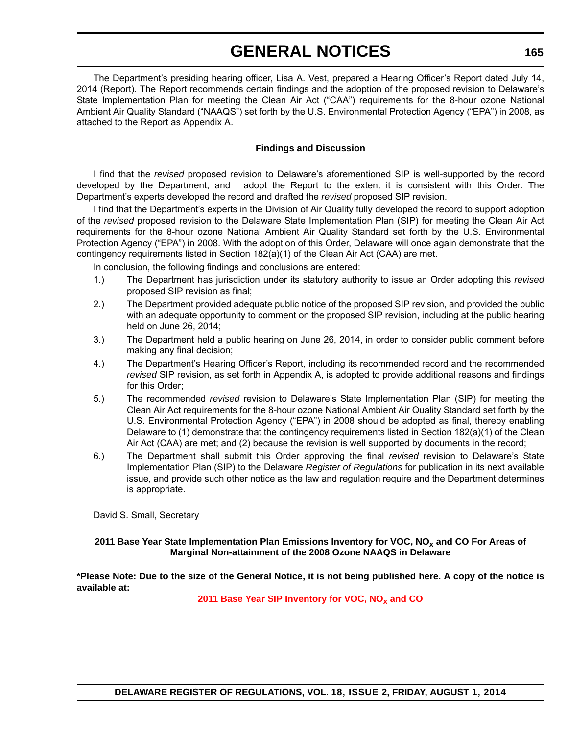The Department's presiding hearing officer, Lisa A. Vest, prepared a Hearing Officer's Report dated July 14, 2014 (Report). The Report recommends certain findings and the adoption of the proposed revision to Delaware's State Implementation Plan for meeting the Clean Air Act ("CAA") requirements for the 8-hour ozone National Ambient Air Quality Standard ("NAAQS") set forth by the U.S. Environmental Protection Agency ("EPA") in 2008, as attached to the Report as Appendix A.

**Findings and Discussion**

I find that the *revised* proposed revision to Delaware's aforementioned SIP is well-supported by the record developed by the Department, and I adopt the Report to the extent it is consistent with this Order. The Department's experts developed the record and drafted the *revised* proposed SIP revision.

I find that the Department's experts in the Division of Air Quality fully developed the record to support adoption of the *revised* proposed revision to the Delaware State Implementation Plan (SIP) for meeting the Clean Air Act requirements for the 8-hour ozone National Ambient Air Quality Standard set forth by the U.S. Environmental Protection Agency ("EPA") in 2008. With the adoption of this Order, Delaware will once again demonstrate that the contingency requirements listed in Section 182(a)(1) of the Clean Air Act (CAA) are met.

In conclusion, the following findings and conclusions are entered:

1.) The Department has jurisdiction under its statutory authority to issue an Order adopting this *revised* proposed SIP revision as final;

2.) The Department provided adequate public notice of the proposed SIP revision, and provided the public with an adequate opportunity to comment on the proposed SIP revision, including at the public hearing held on June 26, 2014;

3.) The Department held a public hearing on June 26, 2014, in order to consider public comment before making any final decision;

4.) The Department's Hearing Officer's Report, including its recommended record and the recommended *revised* SIP revision, as set forth in Appendix A, is adopted to provide additional reasons and findings for this Order;

5.) The recommended *revised* revision to Delaware's State Implementation Plan (SIP) for meeting the Clean Air Act requirements for the 8-hour ozone National Ambient Air Quality Standard set forth by the U.S. Environmental Protection Agency ("EPA") in 2008 should be adopted as final, thereby enabling Delaware to (1) demonstrate that the contingency requirements listed in Section 182(a)(1) of the Clean Air Act (CAA) are met; and (2) because the revision is well supported by documents in the record;

6.) The Department shall submit this Order approving the final *revised* revision to Delaware's State Implementation Plan (SIP) to the Delaware *Register of Regulations* for publication in its next available issue, and provide such other notice as the law and regulation require and the Department determines is appropriate.

David S. Small, Secretary

**2011 Base Year State Implementation Plan Emissions Inventory for VOC, $NO_X$ and CO For Areas of Marginal Non-attainment of the 2008 Ozone NAAQS in Delaware**

**\*Please Note: Due to the size of the General Notice, it is not being published here. A copy of the notice is available at:**

**2011 Base Year SIP Inventory for VOC, $NO_X$ and CO**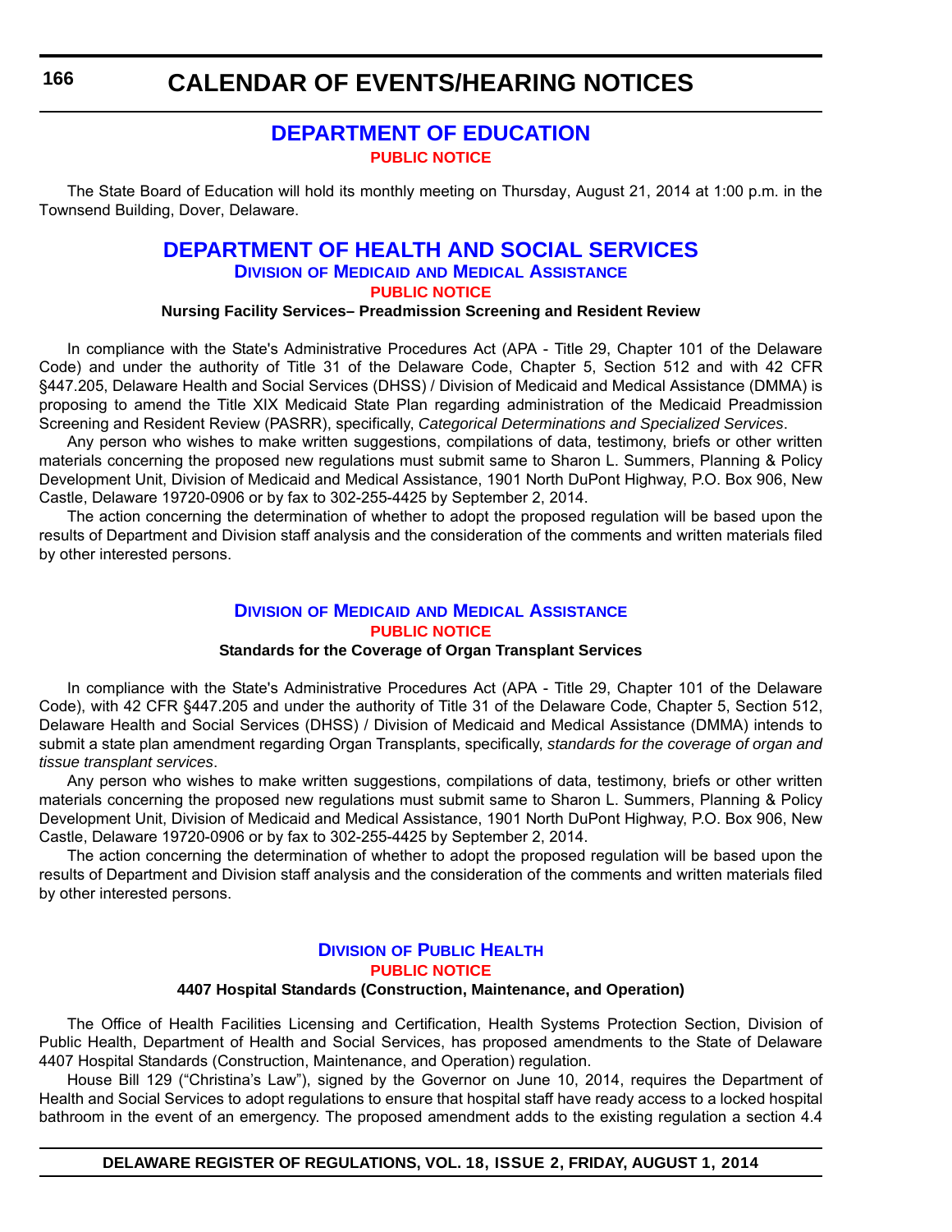# CALENDAR OF EVENTS/HEARING NOTICES

## DEPARTMENT OF EDUCATION

**PUBLIC NOTICE**

The State Board of Education will hold its monthly meeting on Thursday, August 21, 2014 at 1:00 p.m. in the Townsend Building, Dover, Delaware.

## DEPARTMENT OF HEALTH AND SOCIAL SERVICES

### Division of Medicaid and Medical Assistance

**PUBLIC NOTICE**

**Nursing Facility Services– Preadmission Screening and Resident Review**

In compliance with the State's Administrative Procedures Act (APA - Title 29, Chapter 101 of the Delaware Code) and under the authority of Title 31 of the Delaware Code, Chapter 5, Section 512 and with 42 CFR §447.205, Delaware Health and Social Services (DHSS) / Division of Medicaid and Medical Assistance (DMMA) is proposing to amend the Title XIX Medicaid State Plan regarding administration of the Medicaid Preadmission Screening and Resident Review (PASRR), specifically, *Categorical Determinations and Specialized Services*.

Any person who wishes to make written suggestions, compilations of data, testimony, briefs or other written materials concerning the proposed new regulations must submit same to Sharon L. Summers, Planning & Policy Development Unit, Division of Medicaid and Medical Assistance, 1901 North DuPont Highway, P.O. Box 906, New Castle, Delaware 19720-0906 or by fax to 302-255-4425 by September 2, 2014.

The action concerning the determination of whether to adopt the proposed regulation will be based upon the results of Department and Division staff analysis and the consideration of the comments and written materials filed by other interested persons.

### Division of Medicaid and Medical Assistance

**PUBLIC NOTICE**

**Standards for the Coverage of Organ Transplant Services**

In compliance with the State's Administrative Procedures Act (APA - Title 29, Chapter 101 of the Delaware Code), with 42 CFR §447.205 and under the authority of Title 31 of the Delaware Code, Chapter 5, Section 512, Delaware Health and Social Services (DHSS) / Division of Medicaid and Medical Assistance (DMMA) intends to submit a state plan amendment regarding Organ Transplants, specifically, *standards for the coverage of organ and tissue transplant services*.

Any person who wishes to make written suggestions, compilations of data, testimony, briefs or other written materials concerning the proposed new regulations must submit same to Sharon L. Summers, Planning & Policy Development Unit, Division of Medicaid and Medical Assistance, 1901 North DuPont Highway, P.O. Box 906, New Castle, Delaware 19720-0906 or by fax to 302-255-4425 by September 2, 2014.

The action concerning the determination of whether to adopt the proposed regulation will be based upon the results of Department and Division staff analysis and the consideration of the comments and written materials filed by other interested persons.

### Division of Public Health

**PUBLIC NOTICE**

**4407 Hospital Standards (Construction, Maintenance, and Operation)**

The Office of Health Facilities Licensing and Certification, Health Systems Protection Section, Division of Public Health, Department of Health and Social Services, has proposed amendments to the State of Delaware 4407 Hospital Standards (Construction, Maintenance, and Operation) regulation.

House Bill 129 ("Christina's Law"), signed by the Governor on June 10, 2014, requires the Department of Health and Social Services to adopt regulations to ensure that hospital staff have ready access to a locked hospital bathroom in the event of an emergency. The proposed amendment adds to the existing regulation a section 4.4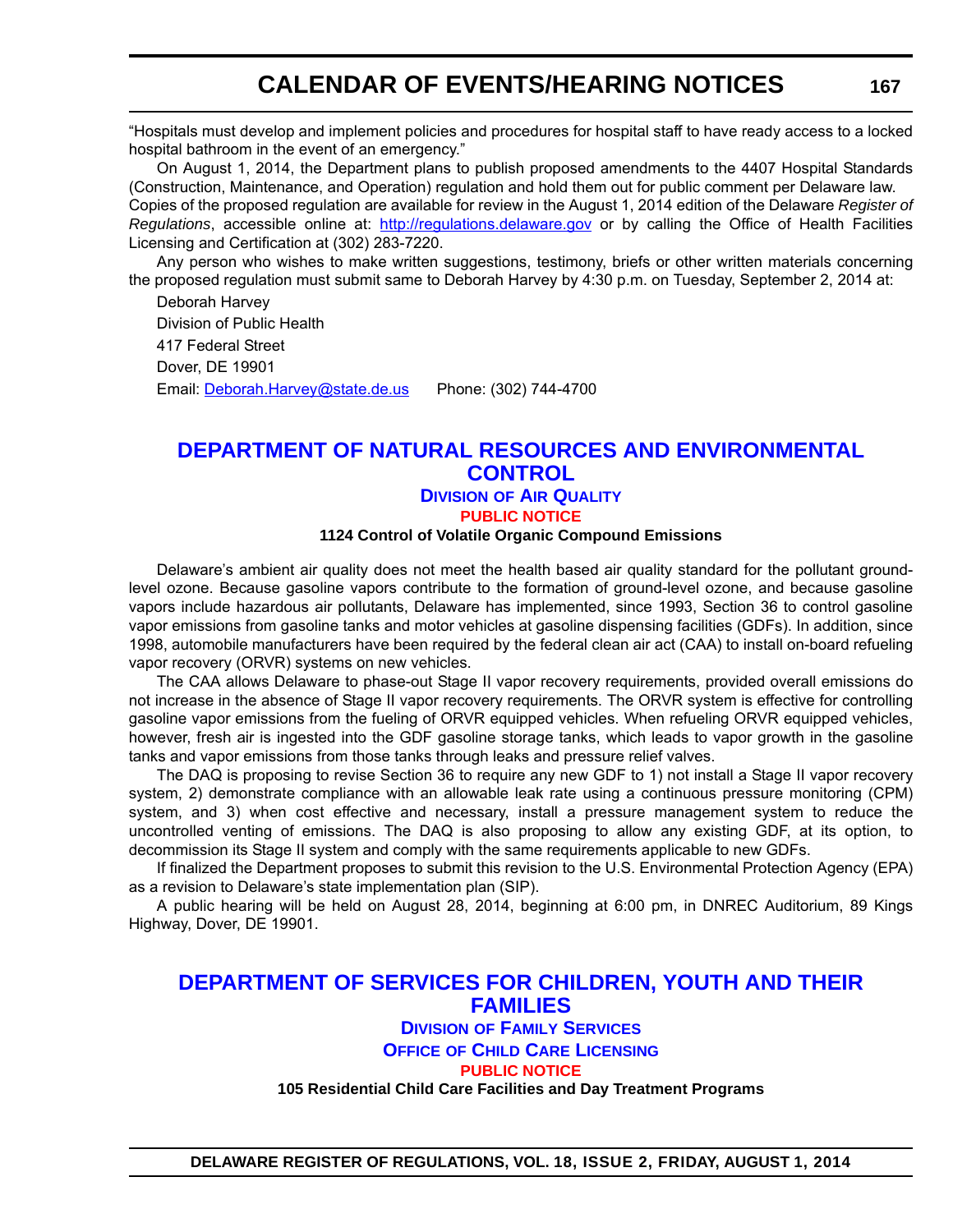"Hospitals must develop and implement policies and procedures for hospital staff to have ready access to a locked hospital bathroom in the event of an emergency."

On August 1, 2014, the Department plans to publish proposed amendments to the 4407 Hospital Standards (Construction, Maintenance, and Operation) regulation and hold them out for public comment per Delaware law. Copies of the proposed regulation are available for review in the August 1, 2014 edition of the Delaware *Register of Regulations*, accessible online at: http://regulations.delaware.gov or by calling the Office of Health Facilities Licensing and Certification at (302) 283-7220.

Any person who wishes to make written suggestions, testimony, briefs or other written materials concerning the proposed regulation must submit same to Deborah Harvey by 4:30 p.m. on Tuesday, September 2, 2014 at:

Deborah Harvey
Division of Public Health
417 Federal Street
Dover, DE 19901
Email: Deborah.Harvey@state.de.us Phone: (302) 744-4700

## DEPARTMENT OF NATURAL RESOURCES AND ENVIRONMENTAL CONTROL

### Division of Air Quality

#### PUBLIC NOTICE

**1124 Control of Volatile Organic Compound Emissions**

Delaware's ambient air quality does not meet the health based air quality standard for the pollutant ground-level ozone. Because gasoline vapors contribute to the formation of ground-level ozone, and because gasoline vapors include hazardous air pollutants, Delaware has implemented, since 1993, Section 36 to control gasoline vapor emissions from gasoline tanks and motor vehicles at gasoline dispensing facilities (GDFs). In addition, since 1998, automobile manufacturers have been required by the federal clean air act (CAA) to install on-board refueling vapor recovery (ORVR) systems on new vehicles.

The CAA allows Delaware to phase-out Stage II vapor recovery requirements, provided overall emissions do not increase in the absence of Stage II vapor recovery requirements. The ORVR system is effective for controlling gasoline vapor emissions from the fueling of ORVR equipped vehicles. When refueling ORVR equipped vehicles, however, fresh air is ingested into the GDF gasoline storage tanks, which leads to vapor growth in the gasoline tanks and vapor emissions from those tanks through leaks and pressure relief valves.

The DAQ is proposing to revise Section 36 to require any new GDF to 1) not install a Stage II vapor recovery system, 2) demonstrate compliance with an allowable leak rate using a continuous pressure monitoring (CPM) system, and 3) when cost effective and necessary, install a pressure management system to reduce the uncontrolled venting of emissions. The DAQ is also proposing to allow any existing GDF, at its option, to decommission its Stage II system and comply with the same requirements applicable to new GDFs.

If finalized the Department proposes to submit this revision to the U.S. Environmental Protection Agency (EPA) as a revision to Delaware's state implementation plan (SIP).

A public hearing will be held on August 28, 2014, beginning at 6:00 pm, in DNREC Auditorium, 89 Kings Highway, Dover, DE 19901.

## DEPARTMENT OF SERVICES FOR CHILDREN, YOUTH AND THEIR FAMILIES

### Division of Family Services

### Office of Child Care Licensing

#### PUBLIC NOTICE

**105 Residential Child Care Facilities and Day Treatment Programs**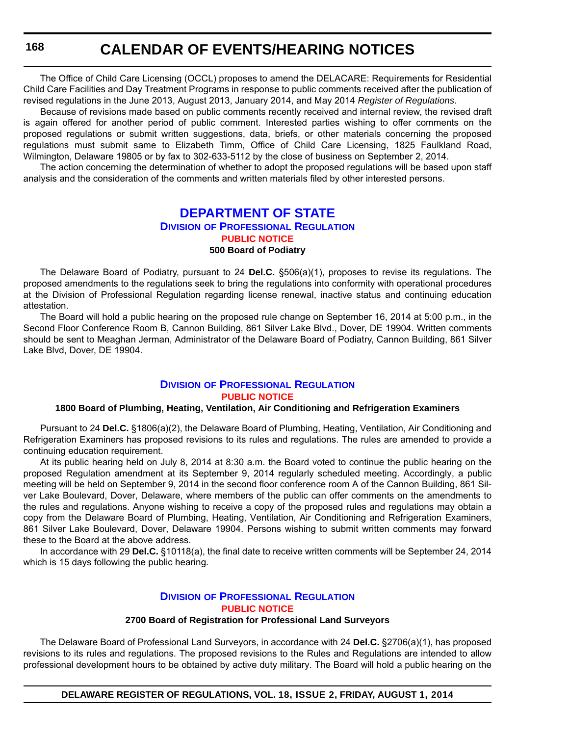The Office of Child Care Licensing (OCCL) proposes to amend the DELACARE: Requirements for Residential Child Care Facilities and Day Treatment Programs in response to public comments received after the publication of revised regulations in the June 2013, August 2013, January 2014, and May 2014 *Register of Regulations*.

Because of revisions made based on public comments recently received and internal review, the revised draft is again offered for another period of public comment. Interested parties wishing to offer comments on the proposed regulations or submit written suggestions, data, briefs, or other materials concerning the proposed regulations must submit same to Elizabeth Timm, Office of Child Care Licensing, 1825 Faulkland Road, Wilmington, Delaware 19805 or by fax to 302-633-5112 by the close of business on September 2, 2014.

The action concerning the determination of whether to adopt the proposed regulations will be based upon staff analysis and the consideration of the comments and written materials filed by other interested persons.

## DEPARTMENT OF STATE

### Division of Professional Regulation

#### PUBLIC NOTICE

**500 Board of Podiatry**

The Delaware Board of Podiatry, pursuant to 24 **Del.C.** §506(a)(1), proposes to revise its regulations. The proposed amendments to the regulations seek to bring the regulations into conformity with operational procedures at the Division of Professional Regulation regarding license renewal, inactive status and continuing education attestation.

The Board will hold a public hearing on the proposed rule change on September 16, 2014 at 5:00 p.m., in the Second Floor Conference Room B, Cannon Building, 861 Silver Lake Blvd., Dover, DE 19904. Written comments should be sent to Meaghan Jerman, Administrator of the Delaware Board of Podiatry, Cannon Building, 861 Silver Lake Blvd, Dover, DE 19904.

### Division of Professional Regulation

#### PUBLIC NOTICE

**1800 Board of Plumbing, Heating, Ventilation, Air Conditioning and Refrigeration Examiners**

Pursuant to 24 **Del.C.** §1806(a)(2), the Delaware Board of Plumbing, Heating, Ventilation, Air Conditioning and Refrigeration Examiners has proposed revisions to its rules and regulations. The rules are amended to provide a continuing education requirement.

At its public hearing held on July 8, 2014 at 8:30 a.m. the Board voted to continue the public hearing on the proposed Regulation amendment at its September 9, 2014 regularly scheduled meeting. Accordingly, a public meeting will be held on September 9, 2014 in the second floor conference room A of the Cannon Building, 861 Silver Lake Boulevard, Dover, Delaware, where members of the public can offer comments on the amendments to the rules and regulations. Anyone wishing to receive a copy of the proposed rules and regulations may obtain a copy from the Delaware Board of Plumbing, Heating, Ventilation, Air Conditioning and Refrigeration Examiners, 861 Silver Lake Boulevard, Dover, Delaware 19904. Persons wishing to submit written comments may forward these to the Board at the above address.

In accordance with 29 **Del.C.** §10118(a), the final date to receive written comments will be September 24, 2014 which is 15 days following the public hearing.

### Division of Professional Regulation

#### PUBLIC NOTICE

**2700 Board of Registration for Professional Land Surveyors**

The Delaware Board of Professional Land Surveyors, in accordance with 24 **Del.C.** §2706(a)(1), has proposed revisions to its rules and regulations. The proposed revisions to the Rules and Regulations are intended to allow professional development hours to be obtained by active duty military. The Board will hold a public hearing on the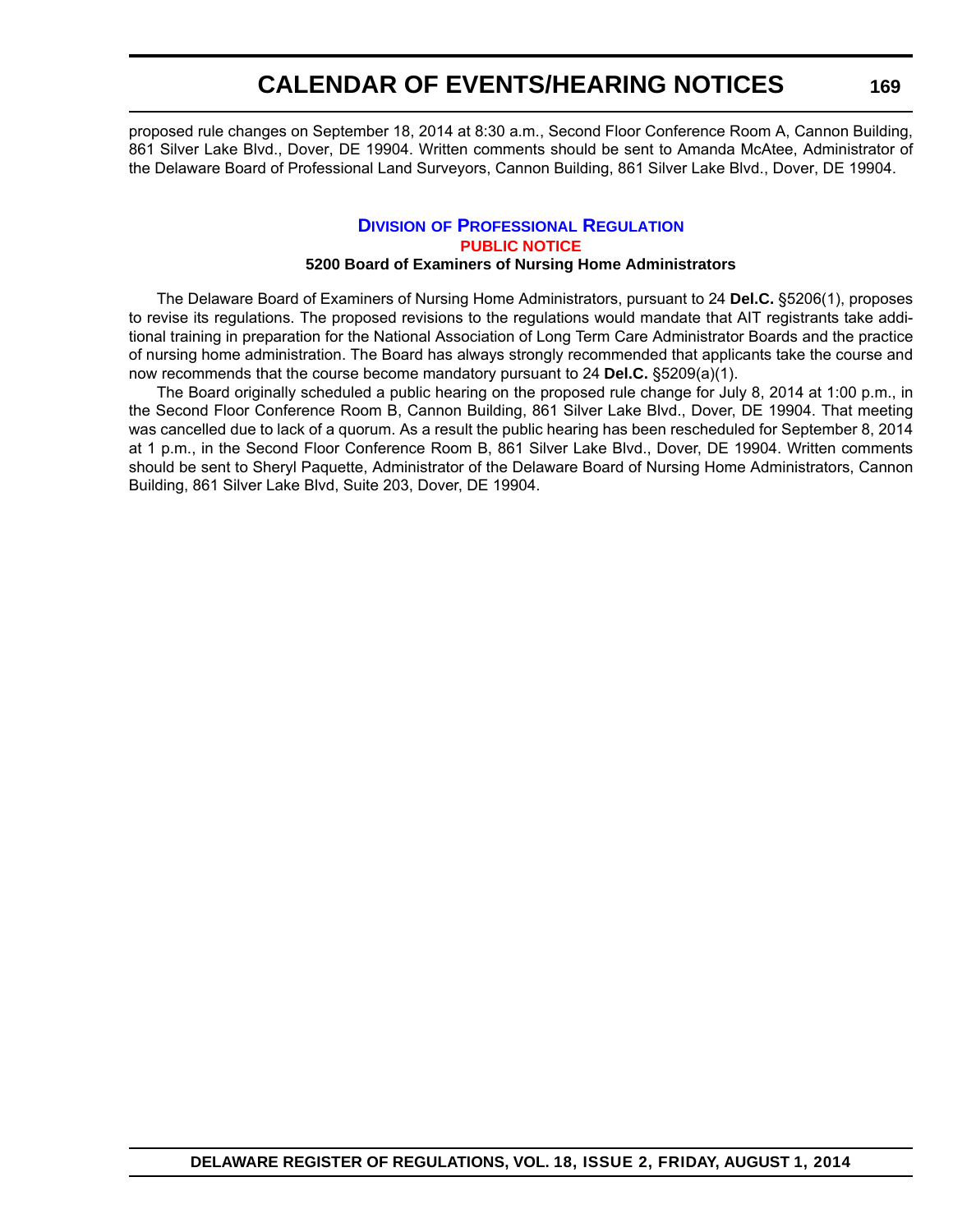proposed rule changes on September 18, 2014 at 8:30 a.m., Second Floor Conference Room A, Cannon Building, 861 Silver Lake Blvd., Dover, DE 19904. Written comments should be sent to Amanda McAtee, Administrator of the Delaware Board of Professional Land Surveyors, Cannon Building, 861 Silver Lake Blvd., Dover, DE 19904.

## Division of Professional Regulation

### Public Notice

### 5200 Board of Examiners of Nursing Home Administrators

The Delaware Board of Examiners of Nursing Home Administrators, pursuant to 24 **Del.C.** §5206(1), proposes to revise its regulations. The proposed revisions to the regulations would mandate that AIT registrants take additional training in preparation for the National Association of Long Term Care Administrator Boards and the practice of nursing home administration. The Board has always strongly recommended that applicants take the course and now recommends that the course become mandatory pursuant to 24 **Del.C.** §5209(a)(1).

The Board originally scheduled a public hearing on the proposed rule change for July 8, 2014 at 1:00 p.m., in the Second Floor Conference Room B, Cannon Building, 861 Silver Lake Blvd., Dover, DE 19904. That meeting was cancelled due to lack of a quorum. As a result the public hearing has been rescheduled for September 8, 2014 at 1 p.m., in the Second Floor Conference Room B, 861 Silver Lake Blvd., Dover, DE 19904. Written comments should be sent to Sheryl Paquette, Administrator of the Delaware Board of Nursing Home Administrators, Cannon Building, 861 Silver Lake Blvd, Suite 203, Dover, DE 19904.